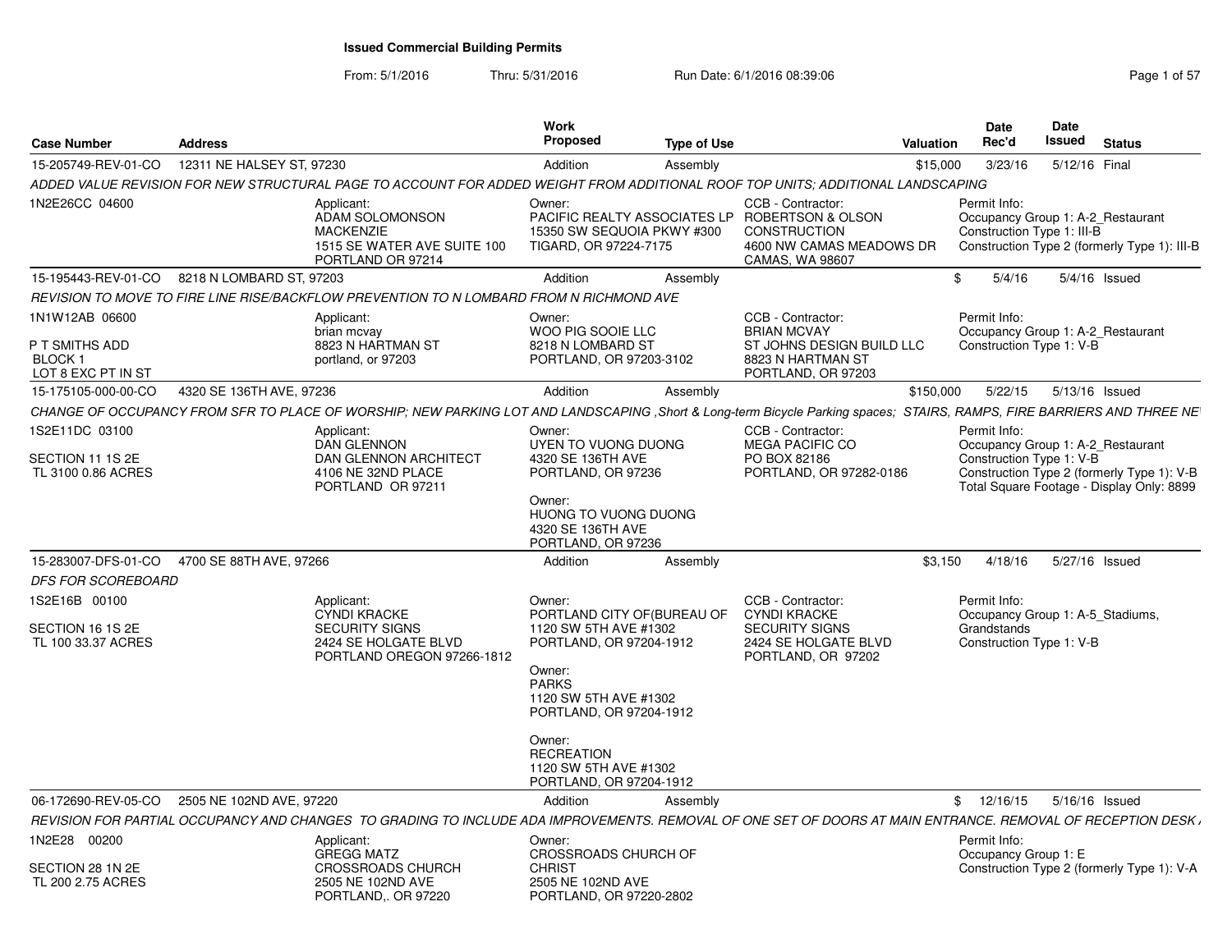# Issued Commercial Building Permits

From: 5/1/2016 Thru: 5/31/2016 Run Date: 6/1/2016 08:39:06

| Case Number | Address | Work Proposed | Type of Use | Valuation | Date Rec'd | Date Issued | Status |
|---|---|---|---|---|---|---|---|
| 15-205749-REV-01-CO | 12311 NE HALSEY ST, 97230 | Addition | Assembly | $15,000 | 3/23/16 | 5/12/16 | Final |

*ADDED VALUE REVISION FOR NEW STRUCTURAL PAGE TO ACCOUNT FOR ADDED WEIGHT FROM ADDITIONAL ROOF TOP UNITS; ADDITIONAL LANDSCAPING*

1N2E26CC 04600

Applicant:
ADAM SOLOMONSON
MACKENZIE
1515 SE WATER AVE SUITE 100
PORTLAND OR 97214

Owner:
PACIFIC REALTY ASSOCIATES LP
15350 SW SEQUOIA PKWY #300
TIGARD, OR 97224-7175

CCB - Contractor:
ROBERTSON & OLSON CONSTRUCTION
4600 NW CAMAS MEADOWS DR
CAMAS, WA 98607

Permit Info:
Occupancy Group 1: A-2_Restaurant
Construction Type 1: III-B
Construction Type 2 (formerly Type 1): III-B

---

| Case Number | Address | Work Proposed | Type of Use | Valuation | Date Rec'd | Date Issued | Status |
|---|---|---|---|---|---|---|---|
| 15-195443-REV-01-CO | 8218 N LOMBARD ST, 97203 | Addition | Assembly | $ | 5/4/16 | 5/4/16 | Issued |

*REVISION TO MOVE TO FIRE LINE RISE/BACKFLOW PREVENTION TO N LOMBARD FROM N RICHMOND AVE*

1N1W12AB 06600

P T SMITHS ADD
BLOCK 1
LOT 8 EXC PT IN ST

Applicant:
brian mcvay
8823 N HARTMAN ST
portland, or 97203

Owner:
WOO PIG SOOIE LLC
8218 N LOMBARD ST
PORTLAND, OR 97203-3102

CCB - Contractor:
BRIAN MCVAY
ST JOHNS DESIGN BUILD LLC
8823 N HARTMAN ST
PORTLAND, OR 97203

Permit Info:
Occupancy Group 1: A-2_Restaurant
Construction Type 1: V-B

---

| Case Number | Address | Work Proposed | Type of Use | Valuation | Date Rec'd | Date Issued | Status |
|---|---|---|---|---|---|---|---|
| 15-175105-000-00-CO | 4320 SE 136TH AVE, 97236 | Addition | Assembly | $150,000 | 5/22/15 | 5/13/16 | Issued |

*CHANGE OF OCCUPANCY FROM SFR TO PLACE OF WORSHIP; NEW PARKING LOT AND LANDSCAPING ,Short & Long-term Bicycle Parking spaces; STAIRS, RAMPS, FIRE BARRIERS AND THREE NE*

1S2E11DC 03100

SECTION 11 1S 2E
TL 3100 0.86 ACRES

Applicant:
DAN GLENNON
DAN GLENNON ARCHITECT
4106 NE 32ND PLACE
PORTLAND OR 97211

Owner:
UYEN TO VUONG DUONG
4320 SE 136TH AVE
PORTLAND, OR 97236

Owner:
HUONG TO VUONG DUONG
4320 SE 136TH AVE
PORTLAND, OR 97236

CCB - Contractor:
MEGA PACIFIC CO
PO BOX 82186
PORTLAND, OR 97282-0186

Permit Info:
Occupancy Group 1: A-2_Restaurant
Construction Type 1: V-B
Construction Type 2 (formerly Type 1): V-B
Total Square Footage - Display Only: 8899

---

| Case Number | Address | Work Proposed | Type of Use | Valuation | Date Rec'd | Date Issued | Status |
|---|---|---|---|---|---|---|---|
| 15-283007-DFS-01-CO | 4700 SE 88TH AVE, 97266 | Addition | Assembly | $3,150 | 4/18/16 | 5/27/16 | Issued |

*DFS FOR SCOREBOARD*

1S2E16B 00100

SECTION 16 1S 2E
TL 100 33.37 ACRES

Applicant:
CYNDI KRACKE
SECURITY SIGNS
2424 SE HOLGATE BLVD
PORTLAND OREGON 97266-1812

Owner:
PORTLAND CITY OF(BUREAU OF
1120 SW 5TH AVE #1302
PORTLAND, OR 97204-1912

Owner:
PARKS
1120 SW 5TH AVE #1302
PORTLAND, OR 97204-1912

Owner:
RECREATION
1120 SW 5TH AVE #1302
PORTLAND, OR 97204-1912

CCB - Contractor:
CYNDI KRACKE
SECURITY SIGNS
2424 SE HOLGATE BLVD
PORTLAND, OR 97202

Permit Info:
Occupancy Group 1: A-5_Stadiums, Grandstands
Construction Type 1: V-B

---

| Case Number | Address | Work Proposed | Type of Use | Valuation | Date Rec'd | Date Issued | Status |
|---|---|---|---|---|---|---|---|
| 06-172690-REV-05-CO | 2505 NE 102ND AVE, 97220 | Addition | Assembly | $ | 12/16/15 | 5/16/16 | Issued |

*REVISION FOR PARTIAL OCCUPANCY AND CHANGES TO GRADING TO INCLUDE ADA IMPROVEMENTS. REMOVAL OF ONE SET OF DOORS AT MAIN ENTRANCE. REMOVAL OF RECEPTION DESK*

1N2E28 00200

SECTION 28 1N 2E
TL 200 2.75 ACRES

Applicant:
GREGG MATZ
CROSSROADS CHURCH
2505 NE 102ND AVE
PORTLAND,. OR 97220

Owner:
CROSSROADS CHURCH OF CHRIST
2505 NE 102ND AVE
PORTLAND, OR 97220-2802

Permit Info:
Occupancy Group 1: E
Construction Type 2 (formerly Type 1): V-A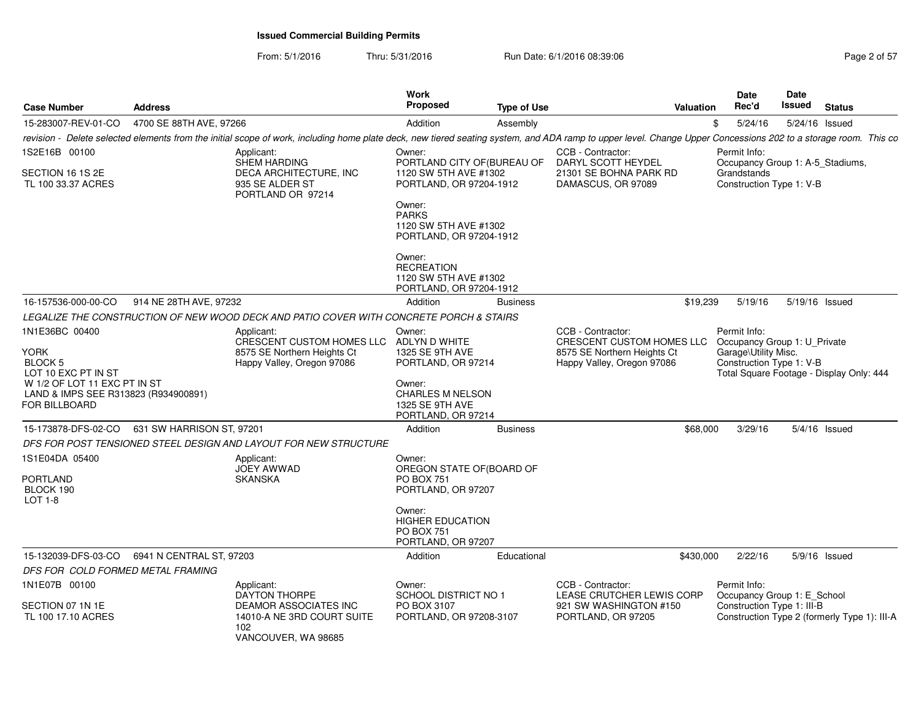**Issued Commercial Building Permits**

From: 5/1/2016 Thru: 5/31/2016 Run Date: 6/1/2016 08:39:06

| Case Number | Address | Work Proposed | Type of Use | Valuation | Date Rec'd | Date Issued | Status |
|---|---|---|---|---|---|---|---|
| 15-283007-REV-01-CO | 4700 SE 88TH AVE, 97266 | Addition | Assembly | $ | 5/24/16 | 5/24/16 | Issued |

*revision - Delete selected elements from the initial scope of work, including home plate deck, new tiered seating system, and ADA ramp to upper level. Change Upper Concessions 202 to a storage room. This co*

1S2E16B 00100

SECTION 16 1S 2E
TL 100 33.37 ACRES

Applicant:
SHEM HARDING
DECA ARCHITECTURE, INC
935 SE ALDER ST
PORTLAND OR 97214

Owner:
PORTLAND CITY OF(BUREAU OF
1120 SW 5TH AVE #1302
PORTLAND, OR 97204-1912

Owner:
PARKS
1120 SW 5TH AVE #1302
PORTLAND, OR 97204-1912

Owner:
RECREATION
1120 SW 5TH AVE #1302
PORTLAND, OR 97204-1912

CCB - Contractor:
DARYL SCOTT HEYDEL
21301 SE BOHNA PARK RD
DAMASCUS, OR 97089

Permit Info:
Occupancy Group 1: A-5_Stadiums, Grandstands
Construction Type 1: V-B

---

| Case Number | Address | Work Proposed | Type of Use | Valuation | Date Rec'd | Date Issued | Status |
|---|---|---|---|---|---|---|---|
| 16-157536-000-00-CO | 914 NE 28TH AVE, 97232 | Addition | Business | $19,239 | 5/19/16 | 5/19/16 | Issued |

*LEGALIZE THE CONSTRUCTION OF NEW WOOD DECK AND PATIO COVER WITH CONCRETE PORCH & STAIRS*

1N1E36BC 00400

YORK
BLOCK 5
LOT 10 EXC PT IN ST
W 1/2 OF LOT 11 EXC PT IN ST
LAND & IMPS SEE R313823 (R934900891)
FOR BILLBOARD

Applicant:
CRESCENT CUSTOM HOMES LLC
8575 SE Northern Heights Ct
Happy Valley, Oregon 97086

Owner:
ADLYN D WHITE
1325 SE 9TH AVE
PORTLAND, OR 97214

Owner:
CHARLES M NELSON
1325 SE 9TH AVE
PORTLAND, OR 97214

CCB - Contractor:
CRESCENT CUSTOM HOMES LLC
8575 SE Northern Heights Ct
Happy Valley, Oregon 97086

Permit Info:
Occupancy Group 1: U_Private Garage\Utility Misc.
Construction Type 1: V-B
Total Square Footage - Display Only: 444

---

| Case Number | Address | Work Proposed | Type of Use | Valuation | Date Rec'd | Date Issued | Status |
|---|---|---|---|---|---|---|---|
| 15-173878-DFS-02-CO | 631 SW HARRISON ST, 97201 | Addition | Business | $68,000 | 3/29/16 | 5/4/16 | Issued |

*DFS FOR POST TENSIONED STEEL DESIGN AND LAYOUT FOR NEW STRUCTURE*

1S1E04DA 05400

PORTLAND
BLOCK 190
LOT 1-8

Applicant:
JOEY AWWAD
SKANSKA

Owner:
OREGON STATE OF(BOARD OF
PO BOX 751
PORTLAND, OR 97207

Owner:
HIGHER EDUCATION
PO BOX 751
PORTLAND, OR 97207

---

| Case Number | Address | Work Proposed | Type of Use | Valuation | Date Rec'd | Date Issued | Status |
|---|---|---|---|---|---|---|---|
| 15-132039-DFS-03-CO | 6941 N CENTRAL ST, 97203 | Addition | Educational | $430,000 | 2/22/16 | 5/9/16 | Issued |

*DFS FOR COLD FORMED METAL FRAMING*

1N1E07B 00100

SECTION 07 1N 1E
TL 100 17.10 ACRES

Applicant:
DAYTON THORPE
DEAMOR ASSOCIATES INC
14010-A NE 3RD COURT SUITE 102
VANCOUVER, WA 98685

Owner:
SCHOOL DISTRICT NO 1
PO BOX 3107
PORTLAND, OR 97208-3107

CCB - Contractor:
LEASE CRUTCHER LEWIS CORP
921 SW WASHINGTON #150
PORTLAND, OR 97205

Permit Info:
Occupancy Group 1: E_School
Construction Type 1: III-B
Construction Type 2 (formerly Type 1): III-A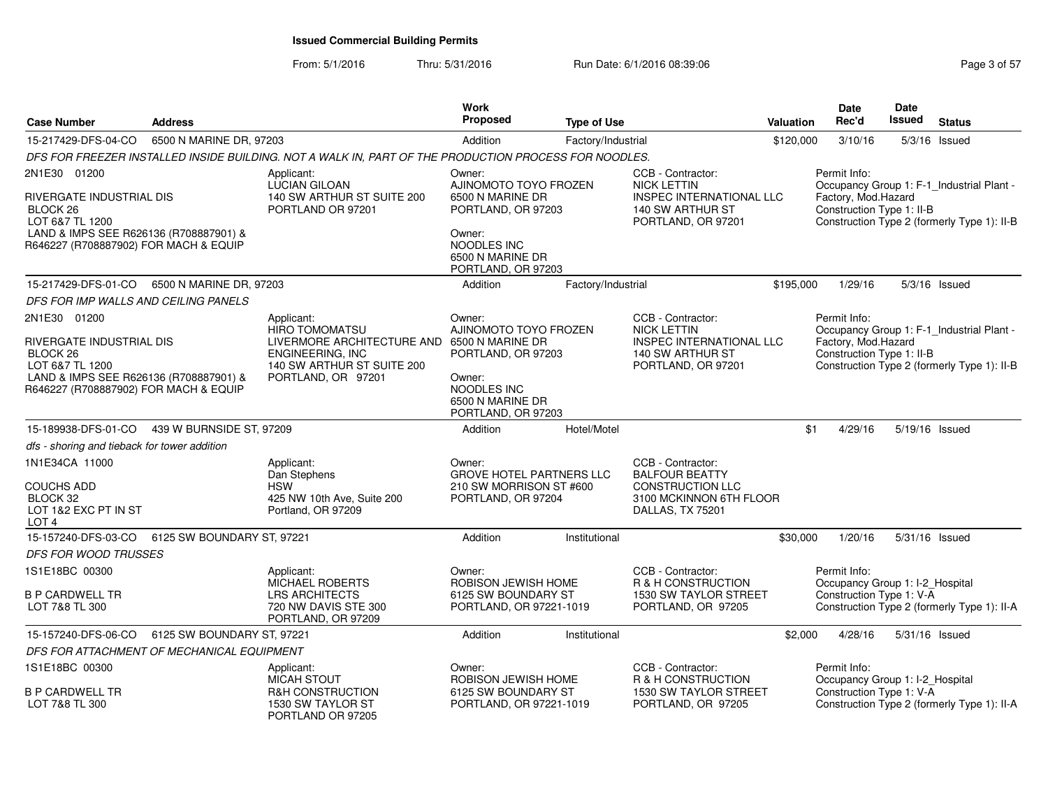# Issued Commercial Building Permits

From: 5/1/2016 Thru: 5/31/2016 Run Date: 6/1/2016 08:39:06

| Case Number | Address | Work Proposed | Type of Use | Valuation | Date Rec'd | Date Issued | Status |
|---|---|---|---|---|---|---|---|
| 15-217429-DFS-04-CO | 6500 N MARINE DR, 97203 | Addition | Factory/Industrial | $120,000 | 3/10/16 | 5/3/16 | Issued |

*DFS FOR FREEZER INSTALLED INSIDE BUILDING. NOT A WALK IN, PART OF THE PRODUCTION PROCESS FOR NOODLES.*

2N1E30 01200
RIVERGATE INDUSTRIAL DIS
BLOCK 26
LOT 6&7 TL 1200
LAND & IMPS SEE R626136 (R708887901) & R646227 (R708887902) FOR MACH & EQUIP

Applicant: LUCIAN GILOAN, 140 SW ARTHUR ST SUITE 200, PORTLAND OR 97201

Owner: AJINOMOTO TOYO FROZEN, 6500 N MARINE DR, PORTLAND, OR 97203
Owner: NOODLES INC, 6500 N MARINE DR, PORTLAND, OR 97203

CCB - Contractor: NICK LETTIN, INSPEC INTERNATIONAL LLC, 140 SW ARTHUR ST, PORTLAND, OR 97201

Permit Info: Occupancy Group 1: F-1_Industrial Plant - Factory, Mod.Hazard; Construction Type 1: II-B; Construction Type 2 (formerly Type 1): II-B

---

| Case Number | Address | Work Proposed | Type of Use | Valuation | Date Rec'd | Date Issued | Status |
|---|---|---|---|---|---|---|---|
| 15-217429-DFS-01-CO | 6500 N MARINE DR, 97203 | Addition | Factory/Industrial | $195,000 | 1/29/16 | 5/3/16 | Issued |

*DFS FOR IMP WALLS AND CEILING PANELS*

2N1E30 01200
RIVERGATE INDUSTRIAL DIS
BLOCK 26
LOT 6&7 TL 1200
LAND & IMPS SEE R626136 (R708887901) & R646227 (R708887902) FOR MACH & EQUIP

Applicant: HIRO TOMOMATSU, LIVERMORE ARCHITECTURE AND ENGINEERING, INC, 140 SW ARTHUR ST SUITE 200, PORTLAND, OR 97201

Owner: AJINOMOTO TOYO FROZEN, 6500 N MARINE DR, PORTLAND, OR 97203
Owner: NOODLES INC, 6500 N MARINE DR, PORTLAND, OR 97203

CCB - Contractor: NICK LETTIN, INSPEC INTERNATIONAL LLC, 140 SW ARTHUR ST, PORTLAND, OR 97201

Permit Info: Occupancy Group 1: F-1_Industrial Plant - Factory, Mod.Hazard; Construction Type 1: II-B; Construction Type 2 (formerly Type 1): II-B

---

| Case Number | Address | Work Proposed | Type of Use | Valuation | Date Rec'd | Date Issued | Status |
|---|---|---|---|---|---|---|---|
| 15-189938-DFS-01-CO | 439 W BURNSIDE ST, 97209 | Addition | Hotel/Motel | $1 | 4/29/16 | 5/19/16 | Issued |

*dfs - shoring and tieback for tower addition*

1N1E34CA 11000
COUCHS ADD
BLOCK 32
LOT 1&2 EXC PT IN ST
LOT 4

Applicant: Dan Stephens, HSW, 425 NW 10th Ave, Suite 200, Portland, OR 97209

Owner: GROVE HOTEL PARTNERS LLC, 210 SW MORRISON ST #600, PORTLAND, OR 97204

CCB - Contractor: BALFOUR BEATTY CONSTRUCTION LLC, 3100 MCKINNON 6TH FLOOR, DALLAS, TX 75201

---

| Case Number | Address | Work Proposed | Type of Use | Valuation | Date Rec'd | Date Issued | Status |
|---|---|---|---|---|---|---|---|
| 15-157240-DFS-03-CO | 6125 SW BOUNDARY ST, 97221 | Addition | Institutional | $30,000 | 1/20/16 | 5/31/16 | Issued |

*DFS FOR WOOD TRUSSES*

1S1E18BC 00300
B P CARDWELL TR
LOT 7&8 TL 300

Applicant: MICHAEL ROBERTS, LRS ARCHITECTS, 720 NW DAVIS STE 300, PORTLAND, OR 97209

Owner: ROBISON JEWISH HOME, 6125 SW BOUNDARY ST, PORTLAND, OR 97221-1019

CCB - Contractor: R & H CONSTRUCTION, 1530 SW TAYLOR STREET, PORTLAND, OR 97205

Permit Info: Occupancy Group 1: I-2_Hospital; Construction Type 1: V-A; Construction Type 2 (formerly Type 1): II-A

---

| Case Number | Address | Work Proposed | Type of Use | Valuation | Date Rec'd | Date Issued | Status |
|---|---|---|---|---|---|---|---|
| 15-157240-DFS-06-CO | 6125 SW BOUNDARY ST, 97221 | Addition | Institutional | $2,000 | 4/28/16 | 5/31/16 | Issued |

*DFS FOR ATTACHMENT OF MECHANICAL EQUIPMENT*

1S1E18BC 00300
B P CARDWELL TR
LOT 7&8 TL 300

Applicant: MICAH STOUT, R&H CONSTRUCTION, 1530 SW TAYLOR ST, PORTLAND OR 97205

Owner: ROBISON JEWISH HOME, 6125 SW BOUNDARY ST, PORTLAND, OR 97221-1019

CCB - Contractor: R & H CONSTRUCTION, 1530 SW TAYLOR STREET, PORTLAND, OR 97205

Permit Info: Occupancy Group 1: I-2_Hospital; Construction Type 1: V-A; Construction Type 2 (formerly Type 1): II-A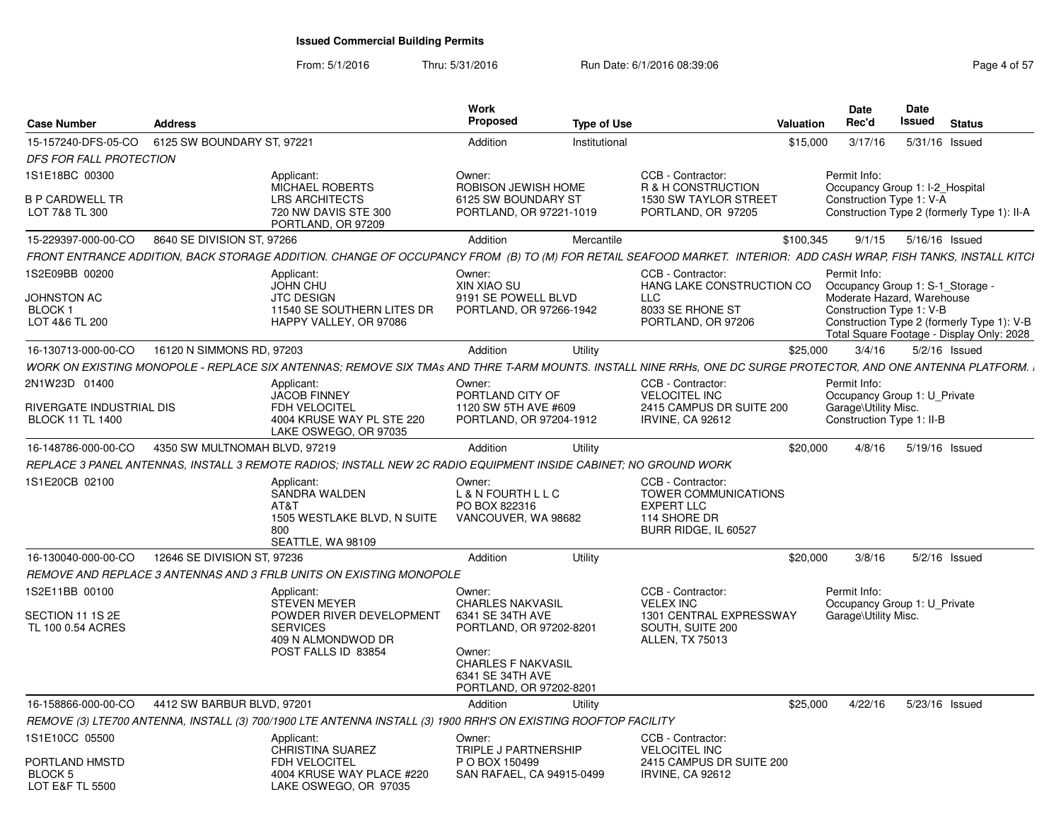# Issued Commercial Building Permits

From: 5/1/2016 Thru: 5/31/2016 Run Date: 6/1/2016 08:39:06

| Case Number | Address | Work Proposed | Type of Use | Valuation | Date Rec'd | Date Issued | Status |
|---|---|---|---|---|---|---|---|
| 15-157240-DFS-05-CO | 6125 SW BOUNDARY ST, 97221 | Addition | Institutional | $15,000 | 3/17/16 | 5/31/16 | Issued |

*DFS FOR FALL PROTECTION*

1S1E18BC 00300

B P CARDWELL TR
LOT 7&8 TL 300

Applicant:
MICHAEL ROBERTS
LRS ARCHITECTS
720 NW DAVIS STE 300
PORTLAND, OR 97209

Owner:
ROBISON JEWISH HOME
6125 SW BOUNDARY ST
PORTLAND, OR 97221-1019

CCB - Contractor:
R & H CONSTRUCTION
1530 SW TAYLOR STREET
PORTLAND, OR 97205

Permit Info:
Occupancy Group 1: I-2_Hospital
Construction Type 1: V-A
Construction Type 2 (formerly Type 1): II-A

---

| Case Number | Address | Work Proposed | Type of Use | Valuation | Date Rec'd | Date Issued | Status |
|---|---|---|---|---|---|---|---|
| 15-229397-000-00-CO | 8640 SE DIVISION ST, 97266 | Addition | Mercantile | $100,345 | 9/1/15 | 5/16/16 | Issued |

*FRONT ENTRANCE ADDITION, BACK STORAGE ADDITION. CHANGE OF OCCUPANCY FROM (B) TO (M) FOR RETAIL SEAFOOD MARKET. INTERIOR: ADD CASH WRAP, FISH TANKS, INSTALL KITCI*

1S2E09BB 00200

JOHNSTON AC
BLOCK 1
LOT 4&6 TL 200

Applicant:
JOHN CHU
JTC DESIGN
11540 SE SOUTHERN LITES DR
HAPPY VALLEY, OR 97086

Owner:
XIN XIAO SU
9191 SE POWELL BLVD
PORTLAND, OR 97266-1942

CCB - Contractor:
HANG LAKE CONSTRUCTION CO LLC
8033 SE RHONE ST
PORTLAND, OR 97206

Permit Info:
Occupancy Group 1: S-1_Storage - Moderate Hazard, Warehouse
Construction Type 1: V-B
Construction Type 2 (formerly Type 1): V-B
Total Square Footage - Display Only: 2028

---

| Case Number | Address | Work Proposed | Type of Use | Valuation | Date Rec'd | Date Issued | Status |
|---|---|---|---|---|---|---|---|
| 16-130713-000-00-CO | 16120 N SIMMONS RD, 97203 | Addition | Utility | $25,000 | 3/4/16 | 5/2/16 | Issued |

*WORK ON EXISTING MONOPOLE - REPLACE SIX ANTENNAS; REMOVE SIX TMAs AND THRE T-ARM MOUNTS. INSTALL NINE RRHs, ONE DC SURGE PROTECTOR, AND ONE ANTENNA PLATFORM.*

2N1W23D 01400

RIVERGATE INDUSTRIAL DIS
BLOCK 11 TL 1400

Applicant:
JACOB FINNEY
FDH VELOCITEL
4004 KRUSE WAY PL STE 220
LAKE OSWEGO, OR 97035

Owner:
PORTLAND CITY OF
1120 SW 5TH AVE #609
PORTLAND, OR 97204-1912

CCB - Contractor:
VELOCITEL INC
2415 CAMPUS DR SUITE 200
IRVINE, CA 92612

Permit Info:
Occupancy Group 1: U_Private Garage\Utility Misc.
Construction Type 1: II-B

---

| Case Number | Address | Work Proposed | Type of Use | Valuation | Date Rec'd | Date Issued | Status |
|---|---|---|---|---|---|---|---|
| 16-148786-000-00-CO | 4350 SW MULTNOMAH BLVD, 97219 | Addition | Utility | $20,000 | 4/8/16 | 5/19/16 | Issued |

*REPLACE 3 PANEL ANTENNAS, INSTALL 3 REMOTE RADIOS; INSTALL NEW 2C RADIO EQUIPMENT INSIDE CABINET; NO GROUND WORK*

1S1E20CB 02100

Applicant:
SANDRA WALDEN
AT&T
1505 WESTLAKE BLVD, N SUITE 800
SEATTLE, WA 98109

Owner:
L & N FOURTH L L C
PO BOX 822316
VANCOUVER, WA 98682

CCB - Contractor:
TOWER COMMUNICATIONS EXPERT LLC
114 SHORE DR
BURR RIDGE, IL 60527

---

| Case Number | Address | Work Proposed | Type of Use | Valuation | Date Rec'd | Date Issued | Status |
|---|---|---|---|---|---|---|---|
| 16-130040-000-00-CO | 12646 SE DIVISION ST, 97236 | Addition | Utility | $20,000 | 3/8/16 | 5/2/16 | Issued |

*REMOVE AND REPLACE 3 ANTENNAS AND 3 FRLB UNITS ON EXISTING MONOPOLE*

1S2E11BB 00100

SECTION 11 1S 2E
TL 100 0.54 ACRES

Applicant:
STEVEN MEYER
POWDER RIVER DEVELOPMENT SERVICES
409 N ALMONDWOD DR
POST FALLS ID 83854

Owner:
CHARLES NAKVASIL
6341 SE 34TH AVE
PORTLAND, OR 97202-8201

Owner:
CHARLES F NAKVASIL
6341 SE 34TH AVE
PORTLAND, OR 97202-8201

CCB - Contractor:
VELEX INC
1301 CENTRAL EXPRESSWAY SOUTH, SUITE 200
ALLEN, TX 75013

Permit Info:
Occupancy Group 1: U_Private Garage\Utility Misc.

---

| Case Number | Address | Work Proposed | Type of Use | Valuation | Date Rec'd | Date Issued | Status |
|---|---|---|---|---|---|---|---|
| 16-158866-000-00-CO | 4412 SW BARBUR BLVD, 97201 | Addition | Utility | $25,000 | 4/22/16 | 5/23/16 | Issued |

*REMOVE (3) LTE700 ANTENNA, INSTALL (3) 700/1900 LTE ANTENNA INSTALL (3) 1900 RRH'S ON EXISTING ROOFTOP FACILITY*

1S1E10CC 05500

PORTLAND HMSTD
BLOCK 5
LOT E&F TL 5500

Applicant:
CHRISTINA SUAREZ
FDH VELOCITEL
4004 KRUSE WAY PLACE #220
LAKE OSWEGO, OR 97035

Owner:
TRIPLE J PARTNERSHIP
P O BOX 150499
SAN RAFAEL, CA 94915-0499

CCB - Contractor:
VELOCITEL INC
2415 CAMPUS DR SUITE 200
IRVINE, CA 92612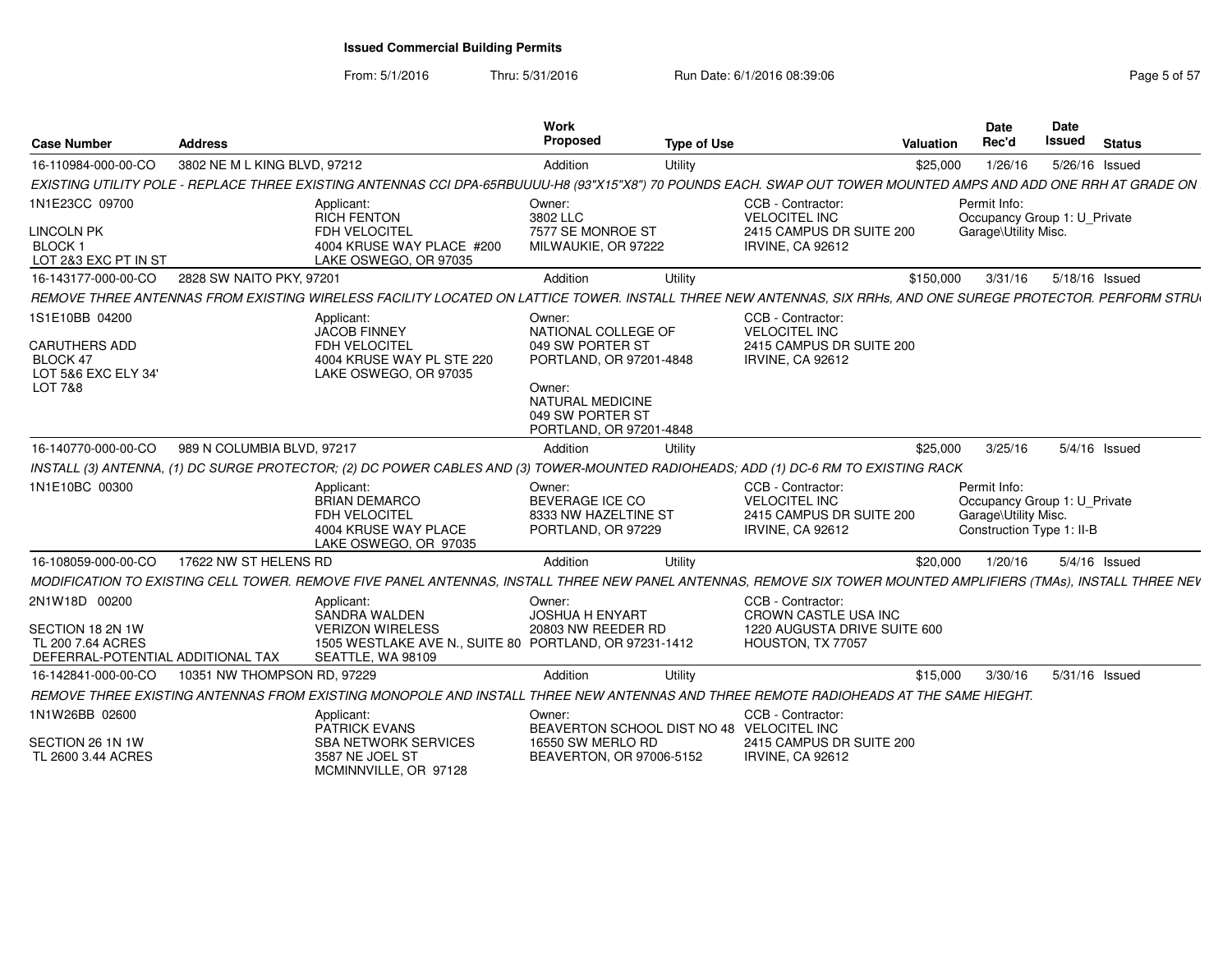# Issued Commercial Building Permits

From: 5/1/2016 Thru: 5/31/2016 Run Date: 6/1/2016 08:39:06

| Case Number | Address | Work Proposed | Type of Use | Valuation | Date Rec'd | Date Issued | Status |
|---|---|---|---|---|---|---|---|
| 16-110984-000-00-CO | 3802 NE M L KING BLVD, 97212 | Addition | Utility | $25,000 | 1/26/16 | 5/26/16 | Issued |

EXISTING UTILITY POLE - REPLACE THREE EXISTING ANTENNAS CCI DPA-65RBUUUU-H8 (93"X15"X8") 70 POUNDS EACH. SWAP OUT TOWER MOUNTED AMPS AND ADD ONE RRH AT GRADE ON

1N1E23CC 09700
LINCOLN PK
BLOCK 1
LOT 2&3 EXC PT IN ST

Applicant: RICH FENTON, FDH VELOCITEL, 4004 KRUSE WAY PLACE #200, LAKE OSWEGO, OR 97035

Owner: 3802 LLC, 7577 SE MONROE ST, MILWAUKIE, OR 97222

CCB - Contractor: VELOCITEL INC, 2415 CAMPUS DR SUITE 200, IRVINE, CA 92612

Permit Info: Occupancy Group 1: U_Private Garage\Utility Misc.

| Case Number | Address | Work Proposed | Type of Use | Valuation | Date Rec'd | Date Issued | Status |
|---|---|---|---|---|---|---|---|
| 16-143177-000-00-CO | 2828 SW NAITO PKY, 97201 | Addition | Utility | $150,000 | 3/31/16 | 5/18/16 | Issued |

REMOVE THREE ANTENNAS FROM EXISTING WIRELESS FACILITY LOCATED ON LATTICE TOWER. INSTALL THREE NEW ANTENNAS, SIX RRHs, AND ONE SUREGE PROTECTOR. PERFORM STRU

1S1E10BB 04200
CARUTHERS ADD
BLOCK 47
LOT 5&6 EXC ELY 34'
LOT 7&8

Applicant: JACOB FINNEY, FDH VELOCITEL, 4004 KRUSE WAY PL STE 220, LAKE OSWEGO, OR 97035

Owner: NATIONAL COLLEGE OF, 049 SW PORTER ST, PORTLAND, OR 97201-4848

Owner: NATURAL MEDICINE, 049 SW PORTER ST, PORTLAND, OR 97201-4848

CCB - Contractor: VELOCITEL INC, 2415 CAMPUS DR SUITE 200, IRVINE, CA 92612

| Case Number | Address | Work Proposed | Type of Use | Valuation | Date Rec'd | Date Issued | Status |
|---|---|---|---|---|---|---|---|
| 16-140770-000-00-CO | 989 N COLUMBIA BLVD, 97217 | Addition | Utility | $25,000 | 3/25/16 | 5/4/16 | Issued |

INSTALL (3) ANTENNA, (1) DC SURGE PROTECTOR; (2) DC POWER CABLES AND (3) TOWER-MOUNTED RADIOHEADS; ADD (1) DC-6 RM TO EXISTING RACK

1N1E10BC 00300

Applicant: BRIAN DEMARCO, FDH VELOCITEL, 4004 KRUSE WAY PLACE, LAKE OSWEGO, OR 97035

Owner: BEVERAGE ICE CO, 8333 NW HAZELTINE ST, PORTLAND, OR 97229

CCB - Contractor: VELOCITEL INC, 2415 CAMPUS DR SUITE 200, IRVINE, CA 92612

Permit Info: Occupancy Group 1: U_Private Garage\Utility Misc. Construction Type 1: II-B

| Case Number | Address | Work Proposed | Type of Use | Valuation | Date Rec'd | Date Issued | Status |
|---|---|---|---|---|---|---|---|
| 16-108059-000-00-CO | 17622 NW ST HELENS RD | Addition | Utility | $20,000 | 1/20/16 | 5/4/16 | Issued |

MODIFICATION TO EXISTING CELL TOWER. REMOVE FIVE PANEL ANTENNAS, INSTALL THREE NEW PANEL ANTENNAS, REMOVE SIX TOWER MOUNTED AMPLIFIERS (TMAs), INSTALL THREE NEV

2N1W18D 00200
SECTION 18 2N 1W
TL 200 7.64 ACRES
DEFERRAL-POTENTIAL ADDITIONAL TAX

Applicant: SANDRA WALDEN, VERIZON WIRELESS, 1505 WESTLAKE AVE N., SUITE 80, SEATTLE, WA 98109

Owner: JOSHUA H ENYART, 20803 NW REEDER RD, PORTLAND, OR 97231-1412

CCB - Contractor: CROWN CASTLE USA INC, 1220 AUGUSTA DRIVE SUITE 600, HOUSTON, TX 77057

| Case Number | Address | Work Proposed | Type of Use | Valuation | Date Rec'd | Date Issued | Status |
|---|---|---|---|---|---|---|---|
| 16-142841-000-00-CO | 10351 NW THOMPSON RD, 97229 | Addition | Utility | $15,000 | 3/30/16 | 5/31/16 | Issued |

REMOVE THREE EXISTING ANTENNAS FROM EXISTING MONOPOLE AND INSTALL THREE NEW ANTENNAS AND THREE REMOTE RADIOHEADS AT THE SAME HIEGHT.

1N1W26BB 02600
SECTION 26 1N 1W
TL 2600 3.44 ACRES

Applicant: PATRICK EVANS, SBA NETWORK SERVICES, 3587 NE JOEL ST, MCMINNVILLE, OR 97128

Owner: BEAVERTON SCHOOL DIST NO 48, 16550 SW MERLO RD, BEAVERTON, OR 97006-5152

CCB - Contractor: VELOCITEL INC, 2415 CAMPUS DR SUITE 200, IRVINE, CA 92612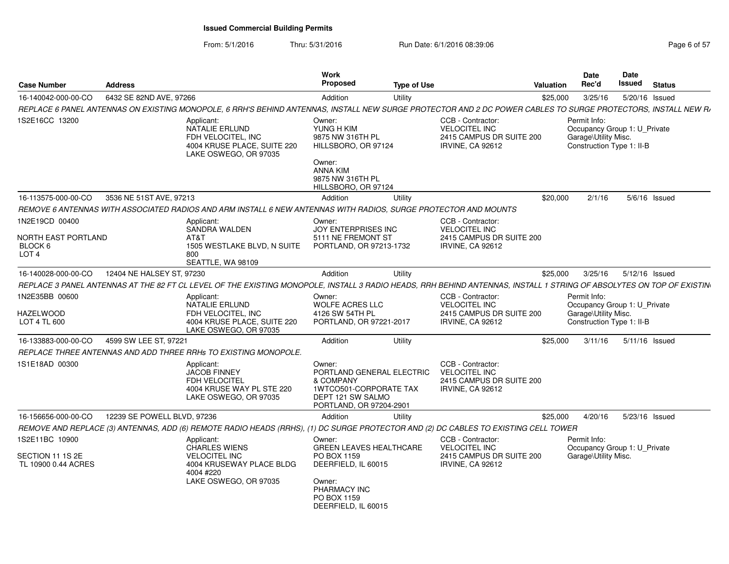# Issued Commercial Building Permits

From: 5/1/2016 Thru: 5/31/2016 Run Date: 6/1/2016 08:39:06

| Case Number | Address | Work Proposed | Type of Use | Valuation | Date Rec'd | Date Issued | Status |
|---|---|---|---|---|---|---|---|
| 16-140042-000-00-CO | 6432 SE 82ND AVE, 97266 | Addition | Utility | $25,000 | 3/25/16 | 5/20/16 | Issued |

REPLACE 6 PANEL ANTENNAS ON EXISTING MONOPOLE, 6 RRH'S BEHIND ANTENNAS, INSTALL NEW SURGE PROTECTOR AND 2 DC POWER CABLES TO SURGE PROTECTORS, INSTALL NEW R/

1S2E16CC 13200

Applicant: NATALIE ERLUND, FDH VELOCITEL, INC, 4004 KRUSE PLACE, SUITE 220, LAKE OSWEGO, OR 97035

Owner: YUNG H KIM, 9875 NW 316TH PL, HILLSBORO, OR 97124

Owner: ANNA KIM, 9875 NW 316TH PL, HILLSBORO, OR 97124

CCB - Contractor: VELOCITEL INC, 2415 CAMPUS DR SUITE 200, IRVINE, CA 92612

Permit Info: Occupancy Group 1: U_Private Garage\Utility Misc. Construction Type 1: II-B

| Case Number | Address | Work Proposed | Type of Use | Valuation | Date Rec'd | Date Issued | Status |
|---|---|---|---|---|---|---|---|
| 16-113575-000-00-CO | 3536 NE 51ST AVE, 97213 | Addition | Utility | $20,000 | 2/1/16 | 5/6/16 | Issued |

REMOVE 6 ANTENNAS WITH ASSOCIATED RADIOS AND ARM INSTALL 6 NEW ANTENNAS WITH RADIOS, SURGE PROTECTOR AND MOUNTS

1N2E19CD 00400

NORTH EAST PORTLAND
BLOCK 6
LOT 4

Applicant: SANDRA WALDEN, AT&T, 1505 WESTLAKE BLVD, N SUITE 800, SEATTLE, WA 98109

Owner: JOY ENTERPRISES INC, 5111 NE FREMONT ST, PORTLAND, OR 97213-1732

CCB - Contractor: VELOCITEL INC, 2415 CAMPUS DR SUITE 200, IRVINE, CA 92612

| Case Number | Address | Work Proposed | Type of Use | Valuation | Date Rec'd | Date Issued | Status |
|---|---|---|---|---|---|---|---|
| 16-140028-000-00-CO | 12404 NE HALSEY ST, 97230 | Addition | Utility | $25,000 | 3/25/16 | 5/12/16 | Issued |

REPLACE 3 PANEL ANTENNAS AT THE 82 FT CL LEVEL OF THE EXISTING MONOPOLE, INSTALL 3 RADIO HEADS, RRH BEHIND ANTENNAS, INSTALL 1 STRING OF ABSOLYTES ON TOP OF EXISTIN

1N2E35BB 00600

HAZELWOOD
LOT 4 TL 600

Applicant: NATALIE ERLUND, FDH VELOCITEL, INC, 4004 KRUSE PLACE, SUITE 220, LAKE OSWEGO, OR 97035

Owner: WOLFE ACRES LLC, 4126 SW 54TH PL, PORTLAND, OR 97221-2017

CCB - Contractor: VELOCITEL INC, 2415 CAMPUS DR SUITE 200, IRVINE, CA 92612

Permit Info: Occupancy Group 1: U_Private Garage\Utility Misc. Construction Type 1: II-B

| Case Number | Address | Work Proposed | Type of Use | Valuation | Date Rec'd | Date Issued | Status |
|---|---|---|---|---|---|---|---|
| 16-133883-000-00-CO | 4599 SW LEE ST, 97221 | Addition | Utility | $25,000 | 3/11/16 | 5/11/16 | Issued |

REPLACE THREE ANTENNAS AND ADD THREE RRHs TO EXISTING MONOPOLE.

1S1E18AD 00300

Applicant: JACOB FINNEY, FDH VELOCITEL, 4004 KRUSE WAY PL STE 220, LAKE OSWEGO, OR 97035

Owner: PORTLAND GENERAL ELECTRIC & COMPANY, 1WTCO501-CORPORATE TAX DEPT 121 SW SALMO, PORTLAND, OR 97204-2901

CCB - Contractor: VELOCITEL INC, 2415 CAMPUS DR SUITE 200, IRVINE, CA 92612

| Case Number | Address | Work Proposed | Type of Use | Valuation | Date Rec'd | Date Issued | Status |
|---|---|---|---|---|---|---|---|
| 16-156656-000-00-CO | 12239 SE POWELL BLVD, 97236 | Addition | Utility | $25,000 | 4/20/16 | 5/23/16 | Issued |

REMOVE AND REPLACE (3) ANTENNAS, ADD (6) REMOTE RADIO HEADS (RRHS), (1) DC SURGE PROTECTOR AND (2) DC CABLES TO EXISTING CELL TOWER

1S2E11BC 10900

SECTION 11 1S 2E
TL 10900 0.44 ACRES

Applicant: CHARLES WIENS, VELOCITEL INC, 4004 KRUSEWAY PLACE BLDG 4004 #220, LAKE OSWEGO, OR 97035

Owner: GREEN LEAVES HEALTHCARE, PO BOX 1159, DEERFIELD, IL 60015

Owner: PHARMACY INC, PO BOX 1159, DEERFIELD, IL 60015

CCB - Contractor: VELOCITEL INC, 2415 CAMPUS DR SUITE 200, IRVINE, CA 92612

Permit Info: Occupancy Group 1: U_Private Garage\Utility Misc.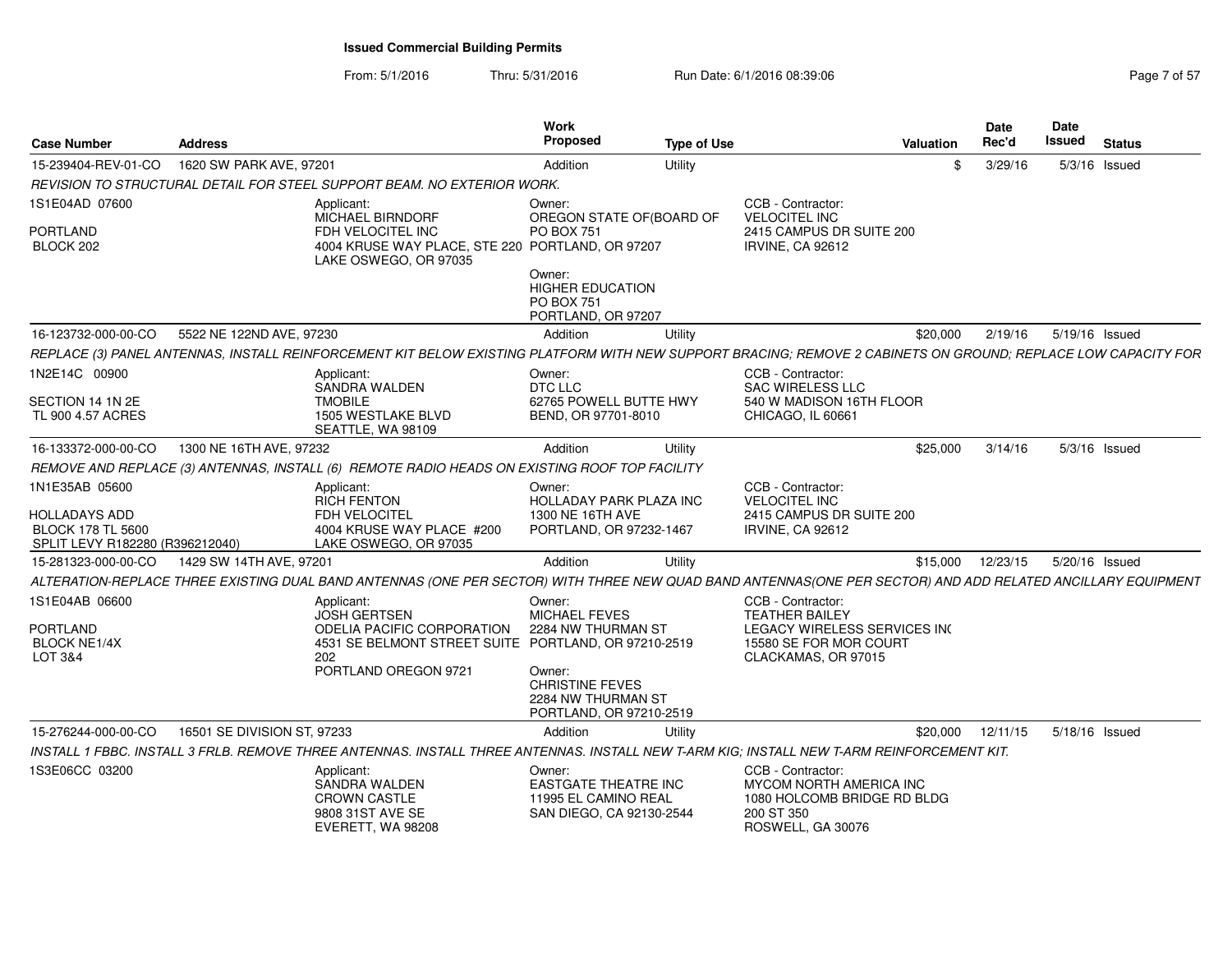# Issued Commercial Building Permits

From: 5/1/2016 Thru: 5/31/2016 Run Date: 6/1/2016 08:39:06

| Case Number | Address | Work Proposed | Type of Use | Valuation | Date Rec'd | Date Issued | Status |
|---|---|---|---|---|---|---|---|
| 15-239404-REV-01-CO | 1620 SW PARK AVE, 97201 | Addition | Utility | $ | 3/29/16 | 5/3/16 | Issued |

*REVISION TO STRUCTURAL DETAIL FOR STEEL SUPPORT BEAM. NO EXTERIOR WORK.*

| Property | Applicant | Owner | CCB - Contractor |
|---|---|---|---|
| 1S1E04AD 07600<br>PORTLAND<br>BLOCK 202 | Applicant:<br>MICHAEL BIRNDORF<br>FDH VELOCITEL INC<br>4004 KRUSE WAY PLACE, STE 220<br>LAKE OSWEGO, OR 97035 | Owner:<br>OREGON STATE OF(BOARD OF<br>PO BOX 751<br>PORTLAND, OR 97207<br><br>Owner:<br>HIGHER EDUCATION<br>PO BOX 751<br>PORTLAND, OR 97207 | CCB - Contractor:<br>VELOCITEL INC<br>2415 CAMPUS DR SUITE 200<br>IRVINE, CA 92612 |

| Case Number | Address | Work Proposed | Type of Use | Valuation | Date Rec'd | Date Issued | Status |
|---|---|---|---|---|---|---|---|
| 16-123732-000-00-CO | 5522 NE 122ND AVE, 97230 | Addition | Utility | $20,000 | 2/19/16 | 5/19/16 | Issued |

*REPLACE (3) PANEL ANTENNAS, INSTALL REINFORCEMENT KIT BELOW EXISTING PLATFORM WITH NEW SUPPORT BRACING; REMOVE 2 CABINETS ON GROUND; REPLACE LOW CAPACITY FOR*

| Property | Applicant | Owner | CCB - Contractor |
|---|---|---|---|
| 1N2E14C 00900<br>SECTION 14 1N 2E<br>TL 900 4.57 ACRES | Applicant:<br>SANDRA WALDEN<br>TMOBILE<br>1505 WESTLAKE BLVD<br>SEATTLE, WA 98109 | Owner:<br>DTC LLC<br>62765 POWELL BUTTE HWY<br>BEND, OR 97701-8010 | CCB - Contractor:<br>SAC WIRELESS LLC<br>540 W MADISON 16TH FLOOR<br>CHICAGO, IL 60661 |

| Case Number | Address | Work Proposed | Type of Use | Valuation | Date Rec'd | Date Issued | Status |
|---|---|---|---|---|---|---|---|
| 16-133372-000-00-CO | 1300 NE 16TH AVE, 97232 | Addition | Utility | $25,000 | 3/14/16 | 5/3/16 | Issued |

*REMOVE AND REPLACE (3) ANTENNAS, INSTALL (6) REMOTE RADIO HEADS ON EXISTING ROOF TOP FACILITY*

| Property | Applicant | Owner | CCB - Contractor |
|---|---|---|---|
| 1N1E35AB 05600<br>HOLLADAYS ADD<br>BLOCK 178 TL 5600<br>SPLIT LEVY R182280 (R396212040) | Applicant:<br>RICH FENTON<br>FDH VELOCITEL<br>4004 KRUSE WAY PLACE #200<br>LAKE OSWEGO, OR 97035 | Owner:<br>HOLLADAY PARK PLAZA INC<br>1300 NE 16TH AVE<br>PORTLAND, OR 97232-1467 | CCB - Contractor:<br>VELOCITEL INC<br>2415 CAMPUS DR SUITE 200<br>IRVINE, CA 92612 |

| Case Number | Address | Work Proposed | Type of Use | Valuation | Date Rec'd | Date Issued | Status |
|---|---|---|---|---|---|---|---|
| 15-281323-000-00-CO | 1429 SW 14TH AVE, 97201 | Addition | Utility | $15,000 | 12/23/15 | 5/20/16 | Issued |

*ALTERATION-REPLACE THREE EXISTING DUAL BAND ANTENNAS (ONE PER SECTOR) WITH THREE NEW QUAD BAND ANTENNAS(ONE PER SECTOR) AND ADD RELATED ANCILLARY EQUIPMENT*

| Property | Applicant | Owner | CCB - Contractor |
|---|---|---|---|
| 1S1E04AB 06600<br>PORTLAND<br>BLOCK NE1/4X<br>LOT 3&4 | Applicant:<br>JOSH GERTSEN<br>ODELIA PACIFIC CORPORATION<br>4531 SE BELMONT STREET SUITE 202<br>PORTLAND OREGON 9721 | Owner:<br>MICHAEL FEVES<br>2284 NW THURMAN ST<br>PORTLAND, OR 97210-2519<br><br>Owner:<br>CHRISTINE FEVES<br>2284 NW THURMAN ST<br>PORTLAND, OR 97210-2519 | CCB - Contractor:<br>TEATHER BAILEY<br>LEGACY WIRELESS SERVICES INC<br>15580 SE FOR MOR COURT<br>CLACKAMAS, OR 97015 |

| Case Number | Address | Work Proposed | Type of Use | Valuation | Date Rec'd | Date Issued | Status |
|---|---|---|---|---|---|---|---|
| 15-276244-000-00-CO | 16501 SE DIVISION ST, 97233 | Addition | Utility | $20,000 | 12/11/15 | 5/18/16 | Issued |

*INSTALL 1 FBBC. INSTALL 3 FRLB. REMOVE THREE ANTENNAS. INSTALL THREE ANTENNAS. INSTALL NEW T-ARM KIG; INSTALL NEW T-ARM REINFORCEMENT KIT.*

| Property | Applicant | Owner | CCB - Contractor |
|---|---|---|---|
| 1S3E06CC 03200 | Applicant:<br>SANDRA WALDEN<br>CROWN CASTLE<br>9808 31ST AVE SE<br>EVERETT, WA 98208 | Owner:<br>EASTGATE THEATRE INC<br>11995 EL CAMINO REAL<br>SAN DIEGO, CA 92130-2544 | CCB - Contractor:<br>MYCOM NORTH AMERICA INC<br>1080 HOLCOMB BRIDGE RD BLDG 200 ST 350<br>ROSWELL, GA 30076 |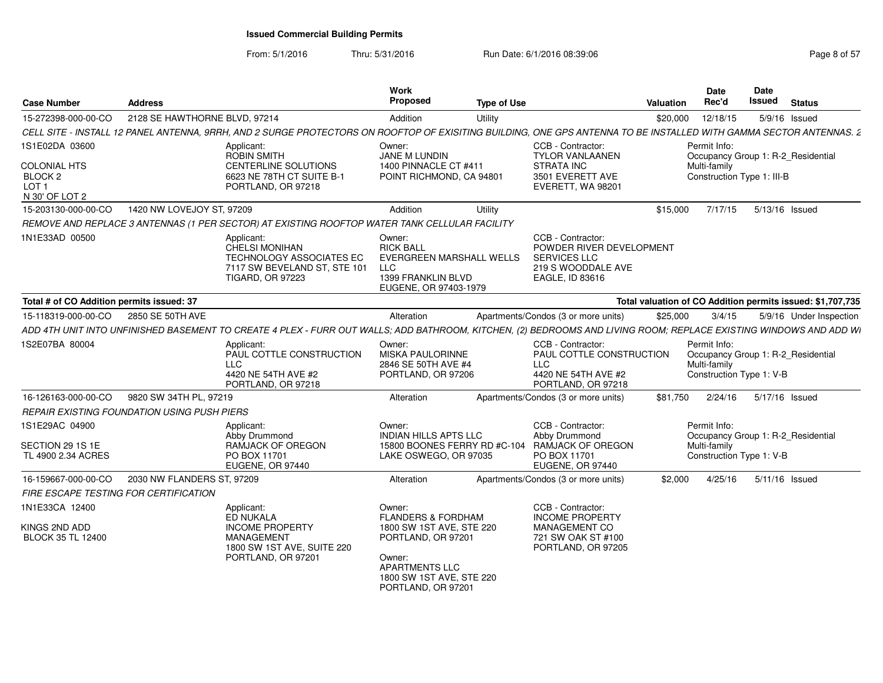# Issued Commercial Building Permits

From: 5/1/2016 Thru: 5/31/2016 Run Date: 6/1/2016 08:39:06

| Case Number | Address | Work Proposed | Type of Use | Valuation | Date Rec'd | Date Issued | Status |
|---|---|---|---|---|---|---|---|
| 15-272398-000-00-CO | 2128 SE HAWTHORNE BLVD, 97214 | Addition | Utility | $20,000 | 12/18/15 | 5/9/16 | Issued |

CELL SITE - INSTALL 12 PANEL ANTENNA, 9RRH, AND 2 SURGE PROTECTORS ON ROOFTOP OF EXISITING BUILDING, ONE GPS ANTENNA TO BE INSTALLED WITH GAMMA SECTOR ANTENNAS. 2

1S1E02DA 03600

COLONIAL HTS
BLOCK 2
LOT 1
N 30' OF LOT 2

Applicant:
ROBIN SMITH
CENTERLINE SOLUTIONS
6623 NE 78TH CT SUITE B-1
PORTLAND, OR 97218

Owner:
JANE M LUNDIN
1400 PINNACLE CT #411
POINT RICHMOND, CA 94801

CCB - Contractor:
TYLOR VANLAANEN
STRATA INC
3501 EVERETT AVE
EVERETT, WA 98201

Permit Info:
Occupancy Group 1: R-2_Residential Multi-family
Construction Type 1: III-B

| Case Number | Address | Work Proposed | Type of Use | Valuation | Date Rec'd | Date Issued | Status |
|---|---|---|---|---|---|---|---|
| 15-203130-000-00-CO | 1420 NW LOVEJOY ST, 97209 | Addition | Utility | $15,000 | 7/17/15 | 5/13/16 | Issued |

REMOVE AND REPLACE 3 ANTENNAS (1 PER SECTOR) AT EXISTING ROOFTOP WATER TANK CELLULAR FACILITY

1N1E33AD 00500

Applicant:
CHELSI MONIHAN
TECHNOLOGY ASSOCIATES EC
7117 SW BEVELAND ST, STE 101
TIGARD, OR 97223

Owner:
RICK BALL
EVERGREEN MARSHALL WELLS LLC
1399 FRANKLIN BLVD
EUGENE, OR 97403-1979

CCB - Contractor:
POWDER RIVER DEVELOPMENT SERVICES LLC
219 S WOODDALE AVE
EAGLE, ID 83616

**Total # of CO Addition permits issued: 37**

**Total valuation of CO Addition permits issued: $1,707,735**

| Case Number | Address | Work Proposed | Type of Use | Valuation | Date Rec'd | Date Issued | Status |
|---|---|---|---|---|---|---|---|
| 15-118319-000-00-CO | 2850 SE 50TH AVE | Alteration | Apartments/Condos (3 or more units) | $25,000 | 3/4/15 | 5/9/16 | Under Inspection |

ADD 4TH UNIT INTO UNFINISHED BASEMENT TO CREATE 4 PLEX - FURR OUT WALLS; ADD BATHROOM, KITCHEN, (2) BEDROOMS AND LIVING ROOM; REPLACE EXISTING WINDOWS AND ADD WI

1S2E07BA 80004

Applicant:
PAUL COTTLE CONSTRUCTION LLC
4420 NE 54TH AVE #2
PORTLAND, OR 97218

Owner:
MISKA PAULORINNE
2846 SE 50TH AVE #4
PORTLAND, OR 97206

CCB - Contractor:
PAUL COTTLE CONSTRUCTION LLC
4420 NE 54TH AVE #2
PORTLAND, OR 97218

Permit Info:
Occupancy Group 1: R-2_Residential Multi-family
Construction Type 1: V-B

| Case Number | Address | Work Proposed | Type of Use | Valuation | Date Rec'd | Date Issued | Status |
|---|---|---|---|---|---|---|---|
| 16-126163-000-00-CO | 9820 SW 34TH PL, 97219 | Alteration | Apartments/Condos (3 or more units) | $81,750 | 2/24/16 | 5/17/16 | Issued |

REPAIR EXISTING FOUNDATION USING PUSH PIERS

1S1E29AC 04900

SECTION 29 1S 1E
TL 4900 2.34 ACRES

Applicant:
Abby Drummond
RAMJACK OF OREGON
PO BOX 11701
EUGENE, OR 97440

Owner:
INDIAN HILLS APTS LLC
15800 BOONES FERRY RD #C-104
LAKE OSWEGO, OR 97035

CCB - Contractor:
Abby Drummond
RAMJACK OF OREGON
PO BOX 11701
EUGENE, OR 97440

Permit Info:
Occupancy Group 1: R-2_Residential Multi-family
Construction Type 1: V-B

| Case Number | Address | Work Proposed | Type of Use | Valuation | Date Rec'd | Date Issued | Status |
|---|---|---|---|---|---|---|---|
| 16-159667-000-00-CO | 2030 NW FLANDERS ST, 97209 | Alteration | Apartments/Condos (3 or more units) | $2,000 | 4/25/16 | 5/11/16 | Issued |

FIRE ESCAPE TESTING FOR CERTIFICATION

1N1E33CA 12400

KINGS 2ND ADD
BLOCK 35 TL 12400

Applicant:
ED NUKALA
INCOME PROPERTY MANAGEMENT
1800 SW 1ST AVE, SUITE 220
PORTLAND, OR 97201

Owner:
FLANDERS & FORDHAM
1800 SW 1ST AVE, STE 220
PORTLAND, OR 97201

Owner:
APARTMENTS LLC
1800 SW 1ST AVE, STE 220
PORTLAND, OR 97201

CCB - Contractor:
INCOME PROPERTY MANAGEMENT CO
721 SW OAK ST #100
PORTLAND, OR 97205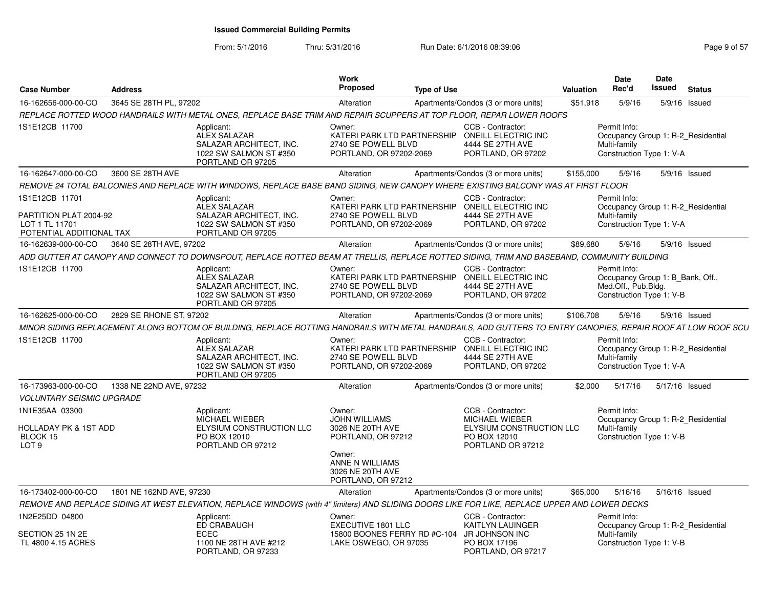**Issued Commercial Building Permits**

From: 5/1/2016 Thru: 5/31/2016 Run Date: 6/1/2016 08:39:06

| Case Number | Address | Work Proposed | Type of Use | Valuation | Date Rec'd | Date Issued | Status |
|---|---|---|---|---|---|---|---|
| 16-162656-000-00-CO | 3645 SE 28TH PL, 97202 | Alteration | Apartments/Condos (3 or more units) | $51,918 | 5/9/16 | 5/9/16 | Issued |

*REPLACE ROTTED WOOD HANDRAILS WITH METAL ONES, REPLACE BASE TRIM AND REPAIR SCUPPERS AT TOP FLOOR, REPAR LOWER ROOFS*

1S1E12CB 11700

Applicant: ALEX SALAZAR, SALAZAR ARCHITECT, INC., 1022 SW SALMON ST #350, PORTLAND OR 97205

Owner: KATERI PARK LTD PARTNERSHIP, 2740 SE POWELL BLVD, PORTLAND, OR 97202-2069

CCB - Contractor: ONEILL ELECTRIC INC, 4444 SE 27TH AVE, PORTLAND, OR 97202

Permit Info: Occupancy Group 1: R-2_Residential Multi-family; Construction Type 1: V-A

---

| Case Number | Address | Work Proposed | Type of Use | Valuation | Date Rec'd | Date Issued | Status |
|---|---|---|---|---|---|---|---|
| 16-162647-000-00-CO | 3600 SE 28TH AVE | Alteration | Apartments/Condos (3 or more units) | $155,000 | 5/9/16 | 5/9/16 | Issued |

*REMOVE 24 TOTAL BALCONIES AND REPLACE WITH WINDOWS, REPLACE BASE BAND SIDING, NEW CANOPY WHERE EXISTING BALCONY WAS AT FIRST FLOOR*

1S1E12CB 11701
PARTITION PLAT 2004-92
LOT 1 TL 11701
POTENTIAL ADDITIONAL TAX

Applicant: ALEX SALAZAR, SALAZAR ARCHITECT, INC., 1022 SW SALMON ST #350, PORTLAND OR 97205

Owner: KATERI PARK LTD PARTNERSHIP, 2740 SE POWELL BLVD, PORTLAND, OR 97202-2069

CCB - Contractor: ONEILL ELECTRIC INC, 4444 SE 27TH AVE, PORTLAND, OR 97202

Permit Info: Occupancy Group 1: R-2_Residential Multi-family; Construction Type 1: V-A

---

| Case Number | Address | Work Proposed | Type of Use | Valuation | Date Rec'd | Date Issued | Status |
|---|---|---|---|---|---|---|---|
| 16-162639-000-00-CO | 3640 SE 28TH AVE, 97202 | Alteration | Apartments/Condos (3 or more units) | $89,680 | 5/9/16 | 5/9/16 | Issued |

*ADD GUTTER AT CANOPY AND CONNECT TO DOWNSPOUT, REPLACE ROTTED BEAM AT TRELLIS, REPLACE ROTTED SIDING, TRIM AND BASEBAND, COMMUNITY BUILDING*

1S1E12CB 11700

Applicant: ALEX SALAZAR, SALAZAR ARCHITECT, INC., 1022 SW SALMON ST #350, PORTLAND OR 97205

Owner: KATERI PARK LTD PARTNERSHIP, 2740 SE POWELL BLVD, PORTLAND, OR 97202-2069

CCB - Contractor: ONEILL ELECTRIC INC, 4444 SE 27TH AVE, PORTLAND, OR 97202

Permit Info: Occupancy Group 1: B_Bank, Off., Med.Off., Pub.Bldg.; Construction Type 1: V-B

---

| Case Number | Address | Work Proposed | Type of Use | Valuation | Date Rec'd | Date Issued | Status |
|---|---|---|---|---|---|---|---|
| 16-162625-000-00-CO | 2829 SE RHONE ST, 97202 | Alteration | Apartments/Condos (3 or more units) | $106,708 | 5/9/16 | 5/9/16 | Issued |

*MINOR SIDING REPLACEMENT ALONG BOTTOM OF BUILDING, REPLACE ROTTING HANDRAILS WITH METAL HANDRAILS, ADD GUTTERS TO ENTRY CANOPIES, REPAIR ROOF AT LOW ROOF SCU*

1S1E12CB 11700

Applicant: ALEX SALAZAR, SALAZAR ARCHITECT, INC., 1022 SW SALMON ST #350, PORTLAND OR 97205

Owner: KATERI PARK LTD PARTNERSHIP, 2740 SE POWELL BLVD, PORTLAND, OR 97202-2069

CCB - Contractor: ONEILL ELECTRIC INC, 4444 SE 27TH AVE, PORTLAND, OR 97202

Permit Info: Occupancy Group 1: R-2_Residential Multi-family; Construction Type 1: V-A

---

| Case Number | Address | Work Proposed | Type of Use | Valuation | Date Rec'd | Date Issued | Status |
|---|---|---|---|---|---|---|---|
| 16-173963-000-00-CO | 1338 NE 22ND AVE, 97232 | Alteration | Apartments/Condos (3 or more units) | $2,000 | 5/17/16 | 5/17/16 | Issued |

*VOLUNTARY SEISMIC UPGRADE*

1N1E35AA 03300
HOLLADAY PK & 1ST ADD
BLOCK 15
LOT 9

Applicant: MICHAEL WIEBER, ELYSIUM CONSTRUCTION LLC, PO BOX 12010, PORTLAND OR 97212

Owner: JOHN WILLIAMS, 3026 NE 20TH AVE, PORTLAND, OR 97212

Owner: ANNE N WILLIAMS, 3026 NE 20TH AVE, PORTLAND, OR 97212

CCB - Contractor: MICHAEL WIEBER, ELYSIUM CONSTRUCTION LLC, PO BOX 12010, PORTLAND OR 97212

Permit Info: Occupancy Group 1: R-2_Residential Multi-family; Construction Type 1: V-B

---

| Case Number | Address | Work Proposed | Type of Use | Valuation | Date Rec'd | Date Issued | Status |
|---|---|---|---|---|---|---|---|
| 16-173402-000-00-CO | 1801 NE 162ND AVE, 97230 | Alteration | Apartments/Condos (3 or more units) | $65,000 | 5/16/16 | 5/16/16 | Issued |

*REMOVE AND REPLACE SIDING AT WEST ELEVATION, REPLACE WINDOWS (with 4" limiters) AND SLIDING DOORS LIKE FOR LIKE, REPLACE UPPER AND LOWER DECKS*

1N2E25DD 04800
SECTION 25 1N 2E
TL 4800 4.15 ACRES

Applicant: ED CRABAUGH, ECEC, 1100 NE 28TH AVE #212, PORTLAND, OR 97233

Owner: EXECUTIVE 1801 LLC, 15800 BOONES FERRY RD #C-104, LAKE OSWEGO, OR 97035

CCB - Contractor: KAITLYN LAUINGER, JR JOHNSON INC, PO BOX 17196, PORTLAND, OR 97217

Permit Info: Occupancy Group 1: R-2_Residential Multi-family; Construction Type 1: V-B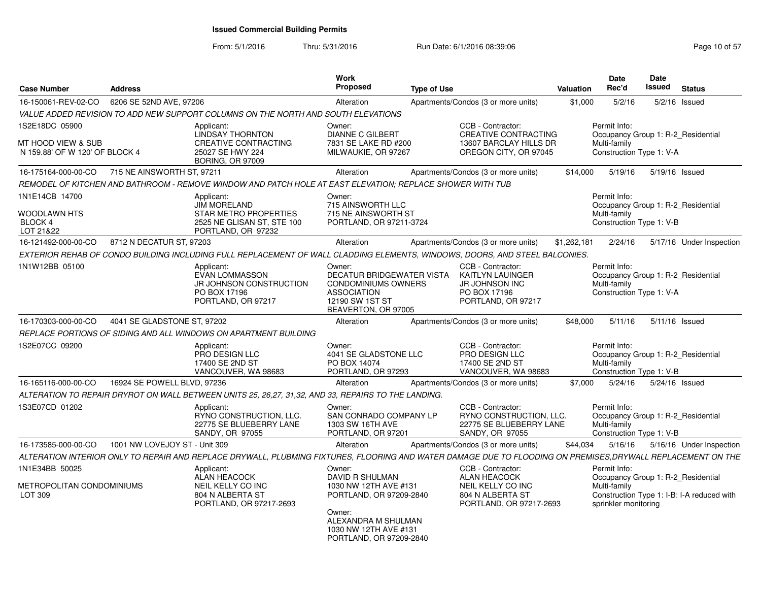# Issued Commercial Building Permits

From: 5/1/2016 Thru: 5/31/2016 Run Date: 6/1/2016 08:39:06

| Case Number | Address | Work Proposed | Type of Use | Valuation | Date Rec'd | Date Issued | Status |
|---|---|---|---|---|---|---|---|
| 16-150061-REV-02-CO | 6206 SE 52ND AVE, 97206 | Alteration | Apartments/Condos (3 or more units) | $1,000 | 5/2/16 | 5/2/16 | Issued |

VALUE ADDED REVISION TO ADD NEW SUPPORT COLUMNS ON THE NORTH AND SOUTH ELEVATIONS

1S2E18DC 05900

MT HOOD VIEW & SUB
N 159.88' OF W 120' OF BLOCK 4

Applicant:
LINDSAY THORNTON
CREATIVE CONTRACTING
25027 SE HWY 224
BORING, OR 97009

Owner:
DIANNE C GILBERT
7831 SE LAKE RD #200
MILWAUKIE, OR 97267

CCB - Contractor:
CREATIVE CONTRACTING
13607 BARCLAY HILLS DR
OREGON CITY, OR 97045

Permit Info:
Occupancy Group 1: R-2_Residential Multi-family
Construction Type 1: V-A

| Case Number | Address | Work Proposed | Type of Use | Valuation | Date Rec'd | Date Issued | Status |
|---|---|---|---|---|---|---|---|
| 16-175164-000-00-CO | 715 NE AINSWORTH ST, 97211 | Alteration | Apartments/Condos (3 or more units) | $14,000 | 5/19/16 | 5/19/16 | Issued |

REMODEL OF KITCHEN AND BATHROOM - REMOVE WINDOW AND PATCH HOLE AT EAST ELEVATION; REPLACE SHOWER WITH TUB

1N1E14CB 14700

WOODLAWN HTS
BLOCK 4
LOT 21&22

Applicant:
JIM MORELAND
STAR METRO PROPERTIES
2525 NE GLISAN ST, STE 100
PORTLAND, OR 97232

Owner:
715 AINSWORTH LLC
715 NE AINSWORTH ST
PORTLAND, OR 97211-3724

Permit Info:
Occupancy Group 1: R-2_Residential Multi-family
Construction Type 1: V-B

| Case Number | Address | Work Proposed | Type of Use | Valuation | Date Rec'd | Date Issued | Status |
|---|---|---|---|---|---|---|---|
| 16-121492-000-00-CO | 8712 N DECATUR ST, 97203 | Alteration | Apartments/Condos (3 or more units) | $1,262,181 | 2/24/16 | 5/17/16 | Under Inspection |

EXTERIOR REHAB OF CONDO BUILDING INCLUDING FULL REPLACEMENT OF WALL CLADDING ELEMENTS, WINDOWS, DOORS, AND STEEL BALCONIES.

1N1W12BB 05100

Applicant:
EVAN LOMMASSON
JR JOHNSON CONSTRUCTION
PO BOX 17196
PORTLAND, OR 97217

Owner:
DECATUR BRIDGEWATER VISTA CONDOMINIUMS OWNERS ASSOCIATION
12190 SW 1ST ST
BEAVERTON, OR 97005

CCB - Contractor:
KAITLYN LAUINGER
JR JOHNSON INC
PO BOX 17196
PORTLAND, OR 97217

Permit Info:
Occupancy Group 1: R-2_Residential Multi-family
Construction Type 1: V-A

| Case Number | Address | Work Proposed | Type of Use | Valuation | Date Rec'd | Date Issued | Status |
|---|---|---|---|---|---|---|---|
| 16-170303-000-00-CO | 4041 SE GLADSTONE ST, 97202 | Alteration | Apartments/Condos (3 or more units) | $48,000 | 5/11/16 | 5/11/16 | Issued |

REPLACE PORTIONS OF SIDING AND ALL WINDOWS ON APARTMENT BUILDING

1S2E07CC 09200

Applicant:
PRO DESIGN LLC
17400 SE 2ND ST
VANCOUVER, WA 98683

Owner:
4041 SE GLADSTONE LLC
PO BOX 14074
PORTLAND, OR 97293

CCB - Contractor:
PRO DESIGN LLC
17400 SE 2ND ST
VANCOUVER, WA 98683

Permit Info:
Occupancy Group 1: R-2_Residential Multi-family
Construction Type 1: V-B

| Case Number | Address | Work Proposed | Type of Use | Valuation | Date Rec'd | Date Issued | Status |
|---|---|---|---|---|---|---|---|
| 16-165116-000-00-CO | 16924 SE POWELL BLVD, 97236 | Alteration | Apartments/Condos (3 or more units) | $7,000 | 5/24/16 | 5/24/16 | Issued |

ALTERATION TO REPAIR DRYROT ON WALL BETWEEN UNITS 25, 26,27, 31,32, AND 33, REPAIRS TO THE LANDING.

1S3E07CD 01202

Applicant:
RYNO CONSTRUCTION, LLC.
22775 SE BLUEBERRY LANE
SANDY, OR 97055

Owner:
SAN CONRADO COMPANY LP
1303 SW 16TH AVE
PORTLAND, OR 97201

CCB - Contractor:
RYNO CONSTRUCTION, LLC.
22775 SE BLUEBERRY LANE
SANDY, OR 97055

Permit Info:
Occupancy Group 1: R-2_Residential Multi-family
Construction Type 1: V-B

| Case Number | Address | Work Proposed | Type of Use | Valuation | Date Rec'd | Date Issued | Status |
|---|---|---|---|---|---|---|---|
| 16-173585-000-00-CO | 1001 NW LOVEJOY ST - Unit 309 | Alteration | Apartments/Condos (3 or more units) | $44,034 | 5/16/16 | 5/16/16 | Under Inspection |

ALTERATION INTERIOR ONLY TO REPAIR AND REPLACE DRYWALL, PLUBMING FIXTURES, FLOORING AND WATER DAMAGE DUE TO FLOODING ON PREMISES,DRYWALL REPLACEMENT ON THE

1N1E34BB 50025

METROPOLITAN CONDOMINIUMS
LOT 309

Applicant:
ALAN HEACOCK
NEIL KELLY CO INC
804 N ALBERTA ST
PORTLAND, OR 97217-2693

Owner:
DAVID R SHULMAN
1030 NW 12TH AVE #131
PORTLAND, OR 97209-2840

Owner:
ALEXANDRA M SHULMAN
1030 NW 12TH AVE #131
PORTLAND, OR 97209-2840

CCB - Contractor:
ALAN HEACOCK
NEIL KELLY CO INC
804 N ALBERTA ST
PORTLAND, OR 97217-2693

Permit Info:
Occupancy Group 1: R-2_Residential Multi-family
Construction Type 1: I-B: I-A reduced with sprinkler monitoring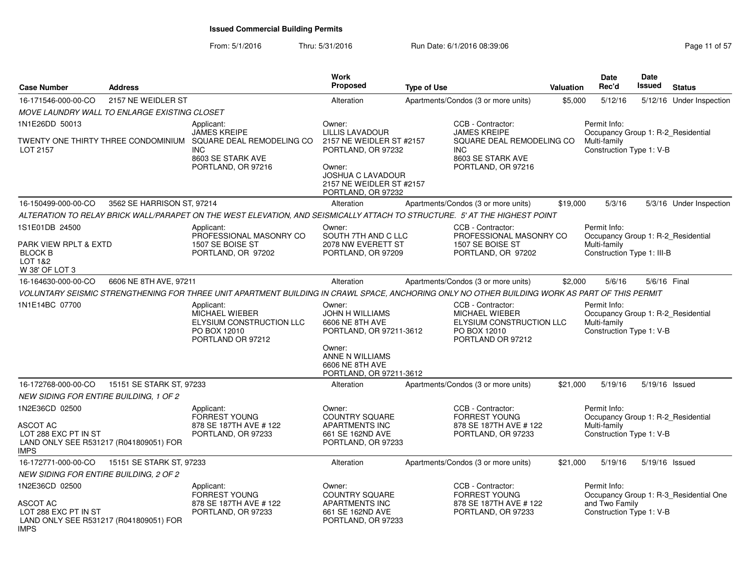# Issued Commercial Building Permits

From: 5/1/2016 Thru: 5/31/2016 Run Date: 6/1/2016 08:39:06

| Case Number | Address | Work Proposed | Type of Use | Valuation | Date Rec'd | Date Issued | Status |
|---|---|---|---|---|---|---|---|
| 16-171546-000-00-CO | 2157 NE WEIDLER ST | Alteration | Apartments/Condos (3 or more units) | $5,000 | 5/12/16 | 5/12/16 | Under Inspection |

*MOVE LAUNDRY WALL TO ENLARGE EXISTING CLOSET*

1N1E26DD 50013

TWENTY ONE THIRTY THREE CONDOMINIUM
LOT 2157

Applicant:
JAMES KREIPE
SQUARE DEAL REMODELING CO INC
8603 SE STARK AVE
PORTLAND, OR 97216

Owner:
LILLIS LAVADOUR
2157 NE WEIDLER ST #2157
PORTLAND, OR 97232

Owner:
JOSHUA C LAVADOUR
2157 NE WEIDLER ST #2157
PORTLAND, OR 97232

CCB - Contractor:
JAMES KREIPE
SQUARE DEAL REMODELING CO INC
8603 SE STARK AVE
PORTLAND, OR 97216

Permit Info:
Occupancy Group 1: R-2_Residential Multi-family
Construction Type 1: V-B

---

| Case Number | Address | Work Proposed | Type of Use | Valuation | Date Rec'd | Date Issued | Status |
|---|---|---|---|---|---|---|---|
| 16-150499-000-00-CO | 3562 SE HARRISON ST, 97214 | Alteration | Apartments/Condos (3 or more units) | $19,000 | 5/3/16 | 5/3/16 | Under Inspection |

*ALTERATION TO RELAY BRICK WALL/PARAPET ON THE WEST ELEVATION, AND SEISMICALLY ATTACH TO STRUCTURE. 5' AT THE HIGHEST POINT*

1S1E01DB 24500

PARK VIEW RPLT & EXTD
BLOCK B
LOT 1&2
W 38' OF LOT 3

Applicant:
PROFESSIONAL MASONRY CO
1507 SE BOISE ST
PORTLAND, OR 97202

Owner:
SOUTH 7TH AND C LLC
2078 NW EVERETT ST
PORTLAND, OR 97209

CCB - Contractor:
PROFESSIONAL MASONRY CO
1507 SE BOISE ST
PORTLAND, OR 97202

Permit Info:
Occupancy Group 1: R-2_Residential Multi-family
Construction Type 1: III-B

---

| Case Number | Address | Work Proposed | Type of Use | Valuation | Date Rec'd | Date Issued | Status |
|---|---|---|---|---|---|---|---|
| 16-164630-000-00-CO | 6606 NE 8TH AVE, 97211 | Alteration | Apartments/Condos (3 or more units) | $2,000 | 5/6/16 | 5/6/16 | Final |

*VOLUNTARY SEISMIC STRENGTHENING FOR THREE UNIT APARTMENT BUILDING IN CRAWL SPACE, ANCHORING ONLY NO OTHER BUILDING WORK AS PART OF THIS PERMIT*

1N1E14BC 07700

Applicant:
MICHAEL WIEBER
ELYSIUM CONSTRUCTION LLC
PO BOX 12010
PORTLAND OR 97212

Owner:
JOHN H WILLIAMS
6606 NE 8TH AVE
PORTLAND, OR 97211-3612

Owner:
ANNE N WILLIAMS
6606 NE 8TH AVE
PORTLAND, OR 97211-3612

CCB - Contractor:
MICHAEL WIEBER
ELYSIUM CONSTRUCTION LLC
PO BOX 12010
PORTLAND OR 97212

Permit Info:
Occupancy Group 1: R-2_Residential Multi-family
Construction Type 1: V-B

---

| Case Number | Address | Work Proposed | Type of Use | Valuation | Date Rec'd | Date Issued | Status |
|---|---|---|---|---|---|---|---|
| 16-172768-000-00-CO | 15151 SE STARK ST, 97233 | Alteration | Apartments/Condos (3 or more units) | $21,000 | 5/19/16 | 5/19/16 | Issued |

*NEW SIDING FOR ENTIRE BUILDING, 1 OF 2*

1N2E36CD 02500

ASCOT AC
LOT 288 EXC PT IN ST
LAND ONLY SEE R531217 (R041809051) FOR IMPS

Applicant:
FORREST YOUNG
878 SE 187TH AVE # 122
PORTLAND, OR 97233

Owner:
COUNTRY SQUARE APARTMENTS INC
661 SE 162ND AVE
PORTLAND, OR 97233

CCB - Contractor:
FORREST YOUNG
878 SE 187TH AVE # 122
PORTLAND, OR 97233

Permit Info:
Occupancy Group 1: R-2_Residential Multi-family
Construction Type 1: V-B

---

| Case Number | Address | Work Proposed | Type of Use | Valuation | Date Rec'd | Date Issued | Status |
|---|---|---|---|---|---|---|---|
| 16-172771-000-00-CO | 15151 SE STARK ST, 97233 | Alteration | Apartments/Condos (3 or more units) | $21,000 | 5/19/16 | 5/19/16 | Issued |

*NEW SIDING FOR ENTIRE BUILDING, 2 OF 2*

1N2E36CD 02500

ASCOT AC
LOT 288 EXC PT IN ST
LAND ONLY SEE R531217 (R041809051) FOR IMPS

Applicant:
FORREST YOUNG
878 SE 187TH AVE # 122
PORTLAND, OR 97233

Owner:
COUNTRY SQUARE APARTMENTS INC
661 SE 162ND AVE
PORTLAND, OR 97233

CCB - Contractor:
FORREST YOUNG
878 SE 187TH AVE # 122
PORTLAND, OR 97233

Permit Info:
Occupancy Group 1: R-3_Residential One and Two Family
Construction Type 1: V-B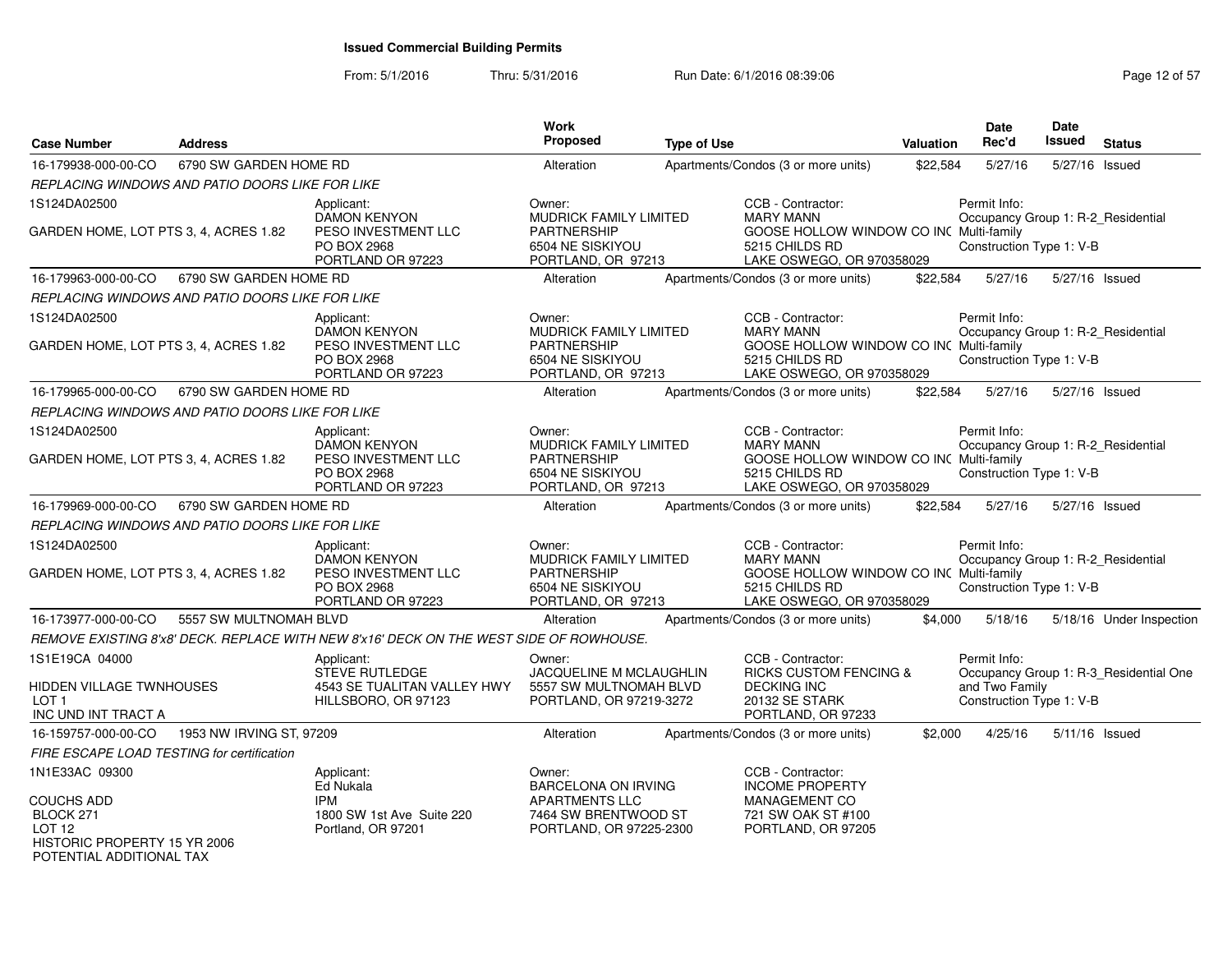# Issued Commercial Building Permits

From: 5/1/2016 Thru: 5/31/2016 Run Date: 6/1/2016 08:39:06

| Case Number | Address | Work Proposed | Type of Use | Valuation | Date Rec'd | Date Issued | Status |
|---|---|---|---|---|---|---|---|
| 16-179938-000-00-CO | 6790 SW GARDEN HOME RD | Alteration | Apartments/Condos (3 or more units) | $22,584 | 5/27/16 | 5/27/16 | Issued |

*REPLACING WINDOWS AND PATIO DOORS LIKE FOR LIKE*

1S124DA02500

GARDEN HOME, LOT PTS 3, 4, ACRES 1.82

Applicant: DAMON KENYON, PESO INVESTMENT LLC, PO BOX 2968, PORTLAND OR 97223

Owner: MUDRICK FAMILY LIMITED PARTNERSHIP, 6504 NE SISKIYOU, PORTLAND, OR 97213

CCB - Contractor: MARY MANN, GOOSE HOLLOW WINDOW CO INC, 5215 CHILDS RD, LAKE OSWEGO, OR 970358029

Permit Info: Occupancy Group 1: R-2_Residential Multi-family; Construction Type 1: V-B

| Case Number | Address | Work Proposed | Type of Use | Valuation | Date Rec'd | Date Issued | Status |
|---|---|---|---|---|---|---|---|
| 16-179963-000-00-CO | 6790 SW GARDEN HOME RD | Alteration | Apartments/Condos (3 or more units) | $22,584 | 5/27/16 | 5/27/16 | Issued |

*REPLACING WINDOWS AND PATIO DOORS LIKE FOR LIKE*

1S124DA02500

GARDEN HOME, LOT PTS 3, 4, ACRES 1.82

Applicant: DAMON KENYON, PESO INVESTMENT LLC, PO BOX 2968, PORTLAND OR 97223

Owner: MUDRICK FAMILY LIMITED PARTNERSHIP, 6504 NE SISKIYOU, PORTLAND, OR 97213

CCB - Contractor: MARY MANN, GOOSE HOLLOW WINDOW CO INC, 5215 CHILDS RD, LAKE OSWEGO, OR 970358029

Permit Info: Occupancy Group 1: R-2_Residential Multi-family; Construction Type 1: V-B

| Case Number | Address | Work Proposed | Type of Use | Valuation | Date Rec'd | Date Issued | Status |
|---|---|---|---|---|---|---|---|
| 16-179965-000-00-CO | 6790 SW GARDEN HOME RD | Alteration | Apartments/Condos (3 or more units) | $22,584 | 5/27/16 | 5/27/16 | Issued |

*REPLACING WINDOWS AND PATIO DOORS LIKE FOR LIKE*

1S124DA02500

GARDEN HOME, LOT PTS 3, 4, ACRES 1.82

Applicant: DAMON KENYON, PESO INVESTMENT LLC, PO BOX 2968, PORTLAND OR 97223

Owner: MUDRICK FAMILY LIMITED PARTNERSHIP, 6504 NE SISKIYOU, PORTLAND, OR 97213

CCB - Contractor: MARY MANN, GOOSE HOLLOW WINDOW CO INC, 5215 CHILDS RD, LAKE OSWEGO, OR 970358029

Permit Info: Occupancy Group 1: R-2_Residential Multi-family; Construction Type 1: V-B

| Case Number | Address | Work Proposed | Type of Use | Valuation | Date Rec'd | Date Issued | Status |
|---|---|---|---|---|---|---|---|
| 16-179969-000-00-CO | 6790 SW GARDEN HOME RD | Alteration | Apartments/Condos (3 or more units) | $22,584 | 5/27/16 | 5/27/16 | Issued |

*REPLACING WINDOWS AND PATIO DOORS LIKE FOR LIKE*

1S124DA02500

GARDEN HOME, LOT PTS 3, 4, ACRES 1.82

Applicant: DAMON KENYON, PESO INVESTMENT LLC, PO BOX 2968, PORTLAND OR 97223

Owner: MUDRICK FAMILY LIMITED PARTNERSHIP, 6504 NE SISKIYOU, PORTLAND, OR 97213

CCB - Contractor: MARY MANN, GOOSE HOLLOW WINDOW CO INC, 5215 CHILDS RD, LAKE OSWEGO, OR 970358029

Permit Info: Occupancy Group 1: R-2_Residential Multi-family; Construction Type 1: V-B

| Case Number | Address | Work Proposed | Type of Use | Valuation | Date Rec'd | Date Issued | Status |
|---|---|---|---|---|---|---|---|
| 16-173977-000-00-CO | 5557 SW MULTNOMAH BLVD | Alteration | Apartments/Condos (3 or more units) | $4,000 | 5/18/16 | 5/18/16 | Under Inspection |

*REMOVE EXISTING 8'x8' DECK. REPLACE WITH NEW 8'x16' DECK ON THE WEST SIDE OF ROWHOUSE.*

1S1E19CA 04000

HIDDEN VILLAGE TWNHOUSES
LOT 1
INC UND INT TRACT A

Applicant: STEVE RUTLEDGE, 4543 SE TUALITAN VALLEY HWY, HILLSBORO, OR 97123

Owner: JACQUELINE M MCLAUGHLIN, 5557 SW MULTNOMAH BLVD, PORTLAND, OR 97219-3272

CCB - Contractor: RICKS CUSTOM FENCING & DECKING INC, 20132 SE STARK, PORTLAND, OR 97233

Permit Info: Occupancy Group 1: R-3_Residential One and Two Family; Construction Type 1: V-B

| Case Number | Address | Work Proposed | Type of Use | Valuation | Date Rec'd | Date Issued | Status |
|---|---|---|---|---|---|---|---|
| 16-159757-000-00-CO | 1953 NW IRVING ST, 97209 | Alteration | Apartments/Condos (3 or more units) | $2,000 | 4/25/16 | 5/11/16 | Issued |

*FIRE ESCAPE LOAD TESTING for certification*

1N1E33AC 09300

COUCHS ADD
BLOCK 271
LOT 12
HISTORIC PROPERTY 15 YR 2006
POTENTIAL ADDITIONAL TAX

Applicant: Ed Nukala, IPM, 1800 SW 1st Ave Suite 220, Portland, OR 97201

Owner: BARCELONA ON IRVING APARTMENTS LLC, 7464 SW BRENTWOOD ST, PORTLAND, OR 97225-2300

CCB - Contractor: INCOME PROPERTY MANAGEMENT CO, 721 SW OAK ST #100, PORTLAND, OR 97205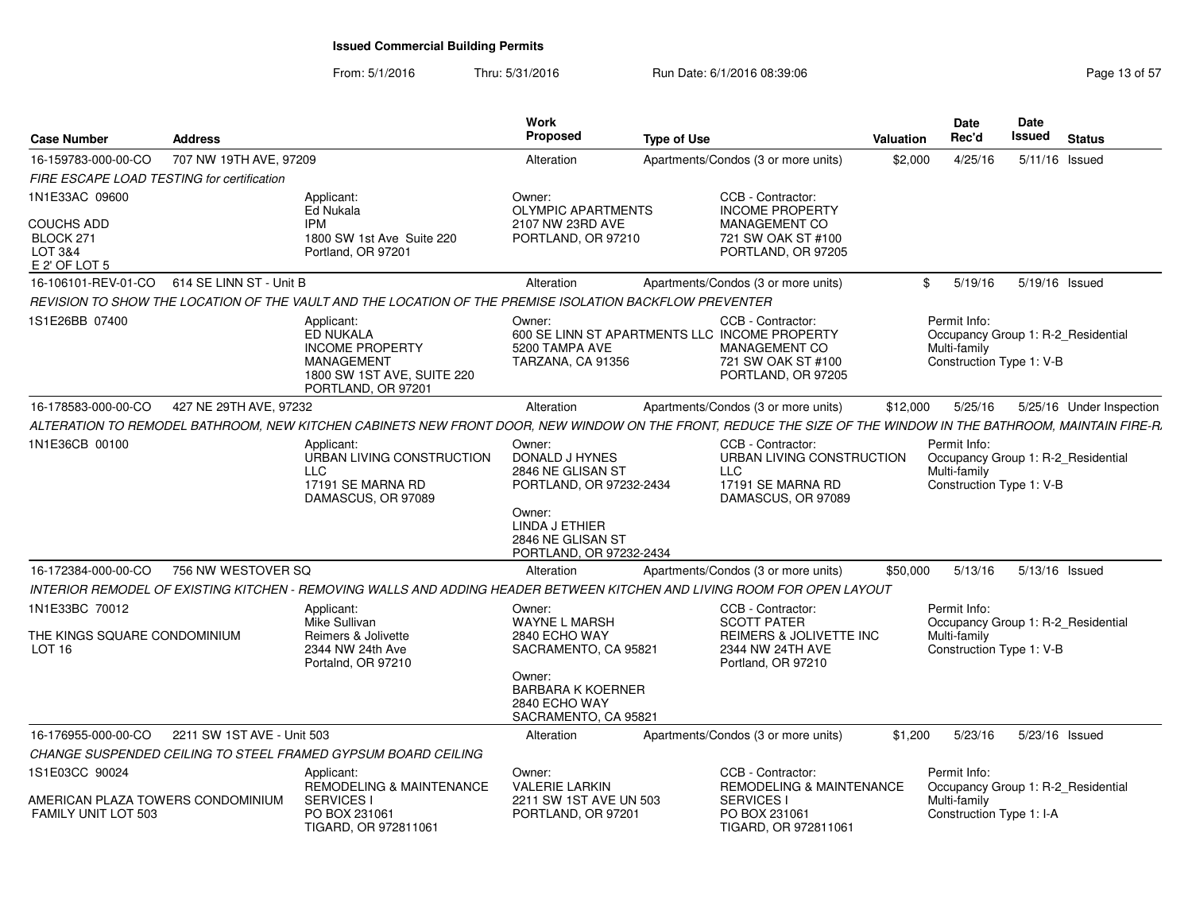# Issued Commercial Building Permits

From: 5/1/2016 Thru: 5/31/2016 Run Date: 6/1/2016 08:39:06

| Case Number | Address | Work Proposed | Type of Use | Valuation | Date Rec'd | Date Issued | Status |
|---|---|---|---|---|---|---|---|
| 16-159783-000-00-CO | 707 NW 19TH AVE, 97209 | Alteration | Apartments/Condos (3 or more units) | $2,000 | 4/25/16 | 5/11/16 | Issued |

*FIRE ESCAPE LOAD TESTING for certification*

1N1E33AC 09600

COUCHS ADD
BLOCK 271
LOT 3&4
E 2' OF LOT 5

Applicant:
Ed Nukala
IPM
1800 SW 1st Ave Suite 220
Portland, OR 97201

Owner:
OLYMPIC APARTMENTS
2107 NW 23RD AVE
PORTLAND, OR 97210

CCB - Contractor:
INCOME PROPERTY MANAGEMENT CO
721 SW OAK ST #100
PORTLAND, OR 97205

| Case Number | Address | Work Proposed | Type of Use | Valuation | Date Rec'd | Date Issued | Status |
|---|---|---|---|---|---|---|---|
| 16-106101-REV-01-CO | 614 SE LINN ST - Unit B | Alteration | Apartments/Condos (3 or more units) | $ | 5/19/16 | 5/19/16 | Issued |

*REVISION TO SHOW THE LOCATION OF THE VAULT AND THE LOCATION OF THE PREMISE ISOLATION BACKFLOW PREVENTER*

1S1E26BB 07400

Applicant:
ED NUKALA
INCOME PROPERTY MANAGEMENT
1800 SW 1ST AVE, SUITE 220
PORTLAND, OR 97201

Owner:
600 SE LINN ST APARTMENTS LLC
5200 TAMPA AVE
TARZANA, CA 91356

CCB - Contractor:
INCOME PROPERTY MANAGEMENT CO
721 SW OAK ST #100
PORTLAND, OR 97205

Permit Info:
Occupancy Group 1: R-2_Residential Multi-family
Construction Type 1: V-B

| Case Number | Address | Work Proposed | Type of Use | Valuation | Date Rec'd | Date Issued | Status |
|---|---|---|---|---|---|---|---|
| 16-178583-000-00-CO | 427 NE 29TH AVE, 97232 | Alteration | Apartments/Condos (3 or more units) | $12,000 | 5/25/16 | 5/25/16 | Under Inspection |

*ALTERATION TO REMODEL BATHROOM, NEW KITCHEN CABINETS NEW FRONT DOOR, NEW WINDOW ON THE FRONT, REDUCE THE SIZE OF THE WINDOW IN THE BATHROOM, MAINTAIN FIRE-R*

1N1E36CB 00100

Applicant:
URBAN LIVING CONSTRUCTION LLC
17191 SE MARNA RD
DAMASCUS, OR 97089

Owner:
DONALD J HYNES
2846 NE GLISAN ST
PORTLAND, OR 97232-2434

Owner:
LINDA J ETHIER
2846 NE GLISAN ST
PORTLAND, OR 97232-2434

CCB - Contractor:
URBAN LIVING CONSTRUCTION LLC
17191 SE MARNA RD
DAMASCUS, OR 97089

Permit Info:
Occupancy Group 1: R-2_Residential Multi-family
Construction Type 1: V-B

| Case Number | Address | Work Proposed | Type of Use | Valuation | Date Rec'd | Date Issued | Status |
|---|---|---|---|---|---|---|---|
| 16-172384-000-00-CO | 756 NW WESTOVER SQ | Alteration | Apartments/Condos (3 or more units) | $50,000 | 5/13/16 | 5/13/16 | Issued |

*INTERIOR REMODEL OF EXISTING KITCHEN - REMOVING WALLS AND ADDING HEADER BETWEEN KITCHEN AND LIVING ROOM FOR OPEN LAYOUT*

1N1E33BC 70012

THE KINGS SQUARE CONDOMINIUM
LOT 16

Applicant:
Mike Sullivan
Reimers & Jolivette
2344 NW 24th Ave
Portalnd, OR 97210

Owner:
WAYNE L MARSH
2840 ECHO WAY
SACRAMENTO, CA 95821

Owner:
BARBARA K KOERNER
2840 ECHO WAY
SACRAMENTO, CA 95821

CCB - Contractor:
SCOTT PATER
REIMERS & JOLIVETTE INC
2344 NW 24TH AVE
Portland, OR 97210

Permit Info:
Occupancy Group 1: R-2_Residential Multi-family
Construction Type 1: V-B

| Case Number | Address | Work Proposed | Type of Use | Valuation | Date Rec'd | Date Issued | Status |
|---|---|---|---|---|---|---|---|
| 16-176955-000-00-CO | 2211 SW 1ST AVE - Unit 503 | Alteration | Apartments/Condos (3 or more units) | $1,200 | 5/23/16 | 5/23/16 | Issued |

*CHANGE SUSPENDED CEILING TO STEEL FRAMED GYPSUM BOARD CEILING*

1S1E03CC 90024

AMERICAN PLAZA TOWERS CONDOMINIUM
FAMILY UNIT LOT 503

Applicant:
REMODELING & MAINTENANCE SERVICES I
PO BOX 231061
TIGARD, OR 972811061

Owner:
VALERIE LARKIN
2211 SW 1ST AVE UN 503
PORTLAND, OR 97201

CCB - Contractor:
REMODELING & MAINTENANCE SERVICES I
PO BOX 231061
TIGARD, OR 972811061

Permit Info:
Occupancy Group 1: R-2_Residential Multi-family
Construction Type 1: I-A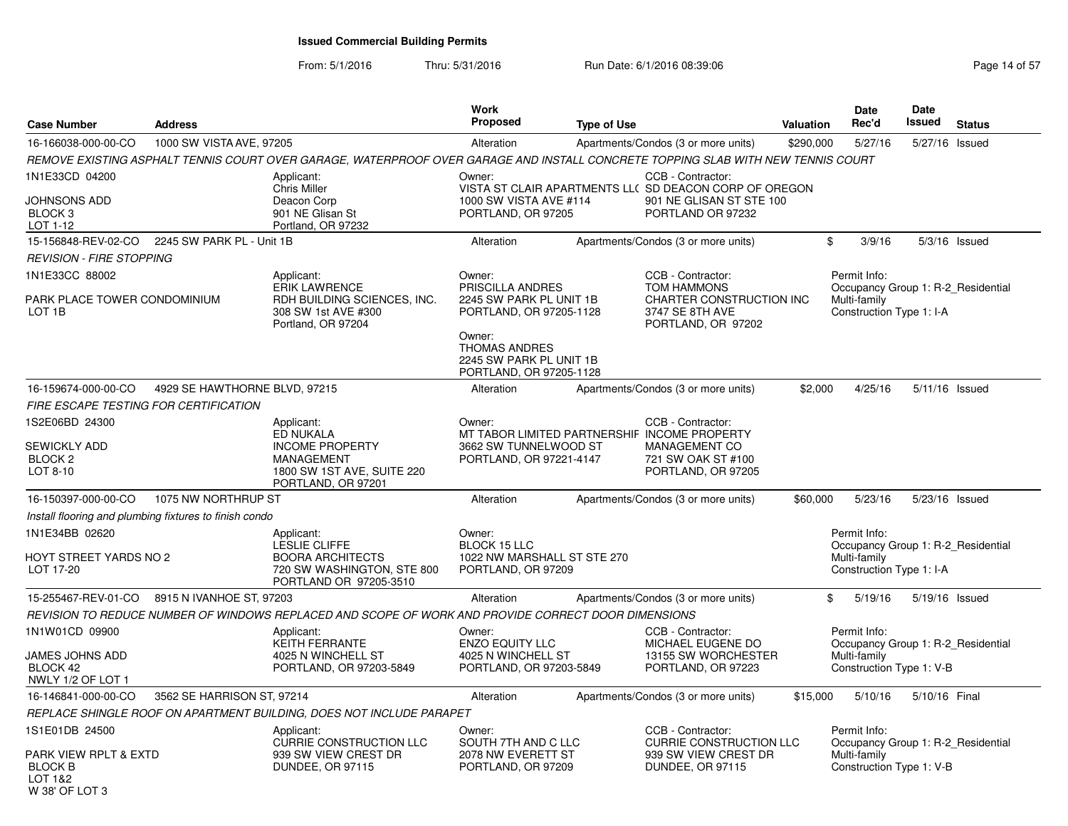# Issued Commercial Building Permits

From: 5/1/2016 Thru: 5/31/2016 Run Date: 6/1/2016 08:39:06

| Case Number | Address | Work Proposed | Type of Use | Valuation | Date Rec'd | Date Issued | Status |
|---|---|---|---|---|---|---|---|
| 16-166038-000-00-CO | 1000 SW VISTA AVE, 97205 | Alteration | Apartments/Condos (3 or more units) | $290,000 | 5/27/16 | 5/27/16 | Issued |

*REMOVE EXISTING ASPHALT TENNIS COURT OVER GARAGE, WATERPROOF OVER GARAGE AND INSTALL CONCRETE TOPPING SLAB WITH NEW TENNIS COURT*

1N1E33CD 04200

JOHNSONS ADD
BLOCK 3
LOT 1-12

Applicant:
Chris Miller
Deacon Corp
901 NE Glisan St
Portland, OR 97232

Owner:
VISTA ST CLAIR APARTMENTS LL(
1000 SW VISTA AVE #114
PORTLAND, OR 97205

CCB - Contractor:
SD DEACON CORP OF OREGON
901 NE GLISAN ST STE 100
PORTLAND OR 97232

---

| Case Number | Address | Work Proposed | Type of Use | Valuation | Date Rec'd | Date Issued | Status |
|---|---|---|---|---|---|---|---|
| 15-156848-REV-02-CO | 2245 SW PARK PL - Unit 1B | Alteration | Apartments/Condos (3 or more units) | $ | 3/9/16 | 5/3/16 | Issued |

*REVISION - FIRE STOPPING*

1N1E33CC 88002

PARK PLACE TOWER CONDOMINIUM
LOT 1B

Applicant:
ERIK LAWRENCE
RDH BUILDING SCIENCES, INC.
308 SW 1st AVE #300
Portland, OR 97204

Owner:
PRISCILLA ANDRES
2245 SW PARK PL UNIT 1B
PORTLAND, OR 97205-1128

Owner:
THOMAS ANDRES
2245 SW PARK PL UNIT 1B
PORTLAND, OR 97205-1128

CCB - Contractor:
TOM HAMMONS
CHARTER CONSTRUCTION INC
3747 SE 8TH AVE
PORTLAND, OR 97202

Permit Info:
Occupancy Group 1: R-2_Residential Multi-family
Construction Type 1: I-A

---

| Case Number | Address | Work Proposed | Type of Use | Valuation | Date Rec'd | Date Issued | Status |
|---|---|---|---|---|---|---|---|
| 16-159674-000-00-CO | 4929 SE HAWTHORNE BLVD, 97215 | Alteration | Apartments/Condos (3 or more units) | $2,000 | 4/25/16 | 5/11/16 | Issued |

*FIRE ESCAPE TESTING FOR CERTIFICATION*

1S2E06BD 24300

SEWICKLY ADD
BLOCK 2
LOT 8-10

Applicant:
ED NUKALA
INCOME PROPERTY MANAGEMENT
1800 SW 1ST AVE, SUITE 220
PORTLAND, OR 97201

Owner:
MT TABOR LIMITED PARTNERSHIF
3662 SW TUNNELWOOD ST
PORTLAND, OR 97221-4147

CCB - Contractor:
INCOME PROPERTY MANAGEMENT CO
721 SW OAK ST #100
PORTLAND, OR 97205

---

| Case Number | Address | Work Proposed | Type of Use | Valuation | Date Rec'd | Date Issued | Status |
|---|---|---|---|---|---|---|---|
| 16-150397-000-00-CO | 1075 NW NORTHRUP ST | Alteration | Apartments/Condos (3 or more units) | $60,000 | 5/23/16 | 5/23/16 | Issued |

*Install flooring and plumbing fixtures to finish condo*

1N1E34BB 02620

HOYT STREET YARDS NO 2
LOT 17-20

Applicant:
LESLIE CLIFFE
BOORA ARCHITECTS
720 SW WASHINGTON, STE 800
PORTLAND OR 97205-3510

Owner:
BLOCK 15 LLC
1022 NW MARSHALL ST STE 270
PORTLAND, OR 97209

Permit Info:
Occupancy Group 1: R-2_Residential Multi-family
Construction Type 1: I-A

---

| Case Number | Address | Work Proposed | Type of Use | Valuation | Date Rec'd | Date Issued | Status |
|---|---|---|---|---|---|---|---|
| 15-255467-REV-01-CO | 8915 N IVANHOE ST, 97203 | Alteration | Apartments/Condos (3 or more units) | $ | 5/19/16 | 5/19/16 | Issued |

*REVISION TO REDUCE NUMBER OF WINDOWS REPLACED AND SCOPE OF WORK AND PROVIDE CORRECT DOOR DIMENSIONS*

1N1W01CD 09900

JAMES JOHNS ADD
BLOCK 42
NWLY 1/2 OF LOT 1

Applicant:
KEITH FERRANTE
4025 N WINCHELL ST
PORTLAND, OR 97203-5849

Owner:
ENZO EQUITY LLC
4025 N WINCHELL ST
PORTLAND, OR 97203-5849

CCB - Contractor:
MICHAEL EUGENE DO
13155 SW WORCHESTER
PORTLAND, OR 97223

Permit Info:
Occupancy Group 1: R-2_Residential Multi-family
Construction Type 1: V-B

---

| Case Number | Address | Work Proposed | Type of Use | Valuation | Date Rec'd | Date Issued | Status |
|---|---|---|---|---|---|---|---|
| 16-146841-000-00-CO | 3562 SE HARRISON ST, 97214 | Alteration | Apartments/Condos (3 or more units) | $15,000 | 5/10/16 | 5/10/16 | Final |

*REPLACE SHINGLE ROOF ON APARTMENT BUILDING, DOES NOT INCLUDE PARAPET*

1S1E01DB 24500

PARK VIEW RPLT & EXTD
BLOCK B
LOT 1&2
W 38' OF LOT 3

Applicant:
CURRIE CONSTRUCTION LLC
939 SW VIEW CREST DR
DUNDEE, OR 97115

Owner:
SOUTH 7TH AND C LLC
2078 NW EVERETT ST
PORTLAND, OR 97209

CCB - Contractor:
CURRIE CONSTRUCTION LLC
939 SW VIEW CREST DR
DUNDEE, OR 97115

Permit Info:
Occupancy Group 1: R-2_Residential Multi-family
Construction Type 1: V-B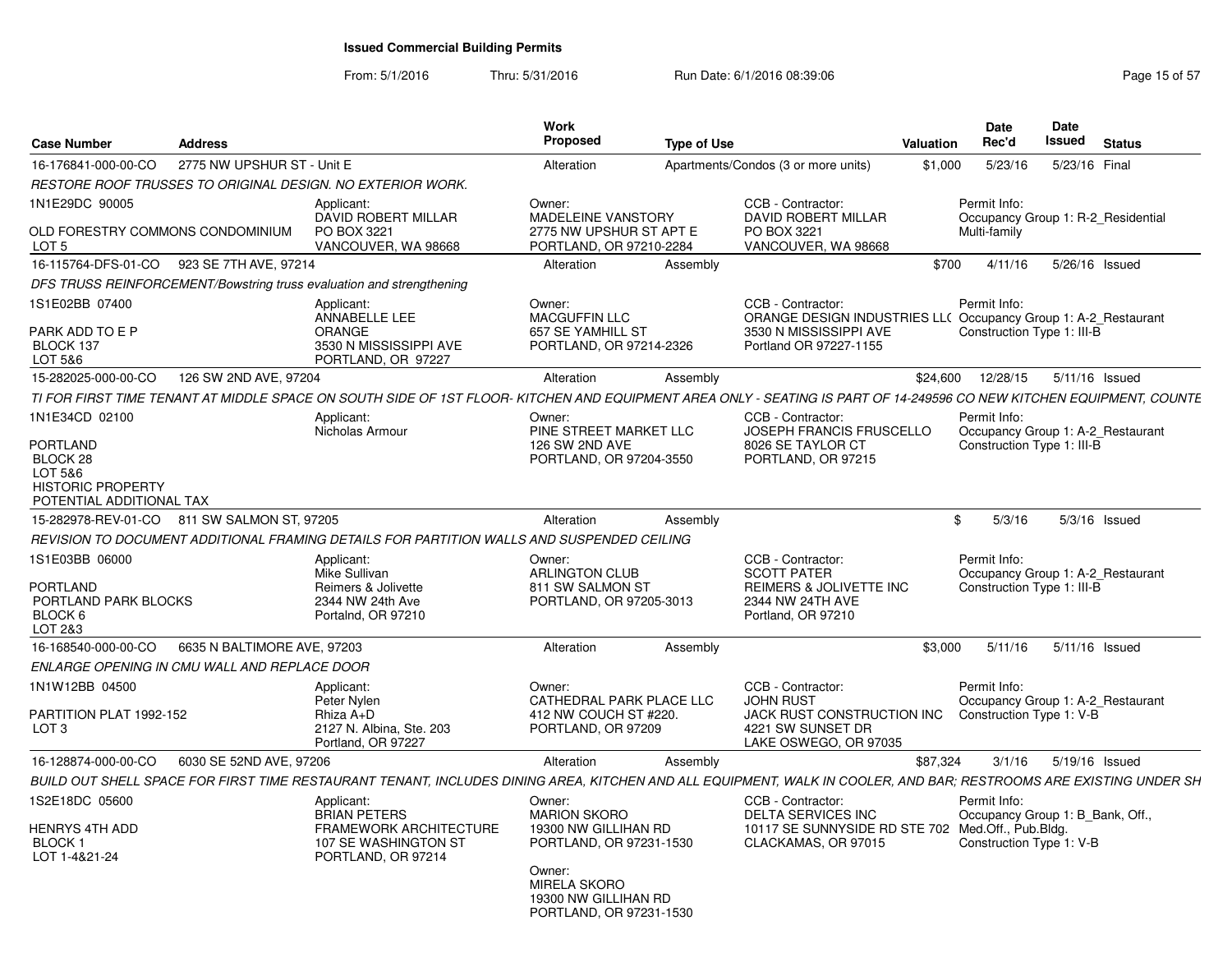**Issued Commercial Building Permits**

From: 5/1/2016 Thru: 5/31/2016 Run Date: 6/1/2016 08:39:06

| Case Number | Address | Work Proposed | Type of Use | Valuation | Date Rec'd | Date Issued | Status |
|---|---|---|---|---|---|---|---|
| 16-176841-000-00-CO | 2775 NW UPSHUR ST - Unit E | Alteration | Apartments/Condos (3 or more units) | $1,000 | 5/23/16 | 5/23/16 | Final |

*RESTORE ROOF TRUSSES TO ORIGINAL DESIGN. NO EXTERIOR WORK.*

1N1E29DC 90005

OLD FORESTRY COMMONS CONDOMINIUM
LOT 5

Applicant:
DAVID ROBERT MILLAR
PO BOX 3221
VANCOUVER, WA 98668

Owner:
MADELEINE VANSTORY
2775 NW UPSHUR ST APT E
PORTLAND, OR 97210-2284

CCB - Contractor:
DAVID ROBERT MILLAR
PO BOX 3221
VANCOUVER, WA 98668

Permit Info:
Occupancy Group 1: R-2_Residential Multi-family

---

| Case Number | Address | Work Proposed | Type of Use | Valuation | Date Rec'd | Date Issued | Status |
|---|---|---|---|---|---|---|---|
| 16-115764-DFS-01-CO | 923 SE 7TH AVE, 97214 | Alteration | Assembly | $700 | 4/11/16 | 5/26/16 | Issued |

*DFS TRUSS REINFORCEMENT/Bowstring truss evaluation and strengthening*

1S1E02BB 07400

PARK ADD TO E P
BLOCK 137
LOT 5&6

Applicant:
ANNABELLE LEE
ORANGE
3530 N MISSISSIPPI AVE
PORTLAND, OR 97227

Owner:
MACGUFFIN LLC
657 SE YAMHILL ST
PORTLAND, OR 97214-2326

CCB - Contractor:
ORANGE DESIGN INDUSTRIES LL(
3530 N MISSISSIPPI AVE
Portland OR 97227-1155

Permit Info:
Occupancy Group 1: A-2_Restaurant
Construction Type 1: III-B

---

| Case Number | Address | Work Proposed | Type of Use | Valuation | Date Rec'd | Date Issued | Status |
|---|---|---|---|---|---|---|---|
| 15-282025-000-00-CO | 126 SW 2ND AVE, 97204 | Alteration | Assembly | $24,600 | 12/28/15 | 5/11/16 | Issued |

*TI FOR FIRST TIME TENANT AT MIDDLE SPACE ON SOUTH SIDE OF 1ST FLOOR- KITCHEN AND EQUIPMENT AREA ONLY - SEATING IS PART OF 14-249596 CO NEW KITCHEN EQUIPMENT, COUNTE*

1N1E34CD 02100

PORTLAND
BLOCK 28
LOT 5&6
HISTORIC PROPERTY
POTENTIAL ADDITIONAL TAX

Applicant:
Nicholas Armour

Owner:
PINE STREET MARKET LLC
126 SW 2ND AVE
PORTLAND, OR 97204-3550

CCB - Contractor:
JOSEPH FRANCIS FRUSCELLO
8026 SE TAYLOR CT
PORTLAND, OR 97215

Permit Info:
Occupancy Group 1: A-2_Restaurant
Construction Type 1: III-B

---

| Case Number | Address | Work Proposed | Type of Use | Valuation | Date Rec'd | Date Issued | Status |
|---|---|---|---|---|---|---|---|
| 15-282978-REV-01-CO | 811 SW SALMON ST, 97205 | Alteration | Assembly | $ | 5/3/16 | 5/3/16 | Issued |

*REVISION TO DOCUMENT ADDITIONAL FRAMING DETAILS FOR PARTITION WALLS AND SUSPENDED CEILING*

1S1E03BB 06000

PORTLAND
PORTLAND PARK BLOCKS
BLOCK 6
LOT 2&3

Applicant:
Mike Sullivan
Reimers & Jolivette
2344 NW 24th Ave
Portalnd, OR 97210

Owner:
ARLINGTON CLUB
811 SW SALMON ST
PORTLAND, OR 97205-3013

CCB - Contractor:
SCOTT PATER
REIMERS & JOLIVETTE INC
2344 NW 24TH AVE
Portland, OR 97210

Permit Info:
Occupancy Group 1: A-2_Restaurant
Construction Type 1: III-B

---

| Case Number | Address | Work Proposed | Type of Use | Valuation | Date Rec'd | Date Issued | Status |
|---|---|---|---|---|---|---|---|
| 16-168540-000-00-CO | 6635 N BALTIMORE AVE, 97203 | Alteration | Assembly | $3,000 | 5/11/16 | 5/11/16 | Issued |

*ENLARGE OPENING IN CMU WALL AND REPLACE DOOR*

1N1W12BB 04500

PARTITION PLAT 1992-152
LOT 3

Applicant:
Peter Nylen
Rhiza A+D
2127 N. Albina, Ste. 203
Portland, OR 97227

Owner:
CATHEDRAL PARK PLACE LLC
412 NW COUCH ST #220.
PORTLAND, OR 97209

CCB - Contractor:
JOHN RUST
JACK RUST CONSTRUCTION INC
4221 SW SUNSET DR
LAKE OSWEGO, OR 97035

Permit Info:
Occupancy Group 1: A-2_Restaurant
Construction Type 1: V-B

---

| Case Number | Address | Work Proposed | Type of Use | Valuation | Date Rec'd | Date Issued | Status |
|---|---|---|---|---|---|---|---|
| 16-128874-000-00-CO | 6030 SE 52ND AVE, 97206 | Alteration | Assembly | $87,324 | 3/1/16 | 5/19/16 | Issued |

*BUILD OUT SHELL SPACE FOR FIRST TIME RESTAURANT TENANT, INCLUDES DINING AREA, KITCHEN AND ALL EQUIPMENT, WALK IN COOLER, AND BAR; RESTROOMS ARE EXISTING UNDER SH*

1S2E18DC 05600

HENRYS 4TH ADD
BLOCK 1
LOT 1-4&21-24

Applicant:
BRIAN PETERS
FRAMEWORK ARCHITECTURE
107 SE WASHINGTON ST
PORTLAND, OR 97214

Owner:
MARION SKORO
19300 NW GILLIHAN RD
PORTLAND, OR 97231-1530

Owner:
MIRELA SKORO
19300 NW GILLIHAN RD
PORTLAND, OR 97231-1530

CCB - Contractor:
DELTA SERVICES INC
10117 SE SUNNYSIDE RD STE 702
CLACKAMAS, OR 97015

Permit Info:
Occupancy Group 1: B_Bank, Off., Med.Off., Pub.Bldg.
Construction Type 1: V-B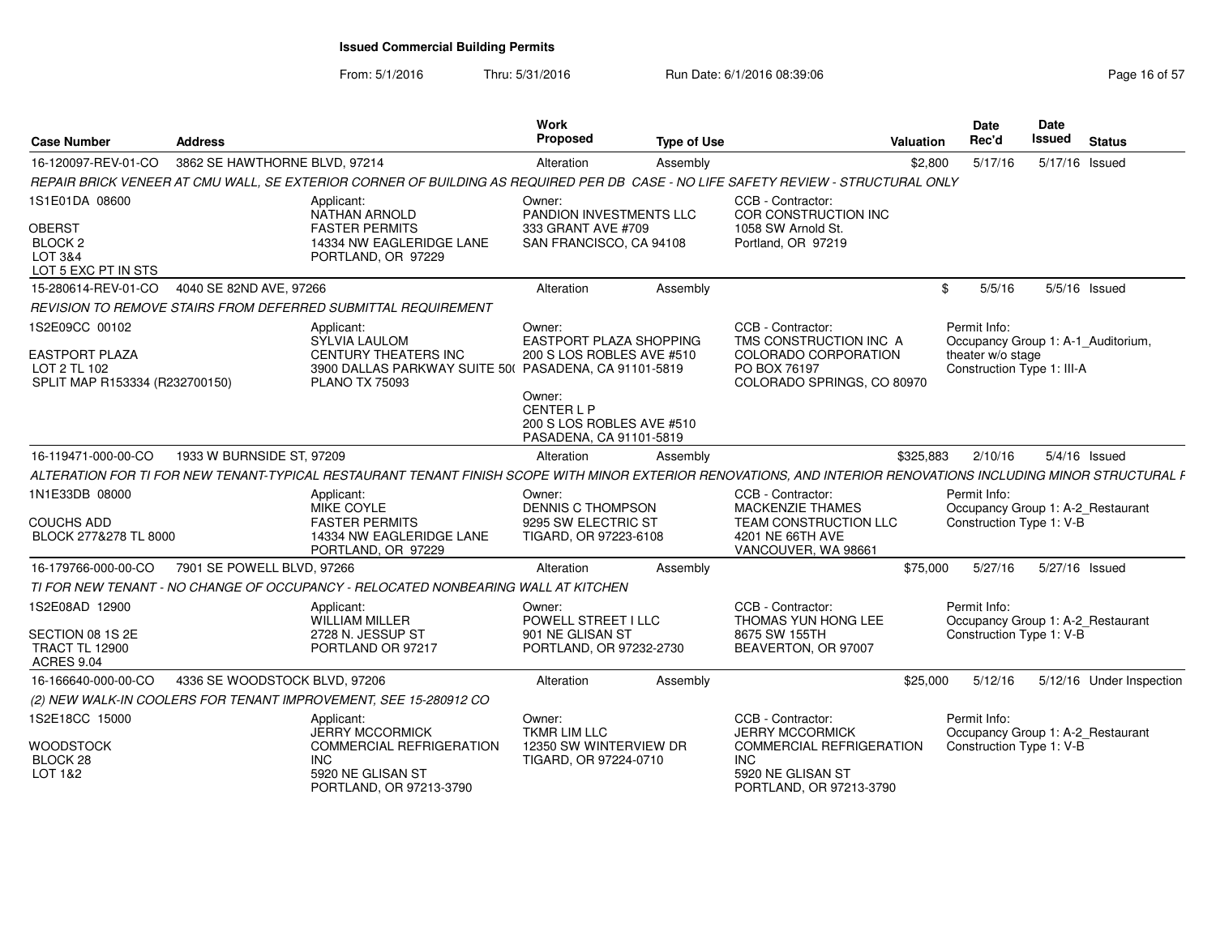**Issued Commercial Building Permits**

From: 5/1/2016 Thru: 5/31/2016 Run Date: 6/1/2016 08:39:06

| Case Number | Address | Work Proposed | Type of Use | Valuation | Date Rec'd | Date Issued | Status |
|---|---|---|---|---|---|---|---|
| 16-120097-REV-01-CO | 3862 SE HAWTHORNE BLVD, 97214 | Alteration | Assembly | $2,800 | 5/17/16 | 5/17/16 | Issued |

*REPAIR BRICK VENEER AT CMU WALL, SE EXTERIOR CORNER OF BUILDING AS REQUIRED PER DB CASE - NO LIFE SAFETY REVIEW - STRUCTURAL ONLY*

1S1E01DA 08600
OBERST
BLOCK 2
LOT 3&4
LOT 5 EXC PT IN STS

Applicant: NATHAN ARNOLD, FASTER PERMITS, 14334 NW EAGLERIDGE LANE, PORTLAND, OR 97229

Owner: PANDION INVESTMENTS LLC, 333 GRANT AVE #709, SAN FRANCISCO, CA 94108

CCB - Contractor: COR CONSTRUCTION INC, 1058 SW Arnold St., Portland, OR 97219

---

| Case Number | Address | Work Proposed | Type of Use | Valuation | Date Rec'd | Date Issued | Status |
|---|---|---|---|---|---|---|---|
| 15-280614-REV-01-CO | 4040 SE 82ND AVE, 97266 | Alteration | Assembly | $ | 5/5/16 | 5/5/16 | Issued |

*REVISION TO REMOVE STAIRS FROM DEFERRED SUBMITTAL REQUIREMENT*

1S2E09CC 00102
EASTPORT PLAZA
LOT 2 TL 102
SPLIT MAP R153334 (R232700150)

Applicant: SYLVIA LAULOM, CENTURY THEATERS INC, 3900 DALLAS PARKWAY SUITE 50( PLANO TX 75093

Owner: EASTPORT PLAZA SHOPPING, 200 S LOS ROBLES AVE #510, PASADENA, CA 91101-5819

Owner: CENTER L P, 200 S LOS ROBLES AVE #510, PASADENA, CA 91101-5819

CCB - Contractor: TMS CONSTRUCTION INC A COLORADO CORPORATION, PO BOX 76197, COLORADO SPRINGS, CO 80970

Permit Info: Occupancy Group 1: A-1_Auditorium, theater w/o stage; Construction Type 1: III-A

---

| Case Number | Address | Work Proposed | Type of Use | Valuation | Date Rec'd | Date Issued | Status |
|---|---|---|---|---|---|---|---|
| 16-119471-000-00-CO | 1933 W BURNSIDE ST, 97209 | Alteration | Assembly | $325,883 | 2/10/16 | 5/4/16 | Issued |

*ALTERATION FOR TI FOR NEW TENANT-TYPICAL RESTAURANT TENANT FINISH SCOPE WITH MINOR EXTERIOR RENOVATIONS, AND INTERIOR RENOVATIONS INCLUDING MINOR STRUCTURAL F*

1N1E33DB 08000
COUCHS ADD
BLOCK 277&278 TL 8000

Applicant: MIKE COYLE, FASTER PERMITS, 14334 NW EAGLERIDGE LANE, PORTLAND, OR 97229

Owner: DENNIS C THOMPSON, 9295 SW ELECTRIC ST, TIGARD, OR 97223-6108

CCB - Contractor: MACKENZIE THAMES, TEAM CONSTRUCTION LLC, 4201 NE 66TH AVE, VANCOUVER, WA 98661

Permit Info: Occupancy Group 1: A-2_Restaurant; Construction Type 1: V-B

---

| Case Number | Address | Work Proposed | Type of Use | Valuation | Date Rec'd | Date Issued | Status |
|---|---|---|---|---|---|---|---|
| 16-179766-000-00-CO | 7901 SE POWELL BLVD, 97266 | Alteration | Assembly | $75,000 | 5/27/16 | 5/27/16 | Issued |

*TI FOR NEW TENANT - NO CHANGE OF OCCUPANCY - RELOCATED NONBEARING WALL AT KITCHEN*

1S2E08AD 12900
SECTION 08 1S 2E
TRACT TL 12900
ACRES 9.04

Applicant: WILLIAM MILLER, 2728 N. JESSUP ST, PORTLAND OR 97217

Owner: POWELL STREET I LLC, 901 NE GLISAN ST, PORTLAND, OR 97232-2730

CCB - Contractor: THOMAS YUN HONG LEE, 8675 SW 155TH, BEAVERTON, OR 97007

Permit Info: Occupancy Group 1: A-2_Restaurant; Construction Type 1: V-B

---

| Case Number | Address | Work Proposed | Type of Use | Valuation | Date Rec'd | Date Issued | Status |
|---|---|---|---|---|---|---|---|
| 16-166640-000-00-CO | 4336 SE WOODSTOCK BLVD, 97206 | Alteration | Assembly | $25,000 | 5/12/16 | 5/12/16 | Under Inspection |

*(2) NEW WALK-IN COOLERS FOR TENANT IMPROVEMENT, SEE 15-280912 CO*

1S2E18CC 15000
WOODSTOCK
BLOCK 28
LOT 1&2

Applicant: JERRY MCCORMICK, COMMERCIAL REFRIGERATION INC, 5920 NE GLISAN ST, PORTLAND, OR 97213-3790

Owner: TKMR LIM LLC, 12350 SW WINTERVIEW DR, TIGARD, OR 97224-0710

CCB - Contractor: JERRY MCCORMICK, COMMERCIAL REFRIGERATION INC, 5920 NE GLISAN ST, PORTLAND, OR 97213-3790

Permit Info: Occupancy Group 1: A-2_Restaurant; Construction Type 1: V-B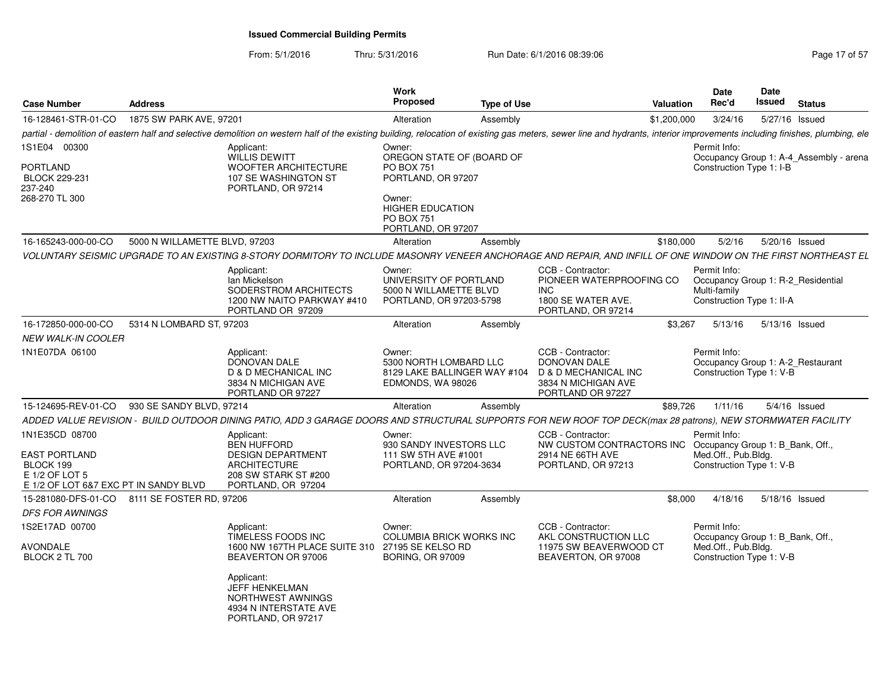# Issued Commercial Building Permits

From: 5/1/2016 Thru: 5/31/2016 Run Date: 6/1/2016 08:39:06

| Case Number | Address | Work Proposed | Type of Use | Valuation | Date Rec'd | Date Issued | Status |
|---|---|---|---|---|---|---|---|
| 16-128461-STR-01-CO | 1875 SW PARK AVE, 97201 | Alteration | Assembly | $1,200,000 | 3/24/16 | 5/27/16 | Issued |

*partial - demolition of eastern half and selective demolition on western half of the existing building, relocation of existing gas meters, sewer line and hydrants, interior improvements including finishes, plumbing, ele*

1S1E04 00300

PORTLAND
BLOCK 229-231
237-240
268-270 TL 300

Applicant:
WILLIS DEWITT
WOOFTER ARCHITECTURE
107 SE WASHINGTON ST
PORTLAND, OR 97214

Owner:
OREGON STATE OF (BOARD OF
PO BOX 751
PORTLAND, OR 97207

Owner:
HIGHER EDUCATION
PO BOX 751
PORTLAND, OR 97207

Permit Info:
Occupancy Group 1: A-4_Assembly - arena
Construction Type 1: I-B

---

| Case Number | Address | Work Proposed | Type of Use | Valuation | Date Rec'd | Date Issued | Status |
|---|---|---|---|---|---|---|---|
| 16-165243-000-00-CO | 5000 N WILLAMETTE BLVD, 97203 | Alteration | Assembly | $180,000 | 5/2/16 | 5/20/16 | Issued |

*VOLUNTARY SEISMIC UPGRADE TO AN EXISTING 8-STORY DORMITORY TO INCLUDE MASONRY VENEER ANCHORAGE AND REPAIR, AND INFILL OF ONE WINDOW ON THE FIRST NORTHEAST EL*

Applicant:
Ian Mickelson
SODERSTROM ARCHITECTS
1200 NW NAITO PARKWAY #410
PORTLAND OR 97209

Owner:
UNIVERSITY OF PORTLAND
5000 N WILLAMETTE BLVD
PORTLAND, OR 97203-5798

CCB - Contractor:
PIONEER WATERPROOFING CO
INC
1800 SE WATER AVE.
PORTLAND, OR 97214

Permit Info:
Occupancy Group 1: R-2_Residential
Multi-family
Construction Type 1: II-A

---

| Case Number | Address | Work Proposed | Type of Use | Valuation | Date Rec'd | Date Issued | Status |
|---|---|---|---|---|---|---|---|
| 16-172850-000-00-CO | 5314 N LOMBARD ST, 97203 | Alteration | Assembly | $3,267 | 5/13/16 | 5/13/16 | Issued |

*NEW WALK-IN COOLER*

1N1E07DA 06100

Applicant:
DONOVAN DALE
D & D MECHANICAL INC
3834 N MICHIGAN AVE
PORTLAND OR 97227

Owner:
5300 NORTH LOMBARD LLC
8129 LAKE BALLINGER WAY #104
EDMONDS, WA 98026

CCB - Contractor:
DONOVAN DALE
D & D MECHANICAL INC
3834 N MICHIGAN AVE
PORTLAND OR 97227

Permit Info:
Occupancy Group 1: A-2_Restaurant
Construction Type 1: V-B

---

| Case Number | Address | Work Proposed | Type of Use | Valuation | Date Rec'd | Date Issued | Status |
|---|---|---|---|---|---|---|---|
| 15-124695-REV-01-CO | 930 SE SANDY BLVD, 97214 | Alteration | Assembly | $89,726 | 1/11/16 | 5/4/16 | Issued |

*ADDED VALUE REVISION - BUILD OUTDOOR DINING PATIO, ADD 3 GARAGE DOORS AND STRUCTURAL SUPPORTS FOR NEW ROOF TOP DECK(max 28 patrons), NEW STORMWATER FACILITY*

1N1E35CD 08700

EAST PORTLAND
BLOCK 199
E 1/2 OF LOT 5
E 1/2 OF LOT 6&7 EXC PT IN SANDY BLVD

Applicant:
BEN HUFFORD
DESIGN DEPARTMENT
ARCHITECTURE
208 SW STARK ST #200
PORTLAND, OR 97204

Owner:
930 SANDY INVESTORS LLC
111 SW 5TH AVE #1001
PORTLAND, OR 97204-3634

CCB - Contractor:
NW CUSTOM CONTRACTORS INC
2914 NE 66TH AVE
PORTLAND, OR 97213

Permit Info:
Occupancy Group 1: B_Bank, Off.,
Med.Off., Pub.Bldg.
Construction Type 1: V-B

---

| Case Number | Address | Work Proposed | Type of Use | Valuation | Date Rec'd | Date Issued | Status |
|---|---|---|---|---|---|---|---|
| 15-281080-DFS-01-CO | 8111 SE FOSTER RD, 97206 | Alteration | Assembly | $8,000 | 4/18/16 | 5/18/16 | Issued |

*DFS FOR AWNINGS*

1S2E17AD 00700

AVONDALE
BLOCK 2 TL 700

Applicant:
TIMELESS FOODS INC
1600 NW 167TH PLACE SUITE 310
BEAVERTON OR 97006

Applicant:
JEFF HENKELMAN
NORTHWEST AWNINGS
4934 N INTERSTATE AVE
PORTLAND, OR 97217

Owner:
COLUMBIA BRICK WORKS INC
27195 SE KELSO RD
BORING, OR 97009

CCB - Contractor:
AKL CONSTRUCTION LLC
11975 SW BEAVERWOOD CT
BEAVERTON, OR 97008

Permit Info:
Occupancy Group 1: B_Bank, Off.,
Med.Off., Pub.Bldg.
Construction Type 1: V-B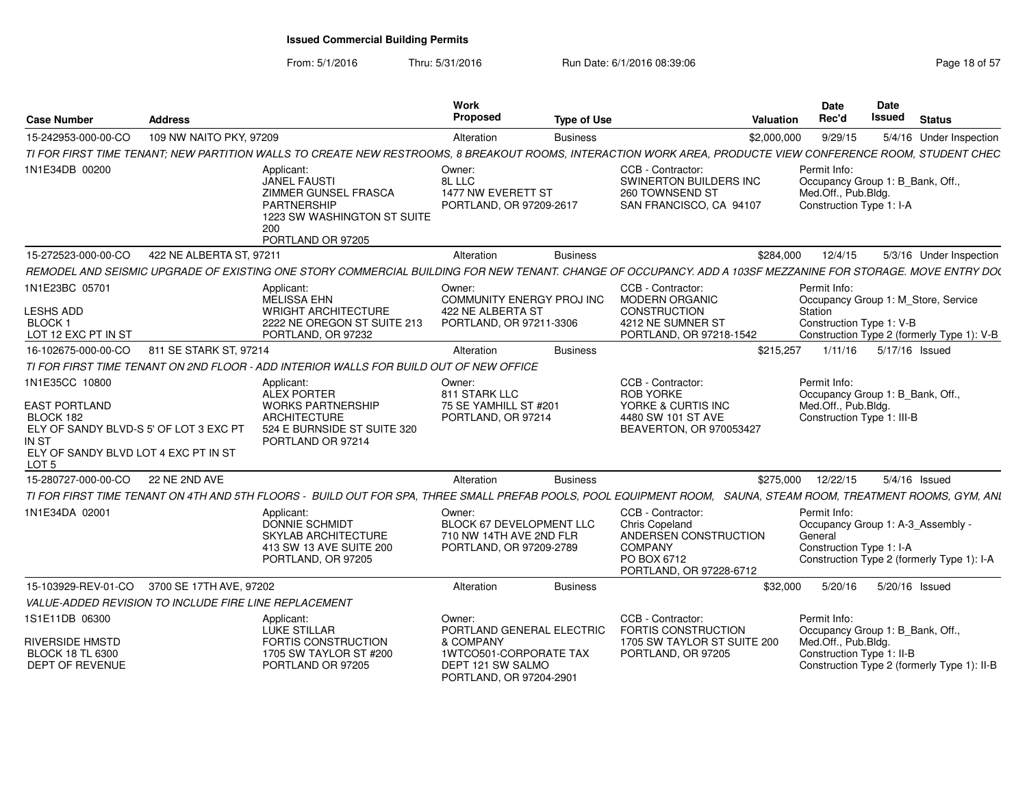# Issued Commercial Building Permits

From: 5/1/2016 Thru: 5/31/2016 Run Date: 6/1/2016 08:39:06

| Case Number | Address | Work Proposed | Type of Use | Valuation | Date Rec'd | Date Issued | Status |
|---|---|---|---|---|---|---|---|
| 15-242953-000-00-CO | 109 NW NAITO PKY, 97209 | Alteration | Business | $2,000,000 | 9/29/15 | 5/4/16 | Under Inspection |

TI FOR FIRST TIME TENANT; NEW PARTITION WALLS TO CREATE NEW RESTROOMS, 8 BREAKOUT ROOMS, INTERACTION WORK AREA, PRODUCTE VIEW CONFERENCE ROOM, STUDENT CHEC

1N1E34DB 00200

Applicant: JANEL FAUSTI, ZIMMER GUNSEL FRASCA PARTNERSHIP, 1223 SW WASHINGTON ST SUITE 200, PORTLAND OR 97205

Owner: 8L LLC, 1477 NW EVERETT ST, PORTLAND, OR 97209-2617

CCB - Contractor: SWINERTON BUILDERS INC, 260 TOWNSEND ST, SAN FRANCISCO, CA 94107

Permit Info: Occupancy Group 1: B_Bank, Off., Med.Off., Pub.Bldg. Construction Type 1: I-A

| Case Number | Address | Work Proposed | Type of Use | Valuation | Date Rec'd | Date Issued | Status |
|---|---|---|---|---|---|---|---|
| 15-272523-000-00-CO | 422 NE ALBERTA ST, 97211 | Alteration | Business | $284,000 | 12/4/15 | 5/3/16 | Under Inspection |

REMODEL AND SEISMIC UPGRADE OF EXISTING ONE STORY COMMERCIAL BUILDING FOR NEW TENANT. CHANGE OF OCCUPANCY. ADD A 103SF MEZZANINE FOR STORAGE. MOVE ENTRY DO(

1N1E23BC 05701
LESHS ADD
BLOCK 1
LOT 12 EXC PT IN ST

Applicant: MELISSA EHN, WRIGHT ARCHITECTURE, 2222 NE OREGON ST SUITE 213, PORTLAND, OR 97232

Owner: COMMUNITY ENERGY PROJ INC, 422 NE ALBERTA ST, PORTLAND, OR 97211-3306

CCB - Contractor: MODERN ORGANIC CONSTRUCTION, 4212 NE SUMNER ST, PORTLAND, OR 97218-1542

Permit Info: Occupancy Group 1: M_Store, Service Station. Construction Type 1: V-B. Construction Type 2 (formerly Type 1): V-B

| Case Number | Address | Work Proposed | Type of Use | Valuation | Date Rec'd | Date Issued | Status |
|---|---|---|---|---|---|---|---|
| 16-102675-000-00-CO | 811 SE STARK ST, 97214 | Alteration | Business | $215,257 | 1/11/16 | 5/17/16 | Issued |

TI FOR FIRST TIME TENANT ON 2ND FLOOR - ADD INTERIOR WALLS FOR BUILD OUT OF NEW OFFICE

1N1E35CC 10800
EAST PORTLAND
BLOCK 182
ELY OF SANDY BLVD-S 5' OF LOT 3 EXC PT IN ST
ELY OF SANDY BLVD LOT 4 EXC PT IN ST
LOT 5

Applicant: ALEX PORTER, WORKS PARTNERSHIP ARCHITECTURE, 524 E BURNSIDE ST SUITE 320, PORTLAND OR 97214

Owner: 811 STARK LLC, 75 SE YAMHILL ST #201, PORTLAND, OR 97214

CCB - Contractor: ROB YORKE, YORKE & CURTIS INC, 4480 SW 101 ST AVE, BEAVERTON, OR 970053427

Permit Info: Occupancy Group 1: B_Bank, Off., Med.Off., Pub.Bldg. Construction Type 1: III-B

| Case Number | Address | Work Proposed | Type of Use | Valuation | Date Rec'd | Date Issued | Status |
|---|---|---|---|---|---|---|---|
| 15-280727-000-00-CO | 22 NE 2ND AVE | Alteration | Business | $275,000 | 12/22/15 | 5/4/16 | Issued |

TI FOR FIRST TIME TENANT ON 4TH AND 5TH FLOORS - BUILD OUT FOR SPA, THREE SMALL PREFAB POOLS, POOL EQUIPMENT ROOM, SAUNA, STEAM ROOM, TREATMENT ROOMS, GYM, ANI

1N1E34DA 02001

Applicant: DONNIE SCHMIDT, SKYLAB ARCHITECTURE, 413 SW 13 AVE SUITE 200, PORTLAND, OR 97205

Owner: BLOCK 67 DEVELOPMENT LLC, 710 NW 14TH AVE 2ND FLR, PORTLAND, OR 97209-2789

CCB - Contractor: Chris Copeland, ANDERSEN CONSTRUCTION COMPANY, PO BOX 6712, PORTLAND, OR 97228-6712

Permit Info: Occupancy Group 1: A-3_Assembly - General. Construction Type 1: I-A. Construction Type 2 (formerly Type 1): I-A

| Case Number | Address | Work Proposed | Type of Use | Valuation | Date Rec'd | Date Issued | Status |
|---|---|---|---|---|---|---|---|
| 15-103929-REV-01-CO | 3700 SE 17TH AVE, 97202 | Alteration | Business | $32,000 | 5/20/16 | 5/20/16 | Issued |

VALUE-ADDED REVISION TO INCLUDE FIRE LINE REPLACEMENT

1S1E11DB 06300
RIVERSIDE HMSTD
BLOCK 18 TL 6300
DEPT OF REVENUE

Applicant: LUKE STILLAR, FORTIS CONSTRUCTION, 1705 SW TAYLOR ST #200, PORTLAND OR 97205

Owner: PORTLAND GENERAL ELECTRIC & COMPANY, 1WTCO501-CORPORATE TAX DEPT 121 SW SALMO, PORTLAND, OR 97204-2901

CCB - Contractor: FORTIS CONSTRUCTION, 1705 SW TAYLOR ST SUITE 200, PORTLAND, OR 97205

Permit Info: Occupancy Group 1: B_Bank, Off., Med.Off., Pub.Bldg. Construction Type 1: II-B. Construction Type 2 (formerly Type 1): II-B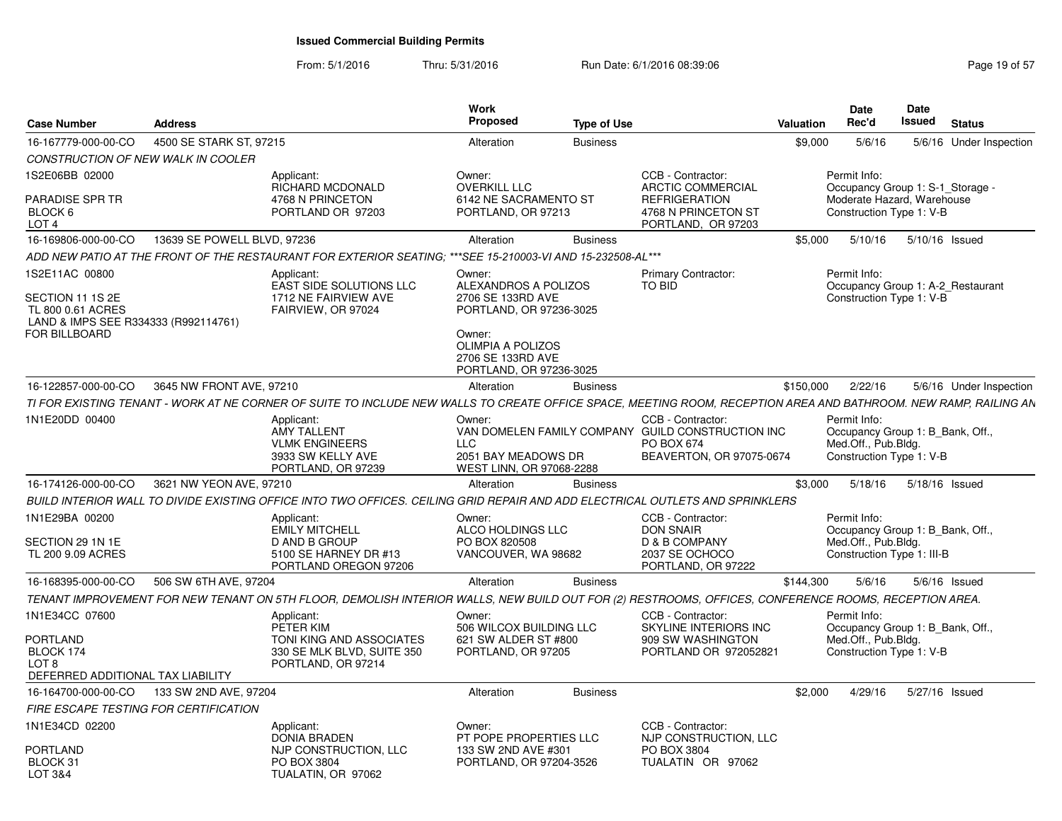# Issued Commercial Building Permits

From: 5/1/2016 Thru: 5/31/2016 Run Date: 6/1/2016 08:39:06

| Case Number | Address | Work Proposed | Type of Use | Valuation | Date Rec'd | Date Issued | Status |
|---|---|---|---|---|---|---|---|
| 16-167779-000-00-CO | 4500 SE STARK ST, 97215 | Alteration | Business | $9,000 | 5/6/16 | 5/6/16 | Under Inspection |

*CONSTRUCTION OF NEW WALK IN COOLER*

1S2E06BB 02000

PARADISE SPR TR
BLOCK 6
LOT 4

Applicant:
RICHARD MCDONALD
4768 N PRINCETON
PORTLAND OR 97203

Owner:
OVERKILL LLC
6142 NE SACRAMENTO ST
PORTLAND, OR 97213

CCB - Contractor:
ARCTIC COMMERCIAL REFRIGERATION
4768 N PRINCETON ST
PORTLAND, OR 97203

Permit Info:
Occupancy Group 1: S-1_Storage - Moderate Hazard, Warehouse
Construction Type 1: V-B

---

| Case Number | Address | Work Proposed | Type of Use | Valuation | Date Rec'd | Date Issued | Status |
|---|---|---|---|---|---|---|---|
| 16-169806-000-00-CO | 13639 SE POWELL BLVD, 97236 | Alteration | Business | $5,000 | 5/10/16 | 5/10/16 | Issued |

*ADD NEW PATIO AT THE FRONT OF THE RESTAURANT FOR EXTERIOR SEATING; ***SEE 15-210003-VI AND 15-232508-AL****

1S2E11AC 00800

SECTION 11 1S 2E
TL 800 0.61 ACRES
LAND & IMPS SEE R334333 (R992114761)
FOR BILLBOARD

Applicant:
EAST SIDE SOLUTIONS LLC
1712 NE FAIRVIEW AVE
FAIRVIEW, OR 97024

Owner:
ALEXANDROS A POLIZOS
2706 SE 133RD AVE
PORTLAND, OR 97236-3025

Owner:
OLIMPIA A POLIZOS
2706 SE 133RD AVE
PORTLAND, OR 97236-3025

Primary Contractor:
TO BID

Permit Info:
Occupancy Group 1: A-2_Restaurant
Construction Type 1: V-B

---

| Case Number | Address | Work Proposed | Type of Use | Valuation | Date Rec'd | Date Issued | Status |
|---|---|---|---|---|---|---|---|
| 16-122857-000-00-CO | 3645 NW FRONT AVE, 97210 | Alteration | Business | $150,000 | 2/22/16 | 5/6/16 | Under Inspection |

*TI FOR EXISTING TENANT - WORK AT NE CORNER OF SUITE TO INCLUDE NEW WALLS TO CREATE OFFICE SPACE, MEETING ROOM, RECEPTION AREA AND BATHROOM. NEW RAMP, RAILING AN*

1N1E20DD 00400

Applicant:
AMY TALLENT
VLMK ENGINEERS
3933 SW KELLY AVE
PORTLAND, OR 97239

Owner:
VAN DOMELEN FAMILY COMPANY LLC
2051 BAY MEADOWS DR
WEST LINN, OR 97068-2288

CCB - Contractor:
GUILD CONSTRUCTION INC
PO BOX 674
BEAVERTON, OR 97075-0674

Permit Info:
Occupancy Group 1: B_Bank, Off., Med.Off., Pub.Bldg.
Construction Type 1: V-B

---

| Case Number | Address | Work Proposed | Type of Use | Valuation | Date Rec'd | Date Issued | Status |
|---|---|---|---|---|---|---|---|
| 16-174126-000-00-CO | 3621 NW YEON AVE, 97210 | Alteration | Business | $3,000 | 5/18/16 | 5/18/16 | Issued |

*BUILD INTERIOR WALL TO DIVIDE EXISTING OFFICE INTO TWO OFFICES. CEILING GRID REPAIR AND ADD ELECTRICAL OUTLETS AND SPRINKLERS*

1N1E29BA 00200

SECTION 29 1N 1E
TL 200 9.09 ACRES

Applicant:
EMILY MITCHELL
D AND B GROUP
5100 SE HARNEY DR #13
PORTLAND OREGON 97206

Owner:
ALCO HOLDINGS LLC
PO BOX 820508
VANCOUVER, WA 98682

CCB - Contractor:
DON SNAIR
D & B COMPANY
2037 SE OCHOCO
PORTLAND, OR 97222

Permit Info:
Occupancy Group 1: B_Bank, Off., Med.Off., Pub.Bldg.
Construction Type 1: III-B

---

| Case Number | Address | Work Proposed | Type of Use | Valuation | Date Rec'd | Date Issued | Status |
|---|---|---|---|---|---|---|---|
| 16-168395-000-00-CO | 506 SW 6TH AVE, 97204 | Alteration | Business | $144,300 | 5/6/16 | 5/6/16 | Issued |

*TENANT IMPROVEMENT FOR NEW TENANT ON 5TH FLOOR, DEMOLISH INTERIOR WALLS, NEW BUILD OUT FOR (2) RESTROOMS, OFFICES, CONFERENCE ROOMS, RECEPTION AREA.*

1N1E34CC 07600

PORTLAND
BLOCK 174
LOT 8
DEFERRED ADDITIONAL TAX LIABILITY

Applicant:
PETER KIM
TONI KING AND ASSOCIATES
330 SE MLK BLVD, SUITE 350
PORTLAND, OR 97214

Owner:
506 WILCOX BUILDING LLC
621 SW ALDER ST #800
PORTLAND, OR 97205

CCB - Contractor:
SKYLINE INTERIORS INC
909 SW WASHINGTON
PORTLAND OR 972052821

Permit Info:
Occupancy Group 1: B_Bank, Off., Med.Off., Pub.Bldg.
Construction Type 1: V-B

---

| Case Number | Address | Work Proposed | Type of Use | Valuation | Date Rec'd | Date Issued | Status |
|---|---|---|---|---|---|---|---|
| 16-164700-000-00-CO | 133 SW 2ND AVE, 97204 | Alteration | Business | $2,000 | 4/29/16 | 5/27/16 | Issued |

*FIRE ESCAPE TESTING FOR CERTIFICATION*

1N1E34CD 02200

PORTLAND
BLOCK 31
LOT 3&4

Applicant:
DONIA BRADEN
NJP CONSTRUCTION, LLC
PO BOX 3804
TUALATIN, OR 97062

Owner:
PT POPE PROPERTIES LLC
133 SW 2ND AVE #301
PORTLAND, OR 97204-3526

CCB - Contractor:
NJP CONSTRUCTION, LLC
PO BOX 3804
TUALATIN OR 97062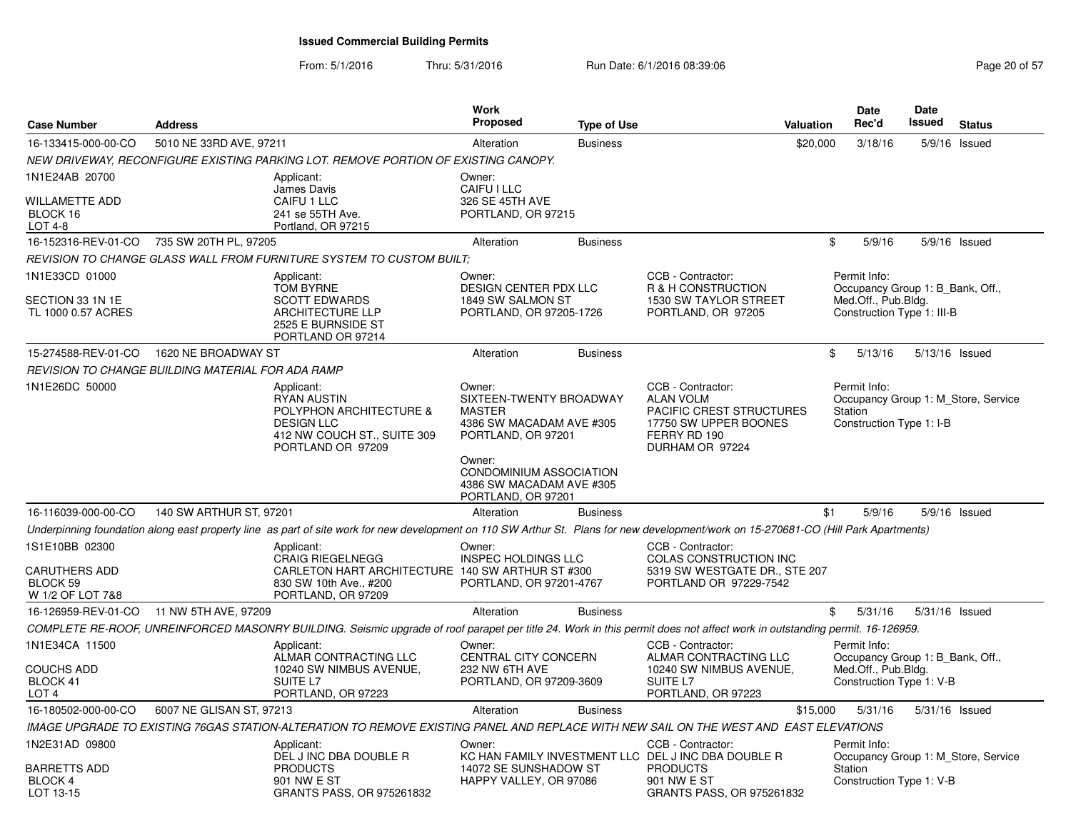# Issued Commercial Building Permits

From: 5/1/2016 Thru: 5/31/2016 Run Date: 6/1/2016 08:39:06

| Case Number | Address | Work Proposed | Type of Use | Valuation | Date Rec'd | Date Issued | Status |
|---|---|---|---|---|---|---|---|
| 16-133415-000-00-CO | 5010 NE 33RD AVE, 97211 | Alteration | Business | $20,000 | 3/18/16 | 5/9/16 | Issued |

*NEW DRIVEWAY, RECONFIGURE EXISTING PARKING LOT. REMOVE PORTION OF EXISTING CANOPY.*

1N1E24AB 20700
WILLAMETTE ADD
BLOCK 16
LOT 4-8

Applicant:
James Davis
CAIFU 1 LLC
241 se 55TH Ave.
Portland, OR 97215

Owner:
CAIFU I LLC
326 SE 45TH AVE
PORTLAND, OR 97215

---

| Case Number | Address | Work Proposed | Type of Use | Valuation | Date Rec'd | Date Issued | Status |
|---|---|---|---|---|---|---|---|
| 16-152316-REV-01-CO | 735 SW 20TH PL, 97205 | Alteration | Business | $ | 5/9/16 | 5/9/16 | Issued |

*REVISION TO CHANGE GLASS WALL FROM FURNITURE SYSTEM TO CUSTOM BUILT;*

1N1E33CD 01000
SECTION 33 1N 1E
TL 1000 0.57 ACRES

Applicant:
TOM BYRNE
SCOTT EDWARDS
ARCHITECTURE LLP
2525 E BURNSIDE ST
PORTLAND OR 97214

Owner:
DESIGN CENTER PDX LLC
1849 SW SALMON ST
PORTLAND, OR 97205-1726

CCB - Contractor:
R & H CONSTRUCTION
1530 SW TAYLOR STREET
PORTLAND, OR 97205

Permit Info:
Occupancy Group 1: B_Bank, Off., Med.Off., Pub.Bldg.
Construction Type 1: III-B

---

| Case Number | Address | Work Proposed | Type of Use | Valuation | Date Rec'd | Date Issued | Status |
|---|---|---|---|---|---|---|---|
| 15-274588-REV-01-CO | 1620 NE BROADWAY ST | Alteration | Business | $ | 5/13/16 | 5/13/16 | Issued |

*REVISION TO CHANGE BUILDING MATERIAL FOR ADA RAMP*

1N1E26DC 50000

Applicant:
RYAN AUSTIN
POLYPHON ARCHITECTURE & DESIGN LLC
412 NW COUCH ST., SUITE 309
PORTLAND OR 97209

Owner:
SIXTEEN-TWENTY BROADWAY MASTER
4386 SW MACADAM AVE #305
PORTLAND, OR 97201

Owner:
CONDOMINIUM ASSOCIATION
4386 SW MACADAM AVE #305
PORTLAND, OR 97201

CCB - Contractor:
ALAN VOLM
PACIFIC CREST STRUCTURES
17750 SW UPPER BOONES FERRY RD 190
DURHAM OR 97224

Permit Info:
Occupancy Group 1: M_Store, Service Station
Construction Type 1: I-B

---

| Case Number | Address | Work Proposed | Type of Use | Valuation | Date Rec'd | Date Issued | Status |
|---|---|---|---|---|---|---|---|
| 16-116039-000-00-CO | 140 SW ARTHUR ST, 97201 | Alteration | Business | $1 | 5/9/16 | 5/9/16 | Issued |

*Underpinning foundation along east property line as part of site work for new development on 110 SW Arthur St. Plans for new development/work on 15-270681-CO (Hill Park Apartments)*

1S1E10BB 02300
CARUTHERS ADD
BLOCK 59
W 1/2 OF LOT 7&8

Applicant:
CRAIG RIEGELNEGG
CARLETON HART ARCHITECTURE
830 SW 10th Ave., #200
PORTLAND, OR 97209

Owner:
INSPEC HOLDINGS LLC
140 SW ARTHUR ST #300
PORTLAND, OR 97201-4767

CCB - Contractor:
COLAS CONSTRUCTION INC
5319 SW WESTGATE DR., STE 207
PORTLAND OR 97229-7542

---

| Case Number | Address | Work Proposed | Type of Use | Valuation | Date Rec'd | Date Issued | Status |
|---|---|---|---|---|---|---|---|
| 16-126959-REV-01-CO | 11 NW 5TH AVE, 97209 | Alteration | Business | $ | 5/31/16 | 5/31/16 | Issued |

*COMPLETE RE-ROOF, UNREINFORCED MASONRY BUILDING. Seismic upgrade of roof parapet per title 24. Work in this permit does not affect work in outstanding permit. 16-126959.*

1N1E34CA 11500
COUCHS ADD
BLOCK 41
LOT 4

Applicant:
ALMAR CONTRACTING LLC
10240 SW NIMBUS AVENUE, SUITE L7
PORTLAND, OR 97223

Owner:
CENTRAL CITY CONCERN
232 NW 6TH AVE
PORTLAND, OR 97209-3609

CCB - Contractor:
ALMAR CONTRACTING LLC
10240 SW NIMBUS AVENUE, SUITE L7
PORTLAND, OR 97223

Permit Info:
Occupancy Group 1: B_Bank, Off., Med.Off., Pub.Bldg.
Construction Type 1: V-B

---

| Case Number | Address | Work Proposed | Type of Use | Valuation | Date Rec'd | Date Issued | Status |
|---|---|---|---|---|---|---|---|
| 16-180502-000-00-CO | 6007 NE GLISAN ST, 97213 | Alteration | Business | $15,000 | 5/31/16 | 5/31/16 | Issued |

*IMAGE UPGRADE TO EXISTING 76GAS STATION-ALTERATION TO REMOVE EXISTING PANEL AND REPLACE WITH NEW SAIL ON THE WEST AND EAST ELEVATIONS*

1N2E31AD 09800
BARRETTS ADD
BLOCK 4
LOT 13-15

Applicant:
DEL J INC DBA DOUBLE R PRODUCTS
901 NW E ST
GRANTS PASS, OR 975261832

Owner:
KC HAN FAMILY INVESTMENT LLC
14072 SE SUNSHADOW ST
HAPPY VALLEY, OR 97086

CCB - Contractor:
DEL J INC DBA DOUBLE R PRODUCTS
901 NW E ST
GRANTS PASS, OR 975261832

Permit Info:
Occupancy Group 1: M_Store, Service Station
Construction Type 1: V-B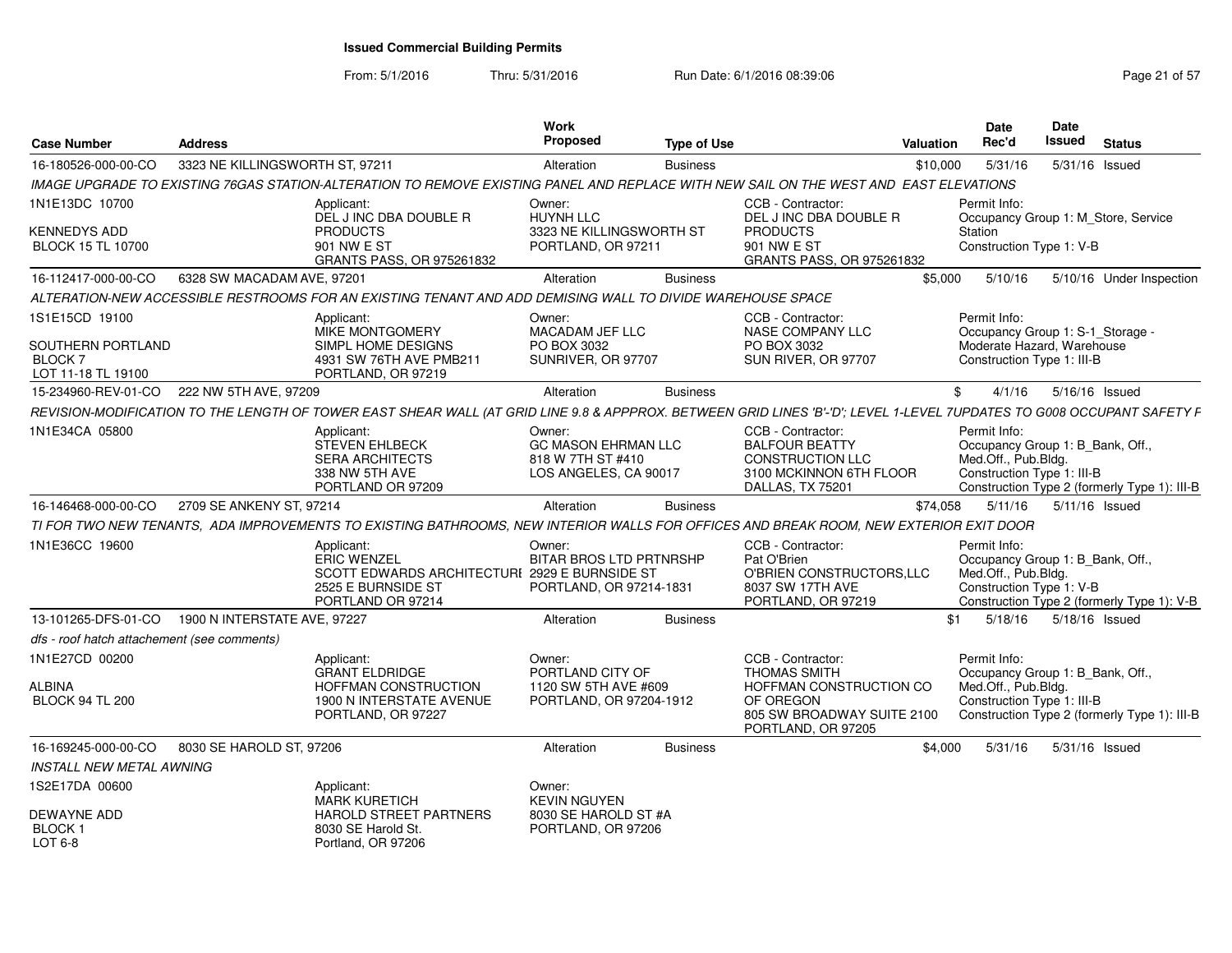# Issued Commercial Building Permits

From: 5/1/2016 Thru: 5/31/2016 Run Date: 6/1/2016 08:39:06

| Case Number | Address | Work Proposed | Type of Use | Valuation | Date Rec'd | Date Issued | Status |
|---|---|---|---|---|---|---|---|
| 16-180526-000-00-CO | 3323 NE KILLINGSWORTH ST, 97211 | Alteration | Business | $10,000 | 5/31/16 | 5/31/16 | Issued |

*IMAGE UPGRADE TO EXISTING 76GAS STATION-ALTERATION TO REMOVE EXISTING PANEL AND REPLACE WITH NEW SAIL ON THE WEST AND EAST ELEVATIONS*

1N1E13DC 10700
KENNEDYS ADD
BLOCK 15 TL 10700

Applicant: DEL J INC DBA DOUBLE R PRODUCTS, 901 NW E ST, GRANTS PASS, OR 975261832
Owner: HUYNH LLC, 3323 NE KILLINGSWORTH ST, PORTLAND, OR 97211
CCB - Contractor: DEL J INC DBA DOUBLE R PRODUCTS, 901 NW E ST, GRANTS PASS, OR 975261832
Permit Info: Occupancy Group 1: M_Store, Service Station; Construction Type 1: V-B

| Case Number | Address | Work Proposed | Type of Use | Valuation | Date Rec'd | Date Issued | Status |
|---|---|---|---|---|---|---|---|
| 16-112417-000-00-CO | 6328 SW MACADAM AVE, 97201 | Alteration | Business | $5,000 | 5/10/16 | 5/10/16 | Under Inspection |

*ALTERATION-NEW ACCESSIBLE RESTROOMS FOR AN EXISTING TENANT AND ADD DEMISING WALL TO DIVIDE WAREHOUSE SPACE*

1S1E15CD 19100
SOUTHERN PORTLAND
BLOCK 7
LOT 11-18 TL 19100

Applicant: MIKE MONTGOMERY, SIMPL HOME DESIGNS, 4931 SW 76TH AVE PMB211, PORTLAND, OR 97219
Owner: MACADAM JEF LLC, PO BOX 3032, SUNRIVER, OR 97707
CCB - Contractor: NASE COMPANY LLC, PO BOX 3032, SUN RIVER, OR 97707
Permit Info: Occupancy Group 1: S-1_Storage - Moderate Hazard, Warehouse; Construction Type 1: III-B

| Case Number | Address | Work Proposed | Type of Use | Valuation | Date Rec'd | Date Issued | Status |
|---|---|---|---|---|---|---|---|
| 15-234960-REV-01-CO | 222 NW 5TH AVE, 97209 | Alteration | Business | $ | 4/1/16 | 5/16/16 | Issued |

*REVISION-MODIFICATION TO THE LENGTH OF TOWER EAST SHEAR WALL (AT GRID LINE 9.8 & APPPROX. BETWEEN GRID LINES 'B'-'D'; LEVEL 1-LEVEL 7UPDATES TO G008 OCCUPANT SAFETY F*

1N1E34CA 05800

Applicant: STEVEN EHLBECK, SERA ARCHITECTS, 338 NW 5TH AVE, PORTLAND OR 97209
Owner: GC MASON EHRMAN LLC, 818 W 7TH ST #410, LOS ANGELES, CA 90017
CCB - Contractor: BALFOUR BEATTY CONSTRUCTION LLC, 3100 MCKINNON 6TH FLOOR, DALLAS, TX 75201
Permit Info: Occupancy Group 1: B_Bank, Off., Med.Off., Pub.Bldg.; Construction Type 1: III-B; Construction Type 2 (formerly Type 1): III-B

| Case Number | Address | Work Proposed | Type of Use | Valuation | Date Rec'd | Date Issued | Status |
|---|---|---|---|---|---|---|---|
| 16-146468-000-00-CO | 2709 SE ANKENY ST, 97214 | Alteration | Business | $74,058 | 5/11/16 | 5/11/16 | Issued |

*TI FOR TWO NEW TENANTS, ADA IMPROVEMENTS TO EXISTING BATHROOMS, NEW INTERIOR WALLS FOR OFFICES AND BREAK ROOM, NEW EXTERIOR EXIT DOOR*

1N1E36CC 19600

Applicant: ERIC WENZEL, SCOTT EDWARDS ARCHITECTURE, 2525 E BURNSIDE ST, PORTLAND OR 97214
Owner: BITAR BROS LTD PRTNRSHP, 2929 E BURNSIDE ST, PORTLAND, OR 97214-1831
CCB - Contractor: Pat O'Brien, O'BRIEN CONSTRUCTORS,LLC, 8037 SW 17TH AVE, PORTLAND, OR 97219
Permit Info: Occupancy Group 1: B_Bank, Off., Med.Off., Pub.Bldg.; Construction Type 1: V-B; Construction Type 2 (formerly Type 1): V-B

| Case Number | Address | Work Proposed | Type of Use | Valuation | Date Rec'd | Date Issued | Status |
|---|---|---|---|---|---|---|---|
| 13-101265-DFS-01-CO | 1900 N INTERSTATE AVE, 97227 | Alteration | Business | $1 | 5/18/16 | 5/18/16 | Issued |

*dfs - roof hatch attachement (see comments)*

1N1E27CD 00200
ALBINA
BLOCK 94 TL 200

Applicant: GRANT ELDRIDGE, HOFFMAN CONSTRUCTION, 1900 N INTERSTATE AVENUE, PORTLAND, OR 97227
Owner: PORTLAND CITY OF, 1120 SW 5TH AVE #609, PORTLAND, OR 97204-1912
CCB - Contractor: THOMAS SMITH, HOFFMAN CONSTRUCTION CO OF OREGON, 805 SW BROADWAY SUITE 2100, PORTLAND, OR 97205
Permit Info: Occupancy Group 1: B_Bank, Off., Med.Off., Pub.Bldg.; Construction Type 1: III-B; Construction Type 2 (formerly Type 1): III-B

| Case Number | Address | Work Proposed | Type of Use | Valuation | Date Rec'd | Date Issued | Status |
|---|---|---|---|---|---|---|---|
| 16-169245-000-00-CO | 8030 SE HAROLD ST, 97206 | Alteration | Business | $4,000 | 5/31/16 | 5/31/16 | Issued |

*INSTALL NEW METAL AWNING*

1S2E17DA 00600
DEWAYNE ADD
BLOCK 1
LOT 6-8

Applicant: MARK KURETICH, HAROLD STREET PARTNERS, 8030 SE Harold St., Portland, OR 97206
Owner: KEVIN NGUYEN, 8030 SE HAROLD ST #A, PORTLAND, OR 97206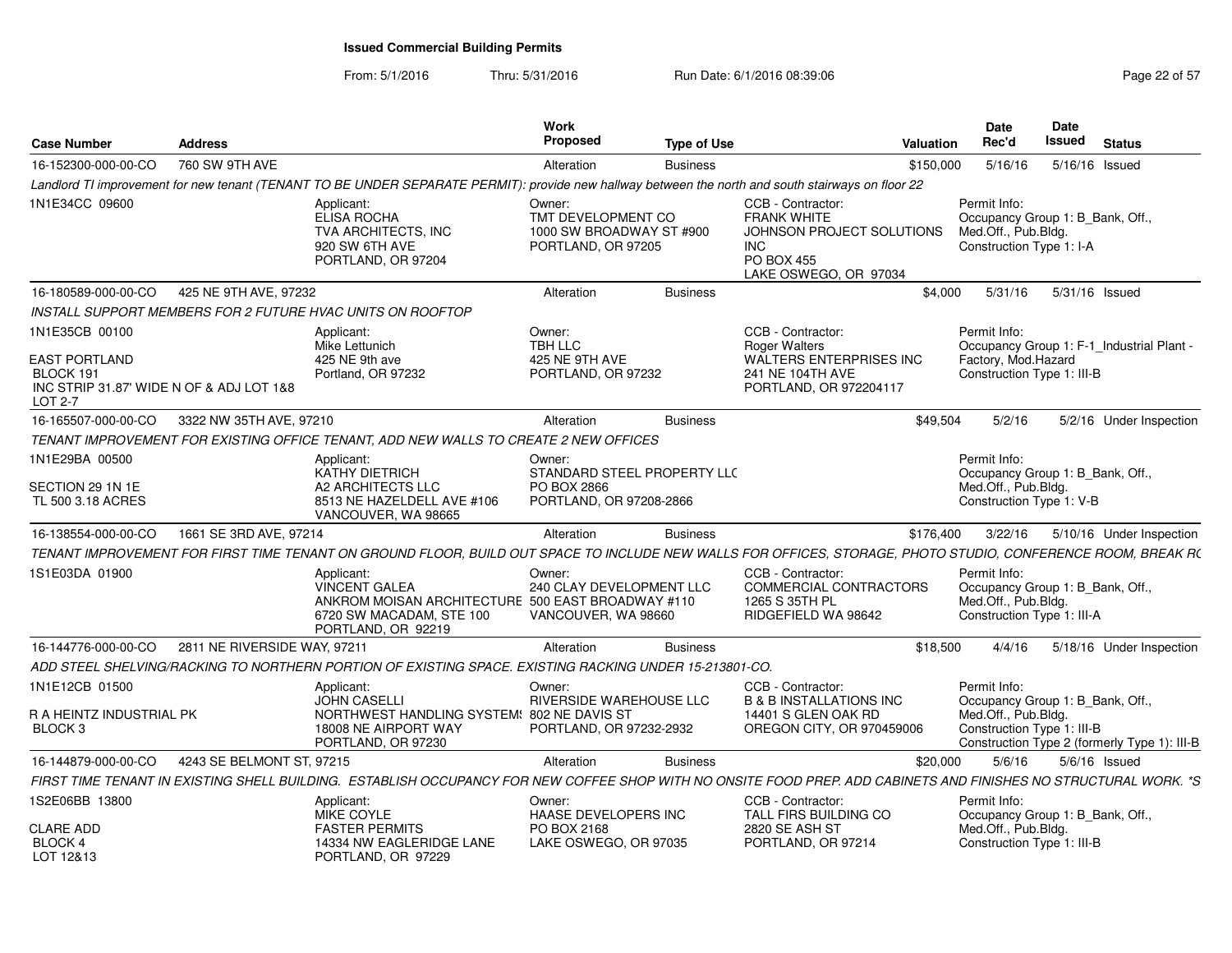# Issued Commercial Building Permits

From: 5/1/2016 Thru: 5/31/2016 Run Date: 6/1/2016 08:39:06

| Case Number | Address | Work Proposed | Type of Use | Valuation | Date Rec'd | Date Issued | Status |
|---|---|---|---|---|---|---|---|
| 16-152300-000-00-CO | 760 SW 9TH AVE | Alteration | Business | $150,000 | 5/16/16 | 5/16/16 | Issued |

*Landlord TI improvement for new tenant (TENANT TO BE UNDER SEPARATE PERMIT): provide new hallway between the north and south stairways on floor 22*

1N1E34CC 09600

Applicant: ELISA ROCHA, TVA ARCHITECTS, INC, 920 SW 6TH AVE, PORTLAND, OR 97204

Owner: TMT DEVELOPMENT CO, 1000 SW BROADWAY ST #900, PORTLAND, OR 97205

CCB - Contractor: FRANK WHITE, JOHNSON PROJECT SOLUTIONS INC, PO BOX 455, LAKE OSWEGO, OR 97034

Permit Info: Occupancy Group 1: B_Bank, Off., Med.Off., Pub.Bldg. Construction Type 1: I-A

| Case Number | Address | Work Proposed | Type of Use | Valuation | Date Rec'd | Date Issued | Status |
|---|---|---|---|---|---|---|---|
| 16-180589-000-00-CO | 425 NE 9TH AVE, 97232 | Alteration | Business | $4,000 | 5/31/16 | 5/31/16 | Issued |

*INSTALL SUPPORT MEMBERS FOR 2 FUTURE HVAC UNITS ON ROOFTOP*

1N1E35CB 00100

EAST PORTLAND
BLOCK 191
INC STRIP 31.87' WIDE N OF & ADJ LOT 1&8
LOT 2-7

Applicant: Mike Lettunich, 425 NE 9th ave, Portland, OR 97232

Owner: TBH LLC, 425 NE 9TH AVE, PORTLAND, OR 97232

CCB - Contractor: Roger Walters, WALTERS ENTERPRISES INC, 241 NE 104TH AVE, PORTLAND, OR 972204117

Permit Info: Occupancy Group 1: F-1_Industrial Plant - Factory, Mod.Hazard Construction Type 1: III-B

| Case Number | Address | Work Proposed | Type of Use | Valuation | Date Rec'd | Date Issued | Status |
|---|---|---|---|---|---|---|---|
| 16-165507-000-00-CO | 3322 NW 35TH AVE, 97210 | Alteration | Business | $49,504 | 5/2/16 | 5/2/16 | Under Inspection |

*TENANT IMPROVEMENT FOR EXISTING OFFICE TENANT, ADD NEW WALLS TO CREATE 2 NEW OFFICES*

1N1E29BA 00500

SECTION 29 1N 1E
TL 500 3.18 ACRES

Applicant: KATHY DIETRICH, A2 ARCHITECTS LLC, 8513 NE HAZELDELL AVE #106, VANCOUVER, WA 98665

Owner: STANDARD STEEL PROPERTY LLC, PO BOX 2866, PORTLAND, OR 97208-2866

Permit Info: Occupancy Group 1: B_Bank, Off., Med.Off., Pub.Bldg. Construction Type 1: V-B

| Case Number | Address | Work Proposed | Type of Use | Valuation | Date Rec'd | Date Issued | Status |
|---|---|---|---|---|---|---|---|
| 16-138554-000-00-CO | 1661 SE 3RD AVE, 97214 | Alteration | Business | $176,400 | 3/22/16 | 5/10/16 | Under Inspection |

*TENANT IMPROVEMENT FOR FIRST TIME TENANT ON GROUND FLOOR, BUILD OUT SPACE TO INCLUDE NEW WALLS FOR OFFICES, STORAGE, PHOTO STUDIO, CONFERENCE ROOM, BREAK R(*

1S1E03DA 01900

Applicant: VINCENT GALEA, ANKROM MOISAN ARCHITECTURE, 6720 SW MACADAM, STE 100, PORTLAND, OR 92219

Owner: 240 CLAY DEVELOPMENT LLC, 500 EAST BROADWAY #110, VANCOUVER, WA 98660

CCB - Contractor: COMMERCIAL CONTRACTORS, 1265 S 35TH PL, RIDGEFIELD WA 98642

Permit Info: Occupancy Group 1: B_Bank, Off., Med.Off., Pub.Bldg. Construction Type 1: III-A

| Case Number | Address | Work Proposed | Type of Use | Valuation | Date Rec'd | Date Issued | Status |
|---|---|---|---|---|---|---|---|
| 16-144776-000-00-CO | 2811 NE RIVERSIDE WAY, 97211 | Alteration | Business | $18,500 | 4/4/16 | 5/18/16 | Under Inspection |

*ADD STEEL SHELVING/RACKING TO NORTHERN PORTION OF EXISTING SPACE. EXISTING RACKING UNDER 15-213801-CO.*

1N1E12CB 01500

R A HEINTZ INDUSTRIAL PK
BLOCK 3

Applicant: JOHN CASELLI, NORTHWEST HANDLING SYSTEMS, 18008 NE AIRPORT WAY, PORTLAND, OR 97230

Owner: RIVERSIDE WAREHOUSE LLC, 802 NE DAVIS ST, PORTLAND, OR 97232-2932

CCB - Contractor: B & B INSTALLATIONS INC, 14401 S GLEN OAK RD, OREGON CITY, OR 970459006

Permit Info: Occupancy Group 1: B_Bank, Off., Med.Off., Pub.Bldg. Construction Type 1: III-B Construction Type 2 (formerly Type 1): III-B

| Case Number | Address | Work Proposed | Type of Use | Valuation | Date Rec'd | Date Issued | Status |
|---|---|---|---|---|---|---|---|
| 16-144879-000-00-CO | 4243 SE BELMONT ST, 97215 | Alteration | Business | $20,000 | 5/6/16 | 5/6/16 | Issued |

*FIRST TIME TENANT IN EXISTING SHELL BUILDING. ESTABLISH OCCUPANCY FOR NEW COFFEE SHOP WITH NO ONSITE FOOD PREP. ADD CABINETS AND FINISHES NO STRUCTURAL WORK. *S*

1S2E06BB 13800

CLARE ADD
BLOCK 4
LOT 12&13

Applicant: MIKE COYLE, FASTER PERMITS, 14334 NW EAGLERIDGE LANE, PORTLAND, OR 97229

Owner: HAASE DEVELOPERS INC, PO BOX 2168, LAKE OSWEGO, OR 97035

CCB - Contractor: TALL FIRS BUILDING CO, 2820 SE ASH ST, PORTLAND, OR 97214

Permit Info: Occupancy Group 1: B_Bank, Off., Med.Off., Pub.Bldg. Construction Type 1: III-B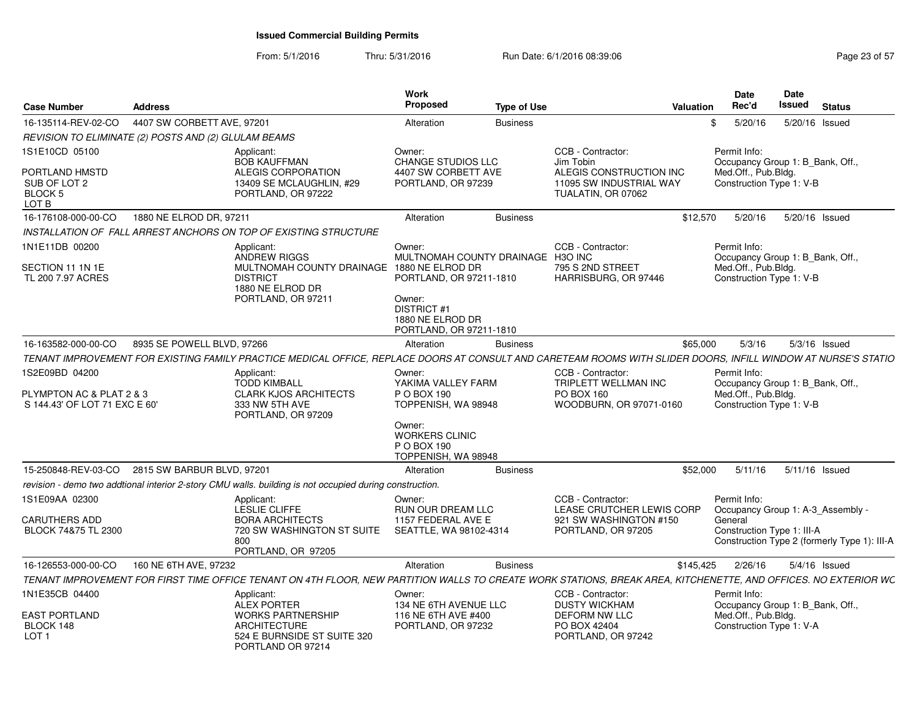**Issued Commercial Building Permits**

From: 5/1/2016 Thru: 5/31/2016 Run Date: 6/1/2016 08:39:06

| Case Number | Address | Work Proposed | Type of Use | Valuation | Date Rec'd | Date Issued | Status |
|---|---|---|---|---|---|---|---|
| 16-135114-REV-02-CO | 4407 SW CORBETT AVE, 97201 | Alteration | Business | $ | 5/20/16 | 5/20/16 | Issued |

REVISION TO ELIMINATE (2) POSTS AND (2) GLULAM BEAMS

1S1E10CD 05100

PORTLAND HMSTD
SUB OF LOT 2
BLOCK 5
LOT B

Applicant:
BOB KAUFFMAN
ALEGIS CORPORATION
13409 SE MCLAUGHLIN, #29
PORTLAND, OR 97222

Owner:
CHANGE STUDIOS LLC
4407 SW CORBETT AVE
PORTLAND, OR 97239

CCB - Contractor:
Jim Tobin
ALEGIS CONSTRUCTION INC
11095 SW INDUSTRIAL WAY
TUALATIN, OR 07062

Permit Info:
Occupancy Group 1: B_Bank, Off., Med.Off., Pub.Bldg.
Construction Type 1: V-B

---

| Case Number | Address | Work Proposed | Type of Use | Valuation | Date Rec'd | Date Issued | Status |
|---|---|---|---|---|---|---|---|
| 16-176108-000-00-CO | 1880 NE ELROD DR, 97211 | Alteration | Business | $12,570 | 5/20/16 | 5/20/16 | Issued |

INSTALLATION OF FALL ARREST ANCHORS ON TOP OF EXISTING STRUCTURE

1N1E11DB 00200

SECTION 11 1N 1E
TL 200 7.97 ACRES

Applicant:
ANDREW RIGGS
MULTNOMAH COUNTY DRAINAGE DISTRICT
1880 NE ELROD DR
PORTLAND, OR 97211

Owner:
MULTNOMAH COUNTY DRAINAGE
1880 NE ELROD DR
PORTLAND, OR 97211-1810

Owner:
DISTRICT #1
1880 NE ELROD DR
PORTLAND, OR 97211-1810

CCB - Contractor:
H3O INC
795 S 2ND STREET
HARRISBURG, OR 97446

Permit Info:
Occupancy Group 1: B_Bank, Off., Med.Off., Pub.Bldg.
Construction Type 1: V-B

---

| Case Number | Address | Work Proposed | Type of Use | Valuation | Date Rec'd | Date Issued | Status |
|---|---|---|---|---|---|---|---|
| 16-163582-000-00-CO | 8935 SE POWELL BLVD, 97266 | Alteration | Business | $65,000 | 5/3/16 | 5/3/16 | Issued |

TENANT IMPROVEMENT FOR EXISTING FAMILY PRACTICE MEDICAL OFFICE, REPLACE DOORS AT CONSULT AND CARETEAM ROOMS WITH SLIDER DOORS, INFILL WINDOW AT NURSE'S STATIO

1S2E09BD 04200

PLYMPTON AC & PLAT 2 & 3
S 144.43' OF LOT 71 EXC E 60'

Applicant:
TODD KIMBALL
CLARK KJOS ARCHITECTS
333 NW 5TH AVE
PORTLAND, OR 97209

Owner:
YAKIMA VALLEY FARM
P O BOX 190
TOPPENISH, WA 98948

Owner:
WORKERS CLINIC
P O BOX 190
TOPPENISH, WA 98948

CCB - Contractor:
TRIPLETT WELLMAN INC
PO BOX 160
WOODBURN, OR 97071-0160

Permit Info:
Occupancy Group 1: B_Bank, Off., Med.Off., Pub.Bldg.
Construction Type 1: V-B

---

| Case Number | Address | Work Proposed | Type of Use | Valuation | Date Rec'd | Date Issued | Status |
|---|---|---|---|---|---|---|---|
| 15-250848-REV-03-CO | 2815 SW BARBUR BLVD, 97201 | Alteration | Business | $52,000 | 5/11/16 | 5/11/16 | Issued |

revision - demo two addtional interior 2-story CMU walls. building is not occupied during construction.

1S1E09AA 02300

CARUTHERS ADD
BLOCK 74&75 TL 2300

Applicant:
LESLIE CLIFFE
BORA ARCHITECTS
720 SW WASHINGTON ST SUITE 800
PORTLAND, OR 97205

Owner:
RUN OUR DREAM LLC
1157 FEDERAL AVE E
SEATTLE, WA 98102-4314

CCB - Contractor:
LEASE CRUTCHER LEWIS CORP
921 SW WASHINGTON #150
PORTLAND, OR 97205

Permit Info:
Occupancy Group 1: A-3_Assembly - General
Construction Type 1: III-A
Construction Type 2 (formerly Type 1): III-A

---

| Case Number | Address | Work Proposed | Type of Use | Valuation | Date Rec'd | Date Issued | Status |
|---|---|---|---|---|---|---|---|
| 16-126553-000-00-CO | 160 NE 6TH AVE, 97232 | Alteration | Business | $145,425 | 2/26/16 | 5/4/16 | Issued |

TENANT IMPROVEMENT FOR FIRST TIME OFFICE TENANT ON 4TH FLOOR, NEW PARTITION WALLS TO CREATE WORK STATIONS, BREAK AREA, KITCHENETTE, AND OFFICES. NO EXTERIOR WC

1N1E35CB 04400

EAST PORTLAND
BLOCK 148
LOT 1

Applicant:
ALEX PORTER
WORKS PARTNERSHIP ARCHITECTURE
524 E BURNSIDE ST SUITE 320
PORTLAND OR 97214

Owner:
134 NE 6TH AVENUE LLC
116 NE 6TH AVE #400
PORTLAND, OR 97232

CCB - Contractor:
DUSTY WICKHAM
DEFORM NW LLC
PO BOX 42404
PORTLAND, OR 97242

Permit Info:
Occupancy Group 1: B_Bank, Off., Med.Off., Pub.Bldg.
Construction Type 1: V-A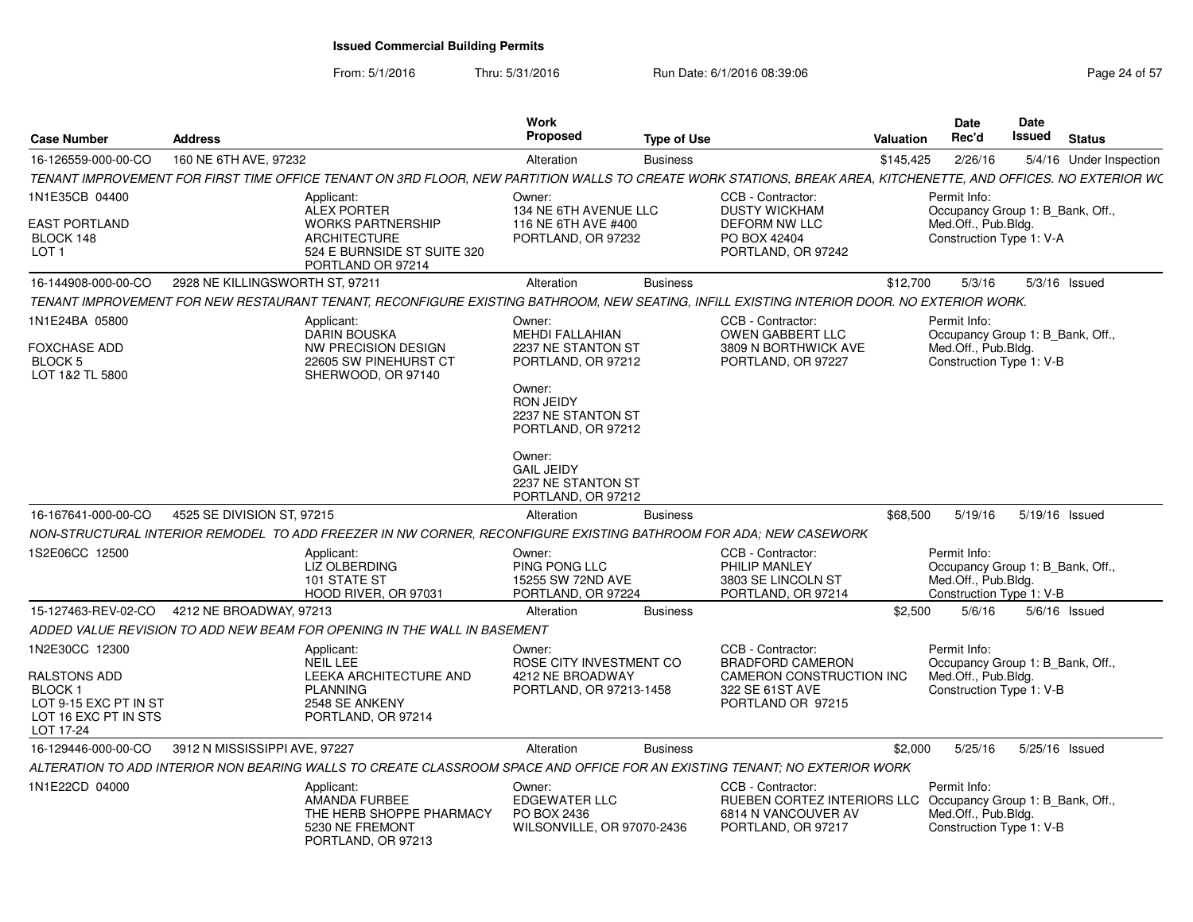# Issued Commercial Building Permits

From: 5/1/2016 Thru: 5/31/2016 Run Date: 6/1/2016 08:39:06

| Case Number | Address | Work Proposed | Type of Use | Valuation | Date Rec'd | Date Issued | Status |
|---|---|---|---|---|---|---|---|
| 16-126559-000-00-CO | 160 NE 6TH AVE, 97232 | Alteration | Business | $145,425 | 2/26/16 | 5/4/16 | Under Inspection |

TENANT IMPROVEMENT FOR FIRST TIME OFFICE TENANT ON 3RD FLOOR, NEW PARTITION WALLS TO CREATE WORK STATIONS, BREAK AREA, KITCHENETTE, AND OFFICES. NO EXTERIOR WC

1N1E35CB 04400
EAST PORTLAND
BLOCK 148
LOT 1

Applicant:
ALEX PORTER
WORKS PARTNERSHIP ARCHITECTURE
524 E BURNSIDE ST SUITE 320
PORTLAND OR 97214

Owner:
134 NE 6TH AVENUE LLC
116 NE 6TH AVE #400
PORTLAND, OR 97232

CCB - Contractor:
DUSTY WICKHAM
DEFORM NW LLC
PO BOX 42404
PORTLAND, OR 97242

Permit Info:
Occupancy Group 1: B_Bank, Off., Med.Off., Pub.Bldg.
Construction Type 1: V-A

| Case Number | Address | Work Proposed | Type of Use | Valuation | Date Rec'd | Date Issued | Status |
|---|---|---|---|---|---|---|---|
| 16-144908-000-00-CO | 2928 NE KILLINGSWORTH ST, 97211 | Alteration | Business | $12,700 | 5/3/16 | 5/3/16 | Issued |

TENANT IMPROVEMENT FOR NEW RESTAURANT TENANT, RECONFIGURE EXISTING BATHROOM, NEW SEATING, INFILL EXISTING INTERIOR DOOR. NO EXTERIOR WORK.

1N1E24BA 05800
FOXCHASE ADD
BLOCK 5
LOT 1&2 TL 5800

Applicant:
DARIN BOUSKA
NW PRECISION DESIGN
22605 SW PINEHURST CT
SHERWOOD, OR 97140

Owner:
MEHDI FALLAHIAN
2237 NE STANTON ST
PORTLAND, OR 97212

Owner:
RON JEIDY
2237 NE STANTON ST
PORTLAND, OR 97212

Owner:
GAIL JEIDY
2237 NE STANTON ST
PORTLAND, OR 97212

CCB - Contractor:
OWEN GABBERT LLC
3809 N BORTHWICK AVE
PORTLAND, OR 97227

Permit Info:
Occupancy Group 1: B_Bank, Off., Med.Off., Pub.Bldg.
Construction Type 1: V-B

| Case Number | Address | Work Proposed | Type of Use | Valuation | Date Rec'd | Date Issued | Status |
|---|---|---|---|---|---|---|---|
| 16-167641-000-00-CO | 4525 SE DIVISION ST, 97215 | Alteration | Business | $68,500 | 5/19/16 | 5/19/16 | Issued |

NON-STRUCTURAL INTERIOR REMODEL TO ADD FREEZER IN NW CORNER, RECONFIGURE EXISTING BATHROOM FOR ADA; NEW CASEWORK

1S2E06CC 12500

Applicant:
LIZ OLBERDING
101 STATE ST
HOOD RIVER, OR 97031

Owner:
PING PONG LLC
15255 SW 72ND AVE
PORTLAND, OR 97224

CCB - Contractor:
PHILIP MANLEY
3803 SE LINCOLN ST
PORTLAND, OR 97214

Permit Info:
Occupancy Group 1: B_Bank, Off., Med.Off., Pub.Bldg.
Construction Type 1: V-B

| Case Number | Address | Work Proposed | Type of Use | Valuation | Date Rec'd | Date Issued | Status |
|---|---|---|---|---|---|---|---|
| 15-127463-REV-02-CO | 4212 NE BROADWAY, 97213 | Alteration | Business | $2,500 | 5/6/16 | 5/6/16 | Issued |

ADDED VALUE REVISION TO ADD NEW BEAM FOR OPENING IN THE WALL IN BASEMENT

1N2E30CC 12300
RALSTONS ADD
BLOCK 1
LOT 9-15 EXC PT IN ST
LOT 16 EXC PT IN STS
LOT 17-24

Applicant:
NEIL LEE
LEEKA ARCHITECTURE AND PLANNING
2548 SE ANKENY
PORTLAND, OR 97214

Owner:
ROSE CITY INVESTMENT CO
4212 NE BROADWAY
PORTLAND, OR 97213-1458

CCB - Contractor:
BRADFORD CAMERON
CAMERON CONSTRUCTION INC
322 SE 61ST AVE
PORTLAND OR 97215

Permit Info:
Occupancy Group 1: B_Bank, Off., Med.Off., Pub.Bldg.
Construction Type 1: V-B

| Case Number | Address | Work Proposed | Type of Use | Valuation | Date Rec'd | Date Issued | Status |
|---|---|---|---|---|---|---|---|
| 16-129446-000-00-CO | 3912 N MISSISSIPPI AVE, 97227 | Alteration | Business | $2,000 | 5/25/16 | 5/25/16 | Issued |

ALTERATION TO ADD INTERIOR NON BEARING WALLS TO CREATE CLASSROOM SPACE AND OFFICE FOR AN EXISTING TENANT; NO EXTERIOR WORK

1N1E22CD 04000

Applicant:
AMANDA FURBEE
THE HERB SHOPPE PHARMACY
5230 NE FREMONT
PORTLAND, OR 97213

Owner:
EDGEWATER LLC
PO BOX 2436
WILSONVILLE, OR 97070-2436

CCB - Contractor:
RUEBEN CORTEZ INTERIORS LLC
6814 N VANCOUVER AV
PORTLAND, OR 97217

Permit Info:
Occupancy Group 1: B_Bank, Off., Med.Off., Pub.Bldg.
Construction Type 1: V-B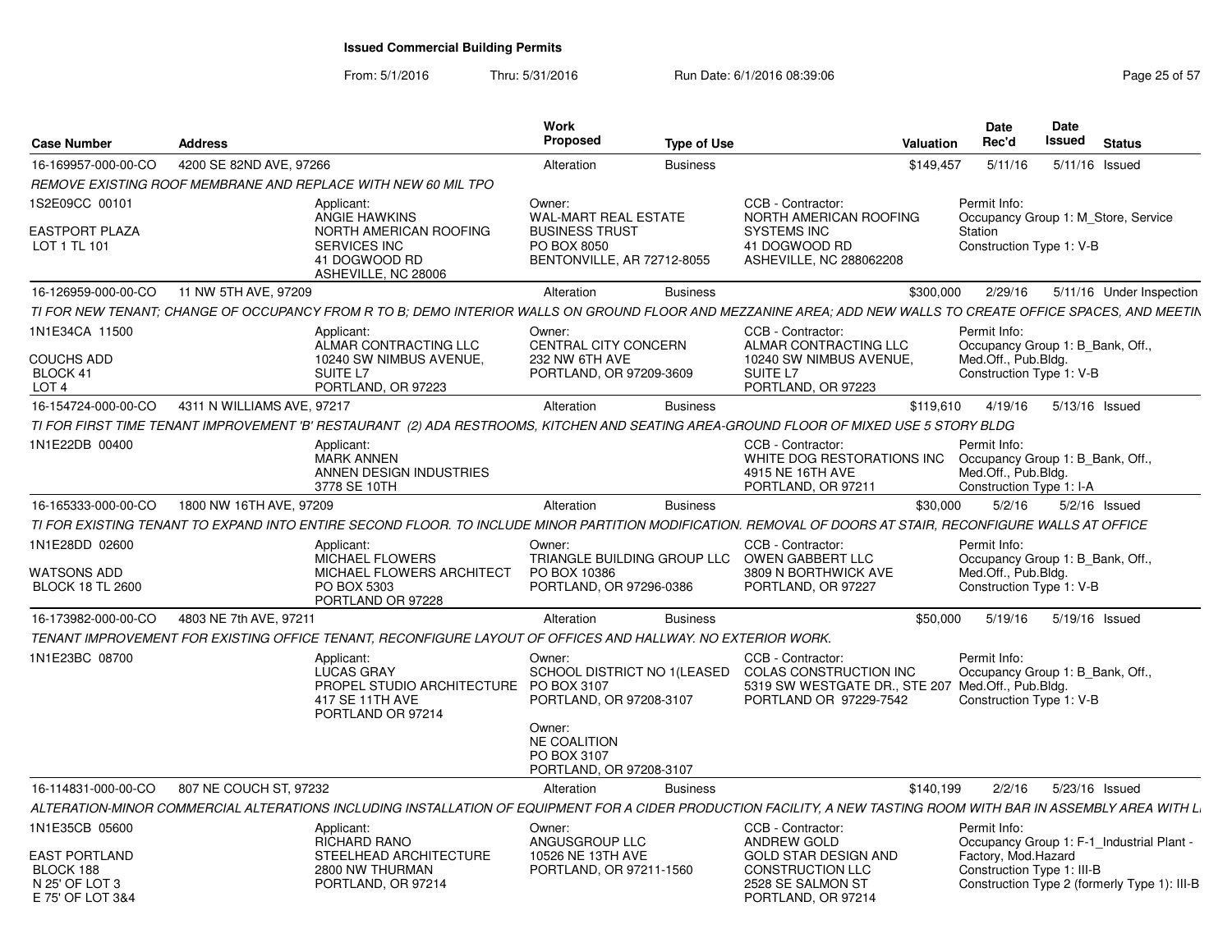**Issued Commercial Building Permits**

From: 5/1/2016 Thru: 5/31/2016 Run Date: 6/1/2016 08:39:06

| Case Number | Address | Work Proposed | Type of Use | Valuation | Date Rec'd | Date Issued | Status |
|---|---|---|---|---|---|---|---|
| 16-169957-000-00-CO | 4200 SE 82ND AVE, 97266 | Alteration | Business | $149,457 | 5/11/16 | 5/11/16 | Issued |

REMOVE EXISTING ROOF MEMBRANE AND REPLACE WITH NEW 60 MIL TPO

1S2E09CC 00101

EASTPORT PLAZA
LOT 1 TL 101

Applicant:
ANGIE HAWKINS
NORTH AMERICAN ROOFING SERVICES INC
41 DOGWOOD RD
ASHEVILLE, NC 28006

Owner:
WAL-MART REAL ESTATE BUSINESS TRUST
PO BOX 8050
BENTONVILLE, AR 72712-8055

CCB - Contractor:
NORTH AMERICAN ROOFING SYSTEMS INC
41 DOGWOOD RD
ASHEVILLE, NC 288062208

Permit Info:
Occupancy Group 1: M_Store, Service Station
Construction Type 1: V-B

---

| Case Number | Address | Work Proposed | Type of Use | Valuation | Date Rec'd | Date Issued | Status |
|---|---|---|---|---|---|---|---|
| 16-126959-000-00-CO | 11 NW 5TH AVE, 97209 | Alteration | Business | $300,000 | 2/29/16 | 5/11/16 | Under Inspection |

TI FOR NEW TENANT; CHANGE OF OCCUPANCY FROM R TO B; DEMO INTERIOR WALLS ON GROUND FLOOR AND MEZZANINE AREA; ADD NEW WALLS TO CREATE OFFICE SPACES, AND MEETIN

1N1E34CA 11500

COUCHS ADD
BLOCK 41
LOT 4

Applicant:
ALMAR CONTRACTING LLC
10240 SW NIMBUS AVENUE, SUITE L7
PORTLAND, OR 97223

Owner:
CENTRAL CITY CONCERN
232 NW 6TH AVE
PORTLAND, OR 97209-3609

CCB - Contractor:
ALMAR CONTRACTING LLC
10240 SW NIMBUS AVENUE, SUITE L7
PORTLAND, OR 97223

Permit Info:
Occupancy Group 1: B_Bank, Off., Med.Off., Pub.Bldg.
Construction Type 1: V-B

---

| Case Number | Address | Work Proposed | Type of Use | Valuation | Date Rec'd | Date Issued | Status |
|---|---|---|---|---|---|---|---|
| 16-154724-000-00-CO | 4311 N WILLIAMS AVE, 97217 | Alteration | Business | $119,610 | 4/19/16 | 5/13/16 | Issued |

TI FOR FIRST TIME TENANT IMPROVEMENT 'B' RESTAURANT (2) ADA RESTROOMS, KITCHEN AND SEATING AREA-GROUND FLOOR OF MIXED USE 5 STORY BLDG

1N1E22DB 00400

Applicant:
MARK ANNEN
ANNEN DESIGN INDUSTRIES
3778 SE 10TH

CCB - Contractor:
WHITE DOG RESTORATIONS INC
4915 NE 16TH AVE
PORTLAND, OR 97211

Permit Info:
Occupancy Group 1: B_Bank, Off., Med.Off., Pub.Bldg.
Construction Type 1: I-A

---

| Case Number | Address | Work Proposed | Type of Use | Valuation | Date Rec'd | Date Issued | Status |
|---|---|---|---|---|---|---|---|
| 16-165333-000-00-CO | 1800 NW 16TH AVE, 97209 | Alteration | Business | $30,000 | 5/2/16 | 5/2/16 | Issued |

TI FOR EXISTING TENANT TO EXPAND INTO ENTIRE SECOND FLOOR. TO INCLUDE MINOR PARTITION MODIFICATION. REMOVAL OF DOORS AT STAIR, RECONFIGURE WALLS AT OFFICE

1N1E28DD 02600

WATSONS ADD
BLOCK 18 TL 2600

Applicant:
MICHAEL FLOWERS
MICHAEL FLOWERS ARCHITECT
PO BOX 5303
PORTLAND OR 97228

Owner:
TRIANGLE BUILDING GROUP LLC
PO BOX 10386
PORTLAND, OR 97296-0386

CCB - Contractor:
OWEN GABBERT LLC
3809 N BORTHWICK AVE
PORTLAND, OR 97227

Permit Info:
Occupancy Group 1: B_Bank, Off., Med.Off., Pub.Bldg.
Construction Type 1: V-B

---

| Case Number | Address | Work Proposed | Type of Use | Valuation | Date Rec'd | Date Issued | Status |
|---|---|---|---|---|---|---|---|
| 16-173982-000-00-CO | 4803 NE 7th AVE, 97211 | Alteration | Business | $50,000 | 5/19/16 | 5/19/16 | Issued |

TENANT IMPROVEMENT FOR EXISTING OFFICE TENANT, RECONFIGURE LAYOUT OF OFFICES AND HALLWAY. NO EXTERIOR WORK.

1N1E23BC 08700

Applicant:
LUCAS GRAY
PROPEL STUDIO ARCHITECTURE
417 SE 11TH AVE
PORTLAND OR 97214

Owner:
SCHOOL DISTRICT NO 1(LEASED
PO BOX 3107
PORTLAND, OR 97208-3107

Owner:
NE COALITION
PO BOX 3107
PORTLAND, OR 97208-3107

CCB - Contractor:
COLAS CONSTRUCTION INC
5319 SW WESTGATE DR., STE 207
PORTLAND OR 97229-7542

Permit Info:
Occupancy Group 1: B_Bank, Off., Med.Off., Pub.Bldg.
Construction Type 1: V-B

---

| Case Number | Address | Work Proposed | Type of Use | Valuation | Date Rec'd | Date Issued | Status |
|---|---|---|---|---|---|---|---|
| 16-114831-000-00-CO | 807 NE COUCH ST, 97232 | Alteration | Business | $140,199 | 2/2/16 | 5/23/16 | Issued |

ALTERATION-MINOR COMMERCIAL ALTERATIONS INCLUDING INSTALLATION OF EQUIPMENT FOR A CIDER PRODUCTION FACILITY, A NEW TASTING ROOM WITH BAR IN ASSEMBLY AREA WITH L

1N1E35CB 05600

EAST PORTLAND
BLOCK 188
N 25' OF LOT 3
E 75' OF LOT 3&4

Applicant:
RICHARD RANO
STEELHEAD ARCHITECTURE
2800 NW THURMAN
PORTLAND, OR 97214

Owner:
ANGUSGROUP LLC
10526 NE 13TH AVE
PORTLAND, OR 97211-1560

CCB - Contractor:
ANDREW GOLD
GOLD STAR DESIGN AND CONSTRUCTION LLC
2528 SE SALMON ST
PORTLAND, OR 97214

Permit Info:
Occupancy Group 1: F-1_Industrial Plant - Factory, Mod.Hazard
Construction Type 1: III-B
Construction Type 2 (formerly Type 1): III-B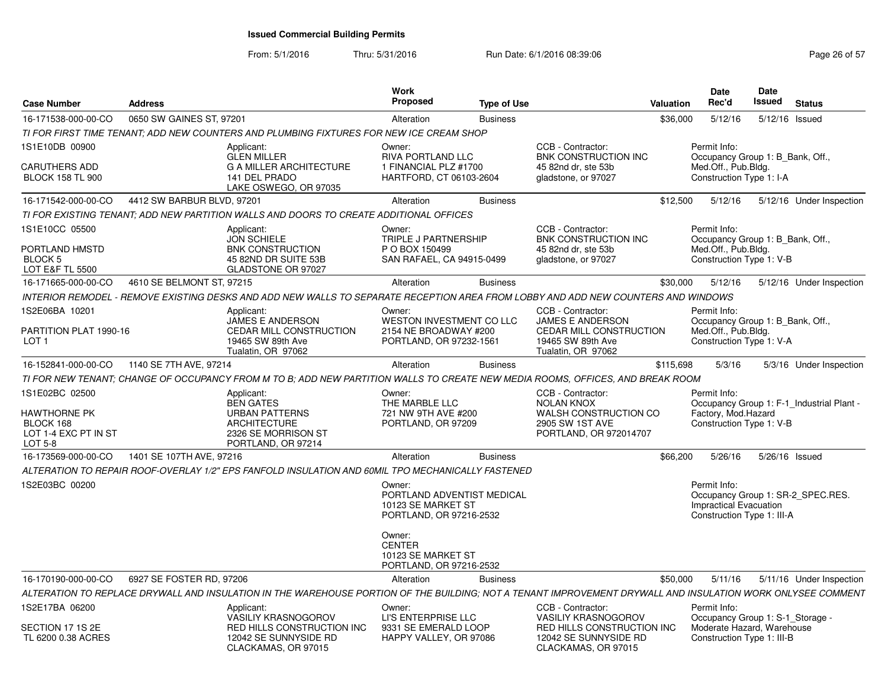# Issued Commercial Building Permits

From: 5/1/2016 Thru: 5/31/2016 Run Date: 6/1/2016 08:39:06

| Case Number | Address | Work Proposed | Type of Use | Valuation | Date Rec'd | Date Issued | Status |
|---|---|---|---|---|---|---|---|
| 16-171538-000-00-CO | 0650 SW GAINES ST, 97201 | Alteration | Business | $36,000 | 5/12/16 | 5/12/16 | Issued |

*TI FOR FIRST TIME TENANT; ADD NEW COUNTERS AND PLUMBING FIXTURES FOR NEW ICE CREAM SHOP*

1S1E10DB 00900
CARUTHERS ADD
BLOCK 158 TL 900

Applicant: GLEN MILLER, G A MILLER ARCHITECTURE, 141 DEL PRADO, LAKE OSWEGO, OR 97035

Owner: RIVA PORTLAND LLC, 1 FINANCIAL PLZ #1700, HARTFORD, CT 06103-2604

CCB - Contractor: BNK CONSTRUCTION INC, 45 82nd dr, ste 53b, gladstone, or 97027

Permit Info: Occupancy Group 1: B_Bank, Off., Med.Off., Pub.Bldg. Construction Type 1: I-A

| Case Number | Address | Work Proposed | Type of Use | Valuation | Date Rec'd | Date Issued | Status |
|---|---|---|---|---|---|---|---|
| 16-171542-000-00-CO | 4412 SW BARBUR BLVD, 97201 | Alteration | Business | $12,500 | 5/12/16 | 5/12/16 | Under Inspection |

*TI FOR EXISTING TENANT; ADD NEW PARTITION WALLS AND DOORS TO CREATE ADDITIONAL OFFICES*

1S1E10CC 05500
PORTLAND HMSTD
BLOCK 5
LOT E&F TL 5500

Applicant: JON SCHIELE, BNK CONSTRUCTION, 45 82ND DR SUITE 53B, GLADSTONE OR 97027

Owner: TRIPLE J PARTNERSHIP, P O BOX 150499, SAN RAFAEL, CA 94915-0499

CCB - Contractor: BNK CONSTRUCTION INC, 45 82nd dr, ste 53b, gladstone, or 97027

Permit Info: Occupancy Group 1: B_Bank, Off., Med.Off., Pub.Bldg. Construction Type 1: V-B

| Case Number | Address | Work Proposed | Type of Use | Valuation | Date Rec'd | Date Issued | Status |
|---|---|---|---|---|---|---|---|
| 16-171665-000-00-CO | 4610 SE BELMONT ST, 97215 | Alteration | Business | $30,000 | 5/12/16 | 5/12/16 | Under Inspection |

*INTERIOR REMODEL - REMOVE EXISTING DESKS AND ADD NEW WALLS TO SEPARATE RECEPTION AREA FROM LOBBY AND ADD NEW COUNTERS AND WINDOWS*

1S2E06BA 10201
PARTITION PLAT 1990-16
LOT 1

Applicant: JAMES E ANDERSON, CEDAR MILL CONSTRUCTION, 19465 SW 89th Ave, Tualatin, OR 97062

Owner: WESTON INVESTMENT CO LLC, 2154 NE BROADWAY #200, PORTLAND, OR 97232-1561

CCB - Contractor: JAMES E ANDERSON, CEDAR MILL CONSTRUCTION, 19465 SW 89th Ave, Tualatin, OR 97062

Permit Info: Occupancy Group 1: B_Bank, Off., Med.Off., Pub.Bldg. Construction Type 1: V-A

| Case Number | Address | Work Proposed | Type of Use | Valuation | Date Rec'd | Date Issued | Status |
|---|---|---|---|---|---|---|---|
| 16-152841-000-00-CO | 1140 SE 7TH AVE, 97214 | Alteration | Business | $115,698 | 5/3/16 | 5/3/16 | Under Inspection |

*TI FOR NEW TENANT; CHANGE OF OCCUPANCY FROM M TO B; ADD NEW PARTITION WALLS TO CREATE NEW MEDIA ROOMS, OFFICES, AND BREAK ROOM*

1S1E02BC 02500
HAWTHORNE PK
BLOCK 168
LOT 1-4 EXC PT IN ST
LOT 5-8

Applicant: BEN GATES, URBAN PATTERNS ARCHITECTURE, 2326 SE MORRISON ST, PORTLAND, OR 97214

Owner: THE MARBLE LLC, 721 NW 9TH AVE #200, PORTLAND, OR 97209

CCB - Contractor: NOLAN KNOX, WALSH CONSTRUCTION CO, 2905 SW 1ST AVE, PORTLAND, OR 972014707

Permit Info: Occupancy Group 1: F-1_Industrial Plant - Factory, Mod.Hazard Construction Type 1: V-B

| Case Number | Address | Work Proposed | Type of Use | Valuation | Date Rec'd | Date Issued | Status |
|---|---|---|---|---|---|---|---|
| 16-173569-000-00-CO | 1401 SE 107TH AVE, 97216 | Alteration | Business | $66,200 | 5/26/16 | 5/26/16 | Issued |

*ALTERATION TO REPAIR ROOF-OVERLAY 1/2" EPS FANFOLD INSULATION AND 60MIL TPO MECHANICALLY FASTENED*

1S2E03BC 00200

Owner: PORTLAND ADVENTIST MEDICAL, 10123 SE MARKET ST, PORTLAND, OR 97216-2532

Owner: CENTER, 10123 SE MARKET ST, PORTLAND, OR 97216-2532

Permit Info: Occupancy Group 1: SR-2_SPEC.RES. Impractical Evacuation Construction Type 1: III-A

| Case Number | Address | Work Proposed | Type of Use | Valuation | Date Rec'd | Date Issued | Status |
|---|---|---|---|---|---|---|---|
| 16-170190-000-00-CO | 6927 SE FOSTER RD, 97206 | Alteration | Business | $50,000 | 5/11/16 | 5/11/16 | Under Inspection |

*ALTERATION TO REPLACE DRYWALL AND INSULATION IN THE WAREHOUSE PORTION OF THE BUILDING; NOT A TENANT IMPROVEMENT DRYWALL AND INSULATION WORK ONLYSEE COMMENT*

1S2E17BA 06200
SECTION 17 1S 2E
TL 6200 0.38 ACRES

Applicant: VASILIY KRASNOGOROV, RED HILLS CONSTRUCTION INC, 12042 SE SUNNYSIDE RD, CLACKAMAS, OR 97015

Owner: LI'S ENTERPRISE LLC, 9331 SE EMERALD LOOP, HAPPY VALLEY, OR 97086

CCB - Contractor: VASILIY KRASNOGOROV, RED HILLS CONSTRUCTION INC, 12042 SE SUNNYSIDE RD, CLACKAMAS, OR 97015

Permit Info: Occupancy Group 1: S-1_Storage - Moderate Hazard, Warehouse Construction Type 1: III-B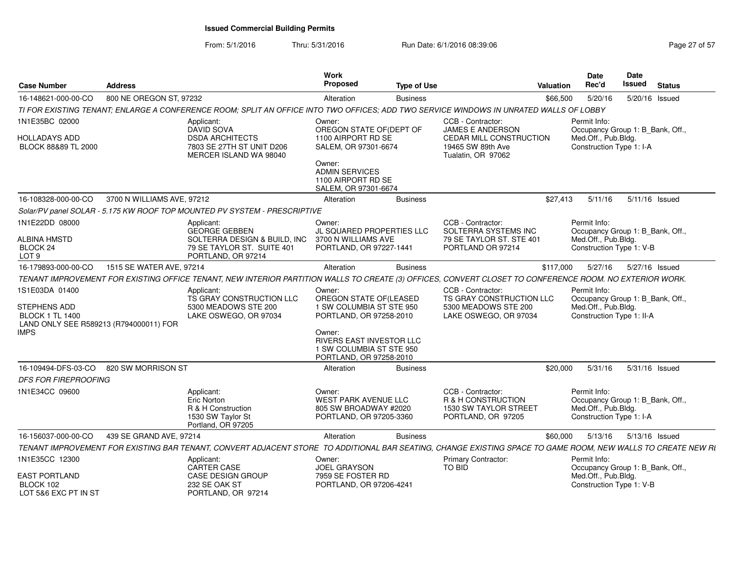# Issued Commercial Building Permits

From: 5/1/2016 Thru: 5/31/2016 Run Date: 6/1/2016 08:39:06

| Case Number | Address | | Work Proposed | Type of Use | | Valuation | Date Rec'd | Date Issued | Status |
|---|---|---|---|---|---|---|---|---|---|
| 16-148621-000-00-CO | 800 NE OREGON ST, 97232 | | Alteration | Business | | $66,500 | 5/20/16 | 5/20/16 | Issued |
| TI FOR EXISTING TENANT; ENLARGE A CONFERENCE ROOM; SPLIT AN OFFICE INTO TWO OFFICES; ADD TWO SERVICE WINDOWS IN UNRATED WALLS OF LOBBY | | | | | | | | | |
| 1N1E35BC 02000<br>HOLLADAYS ADD<br>BLOCK 88&89 TL 2000 | | Applicant:<br>DAVID SOVA<br>DSDA ARCHITECTS<br>7803 SE 27TH ST UNIT D206<br>MERCER ISLAND WA 98040 | Owner:<br>OREGON STATE OF(DEPT OF<br>1100 AIRPORT RD SE<br>SALEM, OR 97301-6674<br>Owner:<br>ADMIN SERVICES<br>1100 AIRPORT RD SE<br>SALEM, OR 97301-6674 | | CCB - Contractor:<br>JAMES E ANDERSON<br>CEDAR MILL CONSTRUCTION<br>19465 SW 89th Ave<br>Tualatin, OR 97062 | | Permit Info:<br>Occupancy Group 1: B_Bank, Off., Med.Off., Pub.Bldg.<br>Construction Type 1: I-A | | |
| 16-108328-000-00-CO | 3700 N WILLIAMS AVE, 97212 | | Alteration | Business | | $27,413 | 5/11/16 | 5/11/16 | Issued |
| Solar/PV panel SOLAR - 5.175 KW ROOF TOP MOUNTED PV SYSTEM - PRESCRIPTIVE | | | | | | | | | |
| 1N1E22DD 08000<br>ALBINA HMSTD<br>BLOCK 24<br>LOT 9 | | Applicant:<br>GEORGE GEBBEN<br>SOLTERRA DESIGN & BUILD, INC<br>79 SE TAYLOR ST. SUITE 401<br>PORTLAND, OR 97214 | Owner:<br>JL SQUARED PROPERTIES LLC<br>3700 N WILLIAMS AVE<br>PORTLAND, OR 97227-1441 | | CCB - Contractor:<br>SOLTERRA SYSTEMS INC<br>79 SE TAYLOR ST. STE 401<br>PORTLAND OR 97214 | | Permit Info:<br>Occupancy Group 1: B_Bank, Off., Med.Off., Pub.Bldg.<br>Construction Type 1: V-B | | |
| 16-179893-000-00-CO | 1515 SE WATER AVE, 97214 | | Alteration | Business | | $117,000 | 5/27/16 | 5/27/16 | Issued |
| TENANT IMPROVEMENT FOR EXISTING OFFICE TENANT, NEW INTERIOR PARTITION WALLS TO CREATE (3) OFFICES, CONVERT CLOSET TO CONFERENCE ROOM. NO EXTERIOR WORK. | | | | | | | | | |
| 1S1E03DA 01400<br>STEPHENS ADD<br>BLOCK 1 TL 1400<br>LAND ONLY SEE R589213 (R794000011) FOR IMPS | | Applicant:<br>TS GRAY CONSTRUCTION LLC<br>5300 MEADOWS STE 200<br>LAKE OSWEGO, OR 97034 | Owner:<br>OREGON STATE OF(LEASED<br>1 SW COLUMBIA ST STE 950<br>PORTLAND, OR 97258-2010<br>Owner:<br>RIVERS EAST INVESTOR LLC<br>1 SW COLUMBIA ST STE 950<br>PORTLAND, OR 97258-2010 | | CCB - Contractor:<br>TS GRAY CONSTRUCTION LLC<br>5300 MEADOWS STE 200<br>LAKE OSWEGO, OR 97034 | | Permit Info:<br>Occupancy Group 1: B_Bank, Off., Med.Off., Pub.Bldg.<br>Construction Type 1: II-A | | |
| 16-109494-DFS-03-CO | 820 SW MORRISON ST | | Alteration | Business | | $20,000 | 5/31/16 | 5/31/16 | Issued |
| DFS FOR FIREPROOFING | | | | | | | | | |
| 1N1E34CC 09600 | | Applicant:<br>Eric Norton<br>R & H Construction<br>1530 SW Taylor St<br>Portland, OR 97205 | Owner:<br>WEST PARK AVENUE LLC<br>805 SW BROADWAY #2020<br>PORTLAND, OR 97205-3360 | | CCB - Contractor:<br>R & H CONSTRUCTION<br>1530 SW TAYLOR STREET<br>PORTLAND, OR 97205 | | Permit Info:<br>Occupancy Group 1: B_Bank, Off., Med.Off., Pub.Bldg.<br>Construction Type 1: I-A | | |
| 16-156037-000-00-CO | 439 SE GRAND AVE, 97214 | | Alteration | Business | | $60,000 | 5/13/16 | 5/13/16 | Issued |
| TENANT IMPROVEMENT FOR EXISTING BAR TENANT, CONVERT ADJACENT STORE TO ADDITIONAL BAR SEATING, CHANGE EXISTING SPACE TO GAME ROOM, NEW WALLS TO CREATE NEW RI | | | | | | | | | |
| 1N1E35CC 12300<br>EAST PORTLAND<br>BLOCK 102<br>LOT 5&6 EXC PT IN ST | | Applicant:<br>CARTER CASE<br>CASE DESIGN GROUP<br>232 SE OAK ST<br>PORTLAND, OR 97214 | Owner:<br>JOEL GRAYSON<br>7959 SE FOSTER RD<br>PORTLAND, OR 97206-4241 | | Primary Contractor:<br>TO BID | | Permit Info:<br>Occupancy Group 1: B_Bank, Off., Med.Off., Pub.Bldg.<br>Construction Type 1: V-B | | |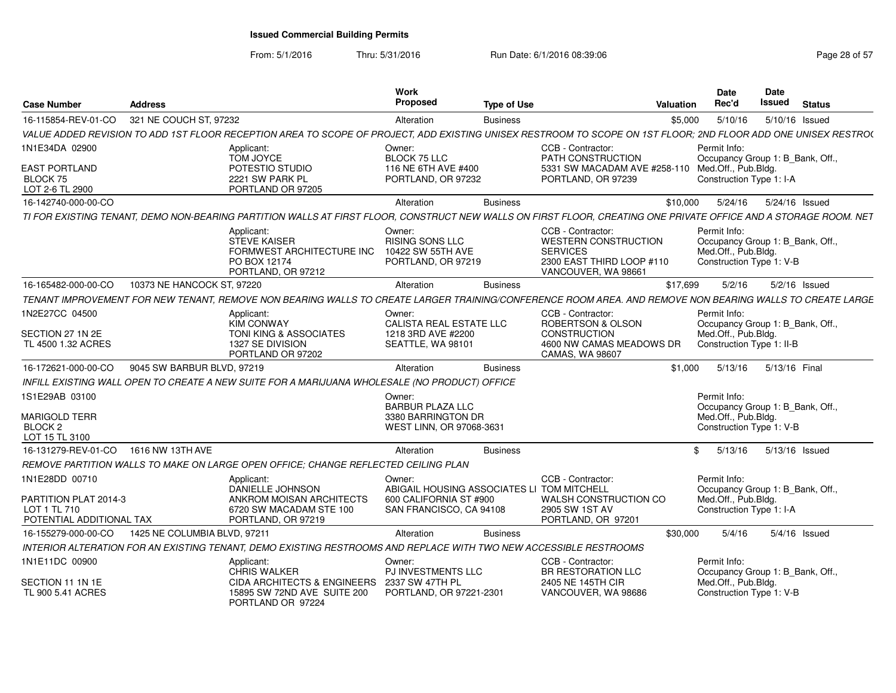**Issued Commercial Building Permits**

From: 5/1/2016 Thru: 5/31/2016 Run Date: 6/1/2016 08:39:06

| Case Number | Address | Work Proposed | Type of Use | Valuation | Date Rec'd | Date Issued | Status |
|---|---|---|---|---|---|---|---|
| 16-115854-REV-01-CO | 321 NE COUCH ST, 97232 | Alteration | Business | $5,000 | 5/10/16 | 5/10/16 | Issued |

VALUE ADDED REVISION TO ADD 1ST FLOOR RECEPTION AREA TO SCOPE OF PROJECT, ADD EXISTING UNISEX RESTROOM TO SCOPE ON 1ST FLOOR; 2ND FLOOR ADD ONE UNISEX RESTRO(

1N1E34DA 02900
EAST PORTLAND
BLOCK 75
LOT 2-6 TL 2900

Applicant: TOM JOYCE, POTESTIO STUDIO, 2221 SW PARK PL, PORTLAND OR 97205

Owner: BLOCK 75 LLC, 116 NE 6TH AVE #400, PORTLAND, OR 97232

CCB - Contractor: PATH CONSTRUCTION, 5331 SW MACADAM AVE #258-110, PORTLAND, OR 97239

Permit Info: Occupancy Group 1: B_Bank, Off., Med.Off., Pub.Bldg. Construction Type 1: I-A

| Case Number | Address | Work Proposed | Type of Use | Valuation | Date Rec'd | Date Issued | Status |
|---|---|---|---|---|---|---|---|
| 16-142740-000-00-CO | | Alteration | Business | $10,000 | 5/24/16 | 5/24/16 | Issued |

TI FOR EXISTING TENANT, DEMO NON-BEARING PARTITION WALLS AT FIRST FLOOR, CONSTRUCT NEW WALLS ON FIRST FLOOR, CREATING ONE PRIVATE OFFICE AND A STORAGE ROOM. NET

Applicant: STEVE KAISER, FORMWEST ARCHITECTURE INC, PO BOX 12174, PORTLAND, OR 97212

Owner: RISING SONS LLC, 10422 SW 55TH AVE, PORTLAND, OR 97219

CCB - Contractor: WESTERN CONSTRUCTION SERVICES, 2300 EAST THIRD LOOP #110, VANCOUVER, WA 98661

Permit Info: Occupancy Group 1: B_Bank, Off., Med.Off., Pub.Bldg. Construction Type 1: V-B

| Case Number | Address | Work Proposed | Type of Use | Valuation | Date Rec'd | Date Issued | Status |
|---|---|---|---|---|---|---|---|
| 16-165482-000-00-CO | 10373 NE HANCOCK ST, 97220 | Alteration | Business | $17,699 | 5/2/16 | 5/2/16 | Issued |

TENANT IMPROVEMENT FOR NEW TENANT, REMOVE NON BEARING WALLS TO CREATE LARGER TRAINING/CONFERENCE ROOM AREA. AND REMOVE NON BEARING WALLS TO CREATE LARGE

1N2E27CC 04500
SECTION 27 1N 2E
TL 4500 1.32 ACRES

Applicant: KIM CONWAY, TONI KING & ASSOCIATES, 1327 SE DIVISION, PORTLAND OR 97202

Owner: CALISTA REAL ESTATE LLC, 1218 3RD AVE #2200, SEATTLE, WA 98101

CCB - Contractor: ROBERTSON & OLSON CONSTRUCTION, 4600 NW CAMAS MEADOWS DR, CAMAS, WA 98607

Permit Info: Occupancy Group 1: B_Bank, Off., Med.Off., Pub.Bldg. Construction Type 1: II-B

| Case Number | Address | Work Proposed | Type of Use | Valuation | Date Rec'd | Date Issued | Status |
|---|---|---|---|---|---|---|---|
| 16-172621-000-00-CO | 9045 SW BARBUR BLVD, 97219 | Alteration | Business | $1,000 | 5/13/16 | 5/13/16 | Final |

INFILL EXISTING WALL OPEN TO CREATE A NEW SUITE FOR A MARIJUANA WHOLESALE (NO PRODUCT) OFFICE

1S1E29AB 03100
MARIGOLD TERR
BLOCK 2
LOT 15 TL 3100

Owner: BARBUR PLAZA LLC, 3380 BARRINGTON DR, WEST LINN, OR 97068-3631

Permit Info: Occupancy Group 1: B_Bank, Off., Med.Off., Pub.Bldg. Construction Type 1: V-B

| Case Number | Address | Work Proposed | Type of Use | Valuation | Date Rec'd | Date Issued | Status |
|---|---|---|---|---|---|---|---|
| 16-131279-REV-01-CO | 1616 NW 13TH AVE | Alteration | Business | $ | 5/13/16 | 5/13/16 | Issued |

REMOVE PARTITION WALLS TO MAKE ON LARGE OPEN OFFICE; CHANGE REFLECTED CEILING PLAN

1N1E28DD 00710
PARTITION PLAT 2014-3
LOT 1 TL 710
POTENTIAL ADDITIONAL TAX

Applicant: DANIELLE JOHNSON, ANKROM MOISAN ARCHITECTS, 6720 SW MACADAM STE 100, PORTLAND, OR 97219

Owner: ABIGAIL HOUSING ASSOCIATES LI, 600 CALIFORNIA ST #900, SAN FRANCISCO, CA 94108

CCB - Contractor: TOM MITCHELL, WALSH CONSTRUCTION CO, 2905 SW 1ST AV, PORTLAND, OR 97201

Permit Info: Occupancy Group 1: B_Bank, Off., Med.Off., Pub.Bldg. Construction Type 1: I-A

| Case Number | Address | Work Proposed | Type of Use | Valuation | Date Rec'd | Date Issued | Status |
|---|---|---|---|---|---|---|---|
| 16-155279-000-00-CO | 1425 NE COLUMBIA BLVD, 97211 | Alteration | Business | $30,000 | 5/4/16 | 5/4/16 | Issued |

INTERIOR ALTERATION FOR AN EXISTING TENANT, DEMO EXISTING RESTROOMS AND REPLACE WITH TWO NEW ACCESSIBLE RESTROOMS

1N1E11DC 00900
SECTION 11 1N 1E
TL 900 5.41 ACRES

Applicant: CHRIS WALKER, CIDA ARCHITECTS & ENGINEERS, 15895 SW 72ND AVE SUITE 200, PORTLAND OR 97224

Owner: PJ INVESTMENTS LLC, 2337 SW 47TH PL, PORTLAND, OR 97221-2301

CCB - Contractor: BR RESTORATION LLC, 2405 NE 145TH CIR, VANCOUVER, WA 98686

Permit Info: Occupancy Group 1: B_Bank, Off., Med.Off., Pub.Bldg. Construction Type 1: V-B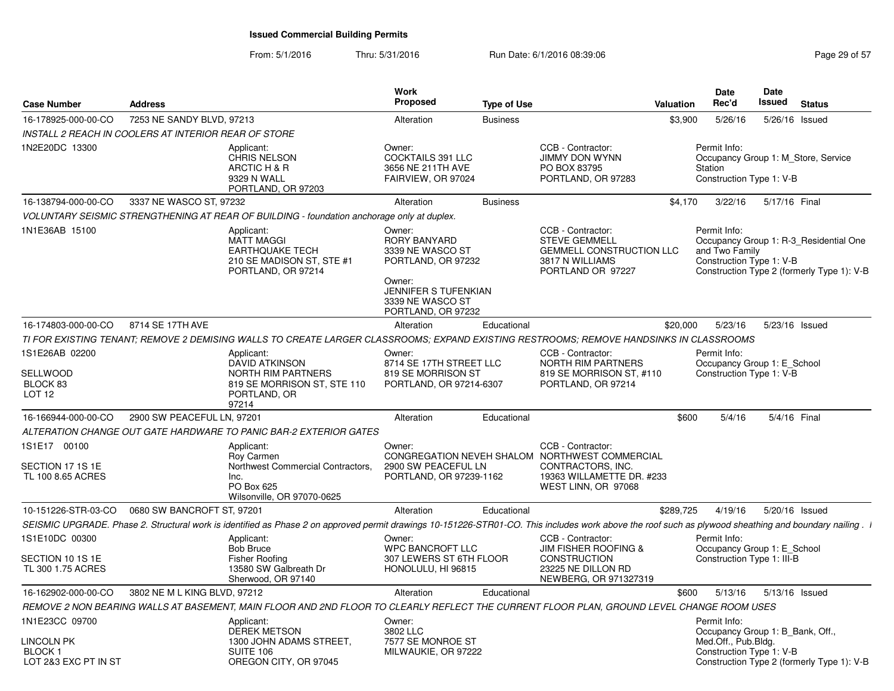# Issued Commercial Building Permits

From: 5/1/2016 Thru: 5/31/2016 Run Date: 6/1/2016 08:39:06

| Case Number | Address | Work Proposed | Type of Use | Valuation | Date Rec'd | Date Issued | Status |
|---|---|---|---|---|---|---|---|
| 16-178925-000-00-CO | 7253 NE SANDY BLVD, 97213 | Alteration | Business | $3,900 | 5/26/16 | 5/26/16 | Issued |

*INSTALL 2 REACH IN COOLERS AT INTERIOR REAR OF STORE*

1N2E20DC 13300

- Applicant: CHRIS NELSON, ARCTIC H & R, 9329 N WALL, PORTLAND, OR 97203
- Owner: COCKTAILS 391 LLC, 3656 NE 211TH AVE, FAIRVIEW, OR 97024
- CCB - Contractor: JIMMY DON WYNN, PO BOX 83795, PORTLAND, OR 97283
- Permit Info: Occupancy Group 1: M_Store, Service Station; Construction Type 1: V-B

| Case Number | Address | Work Proposed | Type of Use | Valuation | Date Rec'd | Date Issued | Status |
|---|---|---|---|---|---|---|---|
| 16-138794-000-00-CO | 3337 NE WASCO ST, 97232 | Alteration | Business | $4,170 | 3/22/16 | 5/17/16 | Final |

*VOLUNTARY SEISMIC STRENGTHENING AT REAR OF BUILDING - foundation anchorage only at duplex.*

1N1E36AB 15100

- Applicant: MATT MAGGI, EARTHQUAKE TECH, 210 SE MADISON ST, STE #1, PORTLAND, OR 97214
- Owner: RORY BANYARD, 3339 NE WASCO ST, PORTLAND, OR 97232
- Owner: JENNIFER S TUFENKIAN, 3339 NE WASCO ST, PORTLAND, OR 97232
- CCB - Contractor: STEVE GEMMELL, GEMMELL CONSTRUCTION LLC, 3817 N WILLIAMS, PORTLAND OR 97227
- Permit Info: Occupancy Group 1: R-3_Residential One and Two Family; Construction Type 1: V-B; Construction Type 2 (formerly Type 1): V-B

| Case Number | Address | Work Proposed | Type of Use | Valuation | Date Rec'd | Date Issued | Status |
|---|---|---|---|---|---|---|---|
| 16-174803-000-00-CO | 8714 SE 17TH AVE | Alteration | Educational | $20,000 | 5/23/16 | 5/23/16 | Issued |

*TI FOR EXISTING TENANT; REMOVE 2 DEMISING WALLS TO CREATE LARGER CLASSROOMS; EXPAND EXISTING RESTROOMS; REMOVE HANDSINKS IN CLASSROOMS*

1S1E26AB 02200, SELLWOOD, BLOCK 83, LOT 12

- Applicant: DAVID ATKINSON, NORTH RIM PARTNERS, 819 SE MORRISON ST, STE 110, PORTLAND, OR 97214
- Owner: 8714 SE 17TH STREET LLC, 819 SE MORRISON ST, PORTLAND, OR 97214-6307
- CCB - Contractor: NORTH RIM PARTNERS, 819 SE MORRISON ST, #110, PORTLAND, OR 97214
- Permit Info: Occupancy Group 1: E_School; Construction Type 1: V-B

| Case Number | Address | Work Proposed | Type of Use | Valuation | Date Rec'd | Date Issued | Status |
|---|---|---|---|---|---|---|---|
| 16-166944-000-00-CO | 2900 SW PEACEFUL LN, 97201 | Alteration | Educational | $600 | 5/4/16 | 5/4/16 | Final |

*ALTERATION CHANGE OUT GATE HARDWARE TO PANIC BAR-2 EXTERIOR GATES*

1S1E17 00100, SECTION 17 1S 1E, TL 100 8.65 ACRES

- Applicant: Roy Carmen, Northwest Commercial Contractors, Inc., PO Box 625, Wilsonville, OR 97070-0625
- Owner: CONGREGATION NEVEH SHALOM, 2900 SW PEACEFUL LN, PORTLAND, OR 97239-1162
- CCB - Contractor: NORTHWEST COMMERCIAL CONTRACTORS, INC., 19363 WILLAMETTE DR. #233, WEST LINN, OR 97068

| Case Number | Address | Work Proposed | Type of Use | Valuation | Date Rec'd | Date Issued | Status |
|---|---|---|---|---|---|---|---|
| 10-151226-STR-03-CO | 0680 SW BANCROFT ST, 97201 | Alteration | Educational | $289,725 | 4/19/16 | 5/20/16 | Issued |

*SEISMIC UPGRADE. Phase 2. Structural work is identified as Phase 2 on approved permit drawings 10-151226-STR01-CO. This includes work above the roof such as plywood sheathing and boundary nailing .*

1S1E10DC 00300, SECTION 10 1S 1E, TL 300 1.75 ACRES

- Applicant: Bob Bruce, Fisher Roofing, 13580 SW Galbreath Dr, Sherwood, OR 97140
- Owner: WPC BANCROFT LLC, 307 LEWERS ST 6TH FLOOR, HONOLULU, HI 96815
- CCB - Contractor: JIM FISHER ROOFING & CONSTRUCTION, 23225 NE DILLON RD, NEWBERG, OR 971327319
- Permit Info: Occupancy Group 1: E_School; Construction Type 1: III-B

| Case Number | Address | Work Proposed | Type of Use | Valuation | Date Rec'd | Date Issued | Status |
|---|---|---|---|---|---|---|---|
| 16-162902-000-00-CO | 3802 NE M L KING BLVD, 97212 | Alteration | Educational | $600 | 5/13/16 | 5/13/16 | Issued |

*REMOVE 2 NON BEARING WALLS AT BASEMENT, MAIN FLOOR AND 2ND FLOOR TO CLEARLY REFLECT THE CURRENT FLOOR PLAN, GROUND LEVEL CHANGE ROOM USES*

1N1E23CC 09700, LINCOLN PK, BLOCK 1, LOT 2&3 EXC PT IN ST

- Applicant: DEREK METSON, 1300 JOHN ADAMS STREET, SUITE 106, OREGON CITY, OR 97045
- Owner: 3802 LLC, 7577 SE MONROE ST, MILWAUKIE, OR 97222
- Permit Info: Occupancy Group 1: B_Bank, Off., Med.Off., Pub.Bldg.; Construction Type 1: V-B; Construction Type 2 (formerly Type 1): V-B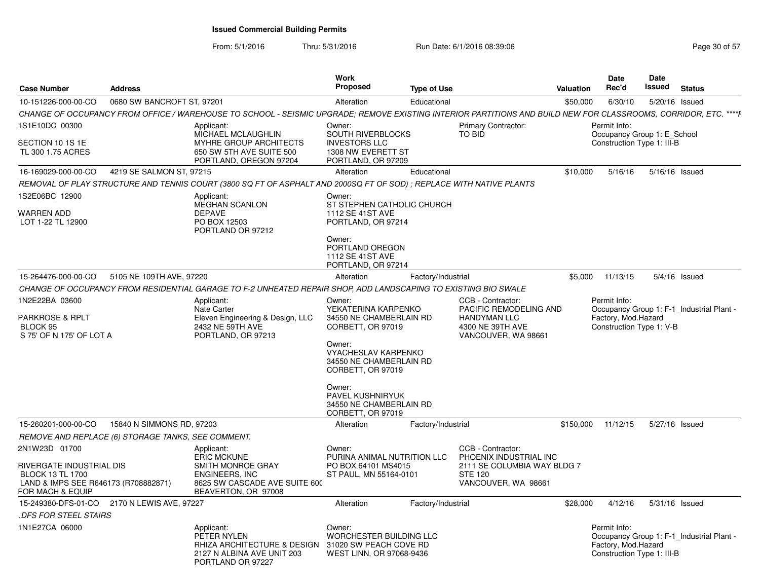**Issued Commercial Building Permits**

From: 5/1/2016 Thru: 5/31/2016 Run Date: 6/1/2016 08:39:06

| Case Number | Address | Work Proposed | Type of Use | Valuation | Date Rec'd | Date Issued | Status |
|---|---|---|---|---|---|---|---|
| 10-151226-000-00-CO | 0680 SW BANCROFT ST, 97201 | Alteration | Educational | $50,000 | 6/30/10 | 5/20/16 | Issued |

CHANGE OF OCCUPANCY FROM OFFICE / WAREHOUSE TO SCHOOL - SEISMIC UPGRADE; REMOVE EXISTING INTERIOR PARTITIONS AND BUILD NEW FOR CLASSROOMS, CORRIDOR, ETC. ****I

1S1E10DC 00300
SECTION 10 1S 1E
TL 300 1.75 ACRES

Applicant:
MICHAEL MCLAUGHLIN
MYHRE GROUP ARCHITECTS
650 SW 5TH AVE SUITE 500
PORTLAND, OREGON 97204

Owner:
SOUTH RIVERBLOCKS INVESTORS LLC
1308 NW EVERETT ST
PORTLAND, OR 97209

Primary Contractor:
TO BID

Permit Info:
Occupancy Group 1: E_School
Construction Type 1: III-B

---

| Case Number | Address | Work Proposed | Type of Use | Valuation | Date Rec'd | Date Issued | Status |
|---|---|---|---|---|---|---|---|
| 16-169029-000-00-CO | 4219 SE SALMON ST, 97215 | Alteration | Educational | $10,000 | 5/16/16 | 5/16/16 | Issued |

REMOVAL OF PLAY STRUCTURE AND TENNIS COURT (3800 SQ FT OF ASPHALT AND 2000SQ FT OF SOD) ; REPLACE WITH NATIVE PLANTS

1S2E06BC 12900
WARREN ADD
LOT 1-22 TL 12900

Applicant:
MEGHAN SCANLON
DEPAVE
PO BOX 12503
PORTLAND OR 97212

Owner:
ST STEPHEN CATHOLIC CHURCH
1112 SE 41ST AVE
PORTLAND, OR 97214

Owner:
PORTLAND OREGON
1112 SE 41ST AVE
PORTLAND, OR 97214

---

| Case Number | Address | Work Proposed | Type of Use | Valuation | Date Rec'd | Date Issued | Status |
|---|---|---|---|---|---|---|---|
| 15-264476-000-00-CO | 5105 NE 109TH AVE, 97220 | Alteration | Factory/Industrial | $5,000 | 11/13/15 | 5/4/16 | Issued |

CHANGE OF OCCUPANCY FROM RESIDENTIAL GARAGE TO F-2 UNHEATED REPAIR SHOP, ADD LANDSCAPING TO EXISTING BIO SWALE

1N2E22BA 03600
PARKROSE & RPLT
BLOCK 95
S 75' OF N 175' OF LOT A

Applicant:
Nate Carter
Eleven Engineering & Design, LLC
2432 NE 59TH AVE
PORTLAND, OR 97213

Owner:
YEKATERINA KARPENKO
34550 NE CHAMBERLAIN RD
CORBETT, OR 97019

Owner:
VYACHESLAV KARPENKO
34550 NE CHAMBERLAIN RD
CORBETT, OR 97019

Owner:
PAVEL KUSHNIRYUK
34550 NE CHAMBERLAIN RD
CORBETT, OR 97019

CCB - Contractor:
PACIFIC REMODELING AND HANDYMAN LLC
4300 NE 39TH AVE
VANCOUVER, WA 98661

Permit Info:
Occupancy Group 1: F-1_Industrial Plant - Factory, Mod.Hazard
Construction Type 1: V-B

---

| Case Number | Address | Work Proposed | Type of Use | Valuation | Date Rec'd | Date Issued | Status |
|---|---|---|---|---|---|---|---|
| 15-260201-000-00-CO | 15840 N SIMMONS RD, 97203 | Alteration | Factory/Industrial | $150,000 | 11/12/15 | 5/27/16 | Issued |

REMOVE AND REPLACE (6) STORAGE TANKS, SEE COMMENT.

2N1W23D 01700
RIVERGATE INDUSTRIAL DIS
BLOCK 13 TL 1700
LAND & IMPS SEE R646173 (R708882871) FOR MACH & EQUIP

Applicant:
ERIC MCKUNE
SMITH MONROE GRAY ENGINEERS, INC
8625 SW CASCADE AVE SUITE 600
BEAVERTON, OR 97008

Owner:
PURINA ANIMAL NUTRITION LLC
PO BOX 64101 MS4015
ST PAUL, MN 55164-0101

CCB - Contractor:
PHOENIX INDUSTRIAL INC
2111 SE COLUMBIA WAY BLDG 7 STE 120
VANCOUVER, WA 98661

---

| Case Number | Address | Work Proposed | Type of Use | Valuation | Date Rec'd | Date Issued | Status |
|---|---|---|---|---|---|---|---|
| 15-249380-DFS-01-CO | 2170 N LEWIS AVE, 97227 | Alteration | Factory/Industrial | $28,000 | 4/12/16 | 5/31/16 | Issued |

.DFS FOR STEEL STAIRS

1N1E27CA 06000

Applicant:
PETER NYLEN
RHIZA ARCHITECTURE & DESIGN
2127 N ALBINA AVE UNIT 203
PORTLAND OR 97227

Owner:
WORCHESTER BUILDING LLC
31020 SW PEACH COVE RD
WEST LINN, OR 97068-9436

Permit Info:
Occupancy Group 1: F-1_Industrial Plant - Factory, Mod.Hazard
Construction Type 1: III-B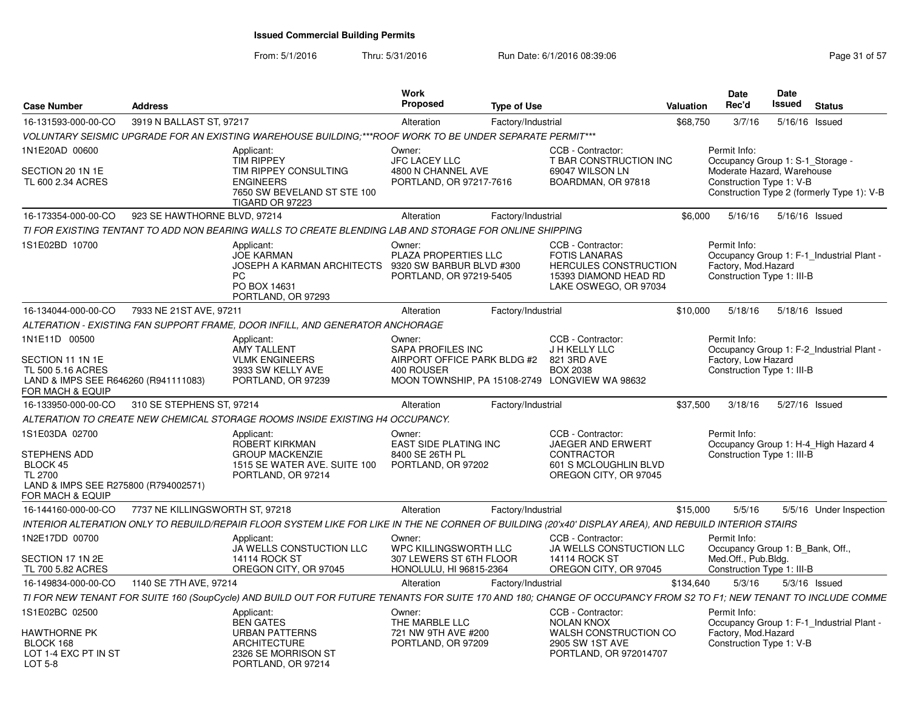# Issued Commercial Building Permits

From: 5/1/2016 Thru: 5/31/2016 Run Date: 6/1/2016 08:39:06

| Case Number | Address | Work Proposed | Type of Use | Valuation | Date Rec'd | Date Issued | Status |
|---|---|---|---|---|---|---|---|
| 16-131593-000-00-CO | 3919 N BALLAST ST, 97217 | Alteration | Factory/Industrial | $68,750 | 3/7/16 | 5/16/16 | Issued |

VOLUNTARY SEISMIC UPGRADE FOR AN EXISTING WAREHOUSE BUILDING;***ROOF WORK TO BE UNDER SEPARATE PERMIT***

| Property | Applicant | Owner | CCB - Contractor | Permit Info |
|---|---|---|---|---|
| 1N1E20AD 00600<br>SECTION 20 1N 1E<br>TL 600 2.34 ACRES | TIM RIPPEY<br>TIM RIPPEY CONSULTING ENGINEERS<br>7650 SW BEVELAND ST STE 100<br>TIGARD OR 97223 | JFC LACEY LLC<br>4800 N CHANNEL AVE<br>PORTLAND, OR 97217-7616 | T BAR CONSTRUCTION INC<br>69047 WILSON LN<br>BOARDMAN, OR 97818 | Occupancy Group 1: S-1_Storage - Moderate Hazard, Warehouse<br>Construction Type 1: V-B<br>Construction Type 2 (formerly Type 1): V-B |

| Case Number | Address | Work Proposed | Type of Use | Valuation | Date Rec'd | Date Issued | Status |
|---|---|---|---|---|---|---|---|
| 16-173354-000-00-CO | 923 SE HAWTHORNE BLVD, 97214 | Alteration | Factory/Industrial | $6,000 | 5/16/16 | 5/16/16 | Issued |

TI FOR EXISTING TENTANT TO ADD NON BEARING WALLS TO CREATE BLENDING LAB AND STORAGE FOR ONLINE SHIPPING

| Property | Applicant | Owner | CCB - Contractor | Permit Info |
|---|---|---|---|---|
| 1S1E02BD 10700 | JOE KARMAN<br>JOSEPH A KARMAN ARCHITECTS PC<br>PO BOX 14631<br>PORTLAND, OR 97293 | PLAZA PROPERTIES LLC<br>9320 SW BARBUR BLVD #300<br>PORTLAND, OR 97219-5405 | FOTIS LANARAS<br>HERCULES CONSTRUCTION<br>15393 DIAMOND HEAD RD<br>LAKE OSWEGO, OR 97034 | Occupancy Group 1: F-1_Industrial Plant - Factory, Mod.Hazard<br>Construction Type 1: III-B |

| Case Number | Address | Work Proposed | Type of Use | Valuation | Date Rec'd | Date Issued | Status |
|---|---|---|---|---|---|---|---|
| 16-134044-000-00-CO | 7933 NE 21ST AVE, 97211 | Alteration | Factory/Industrial | $10,000 | 5/18/16 | 5/18/16 | Issued |

ALTERATION - EXISTING FAN SUPPORT FRAME, DOOR INFILL, AND GENERATOR ANCHORAGE

| Property | Applicant | Owner | CCB - Contractor | Permit Info |
|---|---|---|---|---|
| 1N1E11D 00500<br>SECTION 11 1N 1E<br>TL 500 5.16 ACRES<br>LAND & IMPS SEE R646260 (R941111083) FOR MACH & EQUIP | AMY TALLENT<br>VLMK ENGINEERS<br>3933 SW KELLY AVE<br>PORTLAND, OR 97239 | SAPA PROFILES INC<br>AIRPORT OFFICE PARK BLDG #2<br>400 ROUSER<br>MOON TOWNSHIP, PA 15108-2749 | J H KELLY LLC<br>821 3RD AVE<br>BOX 2038<br>LONGVIEW WA 98632 | Occupancy Group 1: F-2_Industrial Plant - Factory, Low Hazard<br>Construction Type 1: III-B |

| Case Number | Address | Work Proposed | Type of Use | Valuation | Date Rec'd | Date Issued | Status |
|---|---|---|---|---|---|---|---|
| 16-133950-000-00-CO | 310 SE STEPHENS ST, 97214 | Alteration | Factory/Industrial | $37,500 | 3/18/16 | 5/27/16 | Issued |

ALTERATION TO CREATE NEW CHEMICAL STORAGE ROOMS INSIDE EXISTING H4 OCCUPANCY.

| Property | Applicant | Owner | CCB - Contractor | Permit Info |
|---|---|---|---|---|
| 1S1E03DA 02700<br>STEPHENS ADD<br>BLOCK 45<br>TL 2700<br>LAND & IMPS SEE R275800 (R794002571) FOR MACH & EQUIP | ROBERT KIRKMAN<br>GROUP MACKENZIE<br>1515 SE WATER AVE. SUITE 100<br>PORTLAND, OR 97214 | EAST SIDE PLATING INC<br>8400 SE 26TH PL<br>PORTLAND, OR 97202 | JAEGER AND ERWERT CONTRACTOR<br>601 S MCLOUGHLIN BLVD<br>OREGON CITY, OR 97045 | Occupancy Group 1: H-4_High Hazard 4<br>Construction Type 1: III-B |

| Case Number | Address | Work Proposed | Type of Use | Valuation | Date Rec'd | Date Issued | Status |
|---|---|---|---|---|---|---|---|
| 16-144160-000-00-CO | 7737 NE KILLINGSWORTH ST, 97218 | Alteration | Factory/Industrial | $15,000 | 5/5/16 | 5/5/16 | Under Inspection |

INTERIOR ALTERATION ONLY TO REBUILD/REPAIR FLOOR SYSTEM LIKE FOR LIKE IN THE NE CORNER OF BUILDING (20'x40' DISPLAY AREA), AND REBUILD INTERIOR STAIRS

| Property | Applicant | Owner | CCB - Contractor | Permit Info |
|---|---|---|---|---|
| 1N2E17DD 00700<br>SECTION 17 1N 2E<br>TL 700 5.82 ACRES | JA WELLS CONSTUCTION LLC<br>14114 ROCK ST<br>OREGON CITY, OR 97045 | WPC KILLINGSWORTH LLC<br>307 LEWERS ST 6TH FLOOR<br>HONOLULU, HI 96815-2364 | JA WELLS CONSTUCTION LLC<br>14114 ROCK ST<br>OREGON CITY, OR 97045 | Occupancy Group 1: B_Bank, Off., Med.Off., Pub.Bldg.<br>Construction Type 1: III-B |

| Case Number | Address | Work Proposed | Type of Use | Valuation | Date Rec'd | Date Issued | Status |
|---|---|---|---|---|---|---|---|
| 16-149834-000-00-CO | 1140 SE 7TH AVE, 97214 | Alteration | Factory/Industrial | $134,640 | 5/3/16 | 5/3/16 | Issued |

TI FOR NEW TENANT FOR SUITE 160 (SoupCycle) AND BUILD OUT FOR FUTURE TENANTS FOR SUITE 170 AND 180; CHANGE OF OCCUPANCY FROM S2 TO F1; NEW TENANT TO INCLUDE COMME

| Property | Applicant | Owner | CCB - Contractor | Permit Info |
|---|---|---|---|---|
| 1S1E02BC 02500<br>HAWTHORNE PK<br>BLOCK 168<br>LOT 1-4 EXC PT IN ST<br>LOT 5-8 | BEN GATES<br>URBAN PATTERNS ARCHITECTURE<br>2326 SE MORRISON ST<br>PORTLAND, OR 97214 | THE MARBLE LLC<br>721 NW 9TH AVE #200<br>PORTLAND, OR 97209 | NOLAN KNOX<br>WALSH CONSTRUCTION CO<br>2905 SW 1ST AVE<br>PORTLAND, OR 972014707 | Occupancy Group 1: F-1_Industrial Plant - Factory, Mod.Hazard<br>Construction Type 1: V-B |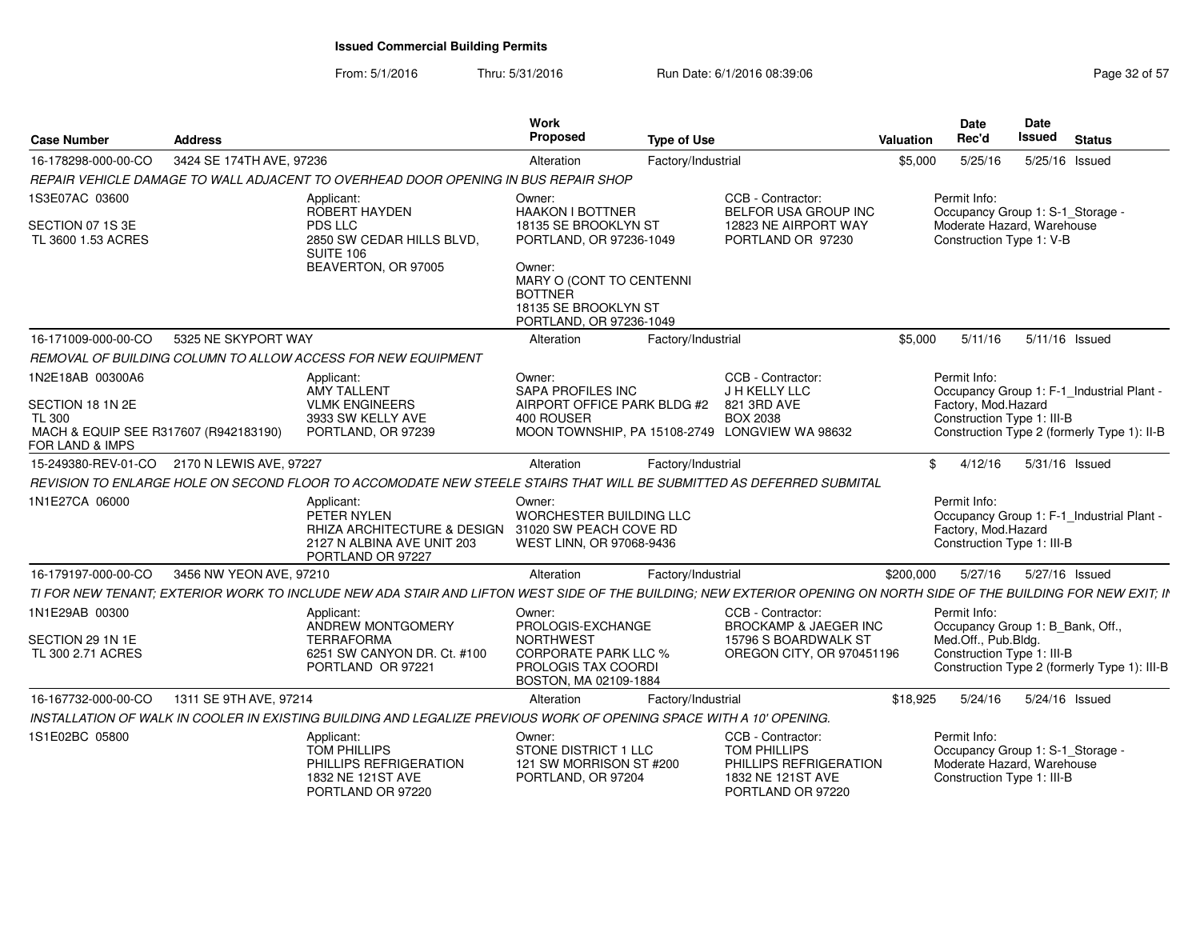# Issued Commercial Building Permits

From: 5/1/2016 Thru: 5/31/2016 Run Date: 6/1/2016 08:39:06

| Case Number | Address | Work Proposed | Type of Use | Valuation | Date Rec'd | Date Issued | Status |
|---|---|---|---|---|---|---|---|
| 16-178298-000-00-CO | 3424 SE 174TH AVE, 97236 | Alteration | Factory/Industrial | $5,000 | 5/25/16 | 5/25/16 | Issued |

*REPAIR VEHICLE DAMAGE TO WALL ADJACENT TO OVERHEAD DOOR OPENING IN BUS REPAIR SHOP*

1S3E07AC 03600
SECTION 07 1S 3E
TL 3600 1.53 ACRES

Applicant:
ROBERT HAYDEN
PDS LLC
2850 SW CEDAR HILLS BLVD, SUITE 106
BEAVERTON, OR 97005

Owner:
HAAKON I BOTTNER
18135 SE BROOKLYN ST
PORTLAND, OR 97236-1049

Owner:
MARY O (CONT TO CENTENNI
BOTTNER
18135 SE BROOKLYN ST
PORTLAND, OR 97236-1049

CCB - Contractor:
BELFOR USA GROUP INC
12823 NE AIRPORT WAY
PORTLAND OR 97230

Permit Info:
Occupancy Group 1: S-1_Storage - Moderate Hazard, Warehouse
Construction Type 1: V-B

| Case Number | Address | Work Proposed | Type of Use | Valuation | Date Rec'd | Date Issued | Status |
|---|---|---|---|---|---|---|---|
| 16-171009-000-00-CO | 5325 NE SKYPORT WAY | Alteration | Factory/Industrial | $5,000 | 5/11/16 | 5/11/16 | Issued |

*REMOVAL OF BUILDING COLUMN TO ALLOW ACCESS FOR NEW EQUIPMENT*

1N2E18AB 00300A6
SECTION 18 1N 2E
TL 300
MACH & EQUIP SEE R317607 (R942183190) FOR LAND & IMPS

Applicant:
AMY TALLENT
VLMK ENGINEERS
3933 SW KELLY AVE
PORTLAND, OR 97239

Owner:
SAPA PROFILES INC
AIRPORT OFFICE PARK BLDG #2
400 ROUSER
MOON TOWNSHIP, PA 15108-2749

CCB - Contractor:
J H KELLY LLC
821 3RD AVE
BOX 2038
LONGVIEW WA 98632

Permit Info:
Occupancy Group 1: F-1_Industrial Plant - Factory, Mod.Hazard
Construction Type 1: III-B
Construction Type 2 (formerly Type 1): II-B

| Case Number | Address | Work Proposed | Type of Use | Valuation | Date Rec'd | Date Issued | Status |
|---|---|---|---|---|---|---|---|
| 15-249380-REV-01-CO | 2170 N LEWIS AVE, 97227 | Alteration | Factory/Industrial | $ | 4/12/16 | 5/31/16 | Issued |

*REVISION TO ENLARGE HOLE ON SECOND FLOOR TO ACCOMODATE NEW STEELE STAIRS THAT WILL BE SUBMITTED AS DEFERRED SUBMITAL*

1N1E27CA 06000

Applicant:
PETER NYLEN
RHIZA ARCHITECTURE & DESIGN
2127 N ALBINA AVE UNIT 203
PORTLAND OR 97227

Owner:
WORCHESTER BUILDING LLC
31020 SW PEACH COVE RD
WEST LINN, OR 97068-9436

Permit Info:
Occupancy Group 1: F-1_Industrial Plant - Factory, Mod.Hazard
Construction Type 1: III-B

| Case Number | Address | Work Proposed | Type of Use | Valuation | Date Rec'd | Date Issued | Status |
|---|---|---|---|---|---|---|---|
| 16-179197-000-00-CO | 3456 NW YEON AVE, 97210 | Alteration | Factory/Industrial | $200,000 | 5/27/16 | 5/27/16 | Issued |

*TI FOR NEW TENANT; EXTERIOR WORK TO INCLUDE NEW ADA STAIR AND LIFTON WEST SIDE OF THE BUILDING; NEW EXTERIOR OPENING ON NORTH SIDE OF THE BUILDING FOR NEW EXIT; IN*

1N1E29AB 00300
SECTION 29 1N 1E
TL 300 2.71 ACRES

Applicant:
ANDREW MONTGOMERY
TERRAFORMA
6251 SW CANYON DR. Ct. #100
PORTLAND OR 97221

Owner:
PROLOGIS-EXCHANGE
NORTHWEST
CORPORATE PARK LLC %
PROLOGIS TAX COORDI
BOSTON, MA 02109-1884

CCB - Contractor:
BROCKAMP & JAEGER INC
15796 S BOARDWALK ST
OREGON CITY, OR 970451196

Permit Info:
Occupancy Group 1: B_Bank, Off., Med.Off., Pub.Bldg.
Construction Type 1: III-B
Construction Type 2 (formerly Type 1): III-B

| Case Number | Address | Work Proposed | Type of Use | Valuation | Date Rec'd | Date Issued | Status |
|---|---|---|---|---|---|---|---|
| 16-167732-000-00-CO | 1311 SE 9TH AVE, 97214 | Alteration | Factory/Industrial | $18,925 | 5/24/16 | 5/24/16 | Issued |

*INSTALLATION OF WALK IN COOLER IN EXISTING BUILDING AND LEGALIZE PREVIOUS WORK OF OPENING SPACE WITH A 10' OPENING.*

1S1E02BC 05800

Applicant:
TOM PHILLIPS
PHILLIPS REFRIGERATION
1832 NE 121ST AVE
PORTLAND OR 97220

Owner:
STONE DISTRICT 1 LLC
121 SW MORRISON ST #200
PORTLAND, OR 97204

CCB - Contractor:
TOM PHILLIPS
PHILLIPS REFRIGERATION
1832 NE 121ST AVE
PORTLAND OR 97220

Permit Info:
Occupancy Group 1: S-1_Storage - Moderate Hazard, Warehouse
Construction Type 1: III-B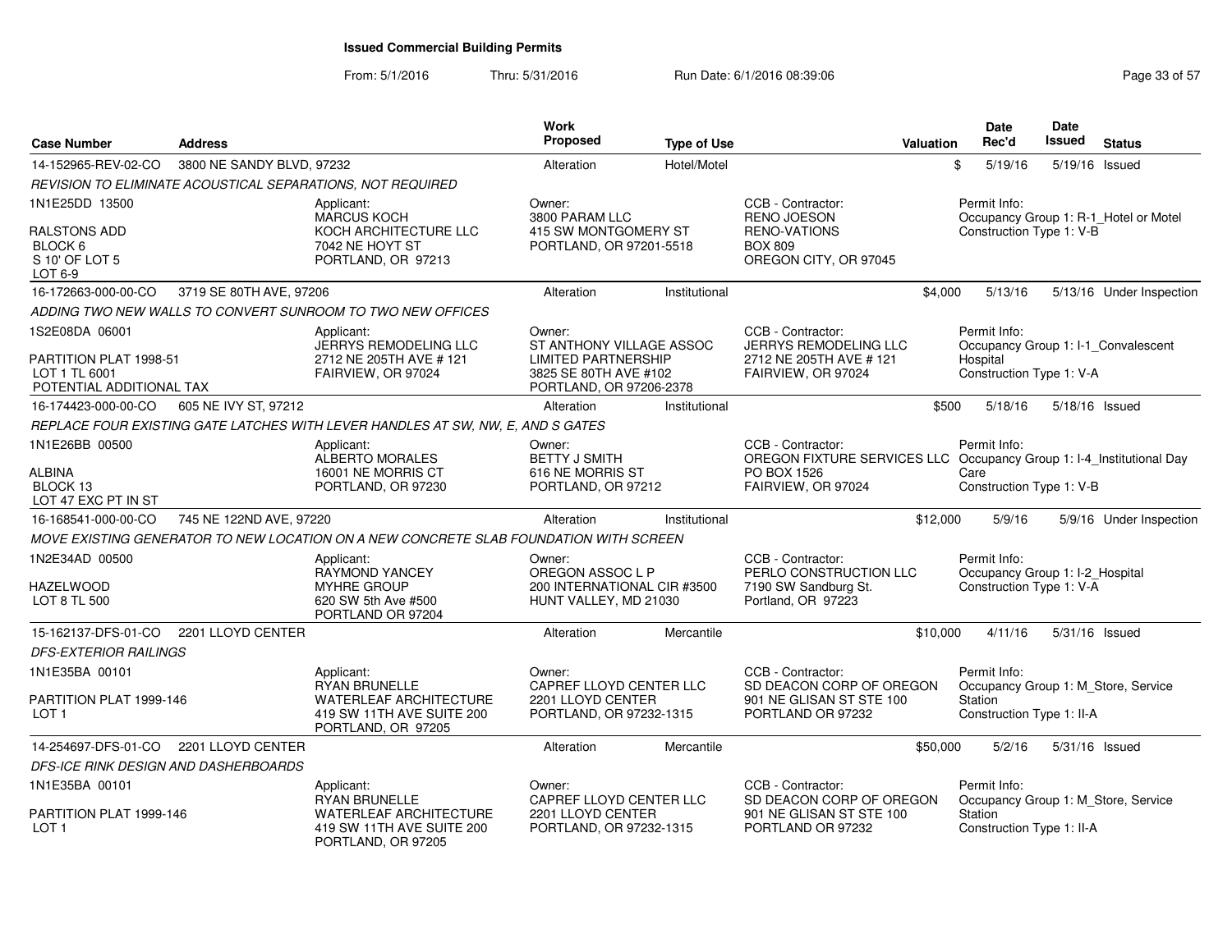# Issued Commercial Building Permits

From: 5/1/2016 Thru: 5/31/2016 Run Date: 6/1/2016 08:39:06

| Case Number | Address | Work Proposed | Type of Use | Valuation | Date Rec'd | Date Issued | Status |
|---|---|---|---|---|---|---|---|
| 14-152965-REV-02-CO | 3800 NE SANDY BLVD, 97232 | Alteration | Hotel/Motel | $ | 5/19/16 | 5/19/16 | Issued |

REVISION TO ELIMINATE ACOUSTICAL SEPARATIONS, NOT REQUIRED

1N1E25DD 13500
RALSTONS ADD
BLOCK 6
S 10' OF LOT 5
LOT 6-9

Applicant: MARCUS KOCH, KOCH ARCHITECTURE LLC, 7042 NE HOYT ST, PORTLAND, OR 97213

Owner: 3800 PARAM LLC, 415 SW MONTGOMERY ST, PORTLAND, OR 97201-5518

CCB - Contractor: RENO JOESON, RENO-VATIONS, BOX 809, OREGON CITY, OR 97045

Permit Info: Occupancy Group 1: R-1_Hotel or Motel; Construction Type 1: V-B

| Case Number | Address | Work Proposed | Type of Use | Valuation | Date Rec'd | Date Issued | Status |
|---|---|---|---|---|---|---|---|
| 16-172663-000-00-CO | 3719 SE 80TH AVE, 97206 | Alteration | Institutional | $4,000 | 5/13/16 | 5/13/16 | Under Inspection |

ADDING TWO NEW WALLS TO CONVERT SUNROOM TO TWO NEW OFFICES

1S2E08DA 06001
PARTITION PLAT 1998-51
LOT 1 TL 6001
POTENTIAL ADDITIONAL TAX

Applicant: JERRYS REMODELING LLC, 2712 NE 205TH AVE # 121, FAIRVIEW, OR 97024

Owner: ST ANTHONY VILLAGE ASSOC LIMITED PARTNERSHIP, 3825 SE 80TH AVE #102, PORTLAND, OR 97206-2378

CCB - Contractor: JERRYS REMODELING LLC, 2712 NE 205TH AVE # 121, FAIRVIEW, OR 97024

Permit Info: Occupancy Group 1: I-1_Convalescent Hospital; Construction Type 1: V-A

| Case Number | Address | Work Proposed | Type of Use | Valuation | Date Rec'd | Date Issued | Status |
|---|---|---|---|---|---|---|---|
| 16-174423-000-00-CO | 605 NE IVY ST, 97212 | Alteration | Institutional | $500 | 5/18/16 | 5/18/16 | Issued |

REPLACE FOUR EXISTING GATE LATCHES WITH LEVER HANDLES AT SW, NW, E, AND S GATES

1N1E26BB 00500
ALBINA
BLOCK 13
LOT 47 EXC PT IN ST

Applicant: ALBERTO MORALES, 16001 NE MORRIS CT, PORTLAND, OR 97230

Owner: BETTY J SMITH, 616 NE MORRIS ST, PORTLAND, OR 97212

CCB - Contractor: OREGON FIXTURE SERVICES LLC, PO BOX 1526, FAIRVIEW, OR 97024

Permit Info: Occupancy Group 1: I-4_Institutional Day Care; Construction Type 1: V-B

| Case Number | Address | Work Proposed | Type of Use | Valuation | Date Rec'd | Date Issued | Status |
|---|---|---|---|---|---|---|---|
| 16-168541-000-00-CO | 745 NE 122ND AVE, 97220 | Alteration | Institutional | $12,000 | 5/9/16 | 5/9/16 | Under Inspection |

MOVE EXISTING GENERATOR TO NEW LOCATION ON A NEW CONCRETE SLAB FOUNDATION WITH SCREEN

1N2E34AD 00500
HAZELWOOD
LOT 8 TL 500

Applicant: RAYMOND YANCEY, MYHRE GROUP, 620 SW 5th Ave #500, PORTLAND OR 97204

Owner: OREGON ASSOC L P, 200 INTERNATIONAL CIR #3500, HUNT VALLEY, MD 21030

CCB - Contractor: PERLO CONSTRUCTION LLC, 7190 SW Sandburg St., Portland, OR 97223

Permit Info: Occupancy Group 1: I-2_Hospital; Construction Type 1: V-A

| Case Number | Address | Work Proposed | Type of Use | Valuation | Date Rec'd | Date Issued | Status |
|---|---|---|---|---|---|---|---|
| 15-162137-DFS-01-CO | 2201 LLOYD CENTER | Alteration | Mercantile | $10,000 | 4/11/16 | 5/31/16 | Issued |

DFS-EXTERIOR RAILINGS

1N1E35BA 00101
PARTITION PLAT 1999-146
LOT 1

Applicant: RYAN BRUNELLE, WATERLEAF ARCHITECTURE, 419 SW 11TH AVE SUITE 200, PORTLAND, OR 97205

Owner: CAPREF LLOYD CENTER LLC, 2201 LLOYD CENTER, PORTLAND, OR 97232-1315

CCB - Contractor: SD DEACON CORP OF OREGON, 901 NE GLISAN ST STE 100, PORTLAND OR 97232

Permit Info: Occupancy Group 1: M_Store, Service Station; Construction Type 1: II-A

| Case Number | Address | Work Proposed | Type of Use | Valuation | Date Rec'd | Date Issued | Status |
|---|---|---|---|---|---|---|---|
| 14-254697-DFS-01-CO | 2201 LLOYD CENTER | Alteration | Mercantile | $50,000 | 5/2/16 | 5/31/16 | Issued |

DFS-ICE RINK DESIGN AND DASHERBOARDS

1N1E35BA 00101
PARTITION PLAT 1999-146
LOT 1

Applicant: RYAN BRUNELLE, WATERLEAF ARCHITECTURE, 419 SW 11TH AVE SUITE 200, PORTLAND, OR 97205

Owner: CAPREF LLOYD CENTER LLC, 2201 LLOYD CENTER, PORTLAND, OR 97232-1315

CCB - Contractor: SD DEACON CORP OF OREGON, 901 NE GLISAN ST STE 100, PORTLAND OR 97232

Permit Info: Occupancy Group 1: M_Store, Service Station; Construction Type 1: II-A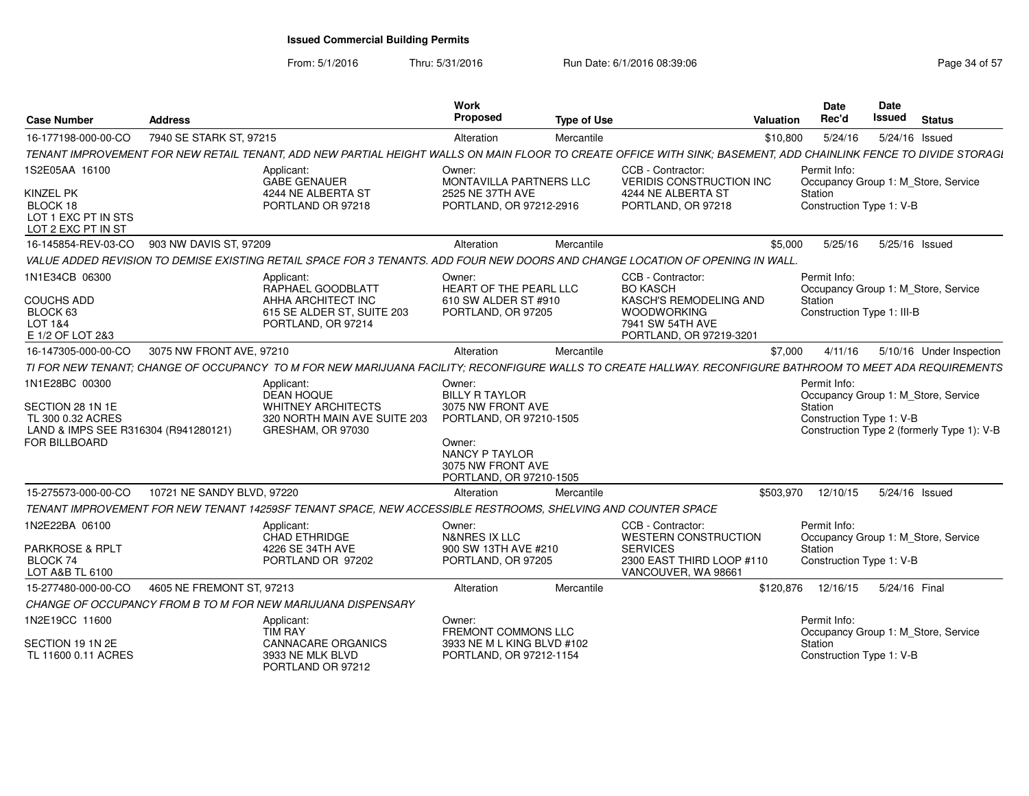**Issued Commercial Building Permits**

From: 5/1/2016 Thru: 5/31/2016 Run Date: 6/1/2016 08:39:06

| Case Number | Address | Work Proposed | Type of Use | Valuation | Date Rec'd | Date Issued | Status |
|---|---|---|---|---|---|---|---|
| 16-177198-000-00-CO | 7940 SE STARK ST, 97215 | Alteration | Mercantile | $10,800 | 5/24/16 | 5/24/16 | Issued |

TENANT IMPROVEMENT FOR NEW RETAIL TENANT, ADD NEW PARTIAL HEIGHT WALLS ON MAIN FLOOR TO CREATE OFFICE WITH SINK; BASEMENT, ADD CHAINLINK FENCE TO DIVIDE STORAGI

1S2E05AA 16100
KINZEL PK
BLOCK 18
LOT 1 EXC PT IN STS
LOT 2 EXC PT IN ST

Applicant: GABE GENAUER, 4244 NE ALBERTA ST, PORTLAND OR 97218

Owner: MONTAVILLA PARTNERS LLC, 2525 NE 37TH AVE, PORTLAND, OR 97212-2916

CCB - Contractor: VERIDIS CONSTRUCTION INC, 4244 NE ALBERTA ST, PORTLAND, OR 97218

Permit Info: Occupancy Group 1: M_Store, Service Station; Construction Type 1: V-B

| Case Number | Address | Work Proposed | Type of Use | Valuation | Date Rec'd | Date Issued | Status |
|---|---|---|---|---|---|---|---|
| 16-145854-REV-03-CO | 903 NW DAVIS ST, 97209 | Alteration | Mercantile | $5,000 | 5/25/16 | 5/25/16 | Issued |

VALUE ADDED REVISION TO DEMISE EXISTING RETAIL SPACE FOR 3 TENANTS. ADD FOUR NEW DOORS AND CHANGE LOCATION OF OPENING IN WALL.

1N1E34CB 06300
COUCHS ADD
BLOCK 63
LOT 1&4
E 1/2 OF LOT 2&3

Applicant: RAPHAEL GOODBLATT, AHHA ARCHITECT INC, 615 SE ALDER ST, SUITE 203, PORTLAND, OR 97214

Owner: HEART OF THE PEARL LLC, 610 SW ALDER ST #910, PORTLAND, OR 97205

CCB - Contractor: BO KASCH, KASCH'S REMODELING AND WOODWORKING, 7941 SW 54TH AVE, PORTLAND, OR 97219-3201

Permit Info: Occupancy Group 1: M_Store, Service Station; Construction Type 1: III-B

| Case Number | Address | Work Proposed | Type of Use | Valuation | Date Rec'd | Date Issued | Status |
|---|---|---|---|---|---|---|---|
| 16-147305-000-00-CO | 3075 NW FRONT AVE, 97210 | Alteration | Mercantile | $7,000 | 4/11/16 | 5/10/16 | Under Inspection |

TI FOR NEW TENANT; CHANGE OF OCCUPANCY TO M FOR NEW MARIJUANA FACILITY; RECONFIGURE WALLS TO CREATE HALLWAY. RECONFIGURE BATHROOM TO MEET ADA REQUIREMENTS

1N1E28BC 00300
SECTION 28 1N 1E
TL 300 0.32 ACRES
LAND & IMPS SEE R316304 (R941280121) FOR BILLBOARD

Applicant: DEAN HOQUE, WHITNEY ARCHITECTS, 320 NORTH MAIN AVE SUITE 203, GRESHAM, OR 97030

Owner: BILLY R TAYLOR, 3075 NW FRONT AVE, PORTLAND, OR 97210-1505

Owner: NANCY P TAYLOR, 3075 NW FRONT AVE, PORTLAND, OR 97210-1505

Permit Info: Occupancy Group 1: M_Store, Service Station; Construction Type 1: V-B; Construction Type 2 (formerly Type 1): V-B

| Case Number | Address | Work Proposed | Type of Use | Valuation | Date Rec'd | Date Issued | Status |
|---|---|---|---|---|---|---|---|
| 15-275573-000-00-CO | 10721 NE SANDY BLVD, 97220 | Alteration | Mercantile | $503,970 | 12/10/15 | 5/24/16 | Issued |

TENANT IMPROVEMENT FOR NEW TENANT 14259SF TENANT SPACE, NEW ACCESSIBLE RESTROOMS, SHELVING AND COUNTER SPACE

1N2E22BA 06100
PARKROSE & RPLT
BLOCK 74
LOT A&B TL 6100

Applicant: CHAD ETHRIDGE, 4226 SE 34TH AVE, PORTLAND OR 97202

Owner: N&NRES IX LLC, 900 SW 13TH AVE #210, PORTLAND, OR 97205

CCB - Contractor: WESTERN CONSTRUCTION SERVICES, 2300 EAST THIRD LOOP #110, VANCOUVER, WA 98661

Permit Info: Occupancy Group 1: M_Store, Service Station; Construction Type 1: V-B

| Case Number | Address | Work Proposed | Type of Use | Valuation | Date Rec'd | Date Issued | Status |
|---|---|---|---|---|---|---|---|
| 15-277480-000-00-CO | 4605 NE FREMONT ST, 97213 | Alteration | Mercantile | $120,876 | 12/16/15 | 5/24/16 | Final |

CHANGE OF OCCUPANCY FROM B TO M FOR NEW MARIJUANA DISPENSARY

1N2E19CC 11600
SECTION 19 1N 2E
TL 11600 0.11 ACRES

Applicant: TIM RAY, CANNACARE ORGANICS, 3933 NE MLK BLVD, PORTLAND OR 97212

Owner: FREMONT COMMONS LLC, 3933 NE M L KING BLVD #102, PORTLAND, OR 97212-1154

Permit Info: Occupancy Group 1: M_Store, Service Station; Construction Type 1: V-B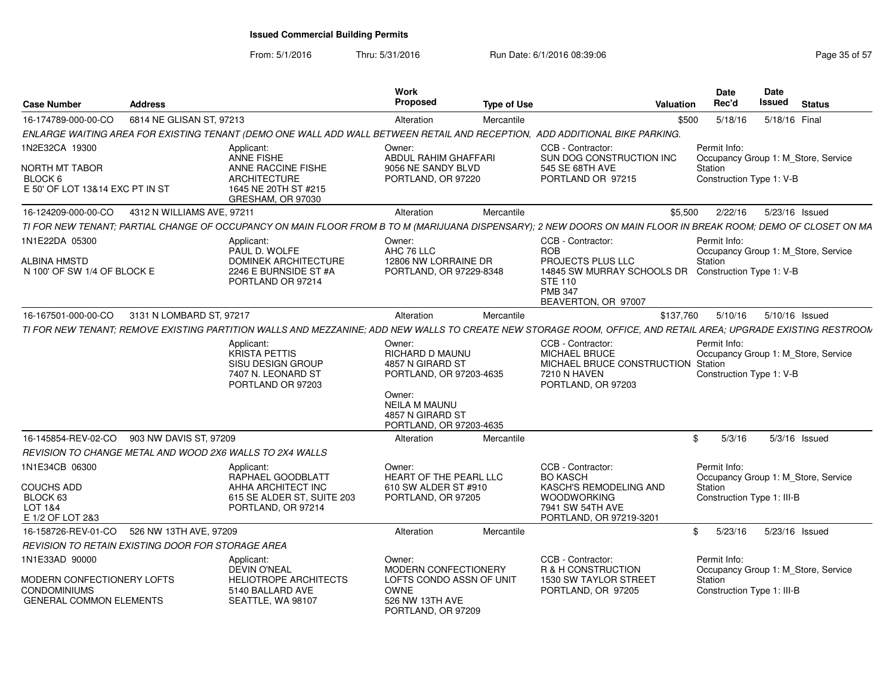# Issued Commercial Building Permits

From: 5/1/2016 Thru: 5/31/2016 Run Date: 6/1/2016 08:39:06

| Case Number | Address | Work Proposed | Type of Use | Valuation | Date Rec'd | Date Issued | Status |
|---|---|---|---|---|---|---|---|
| 16-174789-000-00-CO | 6814 NE GLISAN ST, 97213 | Alteration | Mercantile | $500 | 5/18/16 | 5/18/16 | Final |

ENLARGE WAITING AREA FOR EXISTING TENANT (DEMO ONE WALL ADD WALL BETWEEN RETAIL AND RECEPTION, ADD ADDITIONAL BIKE PARKING.

1N2E32CA 19300
NORTH MT TABOR
BLOCK 6
E 50' OF LOT 13&14 EXC PT IN ST

Applicant: ANNE FISHE, ANNE RACCINE FISHE ARCHITECTURE, 1645 NE 20TH ST #215, GRESHAM, OR 97030

Owner: ABDUL RAHIM GHAFFARI, 9056 NE SANDY BLVD, PORTLAND, OR 97220

CCB - Contractor: SUN DOG CONSTRUCTION INC, 545 SE 68TH AVE, PORTLAND OR 97215

Permit Info: Occupancy Group 1: M_Store, Service Station; Construction Type 1: V-B

| Case Number | Address | Work Proposed | Type of Use | Valuation | Date Rec'd | Date Issued | Status |
|---|---|---|---|---|---|---|---|
| 16-124209-000-00-CO | 4312 N WILLIAMS AVE, 97211 | Alteration | Mercantile | $5,500 | 2/22/16 | 5/23/16 | Issued |

TI FOR NEW TENANT; PARTIAL CHANGE OF OCCUPANCY ON MAIN FLOOR FROM B TO M (MARIJUANA DISPENSARY); 2 NEW DOORS ON MAIN FLOOR IN BREAK ROOM; DEMO OF CLOSET ON MA

1N1E22DA 05300
ALBINA HMSTD
N 100' OF SW 1/4 OF BLOCK E

Applicant: PAUL D. WOLFE, DOMINEK ARCHITECTURE, 2246 E BURNSIDE ST #A, PORTLAND OR 97214

Owner: AHC 76 LLC, 12806 NW LORRAINE DR, PORTLAND, OR 97229-8348

CCB - Contractor: ROB, PROJECTS PLUS LLC, 14845 SW MURRAY SCHOOLS DR STE 110, PMB 347, BEAVERTON, OR 97007

Permit Info: Occupancy Group 1: M_Store, Service Station; Construction Type 1: V-B

| Case Number | Address | Work Proposed | Type of Use | Valuation | Date Rec'd | Date Issued | Status |
|---|---|---|---|---|---|---|---|
| 16-167501-000-00-CO | 3131 N LOMBARD ST, 97217 | Alteration | Mercantile | $137,760 | 5/10/16 | 5/10/16 | Issued |

TI FOR NEW TENANT; REMOVE EXISTING PARTITION WALLS AND MEZZANINE; ADD NEW WALLS TO CREATE NEW STORAGE ROOM, OFFICE, AND RETAIL AREA; UPGRADE EXISTING RESTROOM

Applicant: KRISTA PETTIS, SISU DESIGN GROUP, 7407 N. LEONARD ST, PORTLAND OR 97203

Owner: RICHARD D MAUNU, 4857 N GIRARD ST, PORTLAND, OR 97203-4635

Owner: NEILA M MAUNU, 4857 N GIRARD ST, PORTLAND, OR 97203-4635

CCB - Contractor: MICHAEL BRUCE, MICHAEL BRUCE CONSTRUCTION, 7210 N HAVEN, PORTLAND, OR 97203

Permit Info: Occupancy Group 1: M_Store, Service Station; Construction Type 1: V-B

| Case Number | Address | Work Proposed | Type of Use | Valuation | Date Rec'd | Date Issued | Status |
|---|---|---|---|---|---|---|---|
| 16-145854-REV-02-CO | 903 NW DAVIS ST, 97209 | Alteration | Mercantile | $ | 5/3/16 | 5/3/16 | Issued |

REVISION TO CHANGE METAL AND WOOD 2X6 WALLS TO 2X4 WALLS

1N1E34CB 06300
COUCHS ADD
BLOCK 63
LOT 1&4
E 1/2 OF LOT 2&3

Applicant: RAPHAEL GOODBLATT, AHHA ARCHITECT INC, 615 SE ALDER ST, SUITE 203, PORTLAND, OR 97214

Owner: HEART OF THE PEARL LLC, 610 SW ALDER ST #910, PORTLAND, OR 97205

CCB - Contractor: BO KASCH, KASCH'S REMODELING AND WOODWORKING, 7941 SW 54TH AVE, PORTLAND, OR 97219-3201

Permit Info: Occupancy Group 1: M_Store, Service Station; Construction Type 1: III-B

| Case Number | Address | Work Proposed | Type of Use | Valuation | Date Rec'd | Date Issued | Status |
|---|---|---|---|---|---|---|---|
| 16-158726-REV-01-CO | 526 NW 13TH AVE, 97209 | Alteration | Mercantile | $ | 5/23/16 | 5/23/16 | Issued |

REVISION TO RETAIN EXISTING DOOR FOR STORAGE AREA

1N1E33AD 90000
MODERN CONFECTIONERY LOFTS CONDOMINIUMS
GENERAL COMMON ELEMENTS

Applicant: DEVIN O'NEAL, HELIOTROPE ARCHITECTS, 5140 BALLARD AVE, SEATTLE, WA 98107

Owner: MODERN CONFECTIONERY LOFTS CONDO ASSN OF UNIT OWNE, 526 NW 13TH AVE, PORTLAND, OR 97209

CCB - Contractor: R & H CONSTRUCTION, 1530 SW TAYLOR STREET, PORTLAND, OR 97205

Permit Info: Occupancy Group 1: M_Store, Service Station; Construction Type 1: III-B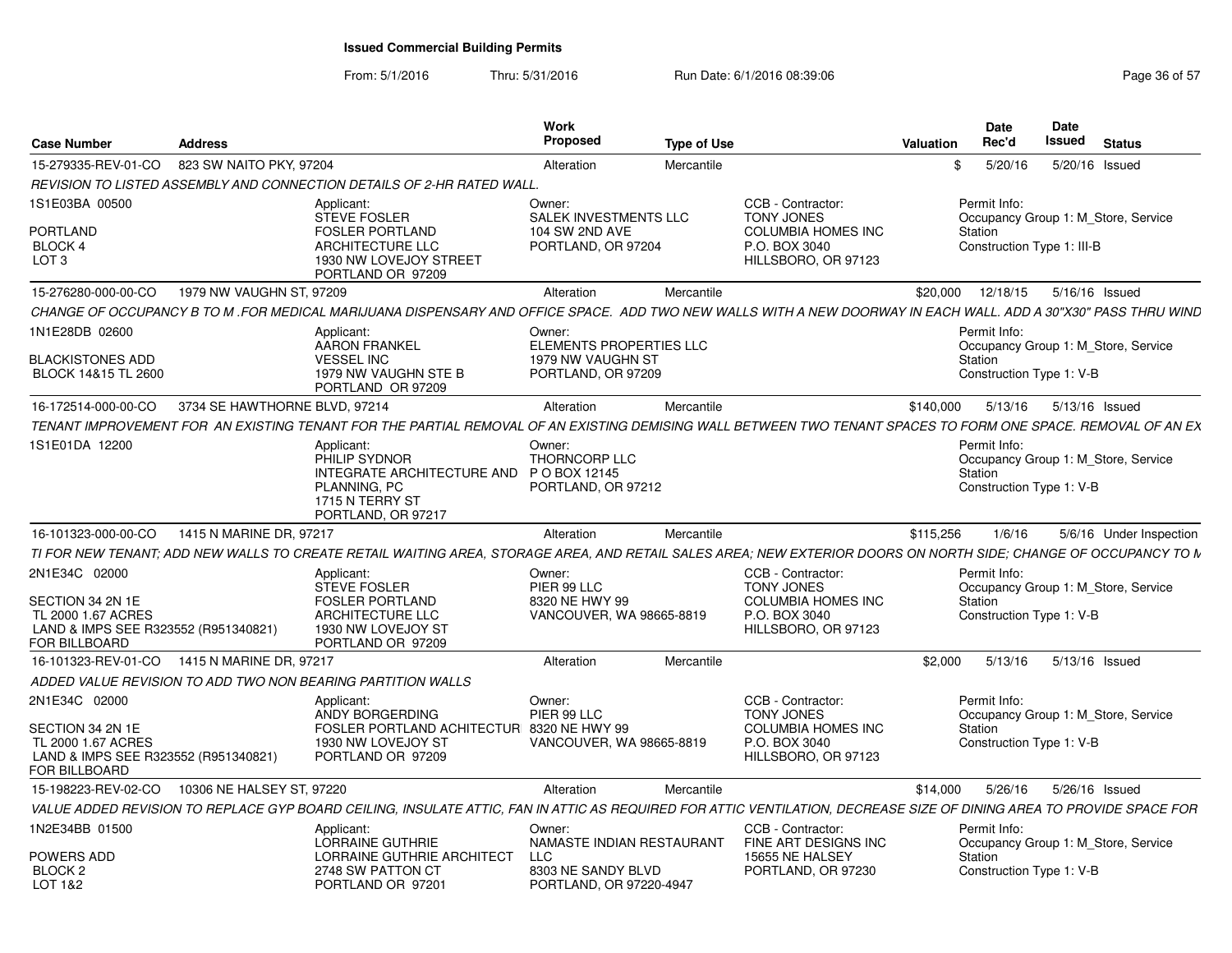# Issued Commercial Building Permits

From: 5/1/2016 Thru: 5/31/2016 Run Date: 6/1/2016 08:39:06

| Case Number | Address | Work Proposed | Type of Use | Valuation | Date Rec'd | Date Issued | Status |
|---|---|---|---|---|---|---|---|
| 15-279335-REV-01-CO | 823 SW NAITO PKY, 97204 | Alteration | Mercantile | $ | 5/20/16 | 5/20/16 | Issued |

*REVISION TO LISTED ASSEMBLY AND CONNECTION DETAILS OF 2-HR RATED WALL.*

1S1E03BA 00500
PORTLAND
BLOCK 4
LOT 3

Applicant: STEVE FOSLER, FOSLER PORTLAND ARCHITECTURE LLC, 1930 NW LOVEJOY STREET, PORTLAND OR 97209

Owner: SALEK INVESTMENTS LLC, 104 SW 2ND AVE, PORTLAND, OR 97204

CCB - Contractor: TONY JONES, COLUMBIA HOMES INC, P.O. BOX 3040, HILLSBORO, OR 97123

Permit Info: Occupancy Group 1: M_Store, Service Station; Construction Type 1: III-B

| Case Number | Address | Work Proposed | Type of Use | Valuation | Date Rec'd | Date Issued | Status |
|---|---|---|---|---|---|---|---|
| 15-276280-000-00-CO | 1979 NW VAUGHN ST, 97209 | Alteration | Mercantile | $20,000 | 12/18/15 | 5/16/16 | Issued |

*CHANGE OF OCCUPANCY B TO M .FOR MEDICAL MARIJUANA DISPENSARY AND OFFICE SPACE. ADD TWO NEW WALLS WITH A NEW DOORWAY IN EACH WALL. ADD A 30"X30" PASS THRU WIND*

1N1E28DB 02600
BLACKISTONES ADD
BLOCK 14&15 TL 2600

Applicant: AARON FRANKEL, VESSEL INC, 1979 NW VAUGHN STE B, PORTLAND OR 97209

Owner: ELEMENTS PROPERTIES LLC, 1979 NW VAUGHN ST, PORTLAND, OR 97209

Permit Info: Occupancy Group 1: M_Store, Service Station; Construction Type 1: V-B

| Case Number | Address | Work Proposed | Type of Use | Valuation | Date Rec'd | Date Issued | Status |
|---|---|---|---|---|---|---|---|
| 16-172514-000-00-CO | 3734 SE HAWTHORNE BLVD, 97214 | Alteration | Mercantile | $140,000 | 5/13/16 | 5/13/16 | Issued |

*TENANT IMPROVEMENT FOR AN EXISTING TENANT FOR THE PARTIAL REMOVAL OF AN EXISTING DEMISING WALL BETWEEN TWO TENANT SPACES TO FORM ONE SPACE. REMOVAL OF AN EX*

1S1E01DA 12200

Applicant: PHILIP SYDNOR, INTEGRATE ARCHITECTURE AND PLANNING, PC, 1715 N TERRY ST, PORTLAND, OR 97217

Owner: THORNCORP LLC, P O BOX 12145, PORTLAND, OR 97212

Permit Info: Occupancy Group 1: M_Store, Service Station; Construction Type 1: V-B

| Case Number | Address | Work Proposed | Type of Use | Valuation | Date Rec'd | Date Issued | Status |
|---|---|---|---|---|---|---|---|
| 16-101323-000-00-CO | 1415 N MARINE DR, 97217 | Alteration | Mercantile | $115,256 | 1/6/16 | 5/6/16 | Under Inspection |

*TI FOR NEW TENANT; ADD NEW WALLS TO CREATE RETAIL WAITING AREA, STORAGE AREA, AND RETAIL SALES AREA; NEW EXTERIOR DOORS ON NORTH SIDE; CHANGE OF OCCUPANCY TO M*

2N1E34C 02000
SECTION 34 2N 1E
TL 2000 1.67 ACRES
LAND & IMPS SEE R323552 (R951340821) FOR BILLBOARD

Applicant: STEVE FOSLER, FOSLER PORTLAND ARCHITECTURE LLC, 1930 NW LOVEJOY ST, PORTLAND OR 97209

Owner: PIER 99 LLC, 8320 NE HWY 99, VANCOUVER, WA 98665-8819

CCB - Contractor: TONY JONES, COLUMBIA HOMES INC, P.O. BOX 3040, HILLSBORO, OR 97123

Permit Info: Occupancy Group 1: M_Store, Service Station; Construction Type 1: V-B

| Case Number | Address | Work Proposed | Type of Use | Valuation | Date Rec'd | Date Issued | Status |
|---|---|---|---|---|---|---|---|
| 16-101323-REV-01-CO | 1415 N MARINE DR, 97217 | Alteration | Mercantile | $2,000 | 5/13/16 | 5/13/16 | Issued |

*ADDED VALUE REVISION TO ADD TWO NON BEARING PARTITION WALLS*

2N1E34C 02000
SECTION 34 2N 1E
TL 2000 1.67 ACRES
LAND & IMPS SEE R323552 (R951340821) FOR BILLBOARD

Applicant: ANDY BORGERDING, FOSLER PORTLAND ACHITECTUR, 1930 NW LOVEJOY ST, PORTLAND OR 97209

Owner: PIER 99 LLC, 8320 NE HWY 99, VANCOUVER, WA 98665-8819

CCB - Contractor: TONY JONES, COLUMBIA HOMES INC, P.O. BOX 3040, HILLSBORO, OR 97123

Permit Info: Occupancy Group 1: M_Store, Service Station; Construction Type 1: V-B

| Case Number | Address | Work Proposed | Type of Use | Valuation | Date Rec'd | Date Issued | Status |
|---|---|---|---|---|---|---|---|
| 15-198223-REV-02-CO | 10306 NE HALSEY ST, 97220 | Alteration | Mercantile | $14,000 | 5/26/16 | 5/26/16 | Issued |

*VALUE ADDED REVISION TO REPLACE GYP BOARD CEILING, INSULATE ATTIC, FAN IN ATTIC AS REQUIRED FOR ATTIC VENTILATION, DECREASE SIZE OF DINING AREA TO PROVIDE SPACE FOR*

1N2E34BB 01500
POWERS ADD
BLOCK 2
LOT 1&2

Applicant: LORRAINE GUTHRIE, LORRAINE GUTHRIE ARCHITECT, 2748 SW PATTON CT, PORTLAND OR 97201

Owner: NAMASTE INDIAN RESTAURANT LLC, 8303 NE SANDY BLVD, PORTLAND, OR 97220-4947

CCB - Contractor: FINE ART DESIGNS INC, 15655 NE HALSEY, PORTLAND, OR 97230

Permit Info: Occupancy Group 1: M_Store, Service Station; Construction Type 1: V-B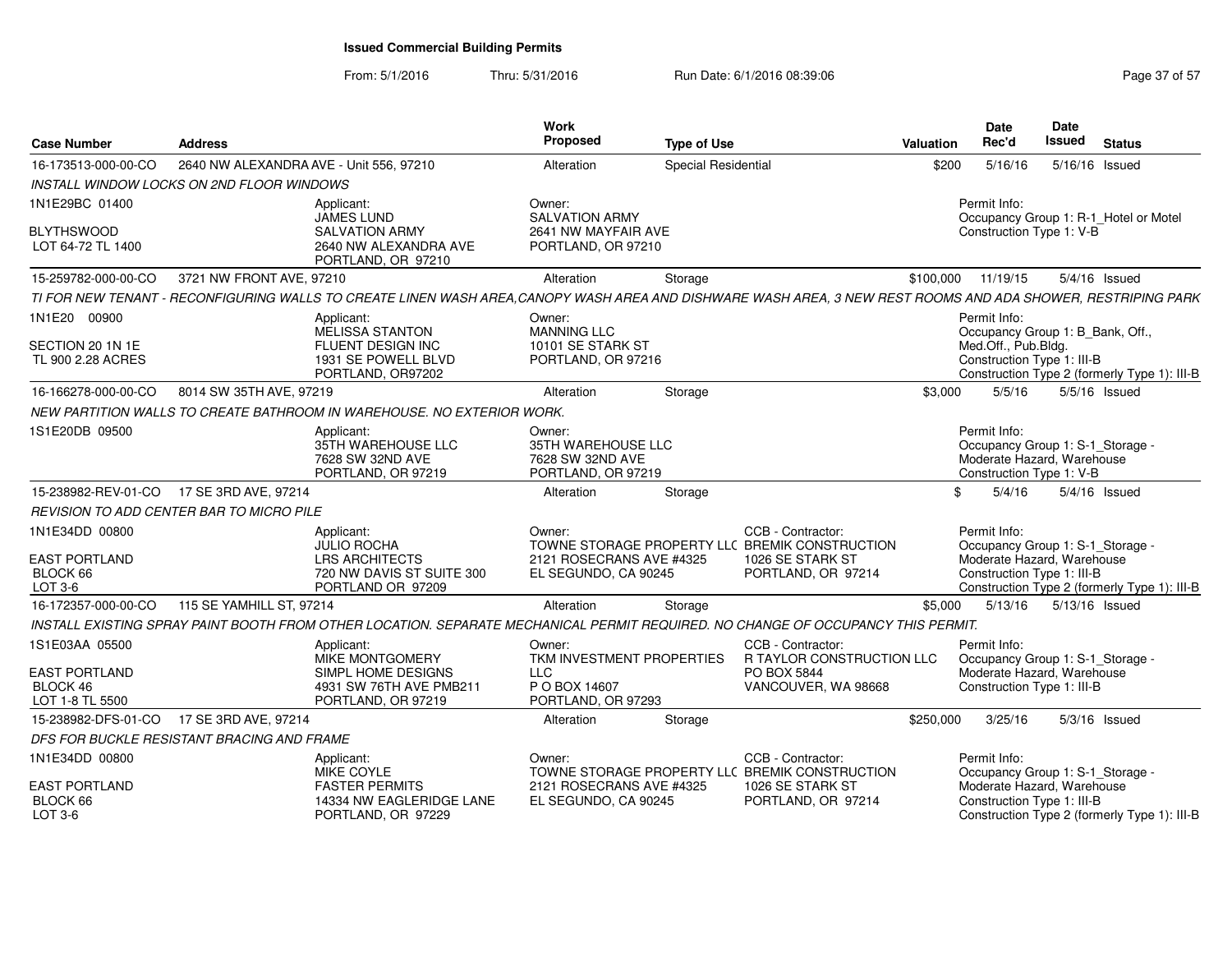# Issued Commercial Building Permits

From: 5/1/2016 Thru: 5/31/2016 Run Date: 6/1/2016 08:39:06

| Case Number | Address | Work Proposed | Type of Use | Valuation | Date Rec'd | Date Issued | Status |
|---|---|---|---|---|---|---|---|
| 16-173513-000-00-CO | 2640 NW ALEXANDRA AVE - Unit 556, 97210 | Alteration | Special Residential | $200 | 5/16/16 | 5/16/16 | Issued |

INSTALL WINDOW LOCKS ON 2ND FLOOR WINDOWS

1N1E29BC 01400
BLYTHSWOOD
LOT 64-72 TL 1400

Applicant: JAMES LUND, SALVATION ARMY, 2640 NW ALEXANDRA AVE, PORTLAND, OR 97210

Owner: SALVATION ARMY, 2641 NW MAYFAIR AVE, PORTLAND, OR 97210

Permit Info: Occupancy Group 1: R-1_Hotel or Motel; Construction Type 1: V-B

| Case Number | Address | Work Proposed | Type of Use | Valuation | Date Rec'd | Date Issued | Status |
|---|---|---|---|---|---|---|---|
| 15-259782-000-00-CO | 3721 NW FRONT AVE, 97210 | Alteration | Storage | $100,000 | 11/19/15 | 5/4/16 | Issued |

TI FOR NEW TENANT - RECONFIGURING WALLS TO CREATE LINEN WASH AREA,CANOPY WASH AREA AND DISHWARE WASH AREA, 3 NEW REST ROOMS AND ADA SHOWER, RESTRIPING PARK

1N1E20 00900
SECTION 20 1N 1E
TL 900 2.28 ACRES

Applicant: MELISSA STANTON, FLUENT DESIGN INC, 1931 SE POWELL BLVD, PORTLAND, OR97202

Owner: MANNING LLC, 10101 SE STARK ST, PORTLAND, OR 97216

Permit Info: Occupancy Group 1: B_Bank, Off., Med.Off., Pub.Bldg.; Construction Type 1: III-B; Construction Type 2 (formerly Type 1): III-B

| Case Number | Address | Work Proposed | Type of Use | Valuation | Date Rec'd | Date Issued | Status |
|---|---|---|---|---|---|---|---|
| 16-166278-000-00-CO | 8014 SW 35TH AVE, 97219 | Alteration | Storage | $3,000 | 5/5/16 | 5/5/16 | Issued |

NEW PARTITION WALLS TO CREATE BATHROOM IN WAREHOUSE. NO EXTERIOR WORK.

1S1E20DB 09500

Applicant: 35TH WAREHOUSE LLC, 7628 SW 32ND AVE, PORTLAND, OR 97219

Owner: 35TH WAREHOUSE LLC, 7628 SW 32ND AVE, PORTLAND, OR 97219

Permit Info: Occupancy Group 1: S-1_Storage - Moderate Hazard, Warehouse; Construction Type 1: V-B

| Case Number | Address | Work Proposed | Type of Use | Valuation | Date Rec'd | Date Issued | Status |
|---|---|---|---|---|---|---|---|
| 15-238982-REV-01-CO | 17 SE 3RD AVE, 97214 | Alteration | Storage | $ | 5/4/16 | 5/4/16 | Issued |

REVISION TO ADD CENTER BAR TO MICRO PILE

1N1E34DD 00800
EAST PORTLAND
BLOCK 66
LOT 3-6

Applicant: JULIO ROCHA, LRS ARCHITECTS, 720 NW DAVIS ST SUITE 300, PORTLAND OR 97209

Owner: TOWNE STORAGE PROPERTY LLC, 2121 ROSECRANS AVE #4325, EL SEGUNDO, CA 90245

CCB - Contractor: BREMIK CONSTRUCTION, 1026 SE STARK ST, PORTLAND, OR 97214

Permit Info: Occupancy Group 1: S-1_Storage - Moderate Hazard, Warehouse; Construction Type 1: III-B; Construction Type 2 (formerly Type 1): III-B

| Case Number | Address | Work Proposed | Type of Use | Valuation | Date Rec'd | Date Issued | Status |
|---|---|---|---|---|---|---|---|
| 16-172357-000-00-CO | 115 SE YAMHILL ST, 97214 | Alteration | Storage | $5,000 | 5/13/16 | 5/13/16 | Issued |

INSTALL EXISTING SPRAY PAINT BOOTH FROM OTHER LOCATION. SEPARATE MECHANICAL PERMIT REQUIRED. NO CHANGE OF OCCUPANCY THIS PERMIT.

1S1E03AA 05500
EAST PORTLAND
BLOCK 46
LOT 1-8 TL 5500

Applicant: MIKE MONTGOMERY, SIMPL HOME DESIGNS, 4931 SW 76TH AVE PMB211, PORTLAND, OR 97219

Owner: TKM INVESTMENT PROPERTIES LLC, P O BOX 14607, PORTLAND, OR 97293

CCB - Contractor: R TAYLOR CONSTRUCTION LLC, PO BOX 5844, VANCOUVER, WA 98668

Permit Info: Occupancy Group 1: S-1_Storage - Moderate Hazard, Warehouse; Construction Type 1: III-B

| Case Number | Address | Work Proposed | Type of Use | Valuation | Date Rec'd | Date Issued | Status |
|---|---|---|---|---|---|---|---|
| 15-238982-DFS-01-CO | 17 SE 3RD AVE, 97214 | Alteration | Storage | $250,000 | 3/25/16 | 5/3/16 | Issued |

DFS FOR BUCKLE RESISTANT BRACING AND FRAME

1N1E34DD 00800
EAST PORTLAND
BLOCK 66
LOT 3-6

Applicant: MIKE COYLE, FASTER PERMITS, 14334 NW EAGLERIDGE LANE, PORTLAND, OR 97229

Owner: TOWNE STORAGE PROPERTY LLC, 2121 ROSECRANS AVE #4325, EL SEGUNDO, CA 90245

CCB - Contractor: BREMIK CONSTRUCTION, 1026 SE STARK ST, PORTLAND, OR 97214

Permit Info: Occupancy Group 1: S-1_Storage - Moderate Hazard, Warehouse; Construction Type 1: III-B; Construction Type 2 (formerly Type 1): III-B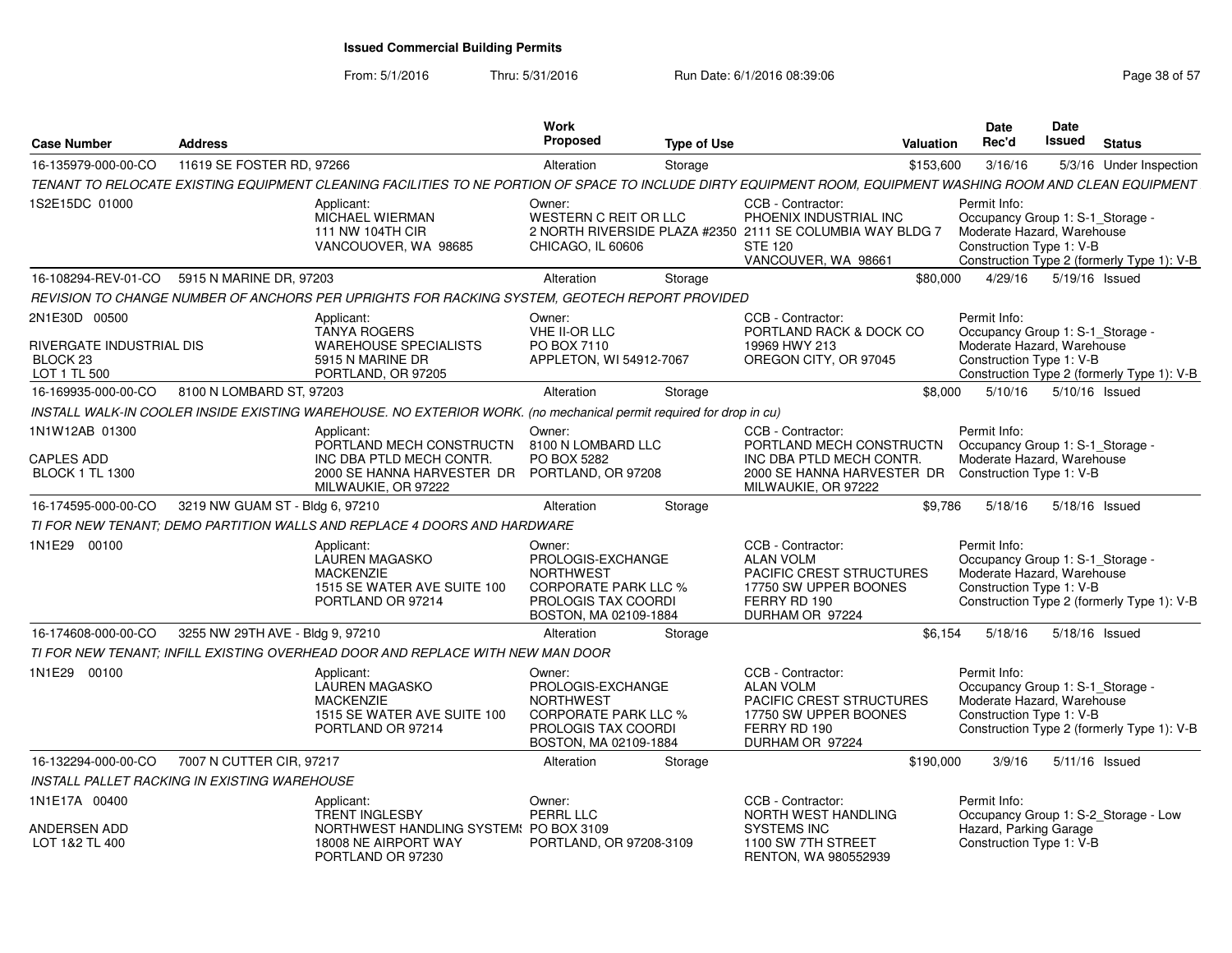# Issued Commercial Building Permits

From: 5/1/2016 Thru: 5/31/2016 Run Date: 6/1/2016 08:39:06

| Case Number | Address | Work Proposed | Type of Use | Valuation | Date Rec'd | Date Issued | Status |
|---|---|---|---|---|---|---|---|
| 16-135979-000-00-CO | 11619 SE FOSTER RD, 97266 | Alteration | Storage | $153,600 | 3/16/16 | 5/3/16 | Under Inspection |

TENANT TO RELOCATE EXISTING EQUIPMENT CLEANING FACILITIES TO NE PORTION OF SPACE TO INCLUDE DIRTY EQUIPMENT ROOM, EQUIPMENT WASHING ROOM AND CLEAN EQUIPMENT

1S2E15DC 01000

Applicant: MICHAEL WIERMAN, 111 NW 104TH CIR, VANCOUOVER, WA 98685

Owner: WESTERN C REIT OR LLC, 2 NORTH RIVERSIDE PLAZA #2350, CHICAGO, IL 60606

CCB - Contractor: PHOENIX INDUSTRIAL INC, 2111 SE COLUMBIA WAY BLDG 7 STE 120, VANCOUVER, WA 98661

Permit Info: Occupancy Group 1: S-1_Storage - Moderate Hazard, Warehouse; Construction Type 1: V-B; Construction Type 2 (formerly Type 1): V-B

| Case Number | Address | Work Proposed | Type of Use | Valuation | Date Rec'd | Date Issued | Status |
|---|---|---|---|---|---|---|---|
| 16-108294-REV-01-CO | 5915 N MARINE DR, 97203 | Alteration | Storage | $80,000 | 4/29/16 | 5/19/16 | Issued |

REVISION TO CHANGE NUMBER OF ANCHORS PER UPRIGHTS FOR RACKING SYSTEM, GEOTECH REPORT PROVIDED

2N1E30D 00500
RIVERGATE INDUSTRIAL DIS
BLOCK 23
LOT 1 TL 500

Applicant: TANYA ROGERS, WAREHOUSE SPECIALISTS, 5915 N MARINE DR, PORTLAND, OR 97205

Owner: VHE II-OR LLC, PO BOX 7110, APPLETON, WI 54912-7067

CCB - Contractor: PORTLAND RACK & DOCK CO, 19969 HWY 213, OREGON CITY, OR 97045

Permit Info: Occupancy Group 1: S-1_Storage - Moderate Hazard, Warehouse; Construction Type 1: V-B; Construction Type 2 (formerly Type 1): V-B

| Case Number | Address | Work Proposed | Type of Use | Valuation | Date Rec'd | Date Issued | Status |
|---|---|---|---|---|---|---|---|
| 16-169935-000-00-CO | 8100 N LOMBARD ST, 97203 | Alteration | Storage | $8,000 | 5/10/16 | 5/10/16 | Issued |

INSTALL WALK-IN COOLER INSIDE EXISTING WAREHOUSE. NO EXTERIOR WORK. (no mechanical permit required for drop in cu)

1N1W12AB 01300
CAPLES ADD
BLOCK 1 TL 1300

Applicant: PORTLAND MECH CONSTRUCTN INC DBA PTLD MECH CONTR., 2000 SE HANNA HARVESTER DR, MILWAUKIE, OR 97222

Owner: 8100 N LOMBARD LLC, PO BOX 5282, PORTLAND, OR 97208

CCB - Contractor: PORTLAND MECH CONSTRUCTN INC DBA PTLD MECH CONTR., 2000 SE HANNA HARVESTER DR, MILWAUKIE, OR 97222

Permit Info: Occupancy Group 1: S-1_Storage - Moderate Hazard, Warehouse; Construction Type 1: V-B

| Case Number | Address | Work Proposed | Type of Use | Valuation | Date Rec'd | Date Issued | Status |
|---|---|---|---|---|---|---|---|
| 16-174595-000-00-CO | 3219 NW GUAM ST - Bldg 6, 97210 | Alteration | Storage | $9,786 | 5/18/16 | 5/18/16 | Issued |

TI FOR NEW TENANT; DEMO PARTITION WALLS AND REPLACE 4 DOORS AND HARDWARE

1N1E29 00100

Applicant: LAUREN MAGASKO, MACKENZIE, 1515 SE WATER AVE SUITE 100, PORTLAND OR 97214

Owner: PROLOGIS-EXCHANGE NORTHWEST CORPORATE PARK LLC %, PROLOGIS TAX COORDI, BOSTON, MA 02109-1884

CCB - Contractor: ALAN VOLM, PACIFIC CREST STRUCTURES, 17750 SW UPPER BOONES FERRY RD 190, DURHAM OR 97224

Permit Info: Occupancy Group 1: S-1_Storage - Moderate Hazard, Warehouse; Construction Type 1: V-B; Construction Type 2 (formerly Type 1): V-B

| Case Number | Address | Work Proposed | Type of Use | Valuation | Date Rec'd | Date Issued | Status |
|---|---|---|---|---|---|---|---|
| 16-174608-000-00-CO | 3255 NW 29TH AVE - Bldg 9, 97210 | Alteration | Storage | $6,154 | 5/18/16 | 5/18/16 | Issued |

TI FOR NEW TENANT; INFILL EXISTING OVERHEAD DOOR AND REPLACE WITH NEW MAN DOOR

1N1E29 00100

Applicant: LAUREN MAGASKO, MACKENZIE, 1515 SE WATER AVE SUITE 100, PORTLAND OR 97214

Owner: PROLOGIS-EXCHANGE NORTHWEST CORPORATE PARK LLC %, PROLOGIS TAX COORDI, BOSTON, MA 02109-1884

CCB - Contractor: ALAN VOLM, PACIFIC CREST STRUCTURES, 17750 SW UPPER BOONES FERRY RD 190, DURHAM OR 97224

Permit Info: Occupancy Group 1: S-1_Storage - Moderate Hazard, Warehouse; Construction Type 1: V-B; Construction Type 2 (formerly Type 1): V-B

| Case Number | Address | Work Proposed | Type of Use | Valuation | Date Rec'd | Date Issued | Status |
|---|---|---|---|---|---|---|---|
| 16-132294-000-00-CO | 7007 N CUTTER CIR, 97217 | Alteration | Storage | $190,000 | 3/9/16 | 5/11/16 | Issued |

INSTALL PALLET RACKING IN EXISTING WAREHOUSE

1N1E17A 00400
ANDERSEN ADD
LOT 1&2 TL 400

Applicant: TRENT INGLESBY, NORTHWEST HANDLING SYSTEMS, 18008 NE AIRPORT WAY, PORTLAND OR 97230

Owner: PERRL LLC, PO BOX 3109, PORTLAND, OR 97208-3109

CCB - Contractor: NORTH WEST HANDLING SYSTEMS INC, 1100 SW 7TH STREET, RENTON, WA 980552939

Permit Info: Occupancy Group 1: S-2_Storage - Low Hazard, Parking Garage; Construction Type 1: V-B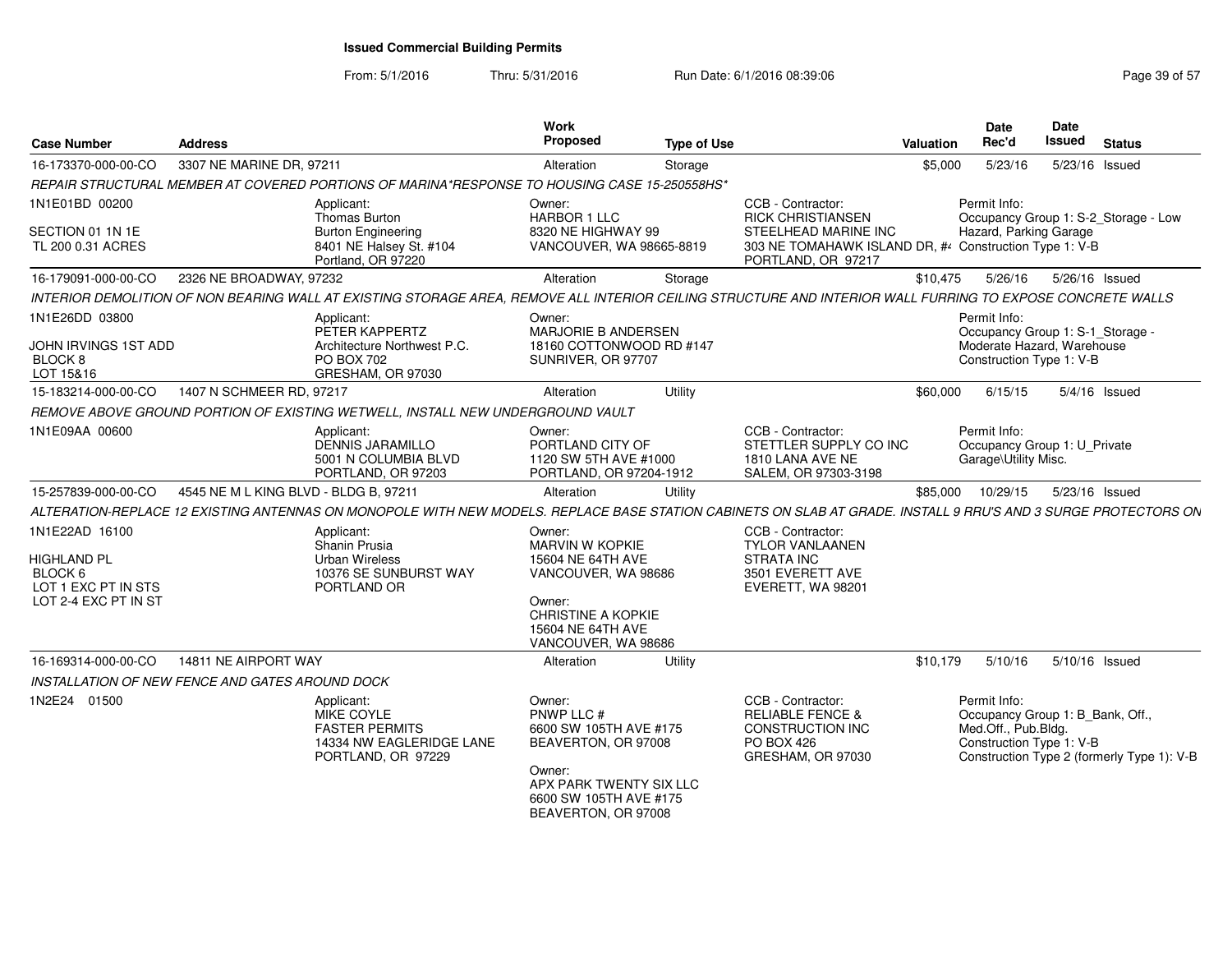**Issued Commercial Building Permits**

From: 5/1/2016 Thru: 5/31/2016 Run Date: 6/1/2016 08:39:06

| Case Number | Address | Work Proposed | Type of Use | Valuation | Date Rec'd | Date Issued | Status |
|---|---|---|---|---|---|---|---|
| 16-173370-000-00-CO | 3307 NE MARINE DR, 97211 | Alteration | Storage | $5,000 | 5/23/16 | 5/23/16 | Issued |

*REPAIR STRUCTURAL MEMBER AT COVERED PORTIONS OF MARINA*RESPONSE TO HOUSING CASE 15-250558HS**

1N1E01BD 00200

SECTION 01 1N 1E
TL 200 0.31 ACRES

Applicant:
Thomas Burton
Burton Engineering
8401 NE Halsey St. #104
Portland, OR 97220

Owner:
HARBOR 1 LLC
8320 NE HIGHWAY 99
VANCOUVER, WA 98665-8819

CCB - Contractor:
RICK CHRISTIANSEN
STEELHEAD MARINE INC
303 NE TOMAHAWK ISLAND DR, #4
PORTLAND, OR 97217

Permit Info:
Occupancy Group 1: S-2_Storage - Low Hazard, Parking Garage
Construction Type 1: V-B

| Case Number | Address | Work Proposed | Type of Use | Valuation | Date Rec'd | Date Issued | Status |
|---|---|---|---|---|---|---|---|
| 16-179091-000-00-CO | 2326 NE BROADWAY, 97232 | Alteration | Storage | $10,475 | 5/26/16 | 5/26/16 | Issued |

*INTERIOR DEMOLITION OF NON BEARING WALL AT EXISTING STORAGE AREA, REMOVE ALL INTERIOR CEILING STRUCTURE AND INTERIOR WALL FURRING TO EXPOSE CONCRETE WALLS*

1N1E26DD 03800

JOHN IRVINGS 1ST ADD
BLOCK 8
LOT 15&16

Applicant:
PETER KAPPERTZ
Architecture Northwest P.C.
PO BOX 702
GRESHAM, OR 97030

Owner:
MARJORIE B ANDERSEN
18160 COTTONWOOD RD #147
SUNRIVER, OR 97707

Permit Info:
Occupancy Group 1: S-1_Storage - Moderate Hazard, Warehouse
Construction Type 1: V-B

| Case Number | Address | Work Proposed | Type of Use | Valuation | Date Rec'd | Date Issued | Status |
|---|---|---|---|---|---|---|---|
| 15-183214-000-00-CO | 1407 N SCHMEER RD, 97217 | Alteration | Utility | $60,000 | 6/15/15 | 5/4/16 | Issued |

*REMOVE ABOVE GROUND PORTION OF EXISTING WETWELL, INSTALL NEW UNDERGROUND VAULT*

1N1E09AA 00600

Applicant:
DENNIS JARAMILLO
5001 N COLUMBIA BLVD
PORTLAND, OR 97203

Owner:
PORTLAND CITY OF
1120 SW 5TH AVE #1000
PORTLAND, OR 97204-1912

CCB - Contractor:
STETTLER SUPPLY CO INC
1810 LANA AVE NE
SALEM, OR 97303-3198

Permit Info:
Occupancy Group 1: U_Private Garage\Utility Misc.

| Case Number | Address | Work Proposed | Type of Use | Valuation | Date Rec'd | Date Issued | Status |
|---|---|---|---|---|---|---|---|
| 15-257839-000-00-CO | 4545 NE M L KING BLVD - BLDG B, 97211 | Alteration | Utility | $85,000 | 10/29/15 | 5/23/16 | Issued |

*ALTERATION-REPLACE 12 EXISTING ANTENNAS ON MONOPOLE WITH NEW MODELS. REPLACE BASE STATION CABINETS ON SLAB AT GRADE. INSTALL 9 RRU'S AND 3 SURGE PROTECTORS ON*

1N1E22AD 16100

HIGHLAND PL
BLOCK 6
LOT 1 EXC PT IN STS
LOT 2-4 EXC PT IN ST

Applicant:
Shanin Prusia
Urban Wireless
10376 SE SUNBURST WAY
PORTLAND OR

Owner:
MARVIN W KOPKIE
15604 NE 64TH AVE
VANCOUVER, WA 98686

Owner:
CHRISTINE A KOPKIE
15604 NE 64TH AVE
VANCOUVER, WA 98686

CCB - Contractor:
TYLOR VANLAANEN
STRATA INC
3501 EVERETT AVE
EVERETT, WA 98201

| Case Number | Address | Work Proposed | Type of Use | Valuation | Date Rec'd | Date Issued | Status |
|---|---|---|---|---|---|---|---|
| 16-169314-000-00-CO | 14811 NE AIRPORT WAY | Alteration | Utility | $10,179 | 5/10/16 | 5/10/16 | Issued |

*INSTALLATION OF NEW FENCE AND GATES AROUND DOCK*

1N2E24 01500

Applicant:
MIKE COYLE
FASTER PERMITS
14334 NW EAGLERIDGE LANE
PORTLAND, OR 97229

Owner:
PNWP LLC #
6600 SW 105TH AVE #175
BEAVERTON, OR 97008

Owner:
APX PARK TWENTY SIX LLC
6600 SW 105TH AVE #175
BEAVERTON, OR 97008

CCB - Contractor:
RELIABLE FENCE & CONSTRUCTION INC
PO BOX 426
GRESHAM, OR 97030

Permit Info:
Occupancy Group 1: B_Bank, Off., Med.Off., Pub.Bldg.
Construction Type 1: V-B
Construction Type 2 (formerly Type 1): V-B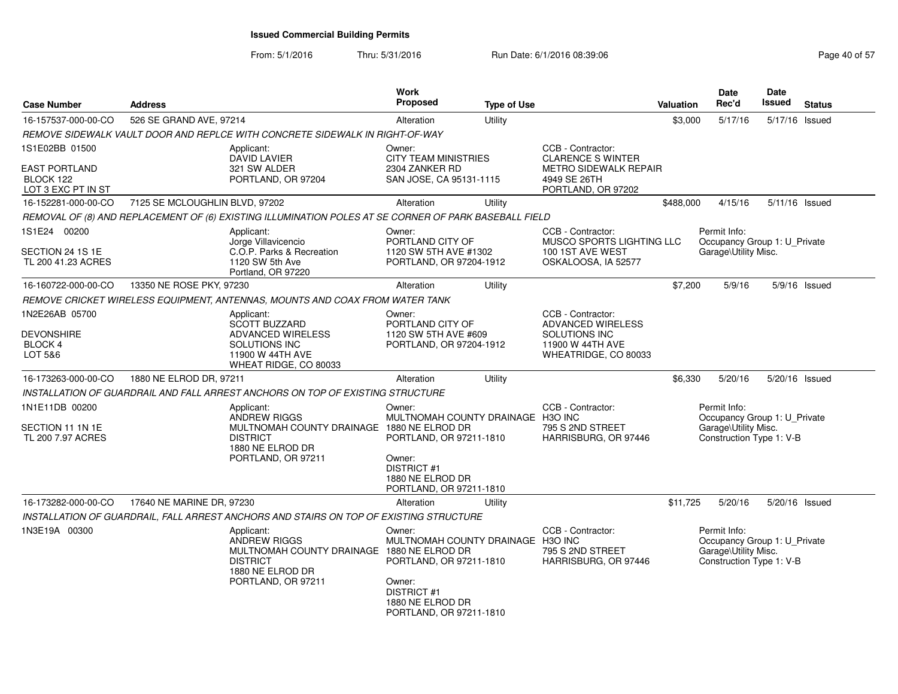**Issued Commercial Building Permits**

From: 5/1/2016 Thru: 5/31/2016 Run Date: 6/1/2016 08:39:06

| Case Number | Address | | Work Proposed | Type of Use | | Valuation | Date Rec'd | Date Issued | Status |
|---|---|---|---|---|---|---|---|---|---|
| 16-157537-000-00-CO | 526 SE GRAND AVE, 97214 | | Alteration | Utility | | $3,000 | 5/17/16 | 5/17/16 | Issued |
| *REMOVE SIDEWALK VAULT DOOR AND REPLCE WITH CONCRETE SIDEWALK IN RIGHT-OF-WAY* | | | | | | | | | |
| 1S1E02BB 01500<br><br>EAST PORTLAND<br>BLOCK 122<br>LOT 3 EXC PT IN ST | | Applicant:<br>DAVID LAVIER<br>321 SW ALDER<br>PORTLAND, OR 97204 | Owner:<br>CITY TEAM MINISTRIES<br>2304 ZANKER RD<br>SAN JOSE, CA 95131-1115 | | CCB - Contractor:<br>CLARENCE S WINTER<br>METRO SIDEWALK REPAIR<br>4949 SE 26TH<br>PORTLAND, OR 97202 | | | | |
| 16-152281-000-00-CO | 7125 SE MCLOUGHLIN BLVD, 97202 | | Alteration | Utility | | $488,000 | 4/15/16 | 5/11/16 | Issued |
| *REMOVAL OF (8) AND REPLACEMENT OF (6) EXISTING ILLUMINATION POLES AT SE CORNER OF PARK BASEBALL FIELD* | | | | | | | | | |
| 1S1E24 00200<br><br>SECTION 24 1S 1E<br>TL 200 41.23 ACRES | | Applicant:<br>Jorge Villavicencio<br>C.O.P. Parks & Recreation<br>1120 SW 5th Ave<br>Portland, OR 97220 | Owner:<br>PORTLAND CITY OF<br>1120 SW 5TH AVE #1302<br>PORTLAND, OR 97204-1912 | | CCB - Contractor:<br>MUSCO SPORTS LIGHTING LLC<br>100 1ST AVE WEST<br>OSKALOOSA, IA 52577 | Permit Info:<br>Occupancy Group 1: U_Private Garage\Utility Misc. | | | |
| 16-160722-000-00-CO | 13350 NE ROSE PKY, 97230 | | Alteration | Utility | | $7,200 | 5/9/16 | 5/9/16 | Issued |
| *REMOVE CRICKET WIRELESS EQUIPMENT, ANTENNAS, MOUNTS AND COAX FROM WATER TANK* | | | | | | | | | |
| 1N2E26AB 05700<br><br>DEVONSHIRE<br>BLOCK 4<br>LOT 5&6 | | Applicant:<br>SCOTT BUZZARD<br>ADVANCED WIRELESS SOLUTIONS INC<br>11900 W 44TH AVE<br>WHEAT RIDGE, CO 80033 | Owner:<br>PORTLAND CITY OF<br>1120 SW 5TH AVE #609<br>PORTLAND, OR 97204-1912 | | CCB - Contractor:<br>ADVANCED WIRELESS SOLUTIONS INC<br>11900 W 44TH AVE<br>WHEATRIDGE, CO 80033 | | | | |
| 16-173263-000-00-CO | 1880 NE ELROD DR, 97211 | | Alteration | Utility | | $6,330 | 5/20/16 | 5/20/16 | Issued |
| *INSTALLATION OF GUARDRAIL AND FALL ARREST ANCHORS ON TOP OF EXISTING STRUCTURE* | | | | | | | | | |
| 1N1E11DB 00200<br><br>SECTION 11 1N 1E<br>TL 200 7.97 ACRES | | Applicant:<br>ANDREW RIGGS<br>MULTNOMAH COUNTY DRAINAGE DISTRICT<br>1880 NE ELROD DR<br>PORTLAND, OR 97211 | Owner:<br>MULTNOMAH COUNTY DRAINAGE<br>1880 NE ELROD DR<br>PORTLAND, OR 97211-1810<br><br>Owner:<br>DISTRICT #1<br>1880 NE ELROD DR<br>PORTLAND, OR 97211-1810 | | CCB - Contractor:<br>H3O INC<br>795 S 2ND STREET<br>HARRISBURG, OR 97446 | Permit Info:<br>Occupancy Group 1: U_Private Garage\Utility Misc.<br>Construction Type 1: V-B | | | |
| 16-173282-000-00-CO | 17640 NE MARINE DR, 97230 | | Alteration | Utility | | $11,725 | 5/20/16 | 5/20/16 | Issued |
| *INSTALLATION OF GUARDRAIL, FALL ARREST ANCHORS AND STAIRS ON TOP OF EXISTING STRUCTURE* | | | | | | | | | |
| 1N3E19A 00300 | | Applicant:<br>ANDREW RIGGS<br>MULTNOMAH COUNTY DRAINAGE DISTRICT<br>1880 NE ELROD DR<br>PORTLAND, OR 97211 | Owner:<br>MULTNOMAH COUNTY DRAINAGE<br>1880 NE ELROD DR<br>PORTLAND, OR 97211-1810<br><br>Owner:<br>DISTRICT #1<br>1880 NE ELROD DR<br>PORTLAND, OR 97211-1810 | | CCB - Contractor:<br>H3O INC<br>795 S 2ND STREET<br>HARRISBURG, OR 97446 | Permit Info:<br>Occupancy Group 1: U_Private Garage\Utility Misc.<br>Construction Type 1: V-B | | | |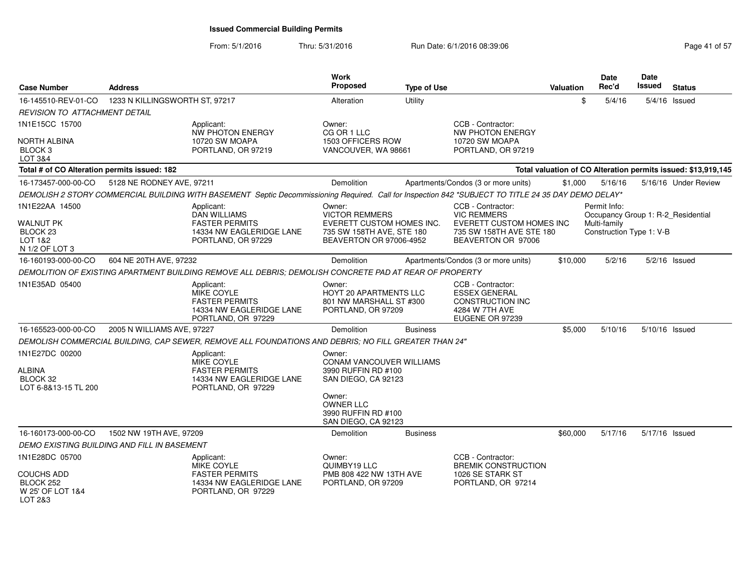# Issued Commercial Building Permits

From: 5/1/2016 Thru: 5/31/2016 Run Date: 6/1/2016 08:39:06

| Case Number | Address | Work Proposed | Type of Use | Valuation | Date Rec'd | Date Issued | Status |
|---|---|---|---|---|---|---|---|
| 16-145510-REV-01-CO | 1233 N KILLINGSWORTH ST, 97217 | Alteration | Utility | $ | 5/4/16 | 5/4/16 | Issued |

*REVISION TO ATTACHMENT DETAIL*

1N1E15CC 15700
NORTH ALBINA
BLOCK 3
LOT 3&4

Applicant:
NW PHOTON ENERGY
10720 SW MOAPA
PORTLAND, OR 97219

Owner:
CG OR 1 LLC
1503 OFFICERS ROW
VANCOUVER, WA 98661

CCB - Contractor:
NW PHOTON ENERGY
10720 SW MOAPA
PORTLAND, OR 97219

**Total # of CO Alteration permits issued: 182**

**Total valuation of CO Alteration permits issued: $13,919,145**

| Case Number | Address | Work Proposed | Type of Use | Valuation | Date Rec'd | Date Issued | Status |
|---|---|---|---|---|---|---|---|
| 16-173457-000-00-CO | 5128 NE RODNEY AVE, 97211 | Demolition | Apartments/Condos (3 or more units) | $1,000 | 5/16/16 | 5/16/16 | Under Review |

*DEMOLISH 2 STORY COMMERCIAL BUILDING WITH BASEMENT Septic Decommissioning Required. Call for Inspection 842 *SUBJECT TO TITLE 24 35 DAY DEMO DELAY**

1N1E22AA 14500
WALNUT PK
BLOCK 23
LOT 1&2
N 1/2 OF LOT 3

Applicant:
DAN WILLIAMS
FASTER PERMITS
14334 NW EAGLERIDGE LANE
PORTLAND, OR 97229

Owner:
VICTOR REMMERS
EVERETT CUSTOM HOMES INC.
735 SW 158TH AVE, STE 180
BEAVERTON OR 97006-4952

CCB - Contractor:
VIC REMMERS
EVERETT CUSTOM HOMES INC
735 SW 158TH AVE STE 180
BEAVERTON OR 97006

Permit Info:
Occupancy Group 1: R-2_Residential Multi-family
Construction Type 1: V-B

| Case Number | Address | Work Proposed | Type of Use | Valuation | Date Rec'd | Date Issued | Status |
|---|---|---|---|---|---|---|---|
| 16-160193-000-00-CO | 604 NE 20TH AVE, 97232 | Demolition | Apartments/Condos (3 or more units) | $10,000 | 5/2/16 | 5/2/16 | Issued |

*DEMOLITION OF EXISTING APARTMENT BUILDING REMOVE ALL DEBRIS; DEMOLISH CONCRETE PAD AT REAR OF PROPERTY*

1N1E35AD 05400

Applicant:
MIKE COYLE
FASTER PERMITS
14334 NW EAGLERIDGE LANE
PORTLAND, OR 97229

Owner:
HOYT 20 APARTMENTS LLC
801 NW MARSHALL ST #300
PORTLAND, OR 97209

CCB - Contractor:
ESSEX GENERAL CONSTRUCTION INC
4284 W 7TH AVE
EUGENE OR 97239

| Case Number | Address | Work Proposed | Type of Use | Valuation | Date Rec'd | Date Issued | Status |
|---|---|---|---|---|---|---|---|
| 16-165523-000-00-CO | 2005 N WILLIAMS AVE, 97227 | Demolition | Business | $5,000 | 5/10/16 | 5/10/16 | Issued |

*DEMOLISH COMMERCIAL BUILDING, CAP SEWER, REMOVE ALL FOUNDATIONS AND DEBRIS; NO FILL GREATER THAN 24"*

1N1E27DC 00200
ALBINA
BLOCK 32
LOT 6-8&13-15 TL 200

Applicant:
MIKE COYLE
FASTER PERMITS
14334 NW EAGLERIDGE LANE
PORTLAND, OR 97229

Owner:
CONAM VANCOUVER WILLIAMS
3990 RUFFIN RD #100
SAN DIEGO, CA 92123

Owner:
OWNER LLC
3990 RUFFIN RD #100
SAN DIEGO, CA 92123

| Case Number | Address | Work Proposed | Type of Use | Valuation | Date Rec'd | Date Issued | Status |
|---|---|---|---|---|---|---|---|
| 16-160173-000-00-CO | 1502 NW 19TH AVE, 97209 | Demolition | Business | $60,000 | 5/17/16 | 5/17/16 | Issued |

*DEMO EXISTING BUILDING AND FILL IN BASEMENT*

1N1E28DC 05700
COUCHS ADD
BLOCK 252
W 25' OF LOT 1&4
LOT 2&3

Applicant:
MIKE COYLE
FASTER PERMITS
14334 NW EAGLERIDGE LANE
PORTLAND, OR 97229

Owner:
QUIMBY19 LLC
PMB 808 422 NW 13TH AVE
PORTLAND, OR 97209

CCB - Contractor:
BREMIK CONSTRUCTION
1026 SE STARK ST
PORTLAND, OR 97214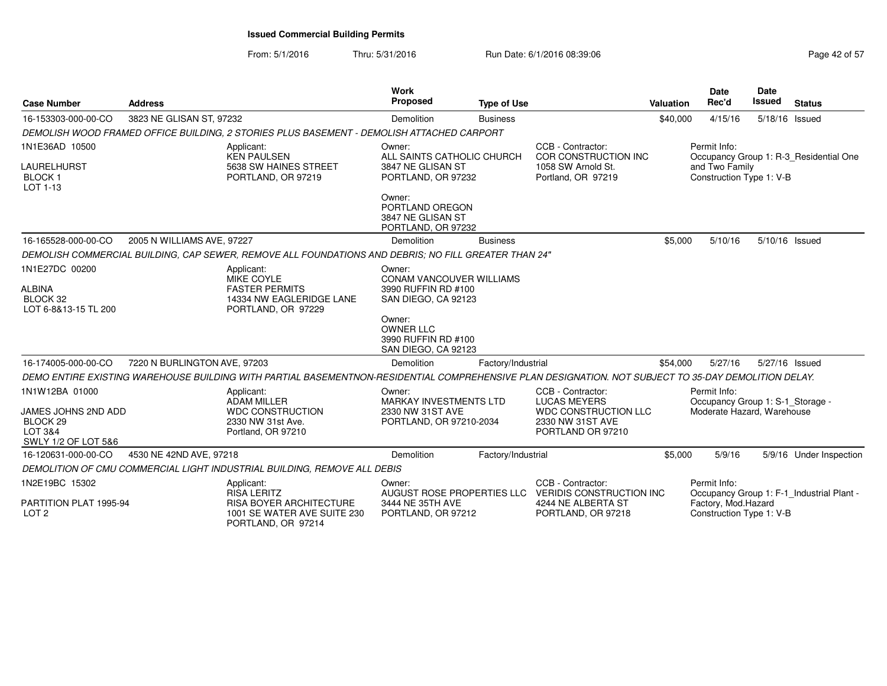# Issued Commercial Building Permits

From: 5/1/2016 Thru: 5/31/2016 Run Date: 6/1/2016 08:39:06

| Case Number | Address | Work Proposed | Type of Use | Valuation | Date Rec'd | Date Issued | Status |
|---|---|---|---|---|---|---|---|
| 16-153303-000-00-CO | 3823 NE GLISAN ST, 97232 | Demolition | Business | $40,000 | 4/15/16 | 5/18/16 | Issued |

DEMOLISH WOOD FRAMED OFFICE BUILDING, 2 STORIES PLUS BASEMENT - DEMOLISH ATTACHED CARPORT

1N1E36AD 10500
LAURELHURST
BLOCK 1
LOT 1-13

Applicant:
KEN PAULSEN
5638 SW HAINES STREET
PORTLAND, OR 97219

Owner:
ALL SAINTS CATHOLIC CHURCH
3847 NE GLISAN ST
PORTLAND, OR 97232

Owner:
PORTLAND OREGON
3847 NE GLISAN ST
PORTLAND, OR 97232

CCB - Contractor:
COR CONSTRUCTION INC
1058 SW Arnold St.
Portland, OR 97219

Permit Info:
Occupancy Group 1: R-3_Residential One and Two Family
Construction Type 1: V-B

| Case Number | Address | Work Proposed | Type of Use | Valuation | Date Rec'd | Date Issued | Status |
|---|---|---|---|---|---|---|---|
| 16-165528-000-00-CO | 2005 N WILLIAMS AVE, 97227 | Demolition | Business | $5,000 | 5/10/16 | 5/10/16 | Issued |

DEMOLISH COMMERCIAL BUILDING, CAP SEWER, REMOVE ALL FOUNDATIONS AND DEBRIS; NO FILL GREATER THAN 24"

1N1E27DC 00200
ALBINA
BLOCK 32
LOT 6-8&13-15 TL 200

Applicant:
MIKE COYLE
FASTER PERMITS
14334 NW EAGLERIDGE LANE
PORTLAND, OR 97229

Owner:
CONAM VANCOUVER WILLIAMS
3990 RUFFIN RD #100
SAN DIEGO, CA 92123

Owner:
OWNER LLC
3990 RUFFIN RD #100
SAN DIEGO, CA 92123

| Case Number | Address | Work Proposed | Type of Use | Valuation | Date Rec'd | Date Issued | Status |
|---|---|---|---|---|---|---|---|
| 16-174005-000-00-CO | 7220 N BURLINGTON AVE, 97203 | Demolition | Factory/Industrial | $54,000 | 5/27/16 | 5/27/16 | Issued |

DEMO ENTIRE EXISTING WAREHOUSE BUILDING WITH PARTIAL BASEMENTNON-RESIDENTIAL COMPREHENSIVE PLAN DESIGNATION. NOT SUBJECT TO 35-DAY DEMOLITION DELAY.

1N1W12BA 01000
JAMES JOHNS 2ND ADD
BLOCK 29
LOT 3&4
SWLY 1/2 OF LOT 5&6

Applicant:
ADAM MILLER
WDC CONSTRUCTION
2330 NW 31st Ave.
Portland, OR 97210

Owner:
MARKAY INVESTMENTS LTD
2330 NW 31ST AVE
PORTLAND, OR 97210-2034

CCB - Contractor:
LUCAS MEYERS
WDC CONSTRUCTION LLC
2330 NW 31ST AVE
PORTLAND OR 97210

Permit Info:
Occupancy Group 1: S-1_Storage - Moderate Hazard, Warehouse

| Case Number | Address | Work Proposed | Type of Use | Valuation | Date Rec'd | Date Issued | Status |
|---|---|---|---|---|---|---|---|
| 16-120631-000-00-CO | 4530 NE 42ND AVE, 97218 | Demolition | Factory/Industrial | $5,000 | 5/9/16 | 5/9/16 | Under Inspection |

DEMOLITION OF CMU COMMERCIAL LIGHT INDUSTRIAL BUILDING, REMOVE ALL DEBIS

1N2E19BC 15302
PARTITION PLAT 1995-94
LOT 2

Applicant:
RISA LERITZ
RISA BOYER ARCHITECTURE
1001 SE WATER AVE SUITE 230
PORTLAND, OR 97214

Owner:
AUGUST ROSE PROPERTIES LLC
3444 NE 35TH AVE
PORTLAND, OR 97212

CCB - Contractor:
VERIDIS CONSTRUCTION INC
4244 NE ALBERTA ST
PORTLAND, OR 97218

Permit Info:
Occupancy Group 1: F-1_Industrial Plant - Factory, Mod.Hazard
Construction Type 1: V-B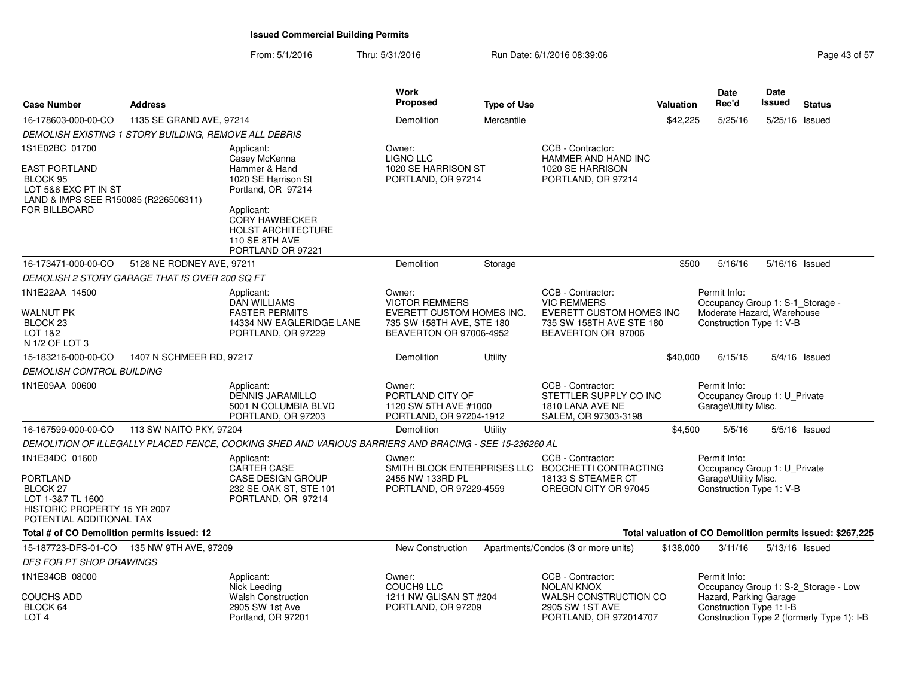**Issued Commercial Building Permits**

From: 5/1/2016 Thru: 5/31/2016 Run Date: 6/1/2016 08:39:06

| Case Number | Address | Work Proposed | Type of Use | Valuation | Date Rec'd | Date Issued | Status |
|---|---|---|---|---|---|---|---|
| 16-178603-000-00-CO | 1135 SE GRAND AVE, 97214 | Demolition | Mercantile | $42,225 | 5/25/16 | 5/25/16 | Issued |

*DEMOLISH EXISTING 1 STORY BUILDING, REMOVE ALL DEBRIS*

1S1E02BC 01700

EAST PORTLAND
BLOCK 95
LOT 5&6 EXC PT IN ST
LAND & IMPS SEE R150085 (R226506311)
FOR BILLBOARD

Applicant: Casey McKenna, Hammer & Hand, 1020 SE Harrison St, Portland, OR 97214

Applicant: CORY HAWBECKER, HOLST ARCHITECTURE, 110 SE 8TH AVE, PORTLAND OR 97221

Owner: LIGNO LLC, 1020 SE HARRISON ST, PORTLAND, OR 97214

CCB - Contractor: HAMMER AND HAND INC, 1020 SE HARRISON, PORTLAND, OR 97214

| Case Number | Address | Work Proposed | Type of Use | Valuation | Date Rec'd | Date Issued | Status |
|---|---|---|---|---|---|---|---|
| 16-173471-000-00-CO | 5128 NE RODNEY AVE, 97211 | Demolition | Storage | $500 | 5/16/16 | 5/16/16 | Issued |

*DEMOLISH 2 STORY GARAGE THAT IS OVER 200 SQ FT*

1N1E22AA 14500

WALNUT PK
BLOCK 23
LOT 1&2
N 1/2 OF LOT 3

Applicant: DAN WILLIAMS, FASTER PERMITS, 14334 NW EAGLERIDGE LANE, PORTLAND, OR 97229

Owner: VICTOR REMMERS, EVERETT CUSTOM HOMES INC., 735 SW 158TH AVE, STE 180, BEAVERTON OR 97006-4952

CCB - Contractor: VIC REMMERS, EVERETT CUSTOM HOMES INC, 735 SW 158TH AVE STE 180, BEAVERTON OR 97006

Permit Info: Occupancy Group 1: S-1_Storage - Moderate Hazard, Warehouse; Construction Type 1: V-B

| Case Number | Address | Work Proposed | Type of Use | Valuation | Date Rec'd | Date Issued | Status |
|---|---|---|---|---|---|---|---|
| 15-183216-000-00-CO | 1407 N SCHMEER RD, 97217 | Demolition | Utility | $40,000 | 6/15/15 | 5/4/16 | Issued |

*DEMOLISH CONTROL BUILDING*

1N1E09AA 00600

Applicant: DENNIS JARAMILLO, 5001 N COLUMBIA BLVD, PORTLAND, OR 97203

Owner: PORTLAND CITY OF, 1120 SW 5TH AVE #1000, PORTLAND, OR 97204-1912

CCB - Contractor: STETTLER SUPPLY CO INC, 1810 LANA AVE NE, SALEM, OR 97303-3198

Permit Info: Occupancy Group 1: U_Private Garage\Utility Misc.

| Case Number | Address | Work Proposed | Type of Use | Valuation | Date Rec'd | Date Issued | Status |
|---|---|---|---|---|---|---|---|
| 16-167599-000-00-CO | 113 SW NAITO PKY, 97204 | Demolition | Utility | $4,500 | 5/5/16 | 5/5/16 | Issued |

*DEMOLITION OF ILLEGALLY PLACED FENCE, COOKING SHED AND VARIOUS BARRIERS AND BRACING - SEE 15-236260 AL*

1N1E34DC 01600

PORTLAND
BLOCK 27
LOT 1-3&7 TL 1600
HISTORIC PROPERTY 15 YR 2007
POTENTIAL ADDITIONAL TAX

Applicant: CARTER CASE, CASE DESIGN GROUP, 232 SE OAK ST, STE 101, PORTLAND, OR 97214

Owner: SMITH BLOCK ENTERPRISES LLC, 2455 NW 133RD PL, PORTLAND, OR 97229-4559

CCB - Contractor: BOCCHETTI CONTRACTING, 18133 S STEAMER CT, OREGON CITY OR 97045

Permit Info: Occupancy Group 1: U_Private Garage\Utility Misc.; Construction Type 1: V-B

**Total # of CO Demolition permits issued: 12**

**Total valuation of CO Demolition permits issued: $267,225**

| Case Number | Address | Work Proposed | Type of Use | Valuation | Date Rec'd | Date Issued | Status |
|---|---|---|---|---|---|---|---|
| 15-187723-DFS-01-CO | 135 NW 9TH AVE, 97209 | New Construction | Apartments/Condos (3 or more units) | $138,000 | 3/11/16 | 5/13/16 | Issued |

*DFS FOR PT SHOP DRAWINGS*

1N1E34CB 08000

COUCHS ADD
BLOCK 64
LOT 4

Applicant: Nick Leeding, Walsh Construction, 2905 SW 1st Ave, Portland, OR 97201

Owner: COUCH9 LLC, 1211 NW GLISAN ST #204, PORTLAND, OR 97209

CCB - Contractor: NOLAN KNOX, WALSH CONSTRUCTION CO, 2905 SW 1ST AVE, PORTLAND, OR 972014707

Permit Info: Occupancy Group 1: S-2_Storage - Low Hazard, Parking Garage; Construction Type 1: I-B; Construction Type 2 (formerly Type 1): I-B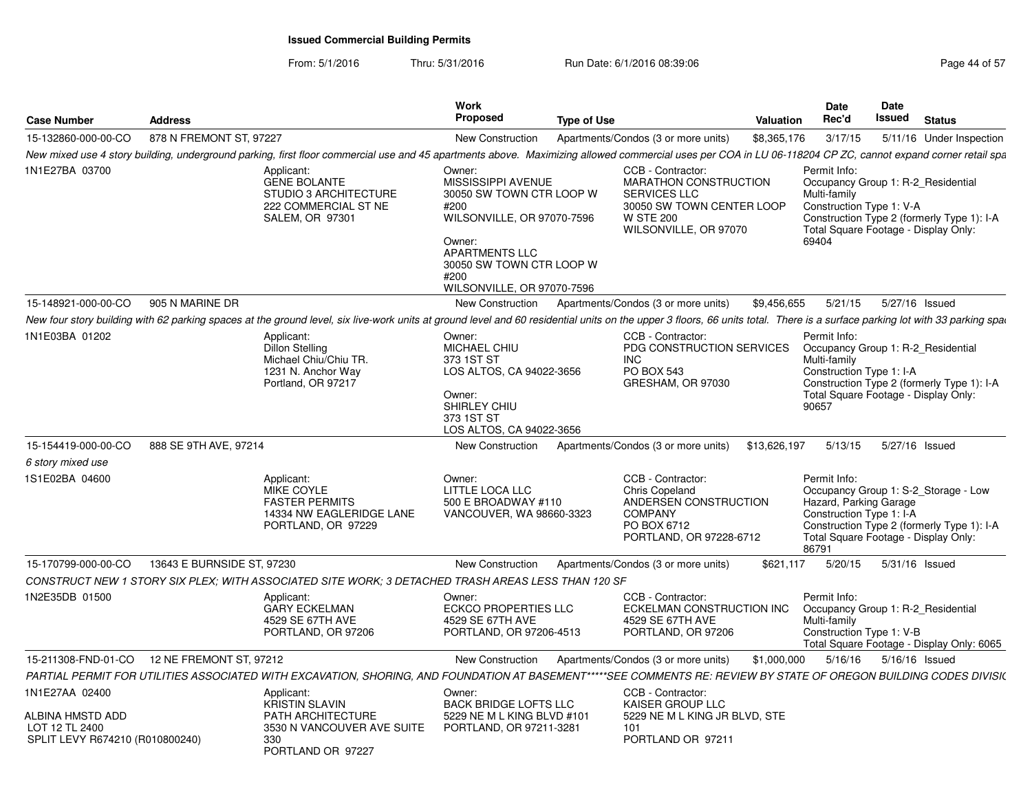**Issued Commercial Building Permits**

From: 5/1/2016 Thru: 5/31/2016 Run Date: 6/1/2016 08:39:06

| Case Number | Address | Work Proposed | Type of Use | Valuation | Date Rec'd | Date Issued | Status |
|---|---|---|---|---|---|---|---|
| 15-132860-000-00-CO | 878 N FREMONT ST, 97227 | New Construction | Apartments/Condos (3 or more units) | $8,365,176 | 3/17/15 | 5/11/16 | Under Inspection |

*New mixed use 4 story building, underground parking, first floor commercial use and 45 apartments above. Maximizing allowed commercial uses per COA in LU 06-118204 CP ZC, cannot expand corner retail spa*

1N1E27BA 03700

Applicant:
GENE BOLANTE
STUDIO 3 ARCHITECTURE
222 COMMERCIAL ST NE
SALEM, OR 97301

Owner:
MISSISSIPPI AVENUE
30050 SW TOWN CTR LOOP W #200
WILSONVILLE, OR 97070-7596

Owner:
APARTMENTS LLC
30050 SW TOWN CTR LOOP W #200
WILSONVILLE, OR 97070-7596

CCB - Contractor:
MARATHON CONSTRUCTION SERVICES LLC
30050 SW TOWN CENTER LOOP W STE 200
WILSONVILLE, OR 97070

Permit Info:
Occupancy Group 1: R-2_Residential Multi-family
Construction Type 1: V-A
Construction Type 2 (formerly Type 1): I-A
Total Square Footage - Display Only: 69404

| Case Number | Address | Work Proposed | Type of Use | Valuation | Date Rec'd | Date Issued | Status |
|---|---|---|---|---|---|---|---|
| 15-148921-000-00-CO | 905 N MARINE DR | New Construction | Apartments/Condos (3 or more units) | $9,456,655 | 5/21/15 | 5/27/16 | Issued |

*New four story building with 62 parking spaces at the ground level, six live-work units at ground level and 60 residential units on the upper 3 floors, 66 units total. There is a surface parking lot with 33 parking spa*

1N1E03BA 01202

Applicant:
Dillon Stelling
Michael Chiu/Chiu TR.
1231 N. Anchor Way
Portland, OR 97217

Owner:
MICHAEL CHIU
373 1ST ST
LOS ALTOS, CA 94022-3656

Owner:
SHIRLEY CHIU
373 1ST ST
LOS ALTOS, CA 94022-3656

CCB - Contractor:
PDG CONSTRUCTION SERVICES INC
PO BOX 543
GRESHAM, OR 97030

Permit Info:
Occupancy Group 1: R-2_Residential Multi-family
Construction Type 1: I-A
Construction Type 2 (formerly Type 1): I-A
Total Square Footage - Display Only: 90657

| Case Number | Address | Work Proposed | Type of Use | Valuation | Date Rec'd | Date Issued | Status |
|---|---|---|---|---|---|---|---|
| 15-154419-000-00-CO | 888 SE 9TH AVE, 97214 | New Construction | Apartments/Condos (3 or more units) | $13,626,197 | 5/13/15 | 5/27/16 | Issued |

*6 story mixed use*

1S1E02BA 04600

Applicant:
MIKE COYLE
FASTER PERMITS
14334 NW EAGLERIDGE LANE
PORTLAND, OR 97229

Owner:
LITTLE LOCA LLC
500 E BROADWAY #110
VANCOUVER, WA 98660-3323

CCB - Contractor:
Chris Copeland
ANDERSEN CONSTRUCTION COMPANY
PO BOX 6712
PORTLAND, OR 97228-6712

Permit Info:
Occupancy Group 1: S-2_Storage - Low Hazard, Parking Garage
Construction Type 1: I-A
Construction Type 2 (formerly Type 1): I-A
Total Square Footage - Display Only: 86791

| Case Number | Address | Work Proposed | Type of Use | Valuation | Date Rec'd | Date Issued | Status |
|---|---|---|---|---|---|---|---|
| 15-170799-000-00-CO | 13643 E BURNSIDE ST, 97230 | New Construction | Apartments/Condos (3 or more units) | $621,117 | 5/20/15 | 5/31/16 | Issued |

*CONSTRUCT NEW 1 STORY SIX PLEX; WITH ASSOCIATED SITE WORK; 3 DETACHED TRASH AREAS LESS THAN 120 SF*

1N2E35DB 01500

Applicant:
GARY ECKELMAN
4529 SE 67TH AVE
PORTLAND, OR 97206

Owner:
ECKCO PROPERTIES LLC
4529 SE 67TH AVE
PORTLAND, OR 97206-4513

CCB - Contractor:
ECKELMAN CONSTRUCTION INC
4529 SE 67TH AVE
PORTLAND, OR 97206

Permit Info:
Occupancy Group 1: R-2_Residential Multi-family
Construction Type 1: V-B
Total Square Footage - Display Only: 6065

| Case Number | Address | Work Proposed | Type of Use | Valuation | Date Rec'd | Date Issued | Status |
|---|---|---|---|---|---|---|---|
| 15-211308-FND-01-CO | 12 NE FREMONT ST, 97212 | New Construction | Apartments/Condos (3 or more units) | $1,000,000 | 5/16/16 | 5/16/16 | Issued |

*PARTIAL PERMIT FOR UTILITIES ASSOCIATED WITH EXCAVATION, SHORING, AND FOUNDATION AT BASEMENT*****SEE COMMENTS RE: REVIEW BY STATE OF OREGON BUILDING CODES DIVISIO*

1N1E27AA 02400

ALBINA HMSTD ADD
LOT 12 TL 2400
SPLIT LEVY R674210 (R010800240)

Applicant:
KRISTIN SLAVIN
PATH ARCHITECTURE
3530 N VANCOUVER AVE SUITE 330
PORTLAND OR 97227

Owner:
BACK BRIDGE LOFTS LLC
5229 NE M L KING BLVD #101
PORTLAND, OR 97211-3281

CCB - Contractor:
KAISER GROUP LLC
5229 NE M L KING JR BLVD, STE 101
PORTLAND OR 97211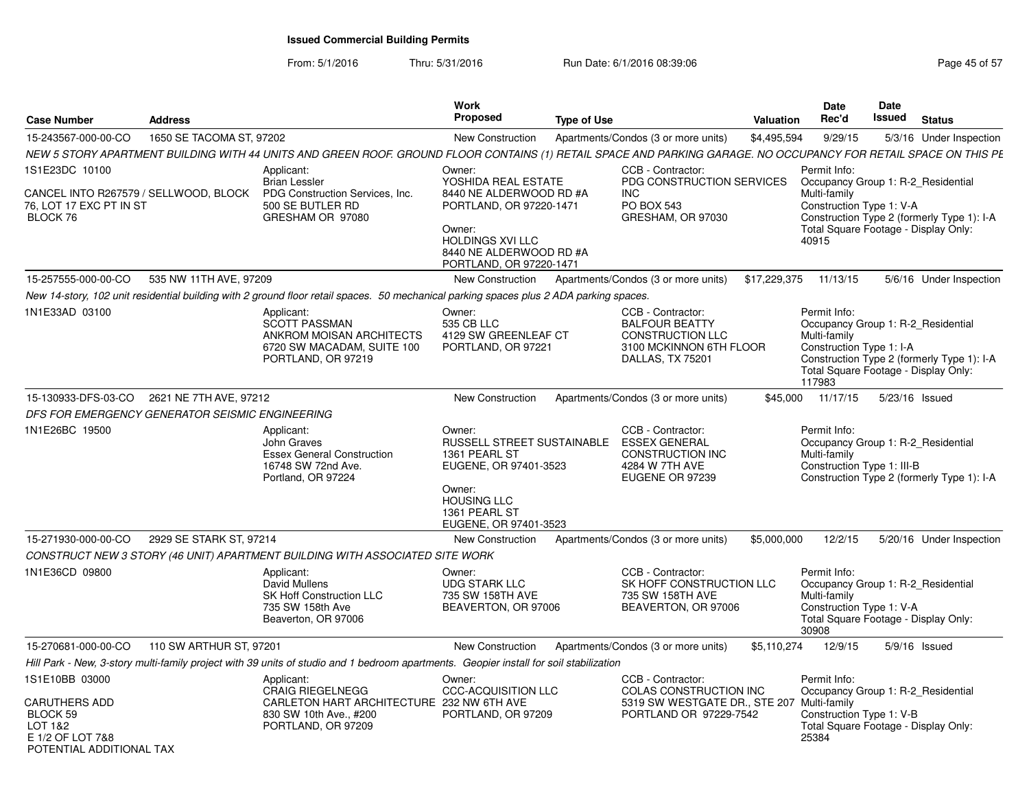# Issued Commercial Building Permits

From: 5/1/2016 Thru: 5/31/2016 Run Date: 6/1/2016 08:39:06

| Case Number | Address | Work Proposed | Type of Use | Valuation | Date Rec'd | Date Issued | Status |
|---|---|---|---|---|---|---|---|
| 15-243567-000-00-CO | 1650 SE TACOMA ST, 97202 | New Construction | Apartments/Condos (3 or more units) | $4,495,594 | 9/29/15 | 5/3/16 | Under Inspection |

*NEW 5 STORY APARTMENT BUILDING WITH 44 UNITS AND GREEN ROOF. GROUND FLOOR CONTAINS (1) RETAIL SPACE AND PARKING GARAGE. NO OCCUPANCY FOR RETAIL SPACE ON THIS PE*

1S1E23DC 10100

CANCEL INTO R267579 / SELLWOOD, BLOCK 76, LOT 17 EXC PT IN ST BLOCK 76

Applicant: Brian Lessler, PDG Construction Services, Inc., 500 SE BUTLER RD, GRESHAM OR 97080

Owner: YOSHIDA REAL ESTATE, 8440 NE ALDERWOOD RD #A, PORTLAND, OR 97220-1471

Owner: HOLDINGS XVI LLC, 8440 NE ALDERWOOD RD #A, PORTLAND, OR 97220-1471

CCB - Contractor: PDG CONSTRUCTION SERVICES INC, PO BOX 543, GRESHAM, OR 97030

Permit Info: Occupancy Group 1: R-2_Residential Multi-family; Construction Type 1: V-A; Construction Type 2 (formerly Type 1): I-A; Total Square Footage - Display Only: 40915

| Case Number | Address | Work Proposed | Type of Use | Valuation | Date Rec'd | Date Issued | Status |
|---|---|---|---|---|---|---|---|
| 15-257555-000-00-CO | 535 NW 11TH AVE, 97209 | New Construction | Apartments/Condos (3 or more units) | $17,229,375 | 11/13/15 | 5/6/16 | Under Inspection |

*New 14-story, 102 unit residential building with 2 ground floor retail spaces. 50 mechanical parking spaces plus 2 ADA parking spaces.*

1N1E33AD 03100

Applicant: SCOTT PASSMAN, ANKROM MOISAN ARCHITECTS, 6720 SW MACADAM, SUITE 100, PORTLAND, OR 97219

Owner: 535 CB LLC, 4129 SW GREENLEAF CT, PORTLAND, OR 97221

CCB - Contractor: BALFOUR BEATTY CONSTRUCTION LLC, 3100 MCKINNON 6TH FLOOR, DALLAS, TX 75201

Permit Info: Occupancy Group 1: R-2_Residential Multi-family; Construction Type 1: I-A; Construction Type 2 (formerly Type 1): I-A; Total Square Footage - Display Only: 117983

| Case Number | Address | Work Proposed | Type of Use | Valuation | Date Rec'd | Date Issued | Status |
|---|---|---|---|---|---|---|---|
| 15-130933-DFS-03-CO | 2621 NE 7TH AVE, 97212 | New Construction | Apartments/Condos (3 or more units) | $45,000 | 11/17/15 | 5/23/16 | Issued |

*DFS FOR EMERGENCY GENERATOR SEISMIC ENGINEERING*

1N1E26BC 19500

Applicant: John Graves, Essex General Construction, 16748 SW 72nd Ave., Portland, OR 97224

Owner: RUSSELL STREET SUSTAINABLE, 1361 PEARL ST, EUGENE, OR 97401-3523

Owner: HOUSING LLC, 1361 PEARL ST, EUGENE, OR 97401-3523

CCB - Contractor: ESSEX GENERAL CONSTRUCTION INC, 4284 W 7TH AVE, EUGENE OR 97239

Permit Info: Occupancy Group 1: R-2_Residential Multi-family; Construction Type 1: III-B; Construction Type 2 (formerly Type 1): I-A

| Case Number | Address | Work Proposed | Type of Use | Valuation | Date Rec'd | Date Issued | Status |
|---|---|---|---|---|---|---|---|
| 15-271930-000-00-CO | 2929 SE STARK ST, 97214 | New Construction | Apartments/Condos (3 or more units) | $5,000,000 | 12/2/15 | 5/20/16 | Under Inspection |

*CONSTRUCT NEW 3 STORY (46 UNIT) APARTMENT BUILDING WITH ASSOCIATED SITE WORK*

1N1E36CD 09800

Applicant: David Mullens, SK Hoff Construction LLC, 735 SW 158th Ave, Beaverton, OR 97006

Owner: UDG STARK LLC, 735 SW 158TH AVE, BEAVERTON, OR 97006

CCB - Contractor: SK HOFF CONSTRUCTION LLC, 735 SW 158TH AVE, BEAVERTON, OR 97006

Permit Info: Occupancy Group 1: R-2_Residential Multi-family; Construction Type 1: V-A; Total Square Footage - Display Only: 30908

| Case Number | Address | Work Proposed | Type of Use | Valuation | Date Rec'd | Date Issued | Status |
|---|---|---|---|---|---|---|---|
| 15-270681-000-00-CO | 110 SW ARTHUR ST, 97201 | New Construction | Apartments/Condos (3 or more units) | $5,110,274 | 12/9/15 | 5/9/16 | Issued |

*Hill Park - New, 3-story multi-family project with 39 units of studio and 1 bedroom apartments. Geopier install for soil stabilization*

1S1E10BB 03000

CARUTHERS ADD BLOCK 59 LOT 1&2 E 1/2 OF LOT 7&8 POTENTIAL ADDITIONAL TAX

Applicant: CRAIG RIEGELNEGG, CARLETON HART ARCHITECTURE, 830 SW 10th Ave., #200, PORTLAND, OR 97209

Owner: CCC-ACQUISITION LLC, 232 NW 6TH AVE, PORTLAND, OR 97209

CCB - Contractor: COLAS CONSTRUCTION INC, 5319 SW WESTGATE DR., STE 207, PORTLAND OR 97229-7542

Permit Info: Occupancy Group 1: R-2_Residential Multi-family; Construction Type 1: V-B; Total Square Footage - Display Only: 25384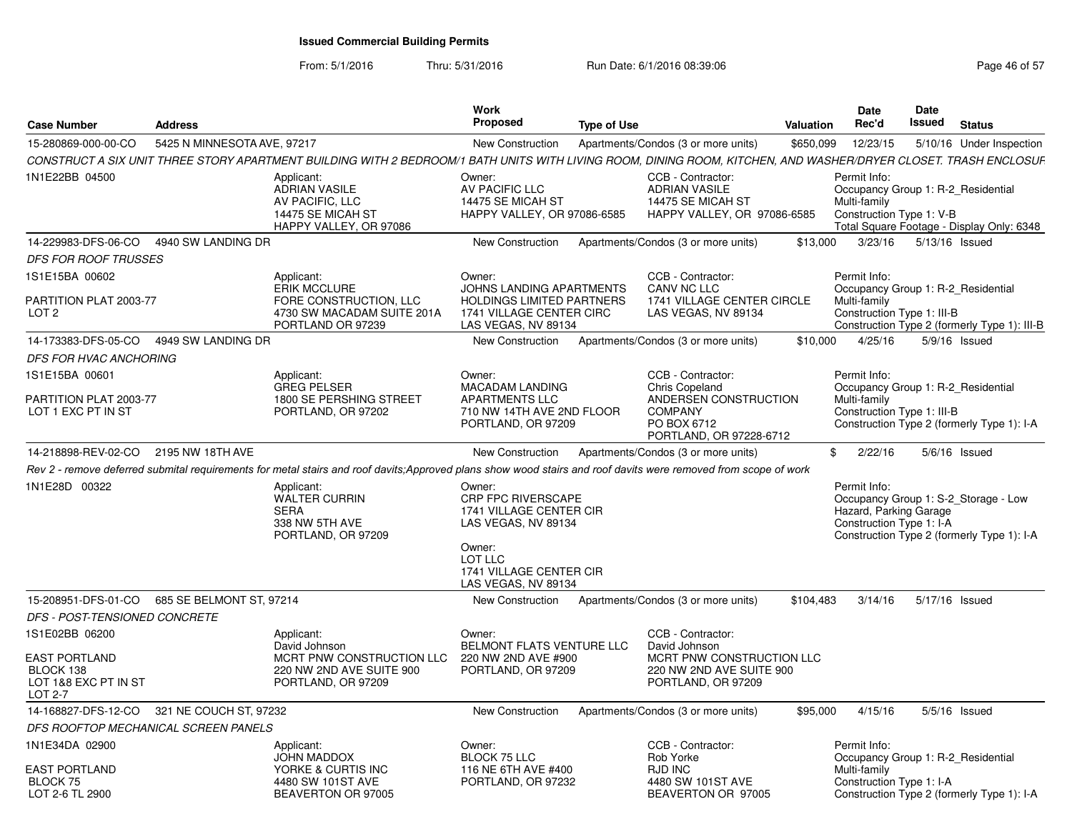**Issued Commercial Building Permits**

From: 5/1/2016 Thru: 5/31/2016 Run Date: 6/1/2016 08:39:06

| Case Number | Address | Work Proposed | Type of Use | Valuation | Date Rec'd | Date Issued | Status |
|---|---|---|---|---|---|---|---|
| 15-280869-000-00-CO | 5425 N MINNESOTA AVE, 97217 | New Construction | Apartments/Condos (3 or more units) | $650,099 | 12/23/15 | 5/10/16 | Under Inspection |

*CONSTRUCT A SIX UNIT THREE STORY APARTMENT BUILDING WITH 2 BEDROOM/1 BATH UNITS WITH LIVING ROOM, DINING ROOM, KITCHEN, AND WASHER/DRYER CLOSET. TRASH ENCLOSUF*

1N1E22BB 04500

Applicant: ADRIAN VASILE, AV PACIFIC, LLC, 14475 SE MICAH ST, HAPPY VALLEY, OR 97086

Owner: AV PACIFIC LLC, 14475 SE MICAH ST, HAPPY VALLEY, OR 97086-6585

CCB - Contractor: ADRIAN VASILE, 14475 SE MICAH ST, HAPPY VALLEY, OR 97086-6585

Permit Info: Occupancy Group 1: R-2_Residential Multi-family; Construction Type 1: V-B; Total Square Footage - Display Only: 6348

---

| Case Number | Address | Work Proposed | Type of Use | Valuation | Date Rec'd | Date Issued | Status |
|---|---|---|---|---|---|---|---|
| 14-229983-DFS-06-CO | 4940 SW LANDING DR | New Construction | Apartments/Condos (3 or more units) | $13,000 | 3/23/16 | 5/13/16 | Issued |

*DFS FOR ROOF TRUSSES*

1S1E15BA 00602

PARTITION PLAT 2003-77
LOT 2

Applicant: ERIK MCCLURE, FORE CONSTRUCTION, LLC, 4730 SW MACADAM SUITE 201A, PORTLAND OR 97239

Owner: JOHNS LANDING APARTMENTS HOLDINGS LIMITED PARTNERS, 1741 VILLAGE CENTER CIRC, LAS VEGAS, NV 89134

CCB - Contractor: CANV NC LLC, 1741 VILLAGE CENTER CIRCLE, LAS VEGAS, NV 89134

Permit Info: Occupancy Group 1: R-2_Residential Multi-family; Construction Type 1: III-B; Construction Type 2 (formerly Type 1): III-B

---

| Case Number | Address | Work Proposed | Type of Use | Valuation | Date Rec'd | Date Issued | Status |
|---|---|---|---|---|---|---|---|
| 14-173383-DFS-05-CO | 4949 SW LANDING DR | New Construction | Apartments/Condos (3 or more units) | $10,000 | 4/25/16 | 5/9/16 | Issued |

*DFS FOR HVAC ANCHORING*

1S1E15BA 00601

PARTITION PLAT 2003-77
LOT 1 EXC PT IN ST

Applicant: GREG PELSER, 1800 SE PERSHING STREET, PORTLAND, OR 97202

Owner: MACADAM LANDING APARTMENTS LLC, 710 NW 14TH AVE 2ND FLOOR, PORTLAND, OR 97209

CCB - Contractor: Chris Copeland, ANDERSEN CONSTRUCTION COMPANY, PO BOX 6712, PORTLAND, OR 97228-6712

Permit Info: Occupancy Group 1: R-2_Residential Multi-family; Construction Type 1: III-B; Construction Type 2 (formerly Type 1): I-A

---

| Case Number | Address | Work Proposed | Type of Use | Valuation | Date Rec'd | Date Issued | Status |
|---|---|---|---|---|---|---|---|
| 14-218898-REV-02-CO | 2195 NW 18TH AVE | New Construction | Apartments/Condos (3 or more units) | $ | 2/22/16 | 5/6/16 | Issued |

*Rev 2 - remove deferred submital requirements for metal stairs and roof davits;Approved plans show wood stairs and roof davits were removed from scope of work*

1N1E28D 00322

Applicant: WALTER CURRIN, SERA, 338 NW 5TH AVE, PORTLAND, OR 97209

Owner: CRP FPC RIVERSCAPE, 1741 VILLAGE CENTER CIR, LAS VEGAS, NV 89134

Owner: LOT LLC, 1741 VILLAGE CENTER CIR, LAS VEGAS, NV 89134

Permit Info: Occupancy Group 1: S-2_Storage - Low Hazard, Parking Garage; Construction Type 1: I-A; Construction Type 2 (formerly Type 1): I-A

---

| Case Number | Address | Work Proposed | Type of Use | Valuation | Date Rec'd | Date Issued | Status |
|---|---|---|---|---|---|---|---|
| 15-208951-DFS-01-CO | 685 SE BELMONT ST, 97214 | New Construction | Apartments/Condos (3 or more units) | $104,483 | 3/14/16 | 5/17/16 | Issued |

*DFS - POST-TENSIONED CONCRETE*

1S1E02BB 06200

EAST PORTLAND
BLOCK 138
LOT 1&8 EXC PT IN ST
LOT 2-7

Applicant: David Johnson, MCRT PNW CONSTRUCTION LLC, 220 NW 2ND AVE SUITE 900, PORTLAND, OR 97209

Owner: BELMONT FLATS VENTURE LLC, 220 NW 2ND AVE #900, PORTLAND, OR 97209

CCB - Contractor: David Johnson, MCRT PNW CONSTRUCTION LLC, 220 NW 2ND AVE SUITE 900, PORTLAND, OR 97209

---

| Case Number | Address | Work Proposed | Type of Use | Valuation | Date Rec'd | Date Issued | Status |
|---|---|---|---|---|---|---|---|
| 14-168827-DFS-12-CO | 321 NE COUCH ST, 97232 | New Construction | Apartments/Condos (3 or more units) | $95,000 | 4/15/16 | 5/5/16 | Issued |

*DFS ROOFTOP MECHANICAL SCREEN PANELS*

1N1E34DA 02900

EAST PORTLAND
BLOCK 75
LOT 2-6 TL 2900

Applicant: JOHN MADDOX, YORKE & CURTIS INC, 4480 SW 101ST AVE, BEAVERTON OR 97005

Owner: BLOCK 75 LLC, 116 NE 6TH AVE #400, PORTLAND, OR 97232

CCB - Contractor: Rob Yorke, RJD INC, 4480 SW 101ST AVE, BEAVERTON OR 97005

Permit Info: Occupancy Group 1: R-2_Residential Multi-family; Construction Type 1: I-A; Construction Type 2 (formerly Type 1): I-A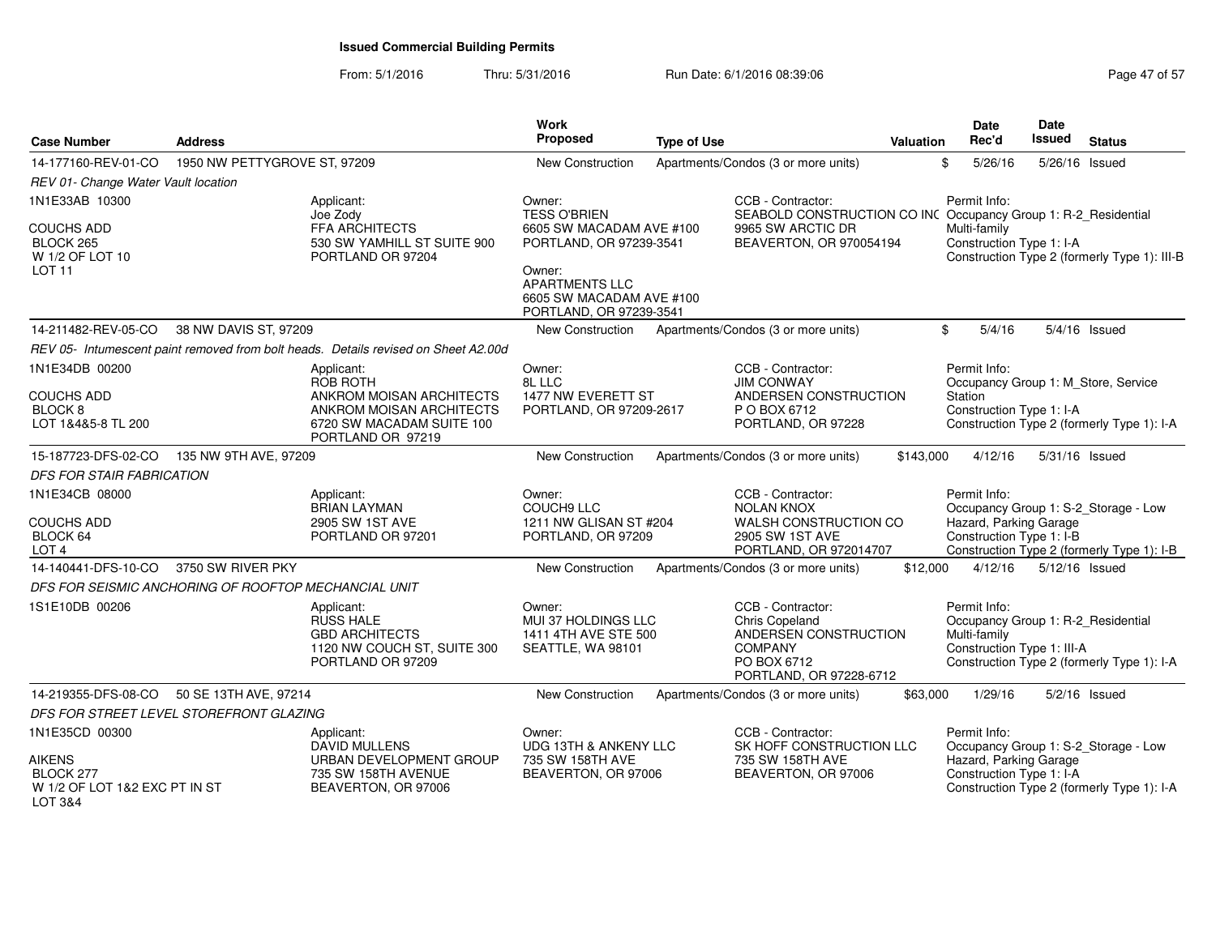# Issued Commercial Building Permits

From: 5/1/2016 Thru: 5/31/2016 Run Date: 6/1/2016 08:39:06

| Case Number | Address | Work Proposed | Type of Use | Valuation | Date Rec'd | Date Issued | Status |
|---|---|---|---|---|---|---|---|
| 14-177160-REV-01-CO | 1950 NW PETTYGROVE ST, 97209 | New Construction | Apartments/Condos (3 or more units) | $ | 5/26/16 | 5/26/16 | Issued |

*REV 01- Change Water Vault location*

1N1E33AB 10300
COUCHS ADD
BLOCK 265
W 1/2 OF LOT 10
LOT 11

Applicant:
Joe Zody
FFA ARCHITECTS
530 SW YAMHILL ST SUITE 900
PORTLAND OR 97204

Owner:
TESS O'BRIEN
6605 SW MACADAM AVE #100
PORTLAND, OR 97239-3541

Owner:
APARTMENTS LLC
6605 SW MACADAM AVE #100
PORTLAND, OR 97239-3541

CCB - Contractor:
SEABOLD CONSTRUCTION CO INC
9965 SW ARCTIC DR
BEAVERTON, OR 970054194

Permit Info:
Occupancy Group 1: R-2_Residential Multi-family
Construction Type 1: I-A
Construction Type 2 (formerly Type 1): III-B

| Case Number | Address | Work Proposed | Type of Use | Valuation | Date Rec'd | Date Issued | Status |
|---|---|---|---|---|---|---|---|
| 14-211482-REV-05-CO | 38 NW DAVIS ST, 97209 | New Construction | Apartments/Condos (3 or more units) | $ | 5/4/16 | 5/4/16 | Issued |

*REV 05- Intumescent paint removed from bolt heads. Details revised on Sheet A2.00d*

1N1E34DB 00200
COUCHS ADD
BLOCK 8
LOT 1&4&5-8 TL 200

Applicant:
ROB ROTH
ANKROM MOISAN ARCHITECTS
ANKROM MOISAN ARCHITECTS
6720 SW MACADAM SUITE 100
PORTLAND OR 97219

Owner:
8L LLC
1477 NW EVERETT ST
PORTLAND, OR 97209-2617

CCB - Contractor:
JIM CONWAY
ANDERSEN CONSTRUCTION
P O BOX 6712
PORTLAND, OR 97228

Permit Info:
Occupancy Group 1: M_Store, Service Station
Construction Type 1: I-A
Construction Type 2 (formerly Type 1): I-A

| Case Number | Address | Work Proposed | Type of Use | Valuation | Date Rec'd | Date Issued | Status |
|---|---|---|---|---|---|---|---|
| 15-187723-DFS-02-CO | 135 NW 9TH AVE, 97209 | New Construction | Apartments/Condos (3 or more units) | $143,000 | 4/12/16 | 5/31/16 | Issued |

*DFS FOR STAIR FABRICATION*

1N1E34CB 08000
COUCHS ADD
BLOCK 64
LOT 4

Applicant:
BRIAN LAYMAN
2905 SW 1ST AVE
PORTLAND OR 97201

Owner:
COUCH9 LLC
1211 NW GLISAN ST #204
PORTLAND, OR 97209

CCB - Contractor:
NOLAN KNOX
WALSH CONSTRUCTION CO
2905 SW 1ST AVE
PORTLAND, OR 972014707

Permit Info:
Occupancy Group 1: S-2_Storage - Low Hazard, Parking Garage
Construction Type 1: I-B
Construction Type 2 (formerly Type 1): I-B

| Case Number | Address | Work Proposed | Type of Use | Valuation | Date Rec'd | Date Issued | Status |
|---|---|---|---|---|---|---|---|
| 14-140441-DFS-10-CO | 3750 SW RIVER PKY | New Construction | Apartments/Condos (3 or more units) | $12,000 | 4/12/16 | 5/12/16 | Issued |

*DFS FOR SEISMIC ANCHORING OF ROOFTOP MECHANCIAL UNIT*

1S1E10DB 00206

Applicant:
RUSS HALE
GBD ARCHITECTS
1120 NW COUCH ST, SUITE 300
PORTLAND OR 97209

Owner:
MUI 37 HOLDINGS LLC
1411 4TH AVE STE 500
SEATTLE, WA 98101

CCB - Contractor:
Chris Copeland
ANDERSEN CONSTRUCTION COMPANY
PO BOX 6712
PORTLAND, OR 97228-6712

Permit Info:
Occupancy Group 1: R-2_Residential Multi-family
Construction Type 1: III-A
Construction Type 2 (formerly Type 1): I-A

| Case Number | Address | Work Proposed | Type of Use | Valuation | Date Rec'd | Date Issued | Status |
|---|---|---|---|---|---|---|---|
| 14-219355-DFS-08-CO | 50 SE 13TH AVE, 97214 | New Construction | Apartments/Condos (3 or more units) | $63,000 | 1/29/16 | 5/2/16 | Issued |

*DFS FOR STREET LEVEL STOREFRONT GLAZING*

1N1E35CD 00300
AIKENS
BLOCK 277
W 1/2 OF LOT 1&2 EXC PT IN ST
LOT 3&4

Applicant:
DAVID MULLENS
URBAN DEVELOPMENT GROUP
735 SW 158TH AVENUE
BEAVERTON, OR 97006

Owner:
UDG 13TH & ANKENY LLC
735 SW 158TH AVE
BEAVERTON, OR 97006

CCB - Contractor:
SK HOFF CONSTRUCTION LLC
735 SW 158TH AVE
BEAVERTON, OR 97006

Permit Info:
Occupancy Group 1: S-2_Storage - Low Hazard, Parking Garage
Construction Type 1: I-A
Construction Type 2 (formerly Type 1): I-A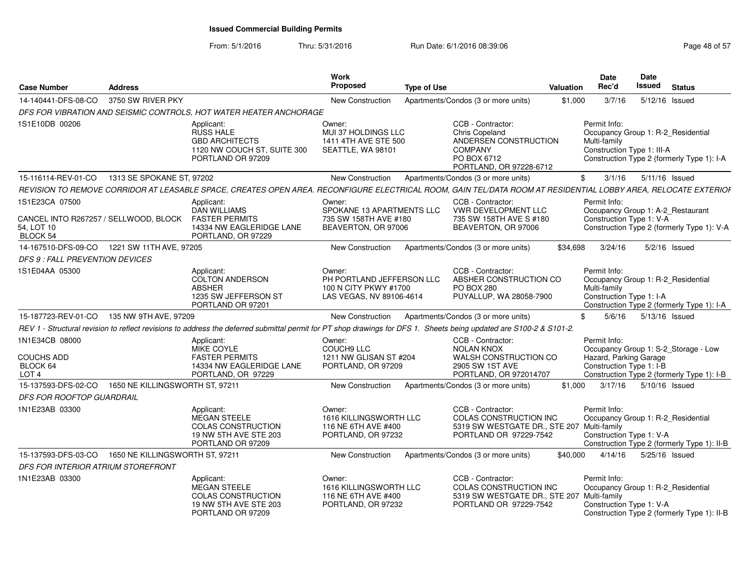# Issued Commercial Building Permits

From: 5/1/2016 Thru: 5/31/2016 Run Date: 6/1/2016 08:39:06

| Case Number | Address | Work Proposed | Type of Use | Valuation | Date Rec'd | Date Issued | Status |
|---|---|---|---|---|---|---|---|
| 14-140441-DFS-08-CO | 3750 SW RIVER PKY | New Construction | Apartments/Condos (3 or more units) | $1,000 | 3/7/16 | 5/12/16 | Issued |

*DFS FOR VIBRATION AND SEISMIC CONTROLS, HOT WATER HEATER ANCHORAGE*

1S1E10DB 00206

Applicant: RUSS HALE, GBD ARCHITECTS, 1120 NW COUCH ST, SUITE 300, PORTLAND OR 97209

Owner: MUI 37 HOLDINGS LLC, 1411 4TH AVE STE 500, SEATTLE, WA 98101

CCB - Contractor: Chris Copeland, ANDERSEN CONSTRUCTION COMPANY, PO BOX 6712, PORTLAND, OR 97228-6712

Permit Info: Occupancy Group 1: R-2_Residential Multi-family; Construction Type 1: III-A; Construction Type 2 (formerly Type 1): I-A

| Case Number | Address | Work Proposed | Type of Use | Valuation | Date Rec'd | Date Issued | Status |
|---|---|---|---|---|---|---|---|
| 15-116114-REV-01-CO | 1313 SE SPOKANE ST, 97202 | New Construction | Apartments/Condos (3 or more units) | $ | 3/1/16 | 5/11/16 | Issued |

*REVISION TO REMOVE CORRIDOR AT LEASABLE SPACE, CREATES OPEN AREA. RECONFIGURE ELECTRICAL ROOM, GAIN TEL/DATA ROOM AT RESIDENTIAL LOBBY AREA, RELOCATE EXTERIOF*

1S1E23CA 07500

CANCEL INTO R267257 / SELLWOOD, BLOCK 54, LOT 10 BLOCK 54

Applicant: DAN WILLIAMS, FASTER PERMITS, 14334 NW EAGLERIDGE LANE, PORTLAND, OR 97229

Owner: SPOKANE 13 APARTMENTS LLC, 735 SW 158TH AVE #180, BEAVERTON, OR 97006

CCB - Contractor: VWR DEVELOPMENT LLC, 735 SW 158TH AVE S #180, BEAVERTON, OR 97006

Permit Info: Occupancy Group 1: A-2_Restaurant; Construction Type 1: V-A; Construction Type 2 (formerly Type 1): V-A

| Case Number | Address | Work Proposed | Type of Use | Valuation | Date Rec'd | Date Issued | Status |
|---|---|---|---|---|---|---|---|
| 14-167510-DFS-09-CO | 1221 SW 11TH AVE, 97205 | New Construction | Apartments/Condos (3 or more units) | $34,698 | 3/24/16 | 5/2/16 | Issued |

*DFS 9 : FALL PREVENTION DEVICES*

1S1E04AA 05300

Applicant: COLTON ANDERSON, ABSHER, 1235 SW JEFFERSON ST, PORTLAND OR 97201

Owner: PH PORTLAND JEFFERSON LLC, 100 N CITY PKWY #1700, LAS VEGAS, NV 89106-4614

CCB - Contractor: ABSHER CONSTRUCTION CO, PO BOX 280, PUYALLUP, WA 28058-7900

Permit Info: Occupancy Group 1: R-2_Residential Multi-family; Construction Type 1: I-A; Construction Type 2 (formerly Type 1): I-A

| Case Number | Address | Work Proposed | Type of Use | Valuation | Date Rec'd | Date Issued | Status |
|---|---|---|---|---|---|---|---|
| 15-187723-REV-01-CO | 135 NW 9TH AVE, 97209 | New Construction | Apartments/Condos (3 or more units) | $ | 5/6/16 | 5/13/16 | Issued |

*REV 1 - Structural revision to reflect revisions to address the deferred submittal permit for PT shop drawings for DFS 1. Sheets being updated are S100-2 & S101-2.*

1N1E34CB 08000

COUCHS ADD BLOCK 64 LOT 4

Applicant: MIKE COYLE, FASTER PERMITS, 14334 NW EAGLERIDGE LANE, PORTLAND, OR 97229

Owner: COUCH9 LLC, 1211 NW GLISAN ST #204, PORTLAND, OR 97209

CCB - Contractor: NOLAN KNOX, WALSH CONSTRUCTION CO, 2905 SW 1ST AVE, PORTLAND, OR 972014707

Permit Info: Occupancy Group 1: S-2_Storage - Low Hazard, Parking Garage; Construction Type 1: I-B; Construction Type 2 (formerly Type 1): I-B

| Case Number | Address | Work Proposed | Type of Use | Valuation | Date Rec'd | Date Issued | Status |
|---|---|---|---|---|---|---|---|
| 15-137593-DFS-02-CO | 1650 NE KILLINGSWORTH ST, 97211 | New Construction | Apartments/Condos (3 or more units) | $1,000 | 3/17/16 | 5/10/16 | Issued |

*DFS FOR ROOFTOP GUARDRAIL*

1N1E23AB 03300

Applicant: MEGAN STEELE, COLAS CONSTRUCTION, 19 NW 5TH AVE STE 203, PORTLAND OR 97209

Owner: 1616 KILLINGSWORTH LLC, 116 NE 6TH AVE #400, PORTLAND, OR 97232

CCB - Contractor: COLAS CONSTRUCTION INC, 5319 SW WESTGATE DR., STE 207, PORTLAND OR 97229-7542

Permit Info: Occupancy Group 1: R-2_Residential Multi-family; Construction Type 1: V-A; Construction Type 2 (formerly Type 1): II-B

| Case Number | Address | Work Proposed | Type of Use | Valuation | Date Rec'd | Date Issued | Status |
|---|---|---|---|---|---|---|---|
| 15-137593-DFS-03-CO | 1650 NE KILLINGSWORTH ST, 97211 | New Construction | Apartments/Condos (3 or more units) | $40,000 | 4/14/16 | 5/25/16 | Issued |

*DFS FOR INTERIOR ATRIUM STOREFRONT*

1N1E23AB 03300

Applicant: MEGAN STEELE, COLAS CONSTRUCTION, 19 NW 5TH AVE STE 203, PORTLAND OR 97209

Owner: 1616 KILLINGSWORTH LLC, 116 NE 6TH AVE #400, PORTLAND, OR 97232

CCB - Contractor: COLAS CONSTRUCTION INC, 5319 SW WESTGATE DR., STE 207, PORTLAND OR 97229-7542

Permit Info: Occupancy Group 1: R-2_Residential Multi-family; Construction Type 1: V-A; Construction Type 2 (formerly Type 1): II-B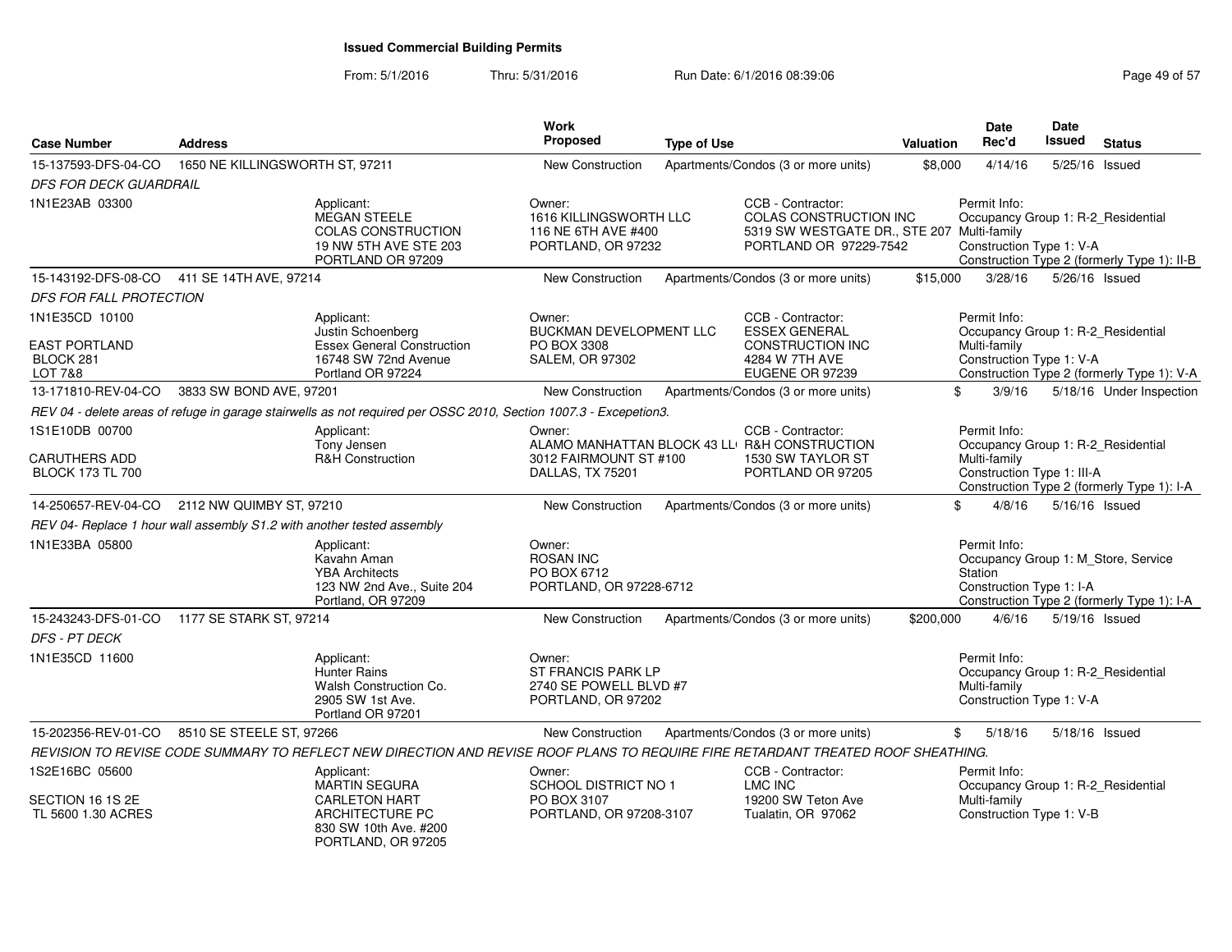# Issued Commercial Building Permits

From: 5/1/2016 Thru: 5/31/2016 Run Date: 6/1/2016 08:39:06

| Case Number | Address | Work Proposed | Type of Use | Valuation | Date Rec'd | Date Issued | Status |
|---|---|---|---|---|---|---|---|
| 15-137593-DFS-04-CO | 1650 NE KILLINGSWORTH ST, 97211 | New Construction | Apartments/Condos (3 or more units) | $8,000 | 4/14/16 | 5/25/16 | Issued |
| 15-143192-DFS-08-CO | 411 SE 14TH AVE, 97214 | New Construction | Apartments/Condos (3 or more units) | $15,000 | 3/28/16 | 5/26/16 | Issued |
| 13-171810-REV-04-CO | 3833 SW BOND AVE, 97201 | New Construction | Apartments/Condos (3 or more units) | $ | 3/9/16 | 5/18/16 | Under Inspection |
| 14-250657-REV-04-CO | 2112 NW QUIMBY ST, 97210 | New Construction | Apartments/Condos (3 or more units) | $ | 4/8/16 | 5/16/16 | Issued |
| 15-243243-DFS-01-CO | 1177 SE STARK ST, 97214 | New Construction | Apartments/Condos (3 or more units) | $200,000 | 4/6/16 | 5/19/16 | Issued |
| 15-202356-REV-01-CO | 8510 SE STEELE ST, 97266 | New Construction | Apartments/Condos (3 or more units) | $ | 5/18/16 | 5/18/16 | Issued |

**15-137593-DFS-04-CO** — *DFS FOR DECK GUARDRAIL*

1N1E23AB 03300

Applicant: MEGAN STEELE, COLAS CONSTRUCTION, 19 NW 5TH AVE STE 203, PORTLAND OR 97209

Owner: 1616 KILLINGSWORTH LLC, 116 NE 6TH AVE #400, PORTLAND, OR 97232

CCB - Contractor: COLAS CONSTRUCTION INC, 5319 SW WESTGATE DR., STE 207, PORTLAND OR 97229-7542

Permit Info: Occupancy Group 1: R-2_Residential Multi-family; Construction Type 1: V-A; Construction Type 2 (formerly Type 1): II-B

**15-143192-DFS-08-CO** — *DFS FOR FALL PROTECTION*

1N1E35CD 10100; EAST PORTLAND BLOCK 281 LOT 7&8

Applicant: Justin Schoenberg, Essex General Construction, 16748 SW 72nd Avenue, Portland OR 97224

Owner: BUCKMAN DEVELOPMENT LLC, PO BOX 3308, SALEM, OR 97302

CCB - Contractor: ESSEX GENERAL CONSTRUCTION INC, 4284 W 7TH AVE, EUGENE OR 97239

Permit Info: Occupancy Group 1: R-2_Residential Multi-family; Construction Type 1: V-A; Construction Type 2 (formerly Type 1): V-A

**13-171810-REV-04-CO** — *REV 04 - delete areas of refuge in garage stairwells as not required per OSSC 2010, Section 1007.3 - Excepetion3.*

1S1E10DB 00700; CARUTHERS ADD BLOCK 173 TL 700

Applicant: Tony Jensen, R&H Construction

Owner: ALAMO MANHATTAN BLOCK 43 LL, 3012 FAIRMOUNT ST #100, DALLAS, TX 75201

CCB - Contractor: R&H CONSTRUCTION, 1530 SW TAYLOR ST, PORTLAND OR 97205

Permit Info: Occupancy Group 1: R-2_Residential Multi-family; Construction Type 1: III-A; Construction Type 2 (formerly Type 1): I-A

**14-250657-REV-04-CO** — *REV 04- Replace 1 hour wall assembly S1.2 with another tested assembly*

1N1E33BA 05800

Applicant: Kavahn Aman, YBA Architects, 123 NW 2nd Ave., Suite 204, Portland, OR 97209

Owner: ROSAN INC, PO BOX 6712, PORTLAND, OR 97228-6712

Permit Info: Occupancy Group 1: M_Store, Service Station; Construction Type 1: I-A; Construction Type 2 (formerly Type 1): I-A

**15-243243-DFS-01-CO** — *DFS - PT DECK*

1N1E35CD 11600

Applicant: Hunter Rains, Walsh Construction Co., 2905 SW 1st Ave., Portland OR 97201

Owner: ST FRANCIS PARK LP, 2740 SE POWELL BLVD #7, PORTLAND, OR 97202

Permit Info: Occupancy Group 1: R-2_Residential Multi-family; Construction Type 1: V-A

**15-202356-REV-01-CO** — *REVISION TO REVISE CODE SUMMARY TO REFLECT NEW DIRECTION AND REVISE ROOF PLANS TO REQUIRE FIRE RETARDANT TREATED ROOF SHEATHING.*

1S2E16BC 05600; SECTION 16 1S 2E TL 5600 1.30 ACRES

Applicant: MARTIN SEGURA, CARLETON HART ARCHITECTURE PC, 830 SW 10th Ave. #200, PORTLAND, OR 97205

Owner: SCHOOL DISTRICT NO 1, PO BOX 3107, PORTLAND, OR 97208-3107

CCB - Contractor: LMC INC, 19200 SW Teton Ave, Tualatin, OR 97062

Permit Info: Occupancy Group 1: R-2_Residential Multi-family; Construction Type 1: V-B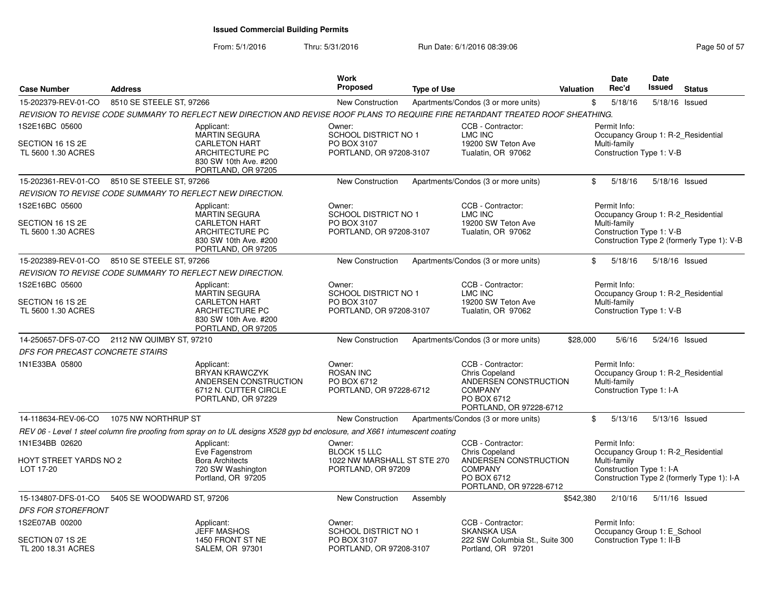# Issued Commercial Building Permits

From: 5/1/2016 Thru: 5/31/2016 Run Date: 6/1/2016 08:39:06

| Case Number | Address | Work Proposed | Type of Use | Valuation | Date Rec'd | Date Issued | Status |
|---|---|---|---|---|---|---|---|
| 15-202379-REV-01-CO | 8510 SE STEELE ST, 97266 | New Construction | Apartments/Condos (3 or more units) | $ | 5/18/16 | 5/18/16 | Issued |

*REVISION TO REVISE CODE SUMMARY TO REFLECT NEW DIRECTION AND REVISE ROOF PLANS TO REQUIRE FIRE RETARDANT TREATED ROOF SHEATHING.*

1S2E16BC 05600
SECTION 16 1S 2E
TL 5600 1.30 ACRES

Applicant: MARTIN SEGURA, CARLETON HART ARCHITECTURE PC, 830 SW 10th Ave. #200, PORTLAND, OR 97205

Owner: SCHOOL DISTRICT NO 1, PO BOX 3107, PORTLAND, OR 97208-3107

CCB - Contractor: LMC INC, 19200 SW Teton Ave, Tualatin, OR 97062

Permit Info: Occupancy Group 1: R-2_Residential Multi-family; Construction Type 1: V-B

---

| Case Number | Address | Work Proposed | Type of Use | Valuation | Date Rec'd | Date Issued | Status |
|---|---|---|---|---|---|---|---|
| 15-202361-REV-01-CO | 8510 SE STEELE ST, 97266 | New Construction | Apartments/Condos (3 or more units) | $ | 5/18/16 | 5/18/16 | Issued |

*REVISION TO REVISE CODE SUMMARY TO REFLECT NEW DIRECTION.*

1S2E16BC 05600
SECTION 16 1S 2E
TL 5600 1.30 ACRES

Applicant: MARTIN SEGURA, CARLETON HART ARCHITECTURE PC, 830 SW 10th Ave. #200, PORTLAND, OR 97205

Owner: SCHOOL DISTRICT NO 1, PO BOX 3107, PORTLAND, OR 97208-3107

CCB - Contractor: LMC INC, 19200 SW Teton Ave, Tualatin, OR 97062

Permit Info: Occupancy Group 1: R-2_Residential Multi-family; Construction Type 1: V-B; Construction Type 2 (formerly Type 1): V-B

---

| Case Number | Address | Work Proposed | Type of Use | Valuation | Date Rec'd | Date Issued | Status |
|---|---|---|---|---|---|---|---|
| 15-202389-REV-01-CO | 8510 SE STEELE ST, 97266 | New Construction | Apartments/Condos (3 or more units) | $ | 5/18/16 | 5/18/16 | Issued |

*REVISION TO REVISE CODE SUMMARY TO REFLECT NEW DIRECTION.*

1S2E16BC 05600
SECTION 16 1S 2E
TL 5600 1.30 ACRES

Applicant: MARTIN SEGURA, CARLETON HART ARCHITECTURE PC, 830 SW 10th Ave. #200, PORTLAND, OR 97205

Owner: SCHOOL DISTRICT NO 1, PO BOX 3107, PORTLAND, OR 97208-3107

CCB - Contractor: LMC INC, 19200 SW Teton Ave, Tualatin, OR 97062

Permit Info: Occupancy Group 1: R-2_Residential Multi-family; Construction Type 1: V-B

---

| Case Number | Address | Work Proposed | Type of Use | Valuation | Date Rec'd | Date Issued | Status |
|---|---|---|---|---|---|---|---|
| 14-250657-DFS-07-CO | 2112 NW QUIMBY ST, 97210 | New Construction | Apartments/Condos (3 or more units) | $28,000 | 5/6/16 | 5/24/16 | Issued |

*DFS FOR PRECAST CONCRETE STAIRS*

1N1E33BA 05800

Applicant: BRYAN KRAWCZYK, ANDERSEN CONSTRUCTION, 6712 N. CUTTER CIRCLE, PORTLAND, OR 97229

Owner: ROSAN INC, PO BOX 6712, PORTLAND, OR 97228-6712

CCB - Contractor: Chris Copeland, ANDERSEN CONSTRUCTION COMPANY, PO BOX 6712, PORTLAND, OR 97228-6712

Permit Info: Occupancy Group 1: R-2_Residential Multi-family; Construction Type 1: I-A

---

| Case Number | Address | Work Proposed | Type of Use | Valuation | Date Rec'd | Date Issued | Status |
|---|---|---|---|---|---|---|---|
| 14-118634-REV-06-CO | 1075 NW NORTHRUP ST | New Construction | Apartments/Condos (3 or more units) | $ | 5/13/16 | 5/13/16 | Issued |

*REV 06 - Level 1 steel column fire proofing from spray on to UL designs X528 gyp bd enclosure, and X661 intumescent coating*

1N1E34BB 02620
HOYT STREET YARDS NO 2
LOT 17-20

Applicant: Eve Fagenstrom, Bora Architects, 720 SW Washington, Portland, OR 97205

Owner: BLOCK 15 LLC, 1022 NW MARSHALL ST STE 270, PORTLAND, OR 97209

CCB - Contractor: Chris Copeland, ANDERSEN CONSTRUCTION COMPANY, PO BOX 6712, PORTLAND, OR 97228-6712

Permit Info: Occupancy Group 1: R-2_Residential Multi-family; Construction Type 1: I-A; Construction Type 2 (formerly Type 1): I-A

---

| Case Number | Address | Work Proposed | Type of Use | Valuation | Date Rec'd | Date Issued | Status |
|---|---|---|---|---|---|---|---|
| 15-134807-DFS-01-CO | 5405 SE WOODWARD ST, 97206 | New Construction | Assembly | $542,380 | 2/10/16 | 5/11/16 | Issued |

*DFS FOR STOREFRONT*

1S2E07AB 00200
SECTION 07 1S 2E
TL 200 18.31 ACRES

Applicant: JEFF MASHOS, 1450 FRONT ST NE, SALEM, OR 97301

Owner: SCHOOL DISTRICT NO 1, PO BOX 3107, PORTLAND, OR 97208-3107

CCB - Contractor: SKANSKA USA, 222 SW Columbia St., Suite 300, Portland, OR 97201

Permit Info: Occupancy Group 1: E_School; Construction Type 1: II-B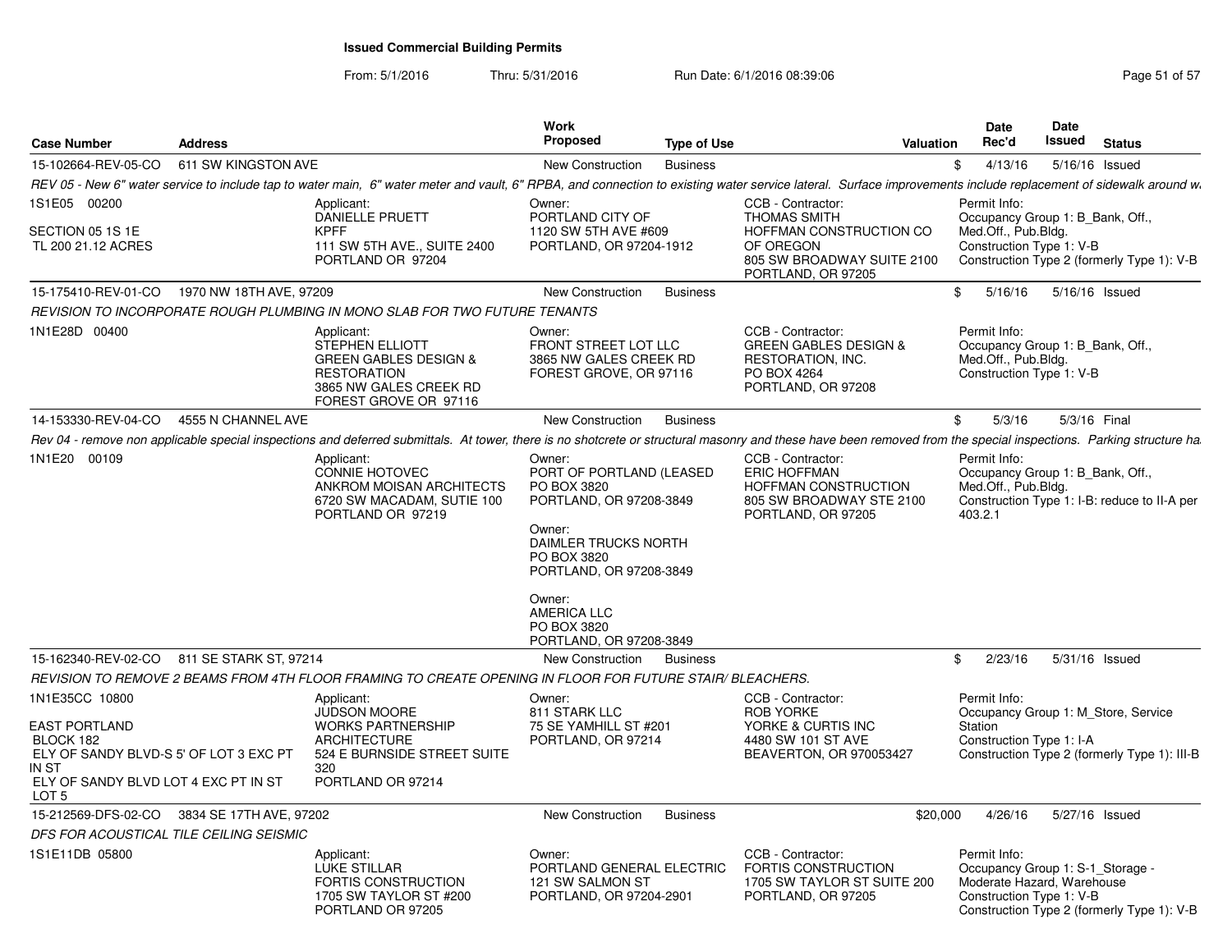# Issued Commercial Building Permits

From: 5/1/2016 Thru: 5/31/2016 Run Date: 6/1/2016 08:39:06

| Case Number | Address | Work Proposed | Type of Use | Valuation | Date Rec'd | Date Issued | Status |
|---|---|---|---|---|---|---|---|
| 15-102664-REV-05-CO | 611 SW KINGSTON AVE | New Construction | Business | $ | 4/13/16 | 5/16/16 | Issued |

*REV 05 - New 6" water service to include tap to water main, 6" water meter and vault, 6" RPBA, and connection to existing water service lateral. Surface improvements include replacement of sidewalk around w.*

1S1E05 00200

SECTION 05 1S 1E
TL 200 21.12 ACRES

Applicant:
DANIELLE PRUETT
KPFF
111 SW 5TH AVE., SUITE 2400
PORTLAND OR 97204

Owner:
PORTLAND CITY OF
1120 SW 5TH AVE #609
PORTLAND, OR 97204-1912

CCB - Contractor:
THOMAS SMITH
HOFFMAN CONSTRUCTION CO OF OREGON
805 SW BROADWAY SUITE 2100
PORTLAND, OR 97205

Permit Info:
Occupancy Group 1: B_Bank, Off., Med.Off., Pub.Bldg.
Construction Type 1: V-B
Construction Type 2 (formerly Type 1): V-B

---

| Case Number | Address | Work Proposed | Type of Use | Valuation | Date Rec'd | Date Issued | Status |
|---|---|---|---|---|---|---|---|
| 15-175410-REV-01-CO | 1970 NW 18TH AVE, 97209 | New Construction | Business | $ | 5/16/16 | 5/16/16 | Issued |

*REVISION TO INCORPORATE ROUGH PLUMBING IN MONO SLAB FOR TWO FUTURE TENANTS*

1N1E28D 00400

Applicant:
STEPHEN ELLIOTT
GREEN GABLES DESIGN & RESTORATION
3865 NW GALES CREEK RD
FOREST GROVE OR 97116

Owner:
FRONT STREET LOT LLC
3865 NW GALES CREEK RD
FOREST GROVE, OR 97116

CCB - Contractor:
GREEN GABLES DESIGN & RESTORATION, INC.
PO BOX 4264
PORTLAND, OR 97208

Permit Info:
Occupancy Group 1: B_Bank, Off., Med.Off., Pub.Bldg.
Construction Type 1: V-B

---

| Case Number | Address | Work Proposed | Type of Use | Valuation | Date Rec'd | Date Issued | Status |
|---|---|---|---|---|---|---|---|
| 14-153330-REV-04-CO | 4555 N CHANNEL AVE | New Construction | Business | $ | 5/3/16 | 5/3/16 | Final |

*Rev 04 - remove non applicable special inspections and deferred submittals. At tower, there is no shotcrete or structural masonry and these have been removed from the special inspections. Parking structure ha*

1N1E20 00109

Applicant:
CONNIE HOTOVEC
ANKROM MOISAN ARCHITECTS
6720 SW MACADAM, SUTIE 100
PORTLAND OR 97219

Owner:
PORT OF PORTLAND (LEASED
PO BOX 3820
PORTLAND, OR 97208-3849

Owner:
DAIMLER TRUCKS NORTH
PO BOX 3820
PORTLAND, OR 97208-3849

Owner:
AMERICA LLC
PO BOX 3820
PORTLAND, OR 97208-3849

CCB - Contractor:
ERIC HOFFMAN
HOFFMAN CONSTRUCTION
805 SW BROADWAY STE 2100
PORTLAND, OR 97205

Permit Info:
Occupancy Group 1: B_Bank, Off., Med.Off., Pub.Bldg.
Construction Type 1: I-B: reduce to II-A per 403.2.1

---

| Case Number | Address | Work Proposed | Type of Use | Valuation | Date Rec'd | Date Issued | Status |
|---|---|---|---|---|---|---|---|
| 15-162340-REV-02-CO | 811 SE STARK ST, 97214 | New Construction | Business | $ | 2/23/16 | 5/31/16 | Issued |

*REVISION TO REMOVE 2 BEAMS FROM 4TH FLOOR FRAMING TO CREATE OPENING IN FLOOR FOR FUTURE STAIR/ BLEACHERS.*

1N1E35CC 10800

EAST PORTLAND
BLOCK 182
ELY OF SANDY BLVD-S 5' OF LOT 3 EXC PT IN ST
ELY OF SANDY BLVD LOT 4 EXC PT IN ST LOT 5

Applicant:
JUDSON MOORE
WORKS PARTNERSHIP ARCHITECTURE
524 E BURNSIDE STREET SUITE 320
PORTLAND OR 97214

Owner:
811 STARK LLC
75 SE YAMHILL ST #201
PORTLAND, OR 97214

CCB - Contractor:
ROB YORKE
YORKE & CURTIS INC
4480 SW 101 ST AVE
BEAVERTON, OR 970053427

Permit Info:
Occupancy Group 1: M_Store, Service Station
Construction Type 1: I-A
Construction Type 2 (formerly Type 1): III-B

---

| Case Number | Address | Work Proposed | Type of Use | Valuation | Date Rec'd | Date Issued | Status |
|---|---|---|---|---|---|---|---|
| 15-212569-DFS-02-CO | 3834 SE 17TH AVE, 97202 | New Construction | Business | $20,000 | 4/26/16 | 5/27/16 | Issued |

*DFS FOR ACOUSTICAL TILE CEILING SEISMIC*

1S1E11DB 05800

Applicant:
LUKE STILLAR
FORTIS CONSTRUCTION
1705 SW TAYLOR ST #200
PORTLAND OR 97205

Owner:
PORTLAND GENERAL ELECTRIC
121 SW SALMON ST
PORTLAND, OR 97204-2901

CCB - Contractor:
FORTIS CONSTRUCTION
1705 SW TAYLOR ST SUITE 200
PORTLAND, OR 97205

Permit Info:
Occupancy Group 1: S-1_Storage - Moderate Hazard, Warehouse
Construction Type 1: V-B
Construction Type 2 (formerly Type 1): V-B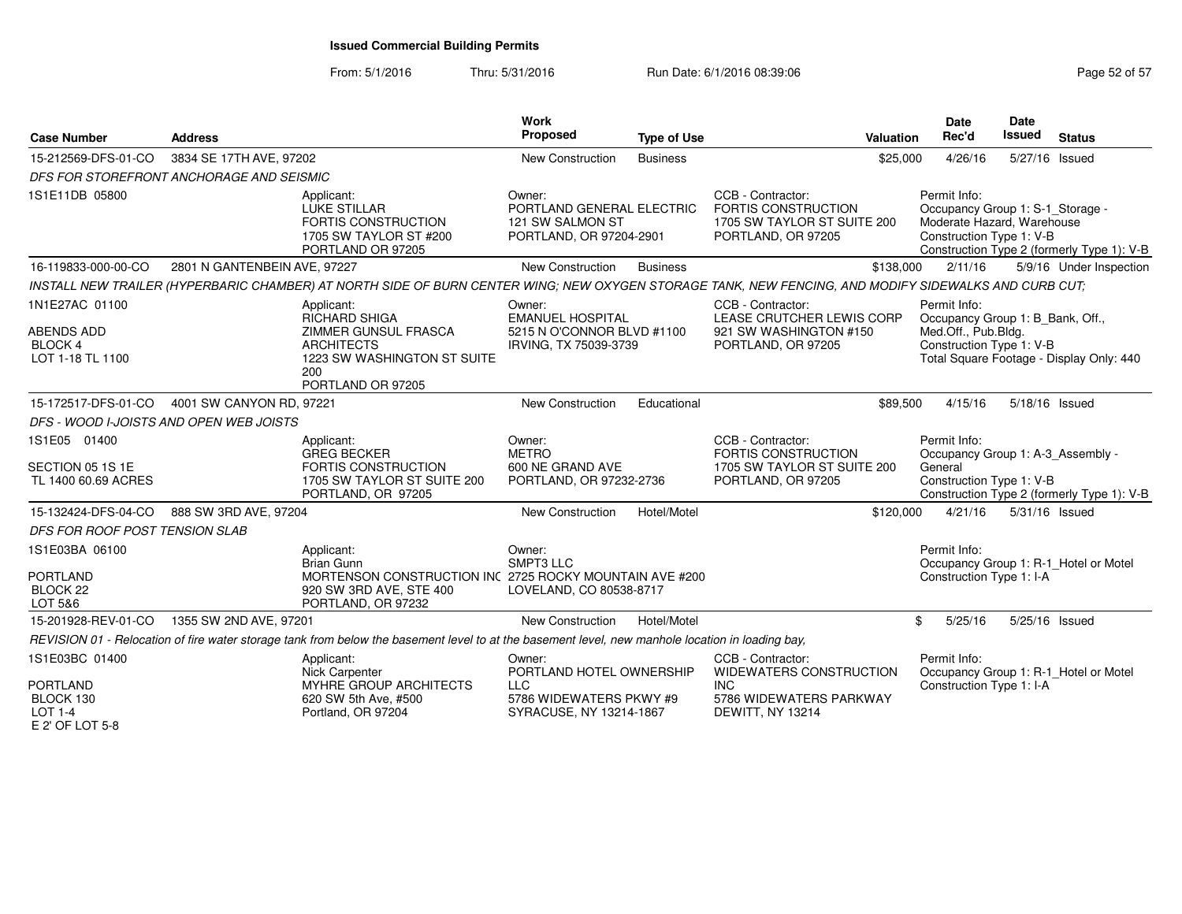**Issued Commercial Building Permits**

From: 5/1/2016 Thru: 5/31/2016 Run Date: 6/1/2016 08:39:06

| Case Number | Address | Work Proposed | Type of Use | Valuation | Date Rec'd | Date Issued | Status |
|---|---|---|---|---|---|---|---|
| 15-212569-DFS-01-CO | 3834 SE 17TH AVE, 97202 | New Construction | Business | $25,000 | 4/26/16 | 5/27/16 | Issued |

DFS FOR STOREFRONT ANCHORAGE AND SEISMIC

| | Applicant | Owner | CCB - Contractor | Permit Info |
|---|---|---|---|---|
| 1S1E11DB 05800 | LUKE STILLAR<br>FORTIS CONSTRUCTION<br>1705 SW TAYLOR ST #200<br>PORTLAND OR 97205 | PORTLAND GENERAL ELECTRIC<br>121 SW SALMON ST<br>PORTLAND, OR 97204-2901 | FORTIS CONSTRUCTION<br>1705 SW TAYLOR ST SUITE 200<br>PORTLAND, OR 97205 | Occupancy Group 1: S-1_Storage - Moderate Hazard, Warehouse<br>Construction Type 1: V-B<br>Construction Type 2 (formerly Type 1): V-B |

| Case Number | Address | Work Proposed | Type of Use | Valuation | Date Rec'd | Date Issued | Status |
|---|---|---|---|---|---|---|---|
| 16-119833-000-00-CO | 2801 N GANTENBEIN AVE, 97227 | New Construction | Business | $138,000 | 2/11/16 | 5/9/16 | Under Inspection |

INSTALL NEW TRAILER (HYPERBARIC CHAMBER) AT NORTH SIDE OF BURN CENTER WING; NEW OXYGEN STORAGE TANK, NEW FENCING, AND MODIFY SIDEWALKS AND CURB CUT;

| | Applicant | Owner | CCB - Contractor | Permit Info |
|---|---|---|---|---|
| 1N1E27AC 01100<br><br>ABENDS ADD<br>BLOCK 4<br>LOT 1-18 TL 1100 | RICHARD SHIGA<br>ZIMMER GUNSUL FRASCA ARCHITECTS<br>1223 SW WASHINGTON ST SUITE 200<br>PORTLAND OR 97205 | EMANUEL HOSPITAL<br>5215 N O'CONNOR BLVD #1100<br>IRVING, TX 75039-3739 | LEASE CRUTCHER LEWIS CORP<br>921 SW WASHINGTON #150<br>PORTLAND, OR 97205 | Occupancy Group 1: B_Bank, Off., Med.Off., Pub.Bldg.<br>Construction Type 1: V-B<br>Total Square Footage - Display Only: 440 |

| Case Number | Address | Work Proposed | Type of Use | Valuation | Date Rec'd | Date Issued | Status |
|---|---|---|---|---|---|---|---|
| 15-172517-DFS-01-CO | 4001 SW CANYON RD, 97221 | New Construction | Educational | $89,500 | 4/15/16 | 5/18/16 | Issued |

DFS - WOOD I-JOISTS AND OPEN WEB JOISTS

| | Applicant | Owner | CCB - Contractor | Permit Info |
|---|---|---|---|---|
| 1S1E05 01400<br><br>SECTION 05 1S 1E<br>TL 1400 60.69 ACRES | GREG BECKER<br>FORTIS CONSTRUCTION<br>1705 SW TAYLOR ST SUITE 200<br>PORTLAND, OR 97205 | METRO<br>600 NE GRAND AVE<br>PORTLAND, OR 97232-2736 | FORTIS CONSTRUCTION<br>1705 SW TAYLOR ST SUITE 200<br>PORTLAND, OR 97205 | Occupancy Group 1: A-3_Assembly - General<br>Construction Type 1: V-B<br>Construction Type 2 (formerly Type 1): V-B |

| Case Number | Address | Work Proposed | Type of Use | Valuation | Date Rec'd | Date Issued | Status |
|---|---|---|---|---|---|---|---|
| 15-132424-DFS-04-CO | 888 SW 3RD AVE, 97204 | New Construction | Hotel/Motel | $120,000 | 4/21/16 | 5/31/16 | Issued |

DFS FOR ROOF POST TENSION SLAB

| | Applicant | Owner | CCB - Contractor | Permit Info |
|---|---|---|---|---|
| 1S1E03BA 06100<br><br>PORTLAND<br>BLOCK 22<br>LOT 5&6 | Brian Gunn<br>MORTENSON CONSTRUCTION INC<br>920 SW 3RD AVE, STE 400<br>PORTLAND, OR 97232 | SMPT3 LLC<br>2725 ROCKY MOUNTAIN AVE #200<br>LOVELAND, CO 80538-8717 | | Occupancy Group 1: R-1_Hotel or Motel<br>Construction Type 1: I-A |

| Case Number | Address | Work Proposed | Type of Use | Valuation | Date Rec'd | Date Issued | Status |
|---|---|---|---|---|---|---|---|
| 15-201928-REV-01-CO | 1355 SW 2ND AVE, 97201 | New Construction | Hotel/Motel | $ | 5/25/16 | 5/25/16 | Issued |

REVISION 01 - Relocation of fire water storage tank from below the basement level to at the basement level, new manhole location in loading bay,

| | Applicant | Owner | CCB - Contractor | Permit Info |
|---|---|---|---|---|
| 1S1E03BC 01400<br><br>PORTLAND<br>BLOCK 130<br>LOT 1-4<br>E 2' OF LOT 5-8 | Nick Carpenter<br>MYHRE GROUP ARCHITECTS<br>620 SW 5th Ave, #500<br>Portland, OR 97204 | PORTLAND HOTEL OWNERSHIP LLC<br>5786 WIDEWATERS PKWY #9<br>SYRACUSE, NY 13214-1867 | WIDEWATERS CONSTRUCTION INC<br>5786 WIDEWATERS PARKWAY<br>DEWITT, NY 13214 | Occupancy Group 1: R-1_Hotel or Motel<br>Construction Type 1: I-A |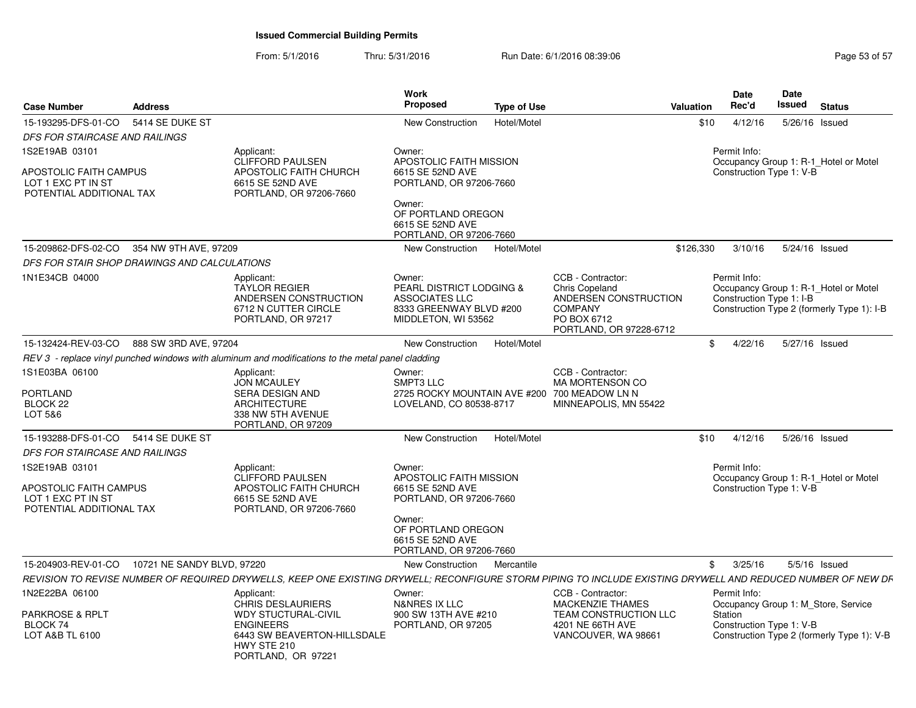# Issued Commercial Building Permits

From: 5/1/2016 Thru: 5/31/2016 Run Date: 6/1/2016 08:39:06

| Case Number | Address | Work Proposed | Type of Use | Valuation | Date Rec'd | Date Issued | Status |
|---|---|---|---|---|---|---|---|
| 15-193295-DFS-01-CO | 5414 SE DUKE ST | New Construction | Hotel/Motel | $10 | 4/12/16 | 5/26/16 | Issued |

*DFS FOR STAIRCASE AND RAILINGS*

1S2E19AB 03101

APOSTOLIC FAITH CAMPUS
LOT 1 EXC PT IN ST
POTENTIAL ADDITIONAL TAX

Applicant:
CLIFFORD PAULSEN
APOSTOLIC FAITH CHURCH
6615 SE 52ND AVE
PORTLAND, OR 97206-7660

Owner:
APOSTOLIC FAITH MISSION
6615 SE 52ND AVE
PORTLAND, OR 97206-7660

Owner:
OF PORTLAND OREGON
6615 SE 52ND AVE
PORTLAND, OR 97206-7660

Permit Info:
Occupancy Group 1: R-1_Hotel or Motel
Construction Type 1: V-B

| Case Number | Address | Work Proposed | Type of Use | Valuation | Date Rec'd | Date Issued | Status |
|---|---|---|---|---|---|---|---|
| 15-209862-DFS-02-CO | 354 NW 9TH AVE, 97209 | New Construction | Hotel/Motel | $126,330 | 3/10/16 | 5/24/16 | Issued |

*DFS FOR STAIR SHOP DRAWINGS AND CALCULATIONS*

1N1E34CB 04000

Applicant:
TAYLOR REGIER
ANDERSEN CONSTRUCTION
6712 N CUTTER CIRCLE
PORTLAND, OR 97217

Owner:
PEARL DISTRICT LODGING &
ASSOCIATES LLC
8333 GREENWAY BLVD #200
MIDDLETON, WI 53562

CCB - Contractor:
Chris Copeland
ANDERSEN CONSTRUCTION
COMPANY
PO BOX 6712
PORTLAND, OR 97228-6712

Permit Info:
Occupancy Group 1: R-1_Hotel or Motel
Construction Type 1: I-B
Construction Type 2 (formerly Type 1): I-B

| Case Number | Address | Work Proposed | Type of Use | Valuation | Date Rec'd | Date Issued | Status |
|---|---|---|---|---|---|---|---|
| 15-132424-REV-03-CO | 888 SW 3RD AVE, 97204 | New Construction | Hotel/Motel | $ | 4/22/16 | 5/27/16 | Issued |

*REV 3 - replace vinyl punched windows with aluminum and modifications to the metal panel cladding*

1S1E03BA 06100

PORTLAND
BLOCK 22
LOT 5&6

Applicant:
JON MCAULEY
SERA DESIGN AND
ARCHITECTURE
338 NW 5TH AVENUE
PORTLAND, OR 97209

Owner:
SMPT3 LLC
2725 ROCKY MOUNTAIN AVE #200
LOVELAND, CO 80538-8717

CCB - Contractor:
MA MORTENSON CO
700 MEADOW LN N
MINNEAPOLIS, MN 55422

| Case Number | Address | Work Proposed | Type of Use | Valuation | Date Rec'd | Date Issued | Status |
|---|---|---|---|---|---|---|---|
| 15-193288-DFS-01-CO | 5414 SE DUKE ST | New Construction | Hotel/Motel | $10 | 4/12/16 | 5/26/16 | Issued |

*DFS FOR STAIRCASE AND RAILINGS*

1S2E19AB 03101

APOSTOLIC FAITH CAMPUS
LOT 1 EXC PT IN ST
POTENTIAL ADDITIONAL TAX

Applicant:
CLIFFORD PAULSEN
APOSTOLIC FAITH CHURCH
6615 SE 52ND AVE
PORTLAND, OR 97206-7660

Owner:
APOSTOLIC FAITH MISSION
6615 SE 52ND AVE
PORTLAND, OR 97206-7660

Owner:
OF PORTLAND OREGON
6615 SE 52ND AVE
PORTLAND, OR 97206-7660

Permit Info:
Occupancy Group 1: R-1_Hotel or Motel
Construction Type 1: V-B

| Case Number | Address | Work Proposed | Type of Use | Valuation | Date Rec'd | Date Issued | Status |
|---|---|---|---|---|---|---|---|
| 15-204903-REV-01-CO | 10721 NE SANDY BLVD, 97220 | New Construction | Mercantile | $ | 3/25/16 | 5/5/16 | Issued |

*REVISION TO REVISE NUMBER OF REQUIRED DRYWELLS, KEEP ONE EXISTING DRYWELL; RECONFIGURE STORM PIPING TO INCLUDE EXISTING DRYWELL AND REDUCED NUMBER OF NEW DR*

1N2E22BA 06100

PARKROSE & RPLT
BLOCK 74
LOT A&B TL 6100

Applicant:
CHRIS DESLAURIERS
WDY STUCTURAL-CIVIL
ENGINEERS
6443 SW BEAVERTON-HILLSDALE
HWY STE 210
PORTLAND, OR 97221

Owner:
N&NRES IX LLC
900 SW 13TH AVE #210
PORTLAND, OR 97205

CCB - Contractor:
MACKENZIE THAMES
TEAM CONSTRUCTION LLC
4201 NE 66TH AVE
VANCOUVER, WA 98661

Permit Info:
Occupancy Group 1: M_Store, Service
Station
Construction Type 1: V-B
Construction Type 2 (formerly Type 1): V-B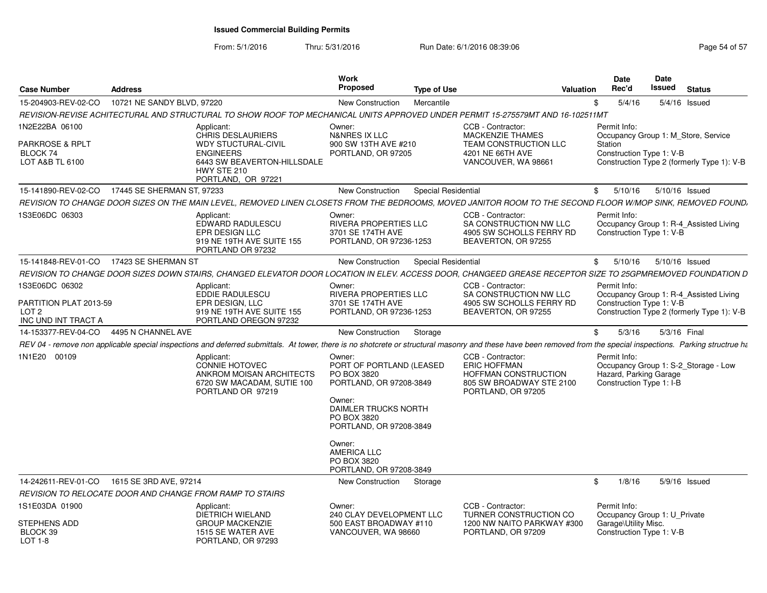**Issued Commercial Building Permits**

From: 5/1/2016 Thru: 5/31/2016 Run Date: 6/1/2016 08:39:06

| Case Number | Address | Work Proposed | Type of Use | Valuation | Date Rec'd | Date Issued | Status |
|---|---|---|---|---|---|---|---|
| 15-204903-REV-02-CO | 10721 NE SANDY BLVD, 97220 | New Construction | Mercantile | $ | 5/4/16 | 5/4/16 | Issued |

*REVISION-REVISE ACHITECTURAL AND STRUCTURAL TO SHOW ROOF TOP MECHANICAL UNITS APPROVED UNDER PERMIT 15-275579MT AND 16-102511MT*

1N2E22BA 06100
PARKROSE & RPLT
BLOCK 74
LOT A&B TL 6100

Applicant: CHRIS DESLAURIERS, WDY STUCTURAL-CIVIL ENGINEERS, 6443 SW BEAVERTON-HILLSDALE HWY STE 210, PORTLAND, OR 97221

Owner: N&NRES IX LLC, 900 SW 13TH AVE #210, PORTLAND, OR 97205

CCB - Contractor: MACKENZIE THAMES, TEAM CONSTRUCTION LLC, 4201 NE 66TH AVE, VANCOUVER, WA 98661

Permit Info: Occupancy Group 1: M_Store, Service Station; Construction Type 1: V-B; Construction Type 2 (formerly Type 1): V-B

---

| Case Number | Address | Work Proposed | Type of Use | Valuation | Date Rec'd | Date Issued | Status |
|---|---|---|---|---|---|---|---|
| 15-141890-REV-02-CO | 17445 SE SHERMAN ST, 97233 | New Construction | Special Residential | $ | 5/10/16 | 5/10/16 | Issued |

*REVISION TO CHANGE DOOR SIZES ON THE MAIN LEVEL, REMOVED LINEN CLOSETS FROM THE BEDROOMS, MOVED JANITOR ROOM TO THE SECOND FLOOR W/MOP SINK, REMOVED FOUND*

1S3E06DC 06303

Applicant: EDWARD RADULESCU, EPR DESIGN LLC, 919 NE 19TH AVE SUITE 155, PORTLAND OR 97232

Owner: RIVERA PROPERTIES LLC, 3701 SE 174TH AVE, PORTLAND, OR 97236-1253

CCB - Contractor: SA CONSTRUCTION NW LLC, 4905 SW SCHOLLS FERRY RD, BEAVERTON, OR 97255

Permit Info: Occupancy Group 1: R-4_Assisted Living; Construction Type 1: V-B

---

| Case Number | Address | Work Proposed | Type of Use | Valuation | Date Rec'd | Date Issued | Status |
|---|---|---|---|---|---|---|---|
| 15-141848-REV-01-CO | 17423 SE SHERMAN ST | New Construction | Special Residential | $ | 5/10/16 | 5/10/16 | Issued |

*REVISION TO CHANGE DOOR SIZES DOWN STAIRS, CHANGED ELEVATOR DOOR LOCATION IN ELEV. ACCESS DOOR, CHANGEED GREASE RECEPTOR SIZE TO 25GPMREMOVED FOUNDATION D*

1S3E06DC 06302
PARTITION PLAT 2013-59
LOT 2
INC UND INT TRACT A

Applicant: EDDIE RADULESCU, EPR DESIGN, LLC, 919 NE 19TH AVE SUITE 155, PORTLAND OREGON 97232

Owner: RIVERA PROPERTIES LLC, 3701 SE 174TH AVE, PORTLAND, OR 97236-1253

CCB - Contractor: SA CONSTRUCTION NW LLC, 4905 SW SCHOLLS FERRY RD, BEAVERTON, OR 97255

Permit Info: Occupancy Group 1: R-4_Assisted Living; Construction Type 1: V-B; Construction Type 2 (formerly Type 1): V-B

---

| Case Number | Address | Work Proposed | Type of Use | Valuation | Date Rec'd | Date Issued | Status |
|---|---|---|---|---|---|---|---|
| 14-153377-REV-04-CO | 4495 N CHANNEL AVE | New Construction | Storage | $ | 5/3/16 | 5/3/16 | Final |

*REV 04 - remove non applicable special inspections and deferred submittals. At tower, there is no shotcrete or structural masonry and these have been removed from the special inspections. Parking structrue ha*

1N1E20 00109

Applicant: CONNIE HOTOVEC, ANKROM MOISAN ARCHITECTS, 6720 SW MACADAM, SUTIE 100, PORTLAND OR 97219

Owner: PORT OF PORTLAND (LEASED, PO BOX 3820, PORTLAND, OR 97208-3849

Owner: DAIMLER TRUCKS NORTH, PO BOX 3820, PORTLAND, OR 97208-3849

Owner: AMERICA LLC, PO BOX 3820, PORTLAND, OR 97208-3849

CCB - Contractor: ERIC HOFFMAN, HOFFMAN CONSTRUCTION, 805 SW BROADWAY STE 2100, PORTLAND, OR 97205

Permit Info: Occupancy Group 1: S-2_Storage - Low Hazard, Parking Garage; Construction Type 1: I-B

---

| Case Number | Address | Work Proposed | Type of Use | Valuation | Date Rec'd | Date Issued | Status |
|---|---|---|---|---|---|---|---|
| 14-242611-REV-01-CO | 1615 SE 3RD AVE, 97214 | New Construction | Storage | $ | 1/8/16 | 5/9/16 | Issued |

*REVISION TO RELOCATE DOOR AND CHANGE FROM RAMP TO STAIRS*

1S1E03DA 01900
STEPHENS ADD
BLOCK 39
LOT 1-8

Applicant: DIETRICH WIELAND, GROUP MACKENZIE, 1515 SE WATER AVE, PORTLAND, OR 97293

Owner: 240 CLAY DEVELOPMENT LLC, 500 EAST BROADWAY #110, VANCOUVER, WA 98660

CCB - Contractor: TURNER CONSTRUCTION CO, 1200 NW NAITO PARKWAY #300, PORTLAND, OR 97209

Permit Info: Occupancy Group 1: U_Private Garage\Utility Misc.; Construction Type 1: V-B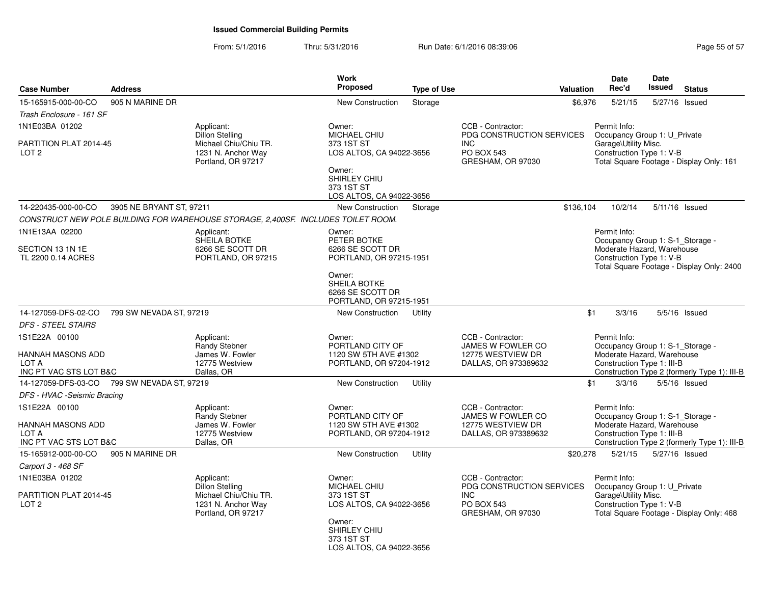**Issued Commercial Building Permits**

From: 5/1/2016 Thru: 5/31/2016 Run Date: 6/1/2016 08:39:06

| Case Number | Address | | Work Proposed | Type of Use | | Valuation | Date Rec'd | Date Issued | Status |
|---|---|---|---|---|---|---|---|---|---|
| 15-165915-000-00-CO | 905 N MARINE DR | | New Construction | Storage | | $6,976 | 5/21/15 | 5/27/16 | Issued |
| *Trash Enclosure - 161 SF* | | | | | | | | | |
| 1N1E03BA 01202<br><br>PARTITION PLAT 2014-45<br>LOT 2 | | Applicant:<br>Dillon Stelling<br>Michael Chiu/Chiu TR.<br>1231 N. Anchor Way<br>Portland, OR 97217 | Owner:<br>MICHAEL CHIU<br>373 1ST ST<br>LOS ALTOS, CA 94022-3656<br><br>Owner:<br>SHIRLEY CHIU<br>373 1ST ST<br>LOS ALTOS, CA 94022-3656 | | CCB - Contractor:<br>PDG CONSTRUCTION SERVICES INC<br>PO BOX 543<br>GRESHAM, OR 97030 | | Permit Info:<br>Occupancy Group 1: U_Private Garage\Utility Misc.<br>Construction Type 1: V-B<br>Total Square Footage - Display Only: 161 | | |
| 14-220435-000-00-CO | 3905 NE BRYANT ST, 97211 | | New Construction | Storage | | $136,104 | 10/2/14 | 5/11/16 | Issued |
| *CONSTRUCT NEW POLE BUILDING FOR WAREHOUSE STORAGE, 2,400SF. INCLUDES TOILET ROOM.* | | | | | | | | | |
| 1N1E13AA 02200<br><br>SECTION 13 1N 1E<br>TL 2200 0.14 ACRES | | Applicant:<br>SHEILA BOTKE<br>6266 SE SCOTT DR<br>PORTLAND, OR 97215 | Owner:<br>PETER BOTKE<br>6266 SE SCOTT DR<br>PORTLAND, OR 97215-1951<br><br>Owner:<br>SHEILA BOTKE<br>6266 SE SCOTT DR<br>PORTLAND, OR 97215-1951 | | | | Permit Info:<br>Occupancy Group 1: S-1_Storage - Moderate Hazard, Warehouse<br>Construction Type 1: V-B<br>Total Square Footage - Display Only: 2400 | | |
| 14-127059-DFS-02-CO | 799 SW NEVADA ST, 97219 | | New Construction | Utility | | $1 | 3/3/16 | 5/5/16 | Issued |
| *DFS - STEEL STAIRS* | | | | | | | | | |
| 1S1E22A 00100<br><br>HANNAH MASONS ADD<br>LOT A<br>INC PT VAC STS LOT B&C | | Applicant:<br>Randy Stebner<br>James W. Fowler<br>12775 Westview<br>Dallas, OR | Owner:<br>PORTLAND CITY OF<br>1120 SW 5TH AVE #1302<br>PORTLAND, OR 97204-1912 | | CCB - Contractor:<br>JAMES W FOWLER CO<br>12775 WESTVIEW DR<br>DALLAS, OR 973389632 | | Permit Info:<br>Occupancy Group 1: S-1_Storage - Moderate Hazard, Warehouse<br>Construction Type 1: III-B<br>Construction Type 2 (formerly Type 1): III-B | | |
| 14-127059-DFS-03-CO | 799 SW NEVADA ST, 97219 | | New Construction | Utility | | $1 | 3/3/16 | 5/5/16 | Issued |
| *DFS - HVAC -Seismic Bracing* | | | | | | | | | |
| 1S1E22A 00100<br><br>HANNAH MASONS ADD<br>LOT A<br>INC PT VAC STS LOT B&C | | Applicant:<br>Randy Stebner<br>James W. Fowler<br>12775 Westview<br>Dallas, OR | Owner:<br>PORTLAND CITY OF<br>1120 SW 5TH AVE #1302<br>PORTLAND, OR 97204-1912 | | CCB - Contractor:<br>JAMES W FOWLER CO<br>12775 WESTVIEW DR<br>DALLAS, OR 973389632 | | Permit Info:<br>Occupancy Group 1: S-1_Storage - Moderate Hazard, Warehouse<br>Construction Type 1: III-B<br>Construction Type 2 (formerly Type 1): III-B | | |
| 15-165912-000-00-CO | 905 N MARINE DR | | New Construction | Utility | | $20,278 | 5/21/15 | 5/27/16 | Issued |
| *Carport 3 - 468 SF* | | | | | | | | | |
| 1N1E03BA 01202<br><br>PARTITION PLAT 2014-45<br>LOT 2 | | Applicant:<br>Dillon Stelling<br>Michael Chiu/Chiu TR.<br>1231 N. Anchor Way<br>Portland, OR 97217 | Owner:<br>MICHAEL CHIU<br>373 1ST ST<br>LOS ALTOS, CA 94022-3656<br><br>Owner:<br>SHIRLEY CHIU<br>373 1ST ST<br>LOS ALTOS, CA 94022-3656 | | CCB - Contractor:<br>PDG CONSTRUCTION SERVICES INC<br>PO BOX 543<br>GRESHAM, OR 97030 | | Permit Info:<br>Occupancy Group 1: U_Private Garage\Utility Misc.<br>Construction Type 1: V-B<br>Total Square Footage - Display Only: 468 | | |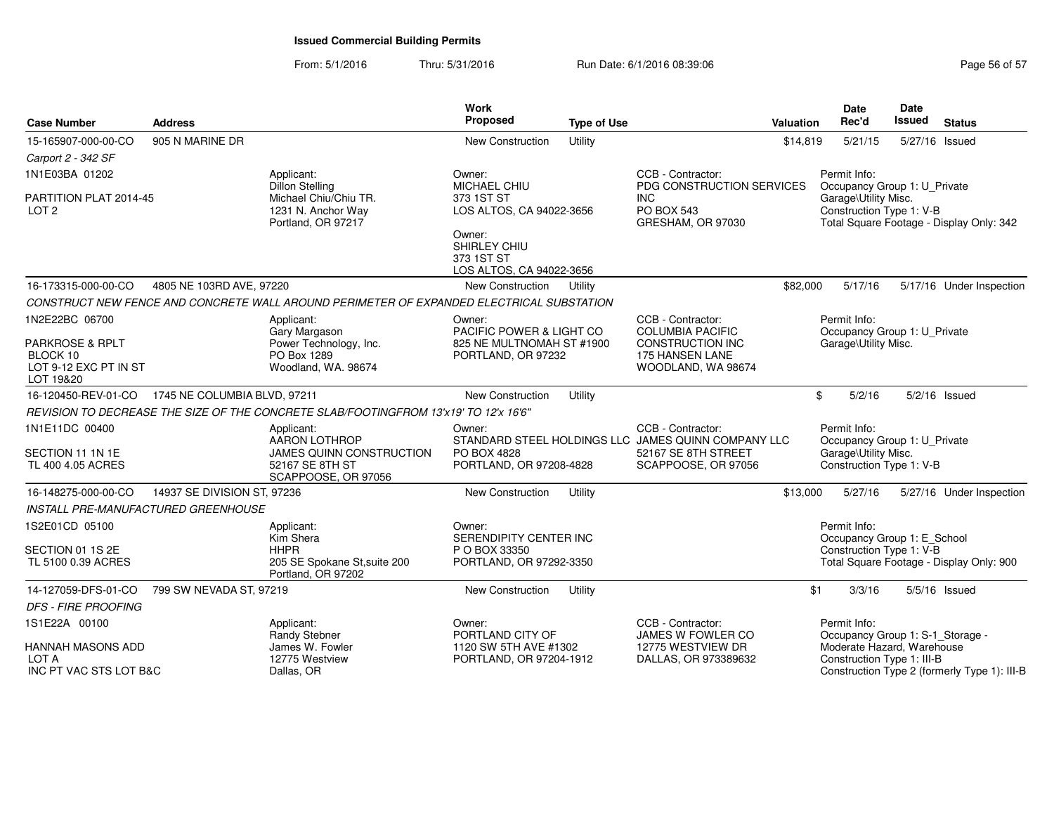# Issued Commercial Building Permits

From: 5/1/2016 Thru: 5/31/2016 Run Date: 6/1/2016 08:39:06

| Case Number | Address | Work Proposed | Type of Use | Valuation | Date Rec'd | Date Issued | Status |
|---|---|---|---|---|---|---|---|
| 15-165907-000-00-CO | 905 N MARINE DR | New Construction | Utility | $14,819 | 5/21/15 | 5/27/16 | Issued |

*Carport 2 - 342 SF*

1N1E03BA 01202

PARTITION PLAT 2014-45
LOT 2

Applicant:
Dillon Stelling
Michael Chiu/Chiu TR.
1231 N. Anchor Way
Portland, OR 97217

Owner:
MICHAEL CHIU
373 1ST ST
LOS ALTOS, CA 94022-3656

Owner:
SHIRLEY CHIU
373 1ST ST
LOS ALTOS, CA 94022-3656

CCB - Contractor:
PDG CONSTRUCTION SERVICES INC
PO BOX 543
GRESHAM, OR 97030

Permit Info:
Occupancy Group 1: U_Private Garage\Utility Misc.
Construction Type 1: V-B
Total Square Footage - Display Only: 342

| Case Number | Address | Work Proposed | Type of Use | Valuation | Date Rec'd | Date Issued | Status |
|---|---|---|---|---|---|---|---|
| 16-173315-000-00-CO | 4805 NE 103RD AVE, 97220 | New Construction | Utility | $82,000 | 5/17/16 | 5/17/16 | Under Inspection |

*CONSTRUCT NEW FENCE AND CONCRETE WALL AROUND PERIMETER OF EXPANDED ELECTRICAL SUBSTATION*

1N2E22BC 06700

PARKROSE & RPLT
BLOCK 10
LOT 9-12 EXC PT IN ST
LOT 19&20

Applicant:
Gary Margason
Power Technology, Inc.
PO Box 1289
Woodland, WA. 98674

Owner:
PACIFIC POWER & LIGHT CO
825 NE MULTNOMAH ST #1900
PORTLAND, OR 97232

CCB - Contractor:
COLUMBIA PACIFIC CONSTRUCTION INC
175 HANSEN LANE
WOODLAND, WA 98674

Permit Info:
Occupancy Group 1: U_Private Garage\Utility Misc.

| Case Number | Address | Work Proposed | Type of Use | Valuation | Date Rec'd | Date Issued | Status |
|---|---|---|---|---|---|---|---|
| 16-120450-REV-01-CO | 1745 NE COLUMBIA BLVD, 97211 | New Construction | Utility | $ | 5/2/16 | 5/2/16 | Issued |

*REVISION TO DECREASE THE SIZE OF THE CONCRETE SLAB/FOOTINGFROM 13'x19' TO 12'x 16'6"*

1N1E11DC 00400

SECTION 11 1N 1E
TL 400 4.05 ACRES

Applicant:
AARON LOTHROP
JAMES QUINN CONSTRUCTION
52167 SE 8TH ST
SCAPPOOSE, OR 97056

Owner:
STANDARD STEEL HOLDINGS LLC
PO BOX 4828
PORTLAND, OR 97208-4828

CCB - Contractor:
JAMES QUINN COMPANY LLC
52167 SE 8TH STREET
SCAPPOOSE, OR 97056

Permit Info:
Occupancy Group 1: U_Private Garage\Utility Misc.
Construction Type 1: V-B

| Case Number | Address | Work Proposed | Type of Use | Valuation | Date Rec'd | Date Issued | Status |
|---|---|---|---|---|---|---|---|
| 16-148275-000-00-CO | 14937 SE DIVISION ST, 97236 | New Construction | Utility | $13,000 | 5/27/16 | 5/27/16 | Under Inspection |

*INSTALL PRE-MANUFACTURED GREENHOUSE*

1S2E01CD 05100

SECTION 01 1S 2E
TL 5100 0.39 ACRES

Applicant:
Kim Shera
HHPR
205 SE Spokane St,suite 200
Portland, OR 97202

Owner:
SERENDIPITY CENTER INC
P O BOX 33350
PORTLAND, OR 97292-3350

Permit Info:
Occupancy Group 1: E_School
Construction Type 1: V-B
Total Square Footage - Display Only: 900

| Case Number | Address | Work Proposed | Type of Use | Valuation | Date Rec'd | Date Issued | Status |
|---|---|---|---|---|---|---|---|
| 14-127059-DFS-01-CO | 799 SW NEVADA ST, 97219 | New Construction | Utility | $1 | 3/3/16 | 5/5/16 | Issued |

*DFS - FIRE PROOFING*

1S1E22A 00100

HANNAH MASONS ADD
LOT A
INC PT VAC STS LOT B&C

Applicant:
Randy Stebner
James W. Fowler
12775 Westview
Dallas, OR

Owner:
PORTLAND CITY OF
1120 SW 5TH AVE #1302
PORTLAND, OR 97204-1912

CCB - Contractor:
JAMES W FOWLER CO
12775 WESTVIEW DR
DALLAS, OR 973389632

Permit Info:
Occupancy Group 1: S-1_Storage - Moderate Hazard, Warehouse
Construction Type 1: III-B
Construction Type 2 (formerly Type 1): III-B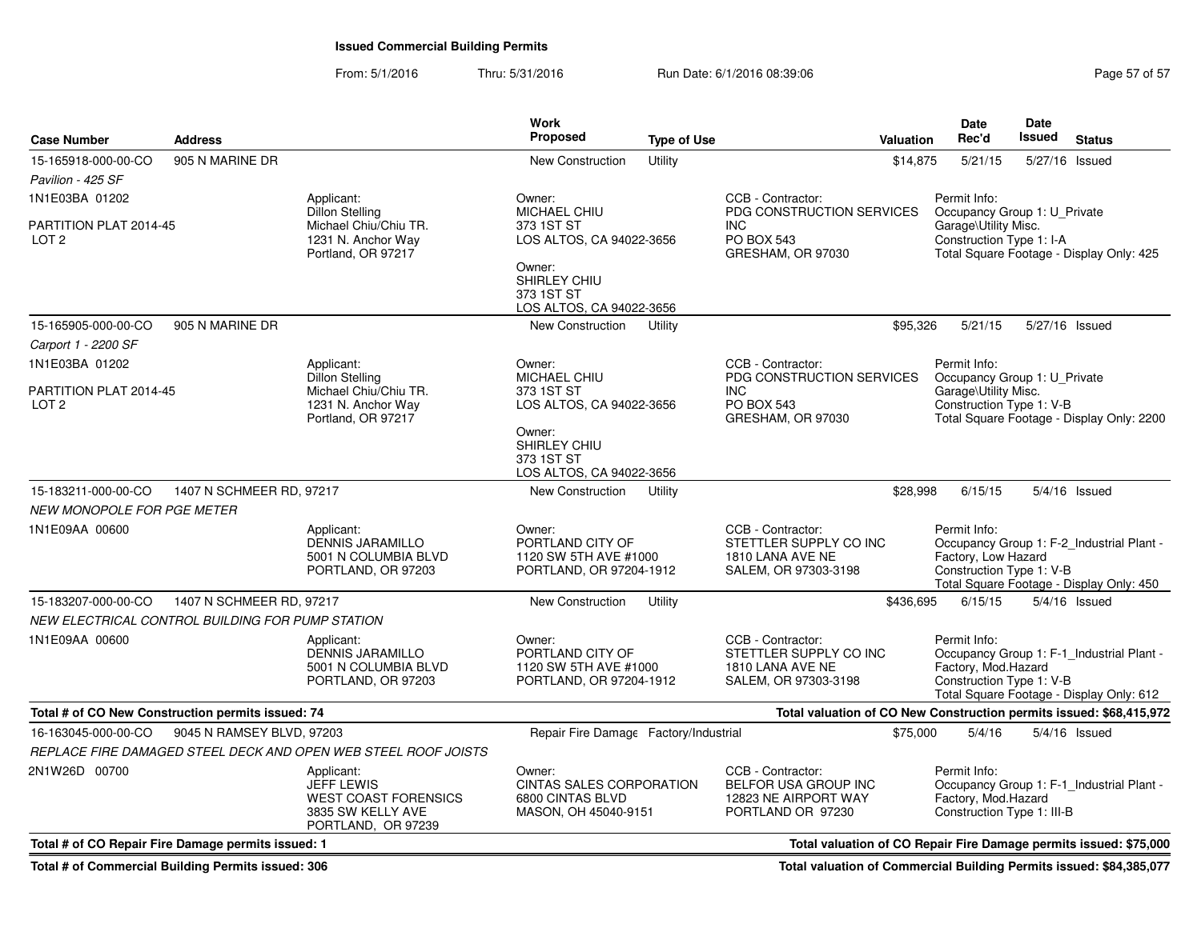**Issued Commercial Building Permits**

From: 5/1/2016 Thru: 5/31/2016 Run Date: 6/1/2016 08:39:06

| Case Number | Address | | Work Proposed | Type of Use | | Valuation | Date Rec'd | Date Issued | Status |
|---|---|---|---|---|---|---|---|---|---|
| 15-165918-000-00-CO | 905 N MARINE DR | | New Construction | Utility | | $14,875 | 5/21/15 | 5/27/16 | Issued |
| *Pavilion - 425 SF* | | | | | | | | | |
| 1N1E03BA 01202<br><br>PARTITION PLAT 2014-45<br>LOT 2 | | Applicant:<br>Dillon Stelling<br>Michael Chiu/Chiu TR.<br>1231 N. Anchor Way<br>Portland, OR 97217 | Owner:<br>MICHAEL CHIU<br>373 1ST ST<br>LOS ALTOS, CA 94022-3656<br><br>Owner:<br>SHIRLEY CHIU<br>373 1ST ST<br>LOS ALTOS, CA 94022-3656 | | CCB - Contractor:<br>PDG CONSTRUCTION SERVICES INC<br>PO BOX 543<br>GRESHAM, OR 97030 | | Permit Info:<br>Occupancy Group 1: U_Private Garage\Utility Misc.<br>Construction Type 1: I-A<br>Total Square Footage - Display Only: 425 | | |
| 15-165905-000-00-CO | 905 N MARINE DR | | New Construction | Utility | | $95,326 | 5/21/15 | 5/27/16 | Issued |
| *Carport 1 - 2200 SF* | | | | | | | | | |
| 1N1E03BA 01202<br><br>PARTITION PLAT 2014-45<br>LOT 2 | | Applicant:<br>Dillon Stelling<br>Michael Chiu/Chiu TR.<br>1231 N. Anchor Way<br>Portland, OR 97217 | Owner:<br>MICHAEL CHIU<br>373 1ST ST<br>LOS ALTOS, CA 94022-3656<br><br>Owner:<br>SHIRLEY CHIU<br>373 1ST ST<br>LOS ALTOS, CA 94022-3656 | | CCB - Contractor:<br>PDG CONSTRUCTION SERVICES INC<br>PO BOX 543<br>GRESHAM, OR 97030 | | Permit Info:<br>Occupancy Group 1: U_Private Garage\Utility Misc.<br>Construction Type 1: V-B<br>Total Square Footage - Display Only: 2200 | | |
| 15-183211-000-00-CO | 1407 N SCHMEER RD, 97217 | | New Construction | Utility | | $28,998 | 6/15/15 | 5/4/16 | Issued |
| *NEW MONOPOLE FOR PGE METER* | | | | | | | | | |
| 1N1E09AA 00600 | | Applicant:<br>DENNIS JARAMILLO<br>5001 N COLUMBIA BLVD<br>PORTLAND, OR 97203 | Owner:<br>PORTLAND CITY OF<br>1120 SW 5TH AVE #1000<br>PORTLAND, OR 97204-1912 | | CCB - Contractor:<br>STETTLER SUPPLY CO INC<br>1810 LANA AVE NE<br>SALEM, OR 97303-3198 | | Permit Info:<br>Occupancy Group 1: F-2_Industrial Plant - Factory, Low Hazard<br>Construction Type 1: V-B<br>Total Square Footage - Display Only: 450 | | |
| 15-183207-000-00-CO | 1407 N SCHMEER RD, 97217 | | New Construction | Utility | | $436,695 | 6/15/15 | 5/4/16 | Issued |
| *NEW ELECTRICAL CONTROL BUILDING FOR PUMP STATION* | | | | | | | | | |
| 1N1E09AA 00600 | | Applicant:<br>DENNIS JARAMILLO<br>5001 N COLUMBIA BLVD<br>PORTLAND, OR 97203 | Owner:<br>PORTLAND CITY OF<br>1120 SW 5TH AVE #1000<br>PORTLAND, OR 97204-1912 | | CCB - Contractor:<br>STETTLER SUPPLY CO INC<br>1810 LANA AVE NE<br>SALEM, OR 97303-3198 | | Permit Info:<br>Occupancy Group 1: F-1_Industrial Plant - Factory, Mod.Hazard<br>Construction Type 1: V-B<br>Total Square Footage - Display Only: 612 | | |
| **Total # of CO New Construction permits issued: 74** | | | | | **Total valuation of CO New Construction permits issued: $68,415,972** | | | | |
| 16-163045-000-00-CO | 9045 N RAMSEY BLVD, 97203 | | Repair Fire Damage | Factory/Industrial | | $75,000 | 5/4/16 | 5/4/16 | Issued |
| *REPLACE FIRE DAMAGED STEEL DECK AND OPEN WEB STEEL ROOF JOISTS* | | | | | | | | | |
| 2N1W26D 00700 | | Applicant:<br>JEFF LEWIS<br>WEST COAST FORENSICS<br>3835 SW KELLY AVE<br>PORTLAND, OR 97239 | Owner:<br>CINTAS SALES CORPORATION<br>6800 CINTAS BLVD<br>MASON, OH 45040-9151 | | CCB - Contractor:<br>BELFOR USA GROUP INC<br>12823 NE AIRPORT WAY<br>PORTLAND OR 97230 | | Permit Info:<br>Occupancy Group 1: F-1_Industrial Plant - Factory, Mod.Hazard<br>Construction Type 1: III-B | | |
| **Total # of CO Repair Fire Damage permits issued: 1** | | | | | **Total valuation of CO Repair Fire Damage permits issued: $75,000** | | | | |

**Total # of Commercial Building Permits issued: 306**

**Total valuation of Commercial Building Permits issued: $84,385,077**